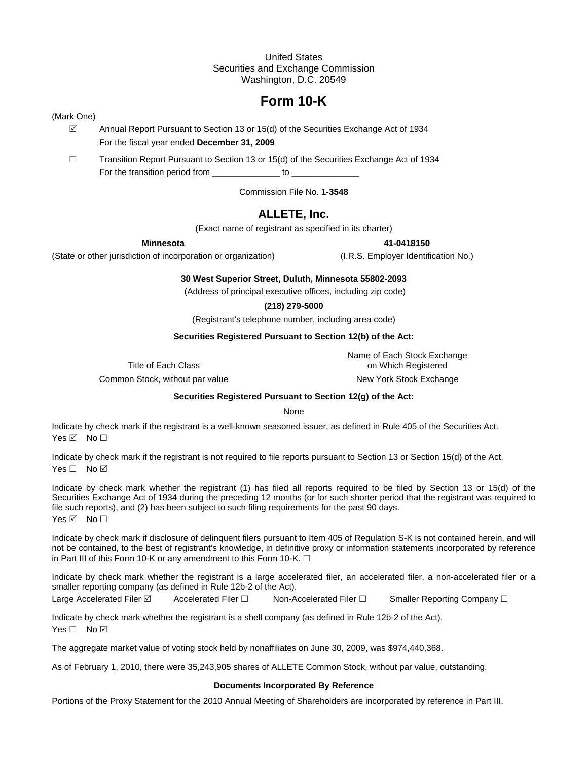United States
Securities and Exchange Commission
Washington, D.C. 20549

# Form 10-K

(Mark One)

☑ Annual Report Pursuant to Section 13 or 15(d) of the Securities Exchange Act of 1934
For the fiscal year ended **December 31, 2009**

☐ Transition Report Pursuant to Section 13 or 15(d) of the Securities Exchange Act of 1934
For the transition period from ______________ to ______________

Commission File No. **1-3548**

## ALLETE, Inc.

(Exact name of registrant as specified in its charter)

| **Minnesota** | **41-0418150** |
|---|---|
| (State or other jurisdiction of incorporation or organization) | (I.R.S. Employer Identification No.) |

**30 West Superior Street, Duluth, Minnesota 55802-2093**

(Address of principal executive offices, including zip code)

**(218) 279-5000**

(Registrant's telephone number, including area code)

**Securities Registered Pursuant to Section 12(b) of the Act:**

| Title of Each Class | Name of Each Stock Exchange on Which Registered |
|---|---|
| Common Stock, without par value | New York Stock Exchange |

**Securities Registered Pursuant to Section 12(g) of the Act:**

None

Indicate by check mark if the registrant is a well-known seasoned issuer, as defined in Rule 405 of the Securities Act.
Yes ☑ No ☐

Indicate by check mark if the registrant is not required to file reports pursuant to Section 13 or Section 15(d) of the Act.
Yes ☐ No ☑

Indicate by check mark whether the registrant (1) has filed all reports required to be filed by Section 13 or 15(d) of the Securities Exchange Act of 1934 during the preceding 12 months (or for such shorter period that the registrant was required to file such reports), and (2) has been subject to such filing requirements for the past 90 days.
Yes ☑ No ☐

Indicate by check mark if disclosure of delinquent filers pursuant to Item 405 of Regulation S-K is not contained herein, and will not be contained, to the best of registrant's knowledge, in definitive proxy or information statements incorporated by reference in Part III of this Form 10-K or any amendment to this Form 10-K. ☐

Indicate by check mark whether the registrant is a large accelerated filer, an accelerated filer, a non-accelerated filer or a smaller reporting company (as defined in Rule 12b-2 of the Act).
Large Accelerated Filer ☑ Accelerated Filer ☐ Non-Accelerated Filer ☐ Smaller Reporting Company ☐

Indicate by check mark whether the registrant is a shell company (as defined in Rule 12b-2 of the Act).
Yes ☐ No ☑

The aggregate market value of voting stock held by nonaffiliates on June 30, 2009, was $974,440,368.

As of February 1, 2010, there were 35,243,905 shares of ALLETE Common Stock, without par value, outstanding.

**Documents Incorporated By Reference**

Portions of the Proxy Statement for the 2010 Annual Meeting of Shareholders are incorporated by reference in Part III.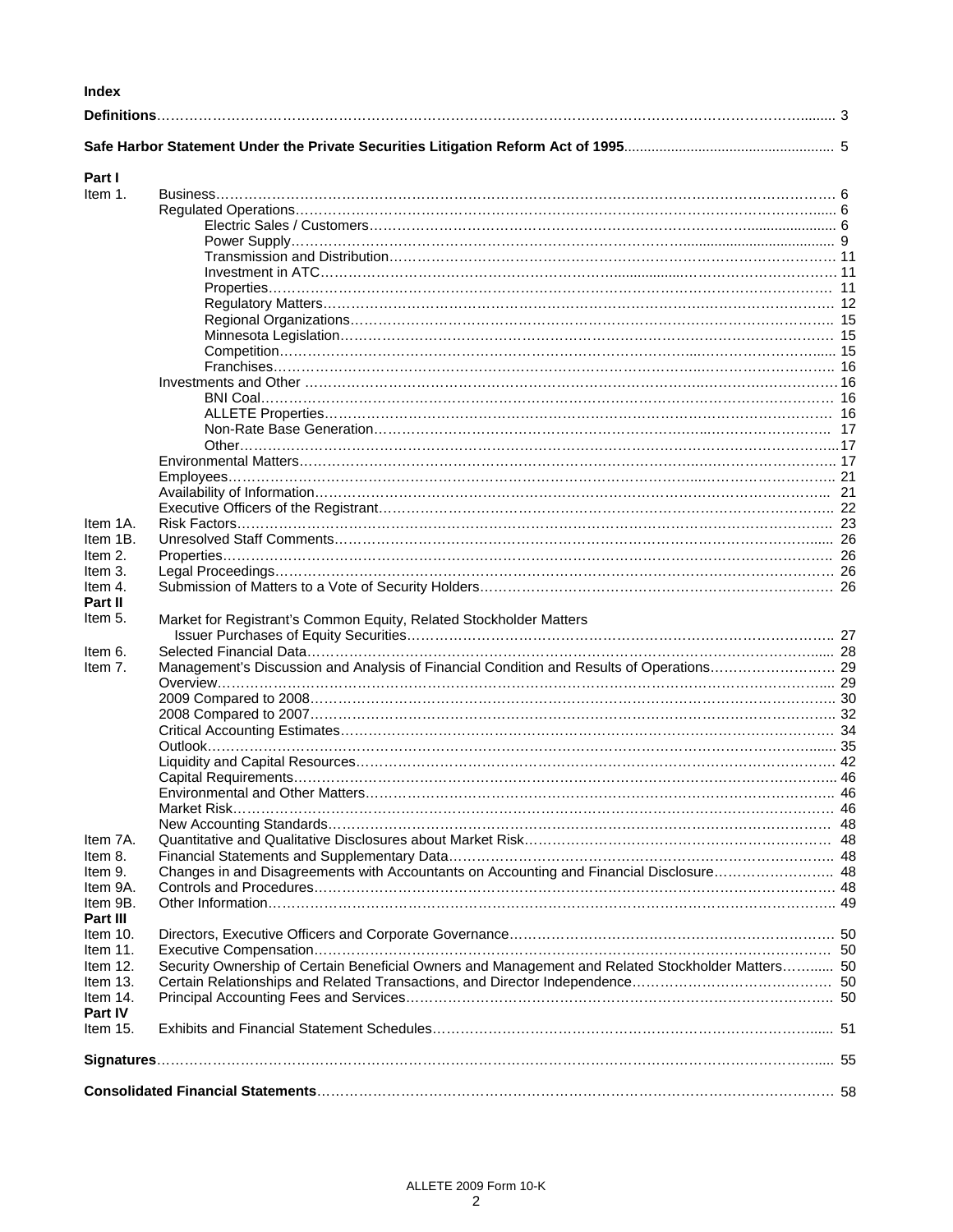**Index**

| | | |
|---|---|---|
| **Definitions** | | 3 |
| **Safe Harbor Statement Under the Private Securities Litigation Reform Act of 1995** | | 5 |
| **Part I** | | |
| Item 1. | Business | 6 |
| | Regulated Operations | 6 |
| | Electric Sales / Customers | 6 |
| | Power Supply | 9 |
| | Transmission and Distribution | 11 |
| | Investment in ATC | 11 |
| | Properties | 11 |
| | Regulatory Matters | 12 |
| | Regional Organizations | 15 |
| | Minnesota Legislation | 15 |
| | Competition | 15 |
| | Franchises | 16 |
| | Investments and Other | 16 |
| | BNI Coal | 16 |
| | ALLETE Properties | 16 |
| | Non-Rate Base Generation | 17 |
| | Other | 17 |
| | Environmental Matters | 17 |
| | Employees | 21 |
| | Availability of Information | 21 |
| | Executive Officers of the Registrant | 22 |
| Item 1A. | Risk Factors | 23 |
| Item 1B. | Unresolved Staff Comments | 26 |
| Item 2. | Properties | 26 |
| Item 3. | Legal Proceedings | 26 |
| Item 4. | Submission of Matters to a Vote of Security Holders | 26 |
| **Part II** | | |
| Item 5. | Market for Registrant's Common Equity, Related Stockholder Matters Issuer Purchases of Equity Securities | 27 |
| Item 6. | Selected Financial Data | 28 |
| Item 7. | Management's Discussion and Analysis of Financial Condition and Results of Operations | 29 |
| | Overview | 29 |
| | 2009 Compared to 2008 | 30 |
| | 2008 Compared to 2007 | 32 |
| | Critical Accounting Estimates | 34 |
| | Outlook | 35 |
| | Liquidity and Capital Resources | 42 |
| | Capital Requirements | 46 |
| | Environmental and Other Matters | 46 |
| | Market Risk | 46 |
| | New Accounting Standards | 48 |
| Item 7A. | Quantitative and Qualitative Disclosures about Market Risk | 48 |
| Item 8. | Financial Statements and Supplementary Data | 48 |
| Item 9. | Changes in and Disagreements with Accountants on Accounting and Financial Disclosure | 48 |
| Item 9A. | Controls and Procedures | 48 |
| Item 9B. | Other Information | 49 |
| **Part III** | | |
| Item 10. | Directors, Executive Officers and Corporate Governance | 50 |
| Item 11. | Executive Compensation | 50 |
| Item 12. | Security Ownership of Certain Beneficial Owners and Management and Related Stockholder Matters | 50 |
| Item 13. | Certain Relationships and Related Transactions, and Director Independence | 50 |
| Item 14. | Principal Accounting Fees and Services | 50 |
| **Part IV** | | |
| Item 15. | Exhibits and Financial Statement Schedules | 51 |
| **Signatures** | | 55 |
| **Consolidated Financial Statements** | | 58 |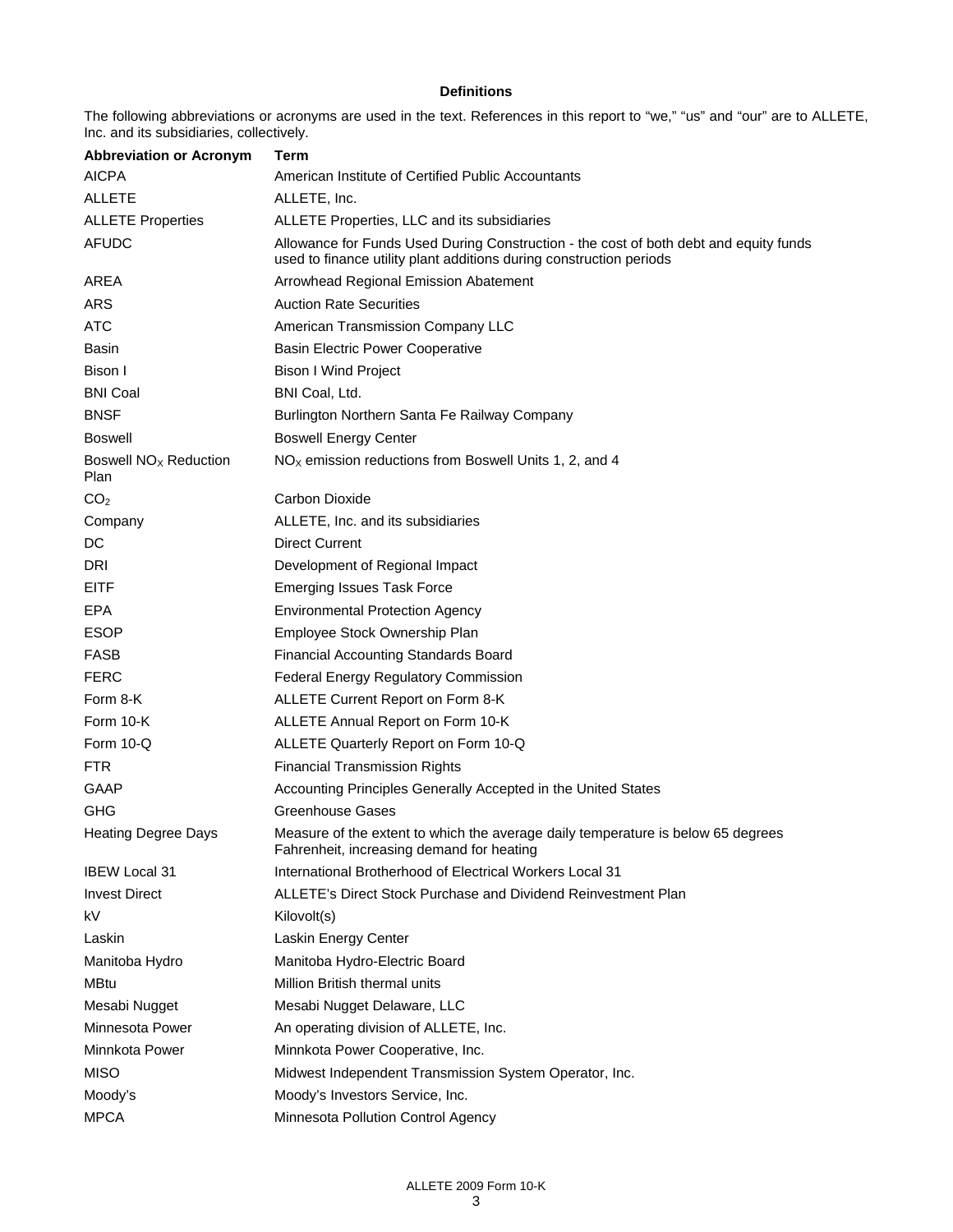**Definitions**

The following abbreviations or acronyms are used in the text. References in this report to "we," "us" and "our" are to ALLETE, Inc. and its subsidiaries, collectively.

| Abbreviation or Acronym | Term |
| --- | --- |
| AICPA | American Institute of Certified Public Accountants |
| ALLETE | ALLETE, Inc. |
| ALLETE Properties | ALLETE Properties, LLC and its subsidiaries |
| AFUDC | Allowance for Funds Used During Construction - the cost of both debt and equity funds used to finance utility plant additions during construction periods |
| AREA | Arrowhead Regional Emission Abatement |
| ARS | Auction Rate Securities |
| ATC | American Transmission Company LLC |
| Basin | Basin Electric Power Cooperative |
| Bison I | Bison I Wind Project |
| BNI Coal | BNI Coal, Ltd. |
| BNSF | Burlington Northern Santa Fe Railway Company |
| Boswell | Boswell Energy Center |
| Boswell $NO_X$ Reduction Plan | $NO_X$ emission reductions from Boswell Units 1, 2, and 4 |
| $CO_2$ | Carbon Dioxide |
| Company | ALLETE, Inc. and its subsidiaries |
| DC | Direct Current |
| DRI | Development of Regional Impact |
| EITF | Emerging Issues Task Force |
| EPA | Environmental Protection Agency |
| ESOP | Employee Stock Ownership Plan |
| FASB | Financial Accounting Standards Board |
| FERC | Federal Energy Regulatory Commission |
| Form 8-K | ALLETE Current Report on Form 8-K |
| Form 10-K | ALLETE Annual Report on Form 10-K |
| Form 10-Q | ALLETE Quarterly Report on Form 10-Q |
| FTR | Financial Transmission Rights |
| GAAP | Accounting Principles Generally Accepted in the United States |
| GHG | Greenhouse Gases |
| Heating Degree Days | Measure of the extent to which the average daily temperature is below 65 degrees Fahrenheit, increasing demand for heating |
| IBEW Local 31 | International Brotherhood of Electrical Workers Local 31 |
| Invest Direct | ALLETE's Direct Stock Purchase and Dividend Reinvestment Plan |
| kV | Kilovolt(s) |
| Laskin | Laskin Energy Center |
| Manitoba Hydro | Manitoba Hydro-Electric Board |
| MBtu | Million British thermal units |
| Mesabi Nugget | Mesabi Nugget Delaware, LLC |
| Minnesota Power | An operating division of ALLETE, Inc. |
| Minnkota Power | Minnkota Power Cooperative, Inc. |
| MISO | Midwest Independent Transmission System Operator, Inc. |
| Moody's | Moody's Investors Service, Inc. |
| MPCA | Minnesota Pollution Control Agency |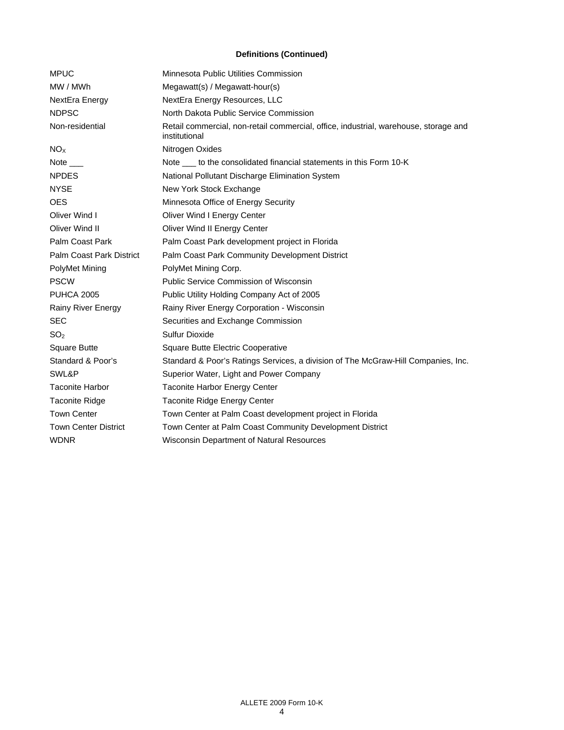**Definitions (Continued)**

| | |
|---|---|
| MPUC | Minnesota Public Utilities Commission |
| MW / MWh | Megawatt(s) / Megawatt-hour(s) |
| NextEra Energy | NextEra Energy Resources, LLC |
| NDPSC | North Dakota Public Service Commission |
| Non-residential | Retail commercial, non-retail commercial, office, industrial, warehouse, storage and institutional |
| $NO_X$ | Nitrogen Oxides |
| Note ___ | Note ___ to the consolidated financial statements in this Form 10-K |
| NPDES | National Pollutant Discharge Elimination System |
| NYSE | New York Stock Exchange |
| OES | Minnesota Office of Energy Security |
| Oliver Wind I | Oliver Wind I Energy Center |
| Oliver Wind II | Oliver Wind II Energy Center |
| Palm Coast Park | Palm Coast Park development project in Florida |
| Palm Coast Park District | Palm Coast Park Community Development District |
| PolyMet Mining | PolyMet Mining Corp. |
| PSCW | Public Service Commission of Wisconsin |
| PUHCA 2005 | Public Utility Holding Company Act of 2005 |
| Rainy River Energy | Rainy River Energy Corporation - Wisconsin |
| SEC | Securities and Exchange Commission |
| $SO_2$ | Sulfur Dioxide |
| Square Butte | Square Butte Electric Cooperative |
| Standard & Poor's | Standard & Poor's Ratings Services, a division of The McGraw-Hill Companies, Inc. |
| SWL&P | Superior Water, Light and Power Company |
| Taconite Harbor | Taconite Harbor Energy Center |
| Taconite Ridge | Taconite Ridge Energy Center |
| Town Center | Town Center at Palm Coast development project in Florida |
| Town Center District | Town Center at Palm Coast Community Development District |
| WDNR | Wisconsin Department of Natural Resources |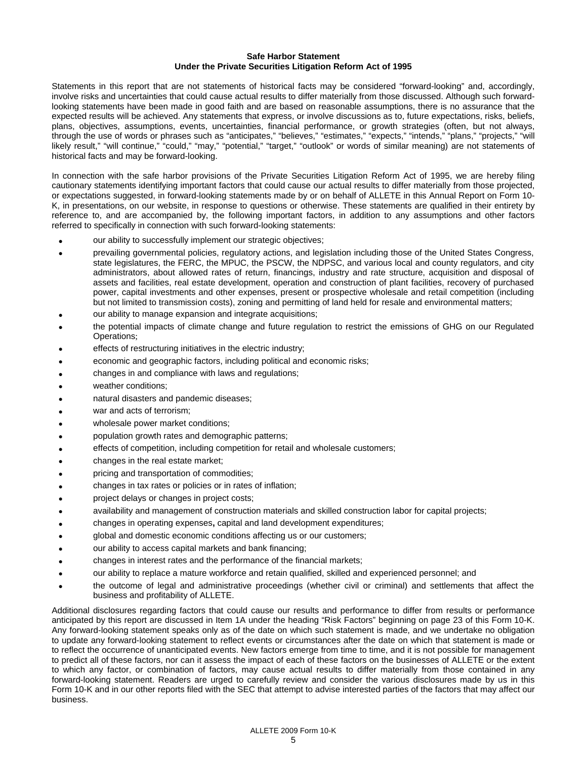**Safe Harbor Statement**
**Under the Private Securities Litigation Reform Act of 1995**

Statements in this report that are not statements of historical facts may be considered "forward-looking" and, accordingly, involve risks and uncertainties that could cause actual results to differ materially from those discussed. Although such forward-looking statements have been made in good faith and are based on reasonable assumptions, there is no assurance that the expected results will be achieved. Any statements that express, or involve discussions as to, future expectations, risks, beliefs, plans, objectives, assumptions, events, uncertainties, financial performance, or growth strategies (often, but not always, through the use of words or phrases such as "anticipates," "believes," "estimates," "expects," "intends," "plans," "projects," "will likely result," "will continue," "could," "may," "potential," "target," "outlook" or words of similar meaning) are not statements of historical facts and may be forward-looking.

In connection with the safe harbor provisions of the Private Securities Litigation Reform Act of 1995, we are hereby filing cautionary statements identifying important factors that could cause our actual results to differ materially from those projected, or expectations suggested, in forward-looking statements made by or on behalf of ALLETE in this Annual Report on Form 10-K, in presentations, on our website, in response to questions or otherwise. These statements are qualified in their entirety by reference to, and are accompanied by, the following important factors, in addition to any assumptions and other factors referred to specifically in connection with such forward-looking statements:

- our ability to successfully implement our strategic objectives;
- prevailing governmental policies, regulatory actions, and legislation including those of the United States Congress, state legislatures, the FERC, the MPUC, the PSCW, the NDPSC, and various local and county regulators, and city administrators, about allowed rates of return, financings, industry and rate structure, acquisition and disposal of assets and facilities, real estate development, operation and construction of plant facilities, recovery of purchased power, capital investments and other expenses, present or prospective wholesale and retail competition (including but not limited to transmission costs), zoning and permitting of land held for resale and environmental matters;
- our ability to manage expansion and integrate acquisitions;
- the potential impacts of climate change and future regulation to restrict the emissions of GHG on our Regulated Operations;
- effects of restructuring initiatives in the electric industry;
- economic and geographic factors, including political and economic risks;
- changes in and compliance with laws and regulations;
- weather conditions;
- natural disasters and pandemic diseases;
- war and acts of terrorism;
- wholesale power market conditions;
- population growth rates and demographic patterns;
- effects of competition, including competition for retail and wholesale customers;
- changes in the real estate market;
- pricing and transportation of commodities;
- changes in tax rates or policies or in rates of inflation;
- project delays or changes in project costs;
- availability and management of construction materials and skilled construction labor for capital projects;
- changes in operating expenses**,** capital and land development expenditures;
- global and domestic economic conditions affecting us or our customers;
- our ability to access capital markets and bank financing;
- changes in interest rates and the performance of the financial markets;
- our ability to replace a mature workforce and retain qualified, skilled and experienced personnel; and
- the outcome of legal and administrative proceedings (whether civil or criminal) and settlements that affect the business and profitability of ALLETE.

Additional disclosures regarding factors that could cause our results and performance to differ from results or performance anticipated by this report are discussed in Item 1A under the heading "Risk Factors" beginning on page 23 of this Form 10-K. Any forward-looking statement speaks only as of the date on which such statement is made, and we undertake no obligation to update any forward-looking statement to reflect events or circumstances after the date on which that statement is made or to reflect the occurrence of unanticipated events. New factors emerge from time to time, and it is not possible for management to predict all of these factors, nor can it assess the impact of each of these factors on the businesses of ALLETE or the extent to which any factor, or combination of factors, may cause actual results to differ materially from those contained in any forward-looking statement. Readers are urged to carefully review and consider the various disclosures made by us in this Form 10-K and in our other reports filed with the SEC that attempt to advise interested parties of the factors that may affect our business.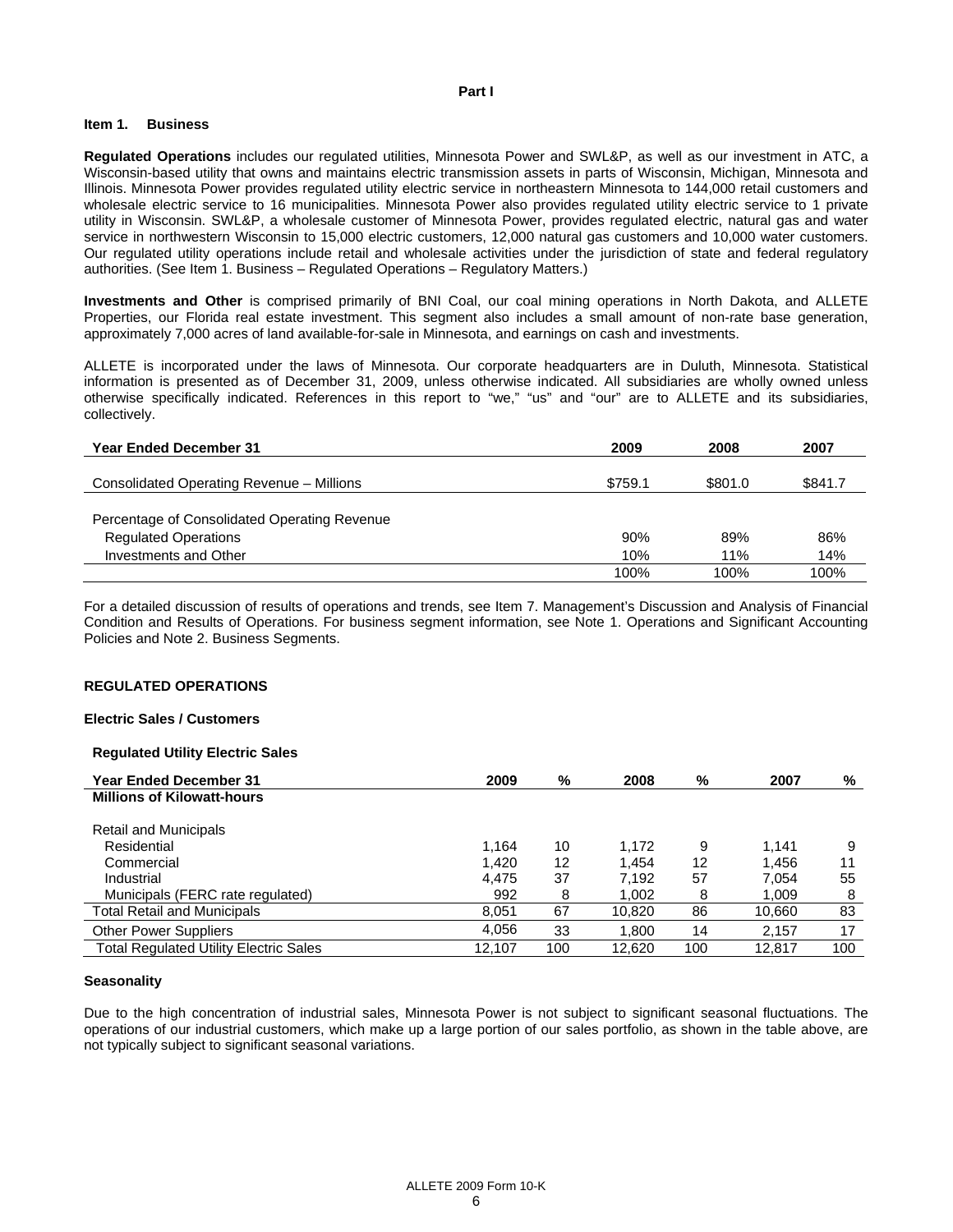**Part I**

## Item 1. Business

**Regulated Operations** includes our regulated utilities, Minnesota Power and SWL&P, as well as our investment in ATC, a Wisconsin-based utility that owns and maintains electric transmission assets in parts of Wisconsin, Michigan, Minnesota and Illinois. Minnesota Power provides regulated utility electric service in northeastern Minnesota to 144,000 retail customers and wholesale electric service to 16 municipalities. Minnesota Power also provides regulated utility electric service to 1 private utility in Wisconsin. SWL&P, a wholesale customer of Minnesota Power, provides regulated electric, natural gas and water service in northwestern Wisconsin to 15,000 electric customers, 12,000 natural gas customers and 10,000 water customers. Our regulated utility operations include retail and wholesale activities under the jurisdiction of state and federal regulatory authorities. (See Item 1. Business – Regulated Operations – Regulatory Matters.)

**Investments and Other** is comprised primarily of BNI Coal, our coal mining operations in North Dakota, and ALLETE Properties, our Florida real estate investment. This segment also includes a small amount of non-rate base generation, approximately 7,000 acres of land available-for-sale in Minnesota, and earnings on cash and investments.

ALLETE is incorporated under the laws of Minnesota. Our corporate headquarters are in Duluth, Minnesota. Statistical information is presented as of December 31, 2009, unless otherwise indicated. All subsidiaries are wholly owned unless otherwise specifically indicated. References in this report to "we," "us" and "our" are to ALLETE and its subsidiaries, collectively.

| Year Ended December 31 | 2009 | 2008 | 2007 |
|---|---|---|---|
| Consolidated Operating Revenue – Millions | $759.1 | $801.0 | $841.7 |
| Percentage of Consolidated Operating Revenue | | | |
| Regulated Operations | 90% | 89% | 86% |
| Investments and Other | 10% | 11% | 14% |
| | 100% | 100% | 100% |

For a detailed discussion of results of operations and trends, see Item 7. Management's Discussion and Analysis of Financial Condition and Results of Operations. For business segment information, see Note 1. Operations and Significant Accounting Policies and Note 2. Business Segments.

## REGULATED OPERATIONS

### Electric Sales / Customers

**Regulated Utility Electric Sales**

| Year Ended December 31 | 2009 | % | 2008 | % | 2007 | % |
|---|---|---|---|---|---|---|
| **Millions of Kilowatt-hours** | | | | | | |
| Retail and Municipals | | | | | | |
| Residential | 1,164 | 10 | 1,172 | 9 | 1,141 | 9 |
| Commercial | 1,420 | 12 | 1,454 | 12 | 1,456 | 11 |
| Industrial | 4,475 | 37 | 7,192 | 57 | 7,054 | 55 |
| Municipals (FERC rate regulated) | 992 | 8 | 1,002 | 8 | 1,009 | 8 |
| Total Retail and Municipals | 8,051 | 67 | 10,820 | 86 | 10,660 | 83 |
| Other Power Suppliers | 4,056 | 33 | 1,800 | 14 | 2,157 | 17 |
| Total Regulated Utility Electric Sales | 12,107 | 100 | 12,620 | 100 | 12,817 | 100 |

### Seasonality

Due to the high concentration of industrial sales, Minnesota Power is not subject to significant seasonal fluctuations. The operations of our industrial customers, which make up a large portion of our sales portfolio, as shown in the table above, are not typically subject to significant seasonal variations.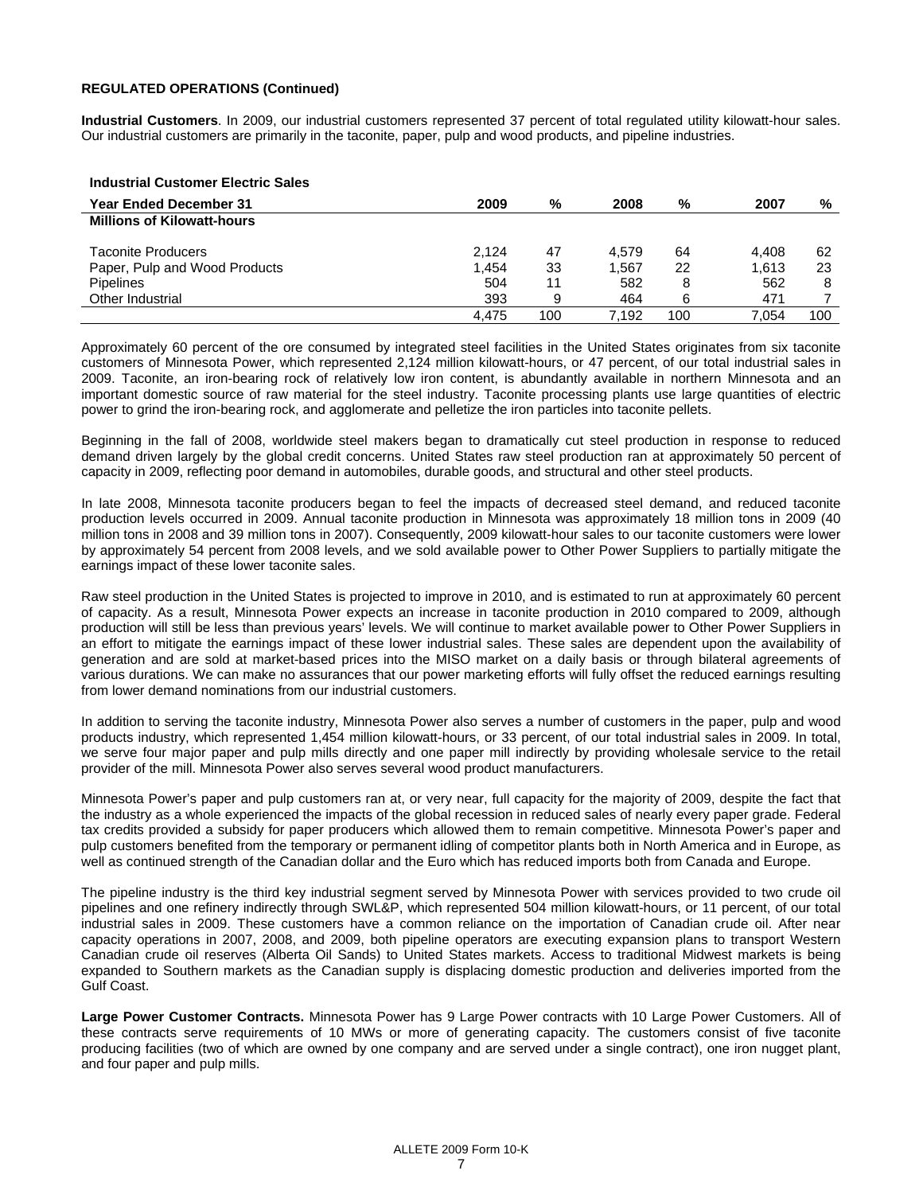**REGULATED OPERATIONS (Continued)**

**Industrial Customers**. In 2009, our industrial customers represented 37 percent of total regulated utility kilowatt-hour sales. Our industrial customers are primarily in the taconite, paper, pulp and wood products, and pipeline industries.

**Industrial Customer Electric Sales**

| Year Ended December 31 | 2009 | % | 2008 | % | 2007 | % |
|---|---|---|---|---|---|---|
| **Millions of Kilowatt-hours** | | | | | | |
| Taconite Producers | 2,124 | 47 | 4,579 | 64 | 4,408 | 62 |
| Paper, Pulp and Wood Products | 1,454 | 33 | 1,567 | 22 | 1,613 | 23 |
| Pipelines | 504 | 11 | 582 | 8 | 562 | 8 |
| Other Industrial | 393 | 9 | 464 | 6 | 471 | 7 |
| | 4,475 | 100 | 7,192 | 100 | 7,054 | 100 |

Approximately 60 percent of the ore consumed by integrated steel facilities in the United States originates from six taconite customers of Minnesota Power, which represented 2,124 million kilowatt-hours, or 47 percent, of our total industrial sales in 2009. Taconite, an iron-bearing rock of relatively low iron content, is abundantly available in northern Minnesota and an important domestic source of raw material for the steel industry. Taconite processing plants use large quantities of electric power to grind the iron-bearing rock, and agglomerate and pelletize the iron particles into taconite pellets.

Beginning in the fall of 2008, worldwide steel makers began to dramatically cut steel production in response to reduced demand driven largely by the global credit concerns. United States raw steel production ran at approximately 50 percent of capacity in 2009, reflecting poor demand in automobiles, durable goods, and structural and other steel products.

In late 2008, Minnesota taconite producers began to feel the impacts of decreased steel demand, and reduced taconite production levels occurred in 2009. Annual taconite production in Minnesota was approximately 18 million tons in 2009 (40 million tons in 2008 and 39 million tons in 2007). Consequently, 2009 kilowatt-hour sales to our taconite customers were lower by approximately 54 percent from 2008 levels, and we sold available power to Other Power Suppliers to partially mitigate the earnings impact of these lower taconite sales.

Raw steel production in the United States is projected to improve in 2010, and is estimated to run at approximately 60 percent of capacity. As a result, Minnesota Power expects an increase in taconite production in 2010 compared to 2009, although production will still be less than previous years' levels. We will continue to market available power to Other Power Suppliers in an effort to mitigate the earnings impact of these lower industrial sales. These sales are dependent upon the availability of generation and are sold at market-based prices into the MISO market on a daily basis or through bilateral agreements of various durations. We can make no assurances that our power marketing efforts will fully offset the reduced earnings resulting from lower demand nominations from our industrial customers.

In addition to serving the taconite industry, Minnesota Power also serves a number of customers in the paper, pulp and wood products industry, which represented 1,454 million kilowatt-hours, or 33 percent, of our total industrial sales in 2009. In total, we serve four major paper and pulp mills directly and one paper mill indirectly by providing wholesale service to the retail provider of the mill. Minnesota Power also serves several wood product manufacturers.

Minnesota Power's paper and pulp customers ran at, or very near, full capacity for the majority of 2009, despite the fact that the industry as a whole experienced the impacts of the global recession in reduced sales of nearly every paper grade. Federal tax credits provided a subsidy for paper producers which allowed them to remain competitive. Minnesota Power's paper and pulp customers benefited from the temporary or permanent idling of competitor plants both in North America and in Europe, as well as continued strength of the Canadian dollar and the Euro which has reduced imports both from Canada and Europe.

The pipeline industry is the third key industrial segment served by Minnesota Power with services provided to two crude oil pipelines and one refinery indirectly through SWL&P, which represented 504 million kilowatt-hours, or 11 percent, of our total industrial sales in 2009. These customers have a common reliance on the importation of Canadian crude oil. After near capacity operations in 2007, 2008, and 2009, both pipeline operators are executing expansion plans to transport Western Canadian crude oil reserves (Alberta Oil Sands) to United States markets. Access to traditional Midwest markets is being expanded to Southern markets as the Canadian supply is displacing domestic production and deliveries imported from the Gulf Coast.

**Large Power Customer Contracts.** Minnesota Power has 9 Large Power contracts with 10 Large Power Customers. All of these contracts serve requirements of 10 MWs or more of generating capacity. The customers consist of five taconite producing facilities (two of which are owned by one company and are served under a single contract), one iron nugget plant, and four paper and pulp mills.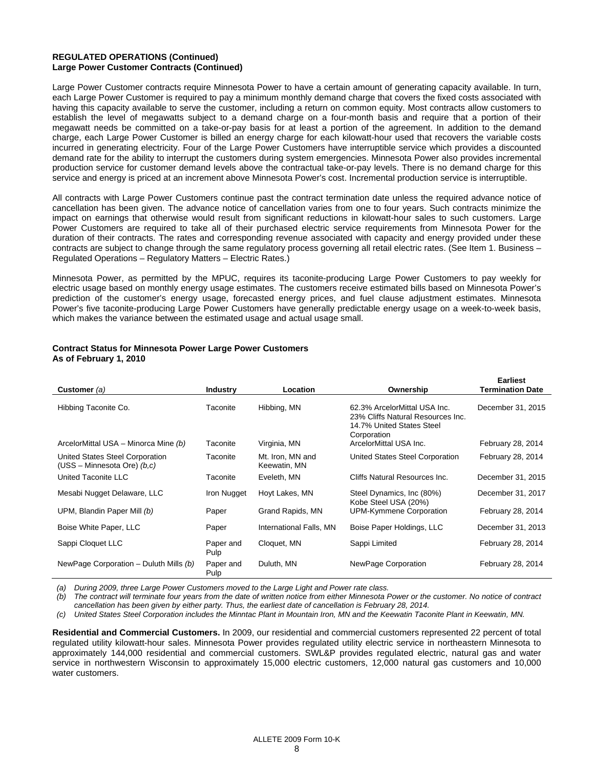**REGULATED OPERATIONS (Continued)**
**Large Power Customer Contracts (Continued)**

Large Power Customer contracts require Minnesota Power to have a certain amount of generating capacity available. In turn, each Large Power Customer is required to pay a minimum monthly demand charge that covers the fixed costs associated with having this capacity available to serve the customer, including a return on common equity. Most contracts allow customers to establish the level of megawatts subject to a demand charge on a four-month basis and require that a portion of their megawatt needs be committed on a take-or-pay basis for at least a portion of the agreement. In addition to the demand charge, each Large Power Customer is billed an energy charge for each kilowatt-hour used that recovers the variable costs incurred in generating electricity. Four of the Large Power Customers have interruptible service which provides a discounted demand rate for the ability to interrupt the customers during system emergencies. Minnesota Power also provides incremental production service for customer demand levels above the contractual take-or-pay levels. There is no demand charge for this service and energy is priced at an increment above Minnesota Power's cost. Incremental production service is interruptible.

All contracts with Large Power Customers continue past the contract termination date unless the required advance notice of cancellation has been given. The advance notice of cancellation varies from one to four years. Such contracts minimize the impact on earnings that otherwise would result from significant reductions in kilowatt-hour sales to such customers. Large Power Customers are required to take all of their purchased electric service requirements from Minnesota Power for the duration of their contracts. The rates and corresponding revenue associated with capacity and energy provided under these contracts are subject to change through the same regulatory process governing all retail electric rates. (See Item 1. Business – Regulated Operations – Regulatory Matters – Electric Rates.)

Minnesota Power, as permitted by the MPUC, requires its taconite-producing Large Power Customers to pay weekly for electric usage based on monthly energy usage estimates. The customers receive estimated bills based on Minnesota Power's prediction of the customer's energy usage, forecasted energy prices, and fuel clause adjustment estimates. Minnesota Power's five taconite-producing Large Power Customers have generally predictable energy usage on a week-to-week basis, which makes the variance between the estimated usage and actual usage small.

**Contract Status for Minnesota Power Large Power Customers**
**As of February 1, 2010**

| Customer *(a)* | Industry | Location | Ownership | Earliest Termination Date |
|---|---|---|---|---|
| Hibbing Taconite Co. | Taconite | Hibbing, MN | 62.3% ArcelorMittal USA Inc. 23% Cliffs Natural Resources Inc. 14.7% United States Steel Corporation | December 31, 2015 |
| ArcelorMittal USA – Minorca Mine *(b)* | Taconite | Virginia, MN | ArcelorMittal USA Inc. | February 28, 2014 |
| United States Steel Corporation (USS – Minnesota Ore) *(b,c)* | Taconite | Mt. Iron, MN and Keewatin, MN | United States Steel Corporation | February 28, 2014 |
| United Taconite LLC | Taconite | Eveleth, MN | Cliffs Natural Resources Inc. | December 31, 2015 |
| Mesabi Nugget Delaware, LLC | Iron Nugget | Hoyt Lakes, MN | Steel Dynamics, Inc (80%) Kobe Steel USA (20%) | December 31, 2017 |
| UPM, Blandin Paper Mill *(b)* | Paper | Grand Rapids, MN | UPM-Kymmene Corporation | February 28, 2014 |
| Boise White Paper, LLC | Paper | International Falls, MN | Boise Paper Holdings, LLC | December 31, 2013 |
| Sappi Cloquet LLC | Paper and Pulp | Cloquet, MN | Sappi Limited | February 28, 2014 |
| NewPage Corporation – Duluth Mills *(b)* | Paper and Pulp | Duluth, MN | NewPage Corporation | February 28, 2014 |

*(a) During 2009, three Large Power Customers moved to the Large Light and Power rate class.*

*(b) The contract will terminate four years from the date of written notice from either Minnesota Power or the customer. No notice of contract cancellation has been given by either party. Thus, the earliest date of cancellation is February 28, 2014.*

*(c) United States Steel Corporation includes the Minntac Plant in Mountain Iron, MN and the Keewatin Taconite Plant in Keewatin, MN.*

**Residential and Commercial Customers.** In 2009, our residential and commercial customers represented 22 percent of total regulated utility kilowatt-hour sales. Minnesota Power provides regulated utility electric service in northeastern Minnesota to approximately 144,000 residential and commercial customers. SWL&P provides regulated electric, natural gas and water service in northwestern Wisconsin to approximately 15,000 electric customers, 12,000 natural gas customers and 10,000 water customers.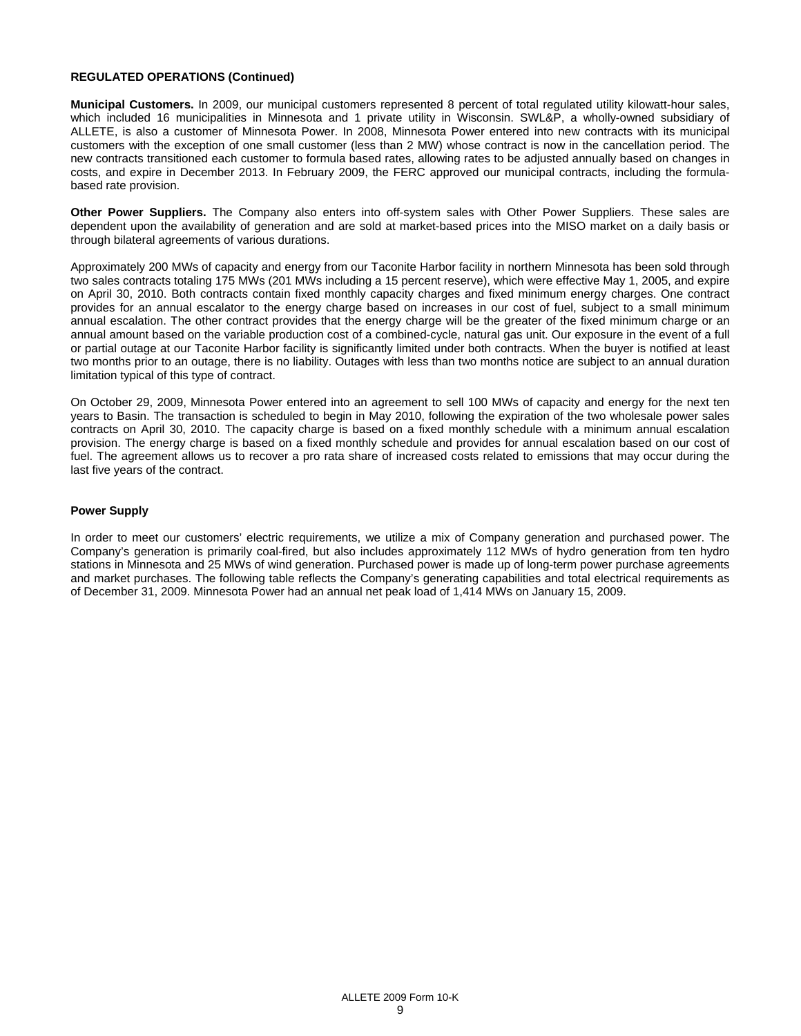**REGULATED OPERATIONS (Continued)**

**Municipal Customers.** In 2009, our municipal customers represented 8 percent of total regulated utility kilowatt-hour sales, which included 16 municipalities in Minnesota and 1 private utility in Wisconsin. SWL&P, a wholly-owned subsidiary of ALLETE, is also a customer of Minnesota Power. In 2008, Minnesota Power entered into new contracts with its municipal customers with the exception of one small customer (less than 2 MW) whose contract is now in the cancellation period. The new contracts transitioned each customer to formula based rates, allowing rates to be adjusted annually based on changes in costs, and expire in December 2013. In February 2009, the FERC approved our municipal contracts, including the formula-based rate provision.

**Other Power Suppliers.** The Company also enters into off-system sales with Other Power Suppliers. These sales are dependent upon the availability of generation and are sold at market-based prices into the MISO market on a daily basis or through bilateral agreements of various durations.

Approximately 200 MWs of capacity and energy from our Taconite Harbor facility in northern Minnesota has been sold through two sales contracts totaling 175 MWs (201 MWs including a 15 percent reserve), which were effective May 1, 2005, and expire on April 30, 2010. Both contracts contain fixed monthly capacity charges and fixed minimum energy charges. One contract provides for an annual escalator to the energy charge based on increases in our cost of fuel, subject to a small minimum annual escalation. The other contract provides that the energy charge will be the greater of the fixed minimum charge or an annual amount based on the variable production cost of a combined-cycle, natural gas unit. Our exposure in the event of a full or partial outage at our Taconite Harbor facility is significantly limited under both contracts. When the buyer is notified at least two months prior to an outage, there is no liability. Outages with less than two months notice are subject to an annual duration limitation typical of this type of contract.

On October 29, 2009, Minnesota Power entered into an agreement to sell 100 MWs of capacity and energy for the next ten years to Basin. The transaction is scheduled to begin in May 2010, following the expiration of the two wholesale power sales contracts on April 30, 2010. The capacity charge is based on a fixed monthly schedule with a minimum annual escalation provision. The energy charge is based on a fixed monthly schedule and provides for annual escalation based on our cost of fuel. The agreement allows us to recover a pro rata share of increased costs related to emissions that may occur during the last five years of the contract.

**Power Supply**

In order to meet our customers' electric requirements, we utilize a mix of Company generation and purchased power. The Company's generation is primarily coal-fired, but also includes approximately 112 MWs of hydro generation from ten hydro stations in Minnesota and 25 MWs of wind generation. Purchased power is made up of long-term power purchase agreements and market purchases. The following table reflects the Company's generating capabilities and total electrical requirements as of December 31, 2009. Minnesota Power had an annual net peak load of 1,414 MWs on January 15, 2009.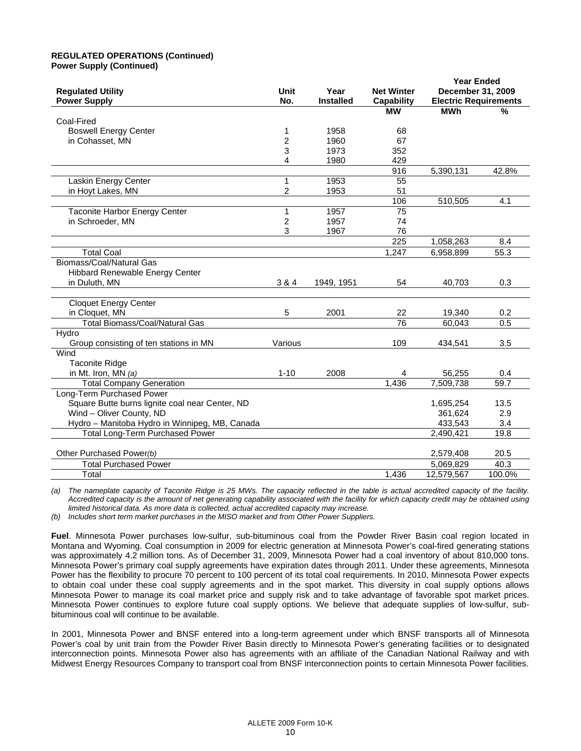**REGULATED OPERATIONS (Continued)**
**Power Supply (Continued)**

| Regulated Utility Power Supply | Unit No. | Year Installed | Net Winter Capability | Year Ended December 31, 2009 Electric Requirements | |
|---|---|---|---|---|---|
| | | | MW | MWh | % |
| Coal-Fired | | | | | |
| Boswell Energy Center | 1 | 1958 | 68 | | |
| in Cohasset, MN | 2 | 1960 | 67 | | |
| | 3 | 1973 | 352 | | |
| | 4 | 1980 | 429 | | |
| | | | 916 | 5,390,131 | 42.8% |
| Laskin Energy Center | 1 | 1953 | 55 | | |
| in Hoyt Lakes, MN | 2 | 1953 | 51 | | |
| | | | 106 | 510,505 | 4.1 |
| Taconite Harbor Energy Center | 1 | 1957 | 75 | | |
| in Schroeder, MN | 2 | 1957 | 74 | | |
| | 3 | 1967 | 76 | | |
| | | | 225 | 1,058,263 | 8.4 |
| Total Coal | | | 1,247 | 6,958,899 | 55.3 |
| Biomass/Coal/Natural Gas | | | | | |
| Hibbard Renewable Energy Center | | | | | |
| in Duluth, MN | 3 & 4 | 1949, 1951 | 54 | 40,703 | 0.3 |
| Cloquet Energy Center | | | | | |
| in Cloquet, MN | 5 | 2001 | 22 | 19,340 | 0.2 |
| Total Biomass/Coal/Natural Gas | | | 76 | 60,043 | 0.5 |
| Hydro | | | | | |
| Group consisting of ten stations in MN | Various | | 109 | 434,541 | 3.5 |
| Wind | | | | | |
| Taconite Ridge | | | | | |
| in Mt. Iron, MN *(a)* | 1-10 | 2008 | 4 | 56,255 | 0.4 |
| Total Company Generation | | | 1,436 | 7,509,738 | 59.7 |
| Long-Term Purchased Power | | | | | |
| Square Butte burns lignite coal near Center, ND | | | | 1,695,254 | 13.5 |
| Wind – Oliver County, ND | | | | 361,624 | 2.9 |
| Hydro – Manitoba Hydro in Winnipeg, MB, Canada | | | | 433,543 | 3.4 |
| Total Long-Term Purchased Power | | | | 2,490,421 | 19.8 |
| Other Purchased Power*(b)* | | | | 2,579,408 | 20.5 |
| Total Purchased Power | | | | 5,069,829 | 40.3 |
| Total | | | 1,436 | 12,579,567 | 100.0% |

*(a) The nameplate capacity of Taconite Ridge is 25 MWs. The capacity reflected in the table is actual accredited capacity of the facility. Accredited capacity is the amount of net generating capability associated with the facility for which capacity credit may be obtained using limited historical data. As more data is collected, actual accredited capacity may increase.*

*(b) Includes short term market purchases in the MISO market and from Other Power Suppliers.*

**Fuel**. Minnesota Power purchases low-sulfur, sub-bituminous coal from the Powder River Basin coal region located in Montana and Wyoming. Coal consumption in 2009 for electric generation at Minnesota Power's coal-fired generating stations was approximately 4.2 million tons. As of December 31, 2009, Minnesota Power had a coal inventory of about 810,000 tons. Minnesota Power's primary coal supply agreements have expiration dates through 2011. Under these agreements, Minnesota Power has the flexibility to procure 70 percent to 100 percent of its total coal requirements. In 2010, Minnesota Power expects to obtain coal under these coal supply agreements and in the spot market. This diversity in coal supply options allows Minnesota Power to manage its coal market price and supply risk and to take advantage of favorable spot market prices. Minnesota Power continues to explore future coal supply options. We believe that adequate supplies of low-sulfur, sub-bituminous coal will continue to be available.

In 2001, Minnesota Power and BNSF entered into a long-term agreement under which BNSF transports all of Minnesota Power's coal by unit train from the Powder River Basin directly to Minnesota Power's generating facilities or to designated interconnection points. Minnesota Power also has agreements with an affiliate of the Canadian National Railway and with Midwest Energy Resources Company to transport coal from BNSF interconnection points to certain Minnesota Power facilities.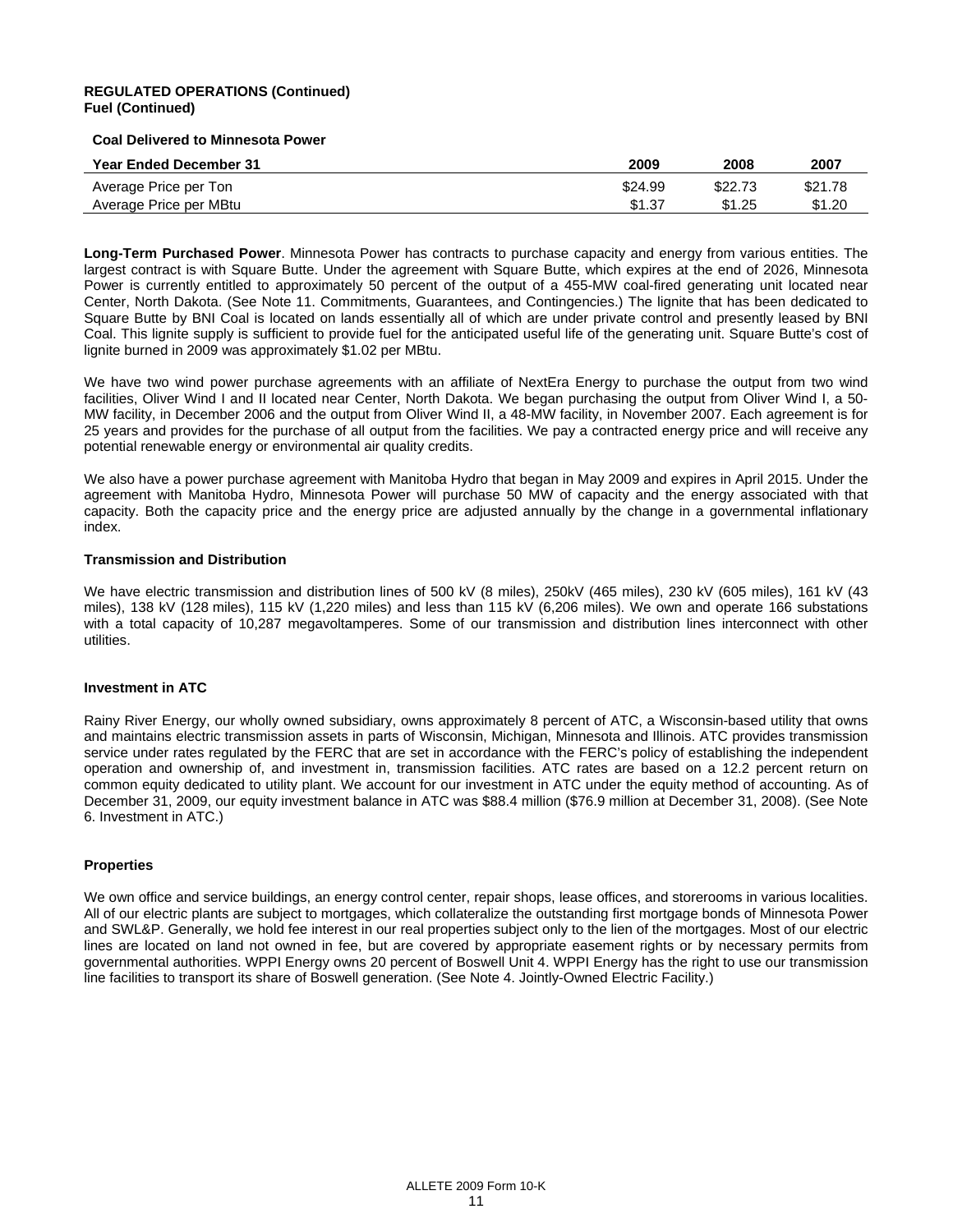**REGULATED OPERATIONS (Continued)**
**Fuel (Continued)**

**Coal Delivered to Minnesota Power**

| Year Ended December 31 | 2009 | 2008 | 2007 |
|---|---|---|---|
| Average Price per Ton | $24.99 | $22.73 | $21.78 |
| Average Price per MBtu | $1.37 | $1.25 | $1.20 |

**Long-Term Purchased Power**. Minnesota Power has contracts to purchase capacity and energy from various entities. The largest contract is with Square Butte. Under the agreement with Square Butte, which expires at the end of 2026, Minnesota Power is currently entitled to approximately 50 percent of the output of a 455-MW coal-fired generating unit located near Center, North Dakota. (See Note 11. Commitments, Guarantees, and Contingencies.) The lignite that has been dedicated to Square Butte by BNI Coal is located on lands essentially all of which are under private control and presently leased by BNI Coal. This lignite supply is sufficient to provide fuel for the anticipated useful life of the generating unit. Square Butte's cost of lignite burned in 2009 was approximately $1.02 per MBtu.

We have two wind power purchase agreements with an affiliate of NextEra Energy to purchase the output from two wind facilities, Oliver Wind I and II located near Center, North Dakota. We began purchasing the output from Oliver Wind I, a 50-MW facility, in December 2006 and the output from Oliver Wind II, a 48-MW facility, in November 2007. Each agreement is for 25 years and provides for the purchase of all output from the facilities. We pay a contracted energy price and will receive any potential renewable energy or environmental air quality credits.

We also have a power purchase agreement with Manitoba Hydro that began in May 2009 and expires in April 2015. Under the agreement with Manitoba Hydro, Minnesota Power will purchase 50 MW of capacity and the energy associated with that capacity. Both the capacity price and the energy price are adjusted annually by the change in a governmental inflationary index.

**Transmission and Distribution**

We have electric transmission and distribution lines of 500 kV (8 miles), 250kV (465 miles), 230 kV (605 miles), 161 kV (43 miles), 138 kV (128 miles), 115 kV (1,220 miles) and less than 115 kV (6,206 miles). We own and operate 166 substations with a total capacity of 10,287 megavoltamperes. Some of our transmission and distribution lines interconnect with other utilities.

**Investment in ATC**

Rainy River Energy, our wholly owned subsidiary, owns approximately 8 percent of ATC, a Wisconsin-based utility that owns and maintains electric transmission assets in parts of Wisconsin, Michigan, Minnesota and Illinois. ATC provides transmission service under rates regulated by the FERC that are set in accordance with the FERC's policy of establishing the independent operation and ownership of, and investment in, transmission facilities. ATC rates are based on a 12.2 percent return on common equity dedicated to utility plant. We account for our investment in ATC under the equity method of accounting. As of December 31, 2009, our equity investment balance in ATC was $88.4 million ($76.9 million at December 31, 2008). (See Note 6. Investment in ATC.)

**Properties**

We own office and service buildings, an energy control center, repair shops, lease offices, and storerooms in various localities. All of our electric plants are subject to mortgages, which collateralize the outstanding first mortgage bonds of Minnesota Power and SWL&P. Generally, we hold fee interest in our real properties subject only to the lien of the mortgages. Most of our electric lines are located on land not owned in fee, but are covered by appropriate easement rights or by necessary permits from governmental authorities. WPPI Energy owns 20 percent of Boswell Unit 4. WPPI Energy has the right to use our transmission line facilities to transport its share of Boswell generation. (See Note 4. Jointly-Owned Electric Facility.)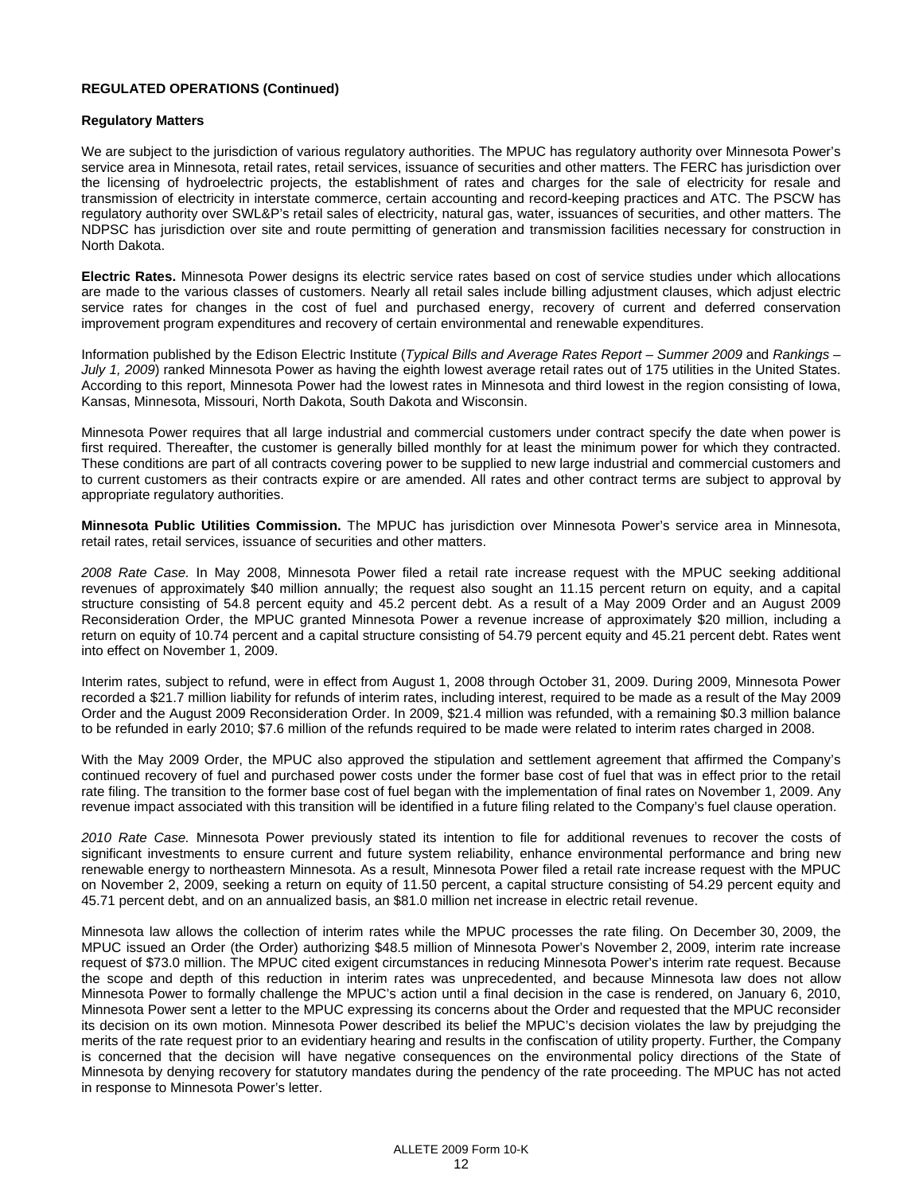**REGULATED OPERATIONS (Continued)**

**Regulatory Matters**

We are subject to the jurisdiction of various regulatory authorities. The MPUC has regulatory authority over Minnesota Power's service area in Minnesota, retail rates, retail services, issuance of securities and other matters. The FERC has jurisdiction over the licensing of hydroelectric projects, the establishment of rates and charges for the sale of electricity for resale and transmission of electricity in interstate commerce, certain accounting and record-keeping practices and ATC. The PSCW has regulatory authority over SWL&P's retail sales of electricity, natural gas, water, issuances of securities, and other matters. The NDPSC has jurisdiction over site and route permitting of generation and transmission facilities necessary for construction in North Dakota.

**Electric Rates.** Minnesota Power designs its electric service rates based on cost of service studies under which allocations are made to the various classes of customers. Nearly all retail sales include billing adjustment clauses, which adjust electric service rates for changes in the cost of fuel and purchased energy, recovery of current and deferred conservation improvement program expenditures and recovery of certain environmental and renewable expenditures.

Information published by the Edison Electric Institute (*Typical Bills and Average Rates Report – Summer 2009* and *Rankings – July 1, 2009*) ranked Minnesota Power as having the eighth lowest average retail rates out of 175 utilities in the United States. According to this report, Minnesota Power had the lowest rates in Minnesota and third lowest in the region consisting of Iowa, Kansas, Minnesota, Missouri, North Dakota, South Dakota and Wisconsin.

Minnesota Power requires that all large industrial and commercial customers under contract specify the date when power is first required. Thereafter, the customer is generally billed monthly for at least the minimum power for which they contracted. These conditions are part of all contracts covering power to be supplied to new large industrial and commercial customers and to current customers as their contracts expire or are amended. All rates and other contract terms are subject to approval by appropriate regulatory authorities.

**Minnesota Public Utilities Commission.** The MPUC has jurisdiction over Minnesota Power's service area in Minnesota, retail rates, retail services, issuance of securities and other matters.

*2008 Rate Case.* In May 2008, Minnesota Power filed a retail rate increase request with the MPUC seeking additional revenues of approximately $40 million annually; the request also sought an 11.15 percent return on equity, and a capital structure consisting of 54.8 percent equity and 45.2 percent debt. As a result of a May 2009 Order and an August 2009 Reconsideration Order, the MPUC granted Minnesota Power a revenue increase of approximately $20 million, including a return on equity of 10.74 percent and a capital structure consisting of 54.79 percent equity and 45.21 percent debt. Rates went into effect on November 1, 2009.

Interim rates, subject to refund, were in effect from August 1, 2008 through October 31, 2009. During 2009, Minnesota Power recorded a $21.7 million liability for refunds of interim rates, including interest, required to be made as a result of the May 2009 Order and the August 2009 Reconsideration Order. In 2009, $21.4 million was refunded, with a remaining $0.3 million balance to be refunded in early 2010; $7.6 million of the refunds required to be made were related to interim rates charged in 2008.

With the May 2009 Order, the MPUC also approved the stipulation and settlement agreement that affirmed the Company's continued recovery of fuel and purchased power costs under the former base cost of fuel that was in effect prior to the retail rate filing. The transition to the former base cost of fuel began with the implementation of final rates on November 1, 2009. Any revenue impact associated with this transition will be identified in a future filing related to the Company's fuel clause operation.

*2010 Rate Case.* Minnesota Power previously stated its intention to file for additional revenues to recover the costs of significant investments to ensure current and future system reliability, enhance environmental performance and bring new renewable energy to northeastern Minnesota. As a result, Minnesota Power filed a retail rate increase request with the MPUC on November 2, 2009, seeking a return on equity of 11.50 percent, a capital structure consisting of 54.29 percent equity and 45.71 percent debt, and on an annualized basis, an $81.0 million net increase in electric retail revenue.

Minnesota law allows the collection of interim rates while the MPUC processes the rate filing. On December 30, 2009, the MPUC issued an Order (the Order) authorizing $48.5 million of Minnesota Power's November 2, 2009, interim rate increase request of $73.0 million. The MPUC cited exigent circumstances in reducing Minnesota Power's interim rate request. Because the scope and depth of this reduction in interim rates was unprecedented, and because Minnesota law does not allow Minnesota Power to formally challenge the MPUC's action until a final decision in the case is rendered, on January 6, 2010, Minnesota Power sent a letter to the MPUC expressing its concerns about the Order and requested that the MPUC reconsider its decision on its own motion. Minnesota Power described its belief the MPUC's decision violates the law by prejudging the merits of the rate request prior to an evidentiary hearing and results in the confiscation of utility property. Further, the Company is concerned that the decision will have negative consequences on the environmental policy directions of the State of Minnesota by denying recovery for statutory mandates during the pendency of the rate proceeding. The MPUC has not acted in response to Minnesota Power's letter.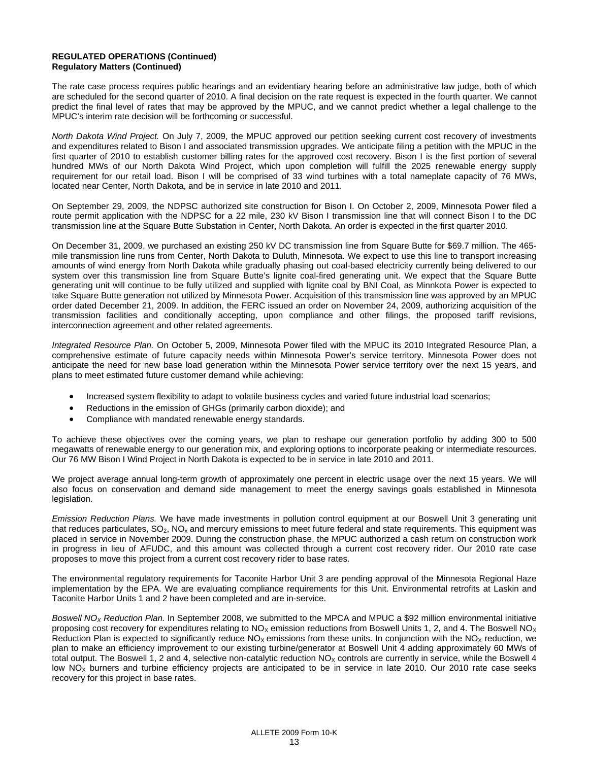**REGULATED OPERATIONS (Continued)**
**Regulatory Matters (Continued)**

The rate case process requires public hearings and an evidentiary hearing before an administrative law judge, both of which are scheduled for the second quarter of 2010. A final decision on the rate request is expected in the fourth quarter. We cannot predict the final level of rates that may be approved by the MPUC, and we cannot predict whether a legal challenge to the MPUC's interim rate decision will be forthcoming or successful.

*North Dakota Wind Project.* On July 7, 2009, the MPUC approved our petition seeking current cost recovery of investments and expenditures related to Bison I and associated transmission upgrades. We anticipate filing a petition with the MPUC in the first quarter of 2010 to establish customer billing rates for the approved cost recovery. Bison I is the first portion of several hundred MWs of our North Dakota Wind Project, which upon completion will fulfill the 2025 renewable energy supply requirement for our retail load. Bison I will be comprised of 33 wind turbines with a total nameplate capacity of 76 MWs, located near Center, North Dakota, and be in service in late 2010 and 2011.

On September 29, 2009, the NDPSC authorized site construction for Bison I. On October 2, 2009, Minnesota Power filed a route permit application with the NDPSC for a 22 mile, 230 kV Bison I transmission line that will connect Bison I to the DC transmission line at the Square Butte Substation in Center, North Dakota. An order is expected in the first quarter 2010.

On December 31, 2009, we purchased an existing 250 kV DC transmission line from Square Butte for $69.7 million. The 465-mile transmission line runs from Center, North Dakota to Duluth, Minnesota. We expect to use this line to transport increasing amounts of wind energy from North Dakota while gradually phasing out coal-based electricity currently being delivered to our system over this transmission line from Square Butte's lignite coal-fired generating unit. We expect that the Square Butte generating unit will continue to be fully utilized and supplied with lignite coal by BNI Coal, as Minnkota Power is expected to take Square Butte generation not utilized by Minnesota Power. Acquisition of this transmission line was approved by an MPUC order dated December 21, 2009. In addition, the FERC issued an order on November 24, 2009, authorizing acquisition of the transmission facilities and conditionally accepting, upon compliance and other filings, the proposed tariff revisions, interconnection agreement and other related agreements.

*Integrated Resource Plan.* On October 5, 2009, Minnesota Power filed with the MPUC its 2010 Integrated Resource Plan, a comprehensive estimate of future capacity needs within Minnesota Power's service territory. Minnesota Power does not anticipate the need for new base load generation within the Minnesota Power service territory over the next 15 years, and plans to meet estimated future customer demand while achieving:

- Increased system flexibility to adapt to volatile business cycles and varied future industrial load scenarios;
- Reductions in the emission of GHGs (primarily carbon dioxide); and
- Compliance with mandated renewable energy standards.

To achieve these objectives over the coming years, we plan to reshape our generation portfolio by adding 300 to 500 megawatts of renewable energy to our generation mix, and exploring options to incorporate peaking or intermediate resources. Our 76 MW Bison I Wind Project in North Dakota is expected to be in service in late 2010 and 2011.

We project average annual long-term growth of approximately one percent in electric usage over the next 15 years. We will also focus on conservation and demand side management to meet the energy savings goals established in Minnesota legislation.

*Emission Reduction Plans.* We have made investments in pollution control equipment at our Boswell Unit 3 generating unit that reduces particulates, $SO_2$, $NO_x$ and mercury emissions to meet future federal and state requirements. This equipment was placed in service in November 2009. During the construction phase, the MPUC authorized a cash return on construction work in progress in lieu of AFUDC, and this amount was collected through a current cost recovery rider. Our 2010 rate case proposes to move this project from a current cost recovery rider to base rates.

The environmental regulatory requirements for Taconite Harbor Unit 3 are pending approval of the Minnesota Regional Haze implementation by the EPA. We are evaluating compliance requirements for this Unit. Environmental retrofits at Laskin and Taconite Harbor Units 1 and 2 have been completed and are in-service.

*Boswell $NO_X$ Reduction Plan.* In September 2008, we submitted to the MPCA and MPUC a $92 million environmental initiative proposing cost recovery for expenditures relating to $NO_X$ emission reductions from Boswell Units 1, 2, and 4. The Boswell $NO_X$ Reduction Plan is expected to significantly reduce $NO_X$ emissions from these units. In conjunction with the $NO_X$ reduction, we plan to make an efficiency improvement to our existing turbine/generator at Boswell Unit 4 adding approximately 60 MWs of total output. The Boswell 1, 2 and 4, selective non-catalytic reduction $NO_X$ controls are currently in service, while the Boswell 4 low $NO_X$ burners and turbine efficiency projects are anticipated to be in service in late 2010. Our 2010 rate case seeks recovery for this project in base rates.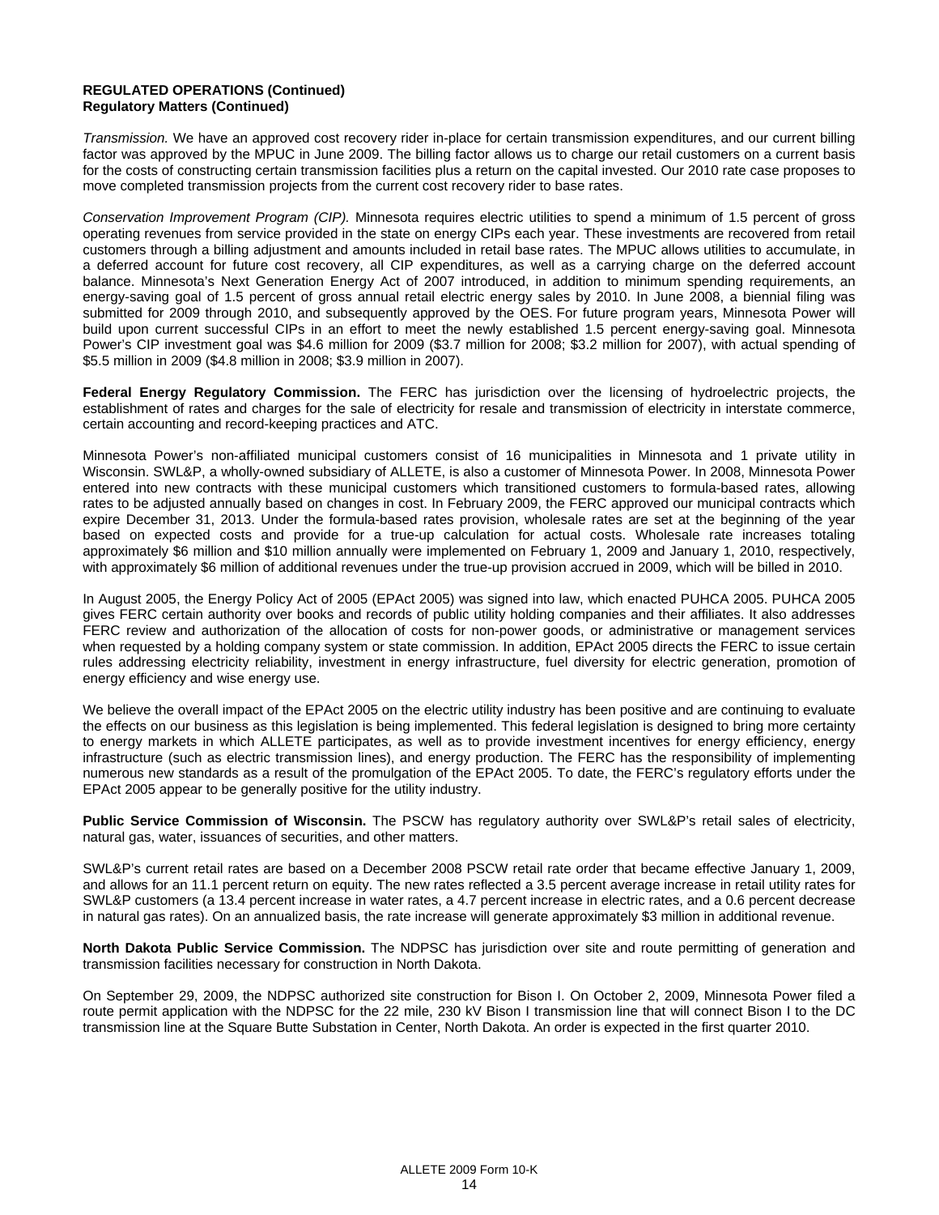**REGULATED OPERATIONS (Continued)**
**Regulatory Matters (Continued)**

*Transmission.* We have an approved cost recovery rider in-place for certain transmission expenditures, and our current billing factor was approved by the MPUC in June 2009. The billing factor allows us to charge our retail customers on a current basis for the costs of constructing certain transmission facilities plus a return on the capital invested. Our 2010 rate case proposes to move completed transmission projects from the current cost recovery rider to base rates.

*Conservation Improvement Program (CIP).* Minnesota requires electric utilities to spend a minimum of 1.5 percent of gross operating revenues from service provided in the state on energy CIPs each year. These investments are recovered from retail customers through a billing adjustment and amounts included in retail base rates. The MPUC allows utilities to accumulate, in a deferred account for future cost recovery, all CIP expenditures, as well as a carrying charge on the deferred account balance. Minnesota's Next Generation Energy Act of 2007 introduced, in addition to minimum spending requirements, an energy-saving goal of 1.5 percent of gross annual retail electric energy sales by 2010. In June 2008, a biennial filing was submitted for 2009 through 2010, and subsequently approved by the OES. For future program years, Minnesota Power will build upon current successful CIPs in an effort to meet the newly established 1.5 percent energy-saving goal. Minnesota Power's CIP investment goal was $4.6 million for 2009 ($3.7 million for 2008; $3.2 million for 2007), with actual spending of $5.5 million in 2009 ($4.8 million in 2008; $3.9 million in 2007).

**Federal Energy Regulatory Commission.** The FERC has jurisdiction over the licensing of hydroelectric projects, the establishment of rates and charges for the sale of electricity for resale and transmission of electricity in interstate commerce, certain accounting and record-keeping practices and ATC.

Minnesota Power's non-affiliated municipal customers consist of 16 municipalities in Minnesota and 1 private utility in Wisconsin. SWL&P, a wholly-owned subsidiary of ALLETE, is also a customer of Minnesota Power. In 2008, Minnesota Power entered into new contracts with these municipal customers which transitioned customers to formula-based rates, allowing rates to be adjusted annually based on changes in cost. In February 2009, the FERC approved our municipal contracts which expire December 31, 2013. Under the formula-based rates provision, wholesale rates are set at the beginning of the year based on expected costs and provide for a true-up calculation for actual costs. Wholesale rate increases totaling approximately $6 million and $10 million annually were implemented on February 1, 2009 and January 1, 2010, respectively, with approximately $6 million of additional revenues under the true-up provision accrued in 2009, which will be billed in 2010.

In August 2005, the Energy Policy Act of 2005 (EPAct 2005) was signed into law, which enacted PUHCA 2005. PUHCA 2005 gives FERC certain authority over books and records of public utility holding companies and their affiliates. It also addresses FERC review and authorization of the allocation of costs for non-power goods, or administrative or management services when requested by a holding company system or state commission. In addition, EPAct 2005 directs the FERC to issue certain rules addressing electricity reliability, investment in energy infrastructure, fuel diversity for electric generation, promotion of energy efficiency and wise energy use.

We believe the overall impact of the EPAct 2005 on the electric utility industry has been positive and are continuing to evaluate the effects on our business as this legislation is being implemented. This federal legislation is designed to bring more certainty to energy markets in which ALLETE participates, as well as to provide investment incentives for energy efficiency, energy infrastructure (such as electric transmission lines), and energy production. The FERC has the responsibility of implementing numerous new standards as a result of the promulgation of the EPAct 2005. To date, the FERC's regulatory efforts under the EPAct 2005 appear to be generally positive for the utility industry.

**Public Service Commission of Wisconsin.** The PSCW has regulatory authority over SWL&P's retail sales of electricity, natural gas, water, issuances of securities, and other matters.

SWL&P's current retail rates are based on a December 2008 PSCW retail rate order that became effective January 1, 2009, and allows for an 11.1 percent return on equity. The new rates reflected a 3.5 percent average increase in retail utility rates for SWL&P customers (a 13.4 percent increase in water rates, a 4.7 percent increase in electric rates, and a 0.6 percent decrease in natural gas rates). On an annualized basis, the rate increase will generate approximately $3 million in additional revenue.

**North Dakota Public Service Commission.** The NDPSC has jurisdiction over site and route permitting of generation and transmission facilities necessary for construction in North Dakota.

On September 29, 2009, the NDPSC authorized site construction for Bison I. On October 2, 2009, Minnesota Power filed a route permit application with the NDPSC for the 22 mile, 230 kV Bison I transmission line that will connect Bison I to the DC transmission line at the Square Butte Substation in Center, North Dakota. An order is expected in the first quarter 2010.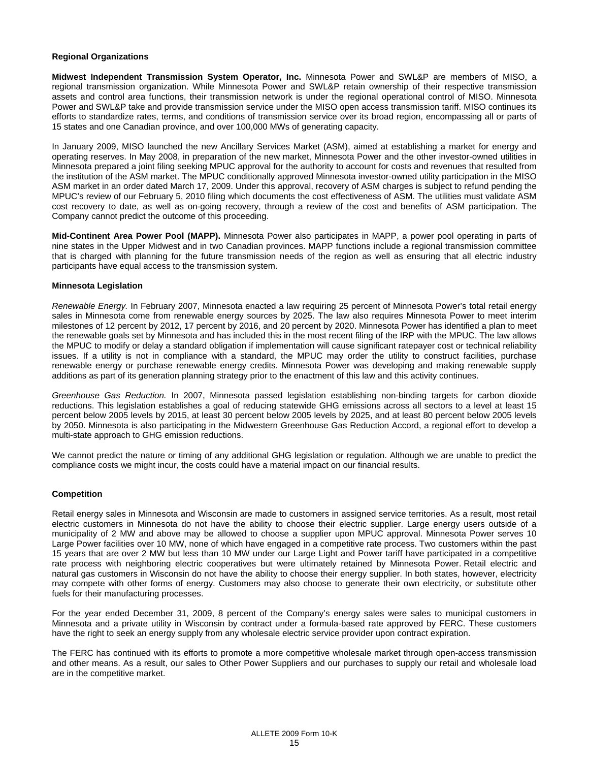**Regional Organizations**

**Midwest Independent Transmission System Operator, Inc.** Minnesota Power and SWL&P are members of MISO, a regional transmission organization. While Minnesota Power and SWL&P retain ownership of their respective transmission assets and control area functions, their transmission network is under the regional operational control of MISO. Minnesota Power and SWL&P take and provide transmission service under the MISO open access transmission tariff. MISO continues its efforts to standardize rates, terms, and conditions of transmission service over its broad region, encompassing all or parts of 15 states and one Canadian province, and over 100,000 MWs of generating capacity.

In January 2009, MISO launched the new Ancillary Services Market (ASM), aimed at establishing a market for energy and operating reserves. In May 2008, in preparation of the new market, Minnesota Power and the other investor-owned utilities in Minnesota prepared a joint filing seeking MPUC approval for the authority to account for costs and revenues that resulted from the institution of the ASM market. The MPUC conditionally approved Minnesota investor-owned utility participation in the MISO ASM market in an order dated March 17, 2009. Under this approval, recovery of ASM charges is subject to refund pending the MPUC's review of our February 5, 2010 filing which documents the cost effectiveness of ASM. The utilities must validate ASM cost recovery to date, as well as on-going recovery, through a review of the cost and benefits of ASM participation. The Company cannot predict the outcome of this proceeding.

**Mid-Continent Area Power Pool (MAPP).** Minnesota Power also participates in MAPP, a power pool operating in parts of nine states in the Upper Midwest and in two Canadian provinces. MAPP functions include a regional transmission committee that is charged with planning for the future transmission needs of the region as well as ensuring that all electric industry participants have equal access to the transmission system.

**Minnesota Legislation**

*Renewable Energy.* In February 2007, Minnesota enacted a law requiring 25 percent of Minnesota Power's total retail energy sales in Minnesota come from renewable energy sources by 2025. The law also requires Minnesota Power to meet interim milestones of 12 percent by 2012, 17 percent by 2016, and 20 percent by 2020. Minnesota Power has identified a plan to meet the renewable goals set by Minnesota and has included this in the most recent filing of the IRP with the MPUC. The law allows the MPUC to modify or delay a standard obligation if implementation will cause significant ratepayer cost or technical reliability issues. If a utility is not in compliance with a standard, the MPUC may order the utility to construct facilities, purchase renewable energy or purchase renewable energy credits. Minnesota Power was developing and making renewable supply additions as part of its generation planning strategy prior to the enactment of this law and this activity continues.

*Greenhouse Gas Reduction.* In 2007, Minnesota passed legislation establishing non-binding targets for carbon dioxide reductions. This legislation establishes a goal of reducing statewide GHG emissions across all sectors to a level at least 15 percent below 2005 levels by 2015, at least 30 percent below 2005 levels by 2025, and at least 80 percent below 2005 levels by 2050. Minnesota is also participating in the Midwestern Greenhouse Gas Reduction Accord, a regional effort to develop a multi-state approach to GHG emission reductions.

We cannot predict the nature or timing of any additional GHG legislation or regulation. Although we are unable to predict the compliance costs we might incur, the costs could have a material impact on our financial results.

**Competition**

Retail energy sales in Minnesota and Wisconsin are made to customers in assigned service territories. As a result, most retail electric customers in Minnesota do not have the ability to choose their electric supplier. Large energy users outside of a municipality of 2 MW and above may be allowed to choose a supplier upon MPUC approval. Minnesota Power serves 10 Large Power facilities over 10 MW, none of which have engaged in a competitive rate process. Two customers within the past 15 years that are over 2 MW but less than 10 MW under our Large Light and Power tariff have participated in a competitive rate process with neighboring electric cooperatives but were ultimately retained by Minnesota Power. Retail electric and natural gas customers in Wisconsin do not have the ability to choose their energy supplier. In both states, however, electricity may compete with other forms of energy. Customers may also choose to generate their own electricity, or substitute other fuels for their manufacturing processes.

For the year ended December 31, 2009, 8 percent of the Company's energy sales were sales to municipal customers in Minnesota and a private utility in Wisconsin by contract under a formula-based rate approved by FERC. These customers have the right to seek an energy supply from any wholesale electric service provider upon contract expiration.

The FERC has continued with its efforts to promote a more competitive wholesale market through open-access transmission and other means. As a result, our sales to Other Power Suppliers and our purchases to supply our retail and wholesale load are in the competitive market.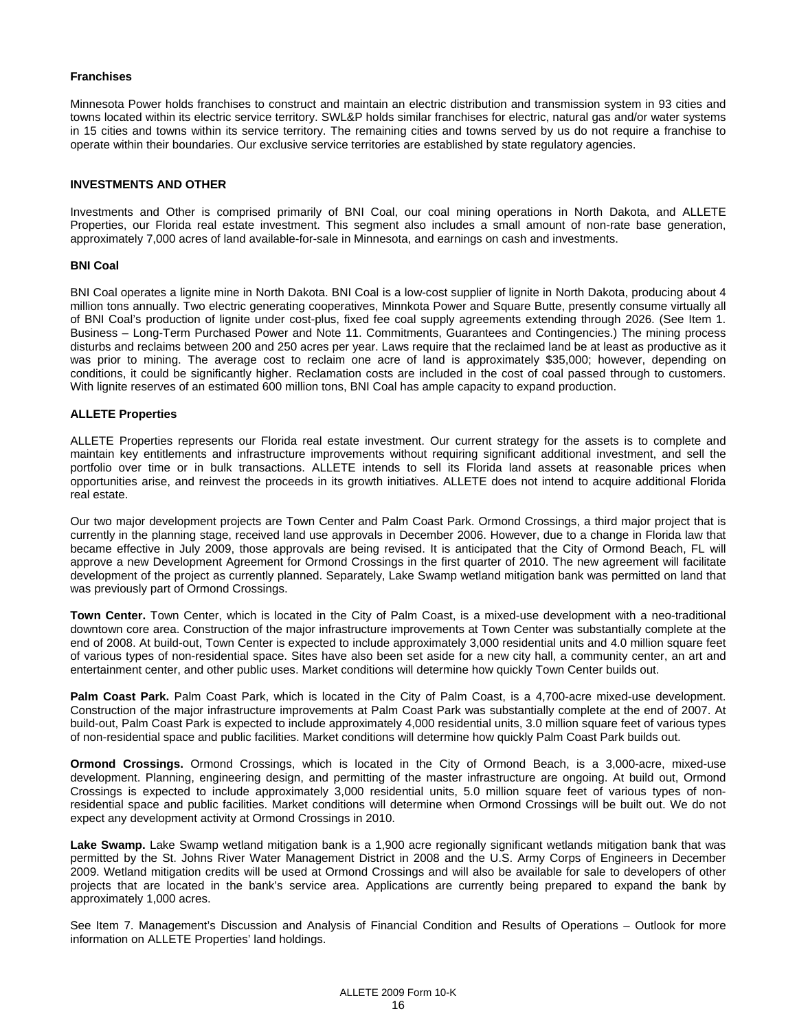### Franchises

Minnesota Power holds franchises to construct and maintain an electric distribution and transmission system in 93 cities and towns located within its electric service territory. SWL&P holds similar franchises for electric, natural gas and/or water systems in 15 cities and towns within its service territory. The remaining cities and towns served by us do not require a franchise to operate within their boundaries. Our exclusive service territories are established by state regulatory agencies.

## INVESTMENTS AND OTHER

Investments and Other is comprised primarily of BNI Coal, our coal mining operations in North Dakota, and ALLETE Properties, our Florida real estate investment. This segment also includes a small amount of non-rate base generation, approximately 7,000 acres of land available-for-sale in Minnesota, and earnings on cash and investments.

### BNI Coal

BNI Coal operates a lignite mine in North Dakota. BNI Coal is a low-cost supplier of lignite in North Dakota, producing about 4 million tons annually. Two electric generating cooperatives, Minnkota Power and Square Butte, presently consume virtually all of BNI Coal's production of lignite under cost-plus, fixed fee coal supply agreements extending through 2026. (See Item 1. Business – Long-Term Purchased Power and Note 11. Commitments, Guarantees and Contingencies.) The mining process disturbs and reclaims between 200 and 250 acres per year. Laws require that the reclaimed land be at least as productive as it was prior to mining. The average cost to reclaim one acre of land is approximately $35,000; however, depending on conditions, it could be significantly higher. Reclamation costs are included in the cost of coal passed through to customers. With lignite reserves of an estimated 600 million tons, BNI Coal has ample capacity to expand production.

### ALLETE Properties

ALLETE Properties represents our Florida real estate investment. Our current strategy for the assets is to complete and maintain key entitlements and infrastructure improvements without requiring significant additional investment, and sell the portfolio over time or in bulk transactions. ALLETE intends to sell its Florida land assets at reasonable prices when opportunities arise, and reinvest the proceeds in its growth initiatives. ALLETE does not intend to acquire additional Florida real estate.

Our two major development projects are Town Center and Palm Coast Park. Ormond Crossings, a third major project that is currently in the planning stage, received land use approvals in December 2006. However, due to a change in Florida law that became effective in July 2009, those approvals are being revised. It is anticipated that the City of Ormond Beach, FL will approve a new Development Agreement for Ormond Crossings in the first quarter of 2010. The new agreement will facilitate development of the project as currently planned. Separately, Lake Swamp wetland mitigation bank was permitted on land that was previously part of Ormond Crossings.

**Town Center.** Town Center, which is located in the City of Palm Coast, is a mixed-use development with a neo-traditional downtown core area. Construction of the major infrastructure improvements at Town Center was substantially complete at the end of 2008. At build-out, Town Center is expected to include approximately 3,000 residential units and 4.0 million square feet of various types of non-residential space. Sites have also been set aside for a new city hall, a community center, an art and entertainment center, and other public uses. Market conditions will determine how quickly Town Center builds out.

**Palm Coast Park.** Palm Coast Park, which is located in the City of Palm Coast, is a 4,700-acre mixed-use development. Construction of the major infrastructure improvements at Palm Coast Park was substantially complete at the end of 2007. At build-out, Palm Coast Park is expected to include approximately 4,000 residential units, 3.0 million square feet of various types of non-residential space and public facilities. Market conditions will determine how quickly Palm Coast Park builds out.

**Ormond Crossings.** Ormond Crossings, which is located in the City of Ormond Beach, is a 3,000-acre, mixed-use development. Planning, engineering design, and permitting of the master infrastructure are ongoing. At build out, Ormond Crossings is expected to include approximately 3,000 residential units, 5.0 million square feet of various types of non-residential space and public facilities. Market conditions will determine when Ormond Crossings will be built out. We do not expect any development activity at Ormond Crossings in 2010.

**Lake Swamp.** Lake Swamp wetland mitigation bank is a 1,900 acre regionally significant wetlands mitigation bank that was permitted by the St. Johns River Water Management District in 2008 and the U.S. Army Corps of Engineers in December 2009. Wetland mitigation credits will be used at Ormond Crossings and will also be available for sale to developers of other projects that are located in the bank's service area. Applications are currently being prepared to expand the bank by approximately 1,000 acres.

See Item 7. Management's Discussion and Analysis of Financial Condition and Results of Operations – Outlook for more information on ALLETE Properties' land holdings.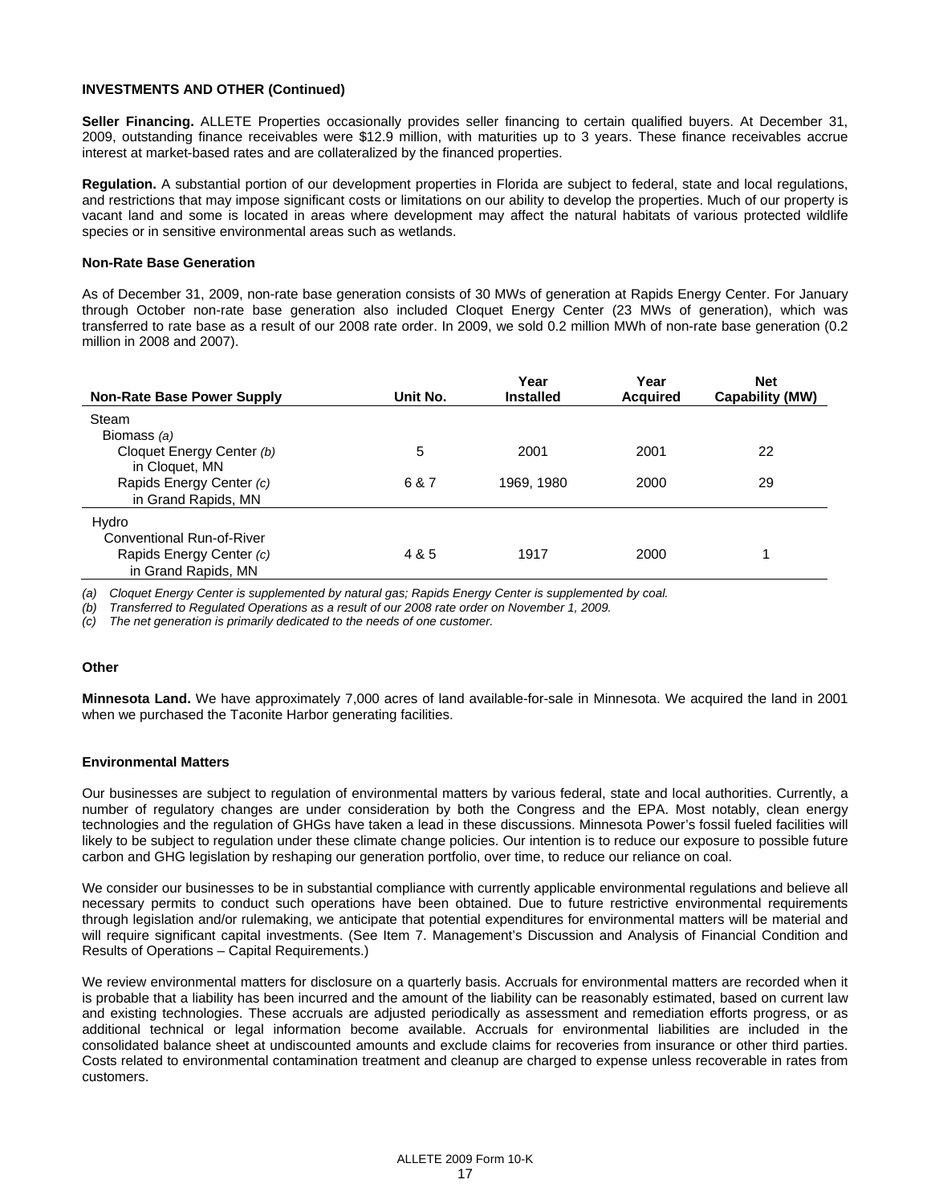**INVESTMENTS AND OTHER (Continued)**

**Seller Financing.** ALLETE Properties occasionally provides seller financing to certain qualified buyers. At December 31, 2009, outstanding finance receivables were $12.9 million, with maturities up to 3 years. These finance receivables accrue interest at market-based rates and are collateralized by the financed properties.

**Regulation.** A substantial portion of our development properties in Florida are subject to federal, state and local regulations, and restrictions that may impose significant costs or limitations on our ability to develop the properties. Much of our property is vacant land and some is located in areas where development may affect the natural habitats of various protected wildlife species or in sensitive environmental areas such as wetlands.

**Non-Rate Base Generation**

As of December 31, 2009, non-rate base generation consists of 30 MWs of generation at Rapids Energy Center. For January through October non-rate base generation also included Cloquet Energy Center (23 MWs of generation), which was transferred to rate base as a result of our 2008 rate order. In 2009, we sold 0.2 million MWh of non-rate base generation (0.2 million in 2008 and 2007).

| Non-Rate Base Power Supply | Unit No. | Year Installed | Year Acquired | Net Capability (MW) |
|---|---|---|---|---|
| Steam | | | | |
| Biomass *(a)* | | | | |
| Cloquet Energy Center *(b)* in Cloquet, MN | 5 | 2001 | 2001 | 22 |
| Rapids Energy Center *(c)* in Grand Rapids, MN | 6 & 7 | 1969, 1980 | 2000 | 29 |
| Hydro | | | | |
| Conventional Run-of-River | | | | |
| Rapids Energy Center *(c)* in Grand Rapids, MN | 4 & 5 | 1917 | 2000 | 1 |

*(a) Cloquet Energy Center is supplemented by natural gas; Rapids Energy Center is supplemented by coal.*
*(b) Transferred to Regulated Operations as a result of our 2008 rate order on November 1, 2009.*
*(c) The net generation is primarily dedicated to the needs of one customer.*

**Other**

**Minnesota Land.** We have approximately 7,000 acres of land available-for-sale in Minnesota. We acquired the land in 2001 when we purchased the Taconite Harbor generating facilities.

**Environmental Matters**

Our businesses are subject to regulation of environmental matters by various federal, state and local authorities. Currently, a number of regulatory changes are under consideration by both the Congress and the EPA. Most notably, clean energy technologies and the regulation of GHGs have taken a lead in these discussions. Minnesota Power's fossil fueled facilities will likely to be subject to regulation under these climate change policies. Our intention is to reduce our exposure to possible future carbon and GHG legislation by reshaping our generation portfolio, over time, to reduce our reliance on coal.

We consider our businesses to be in substantial compliance with currently applicable environmental regulations and believe all necessary permits to conduct such operations have been obtained. Due to future restrictive environmental requirements through legislation and/or rulemaking, we anticipate that potential expenditures for environmental matters will be material and will require significant capital investments. (See Item 7. Management's Discussion and Analysis of Financial Condition and Results of Operations – Capital Requirements.)

We review environmental matters for disclosure on a quarterly basis. Accruals for environmental matters are recorded when it is probable that a liability has been incurred and the amount of the liability can be reasonably estimated, based on current law and existing technologies. These accruals are adjusted periodically as assessment and remediation efforts progress, or as additional technical or legal information become available. Accruals for environmental liabilities are included in the consolidated balance sheet at undiscounted amounts and exclude claims for recoveries from insurance or other third parties. Costs related to environmental contamination treatment and cleanup are charged to expense unless recoverable in rates from customers.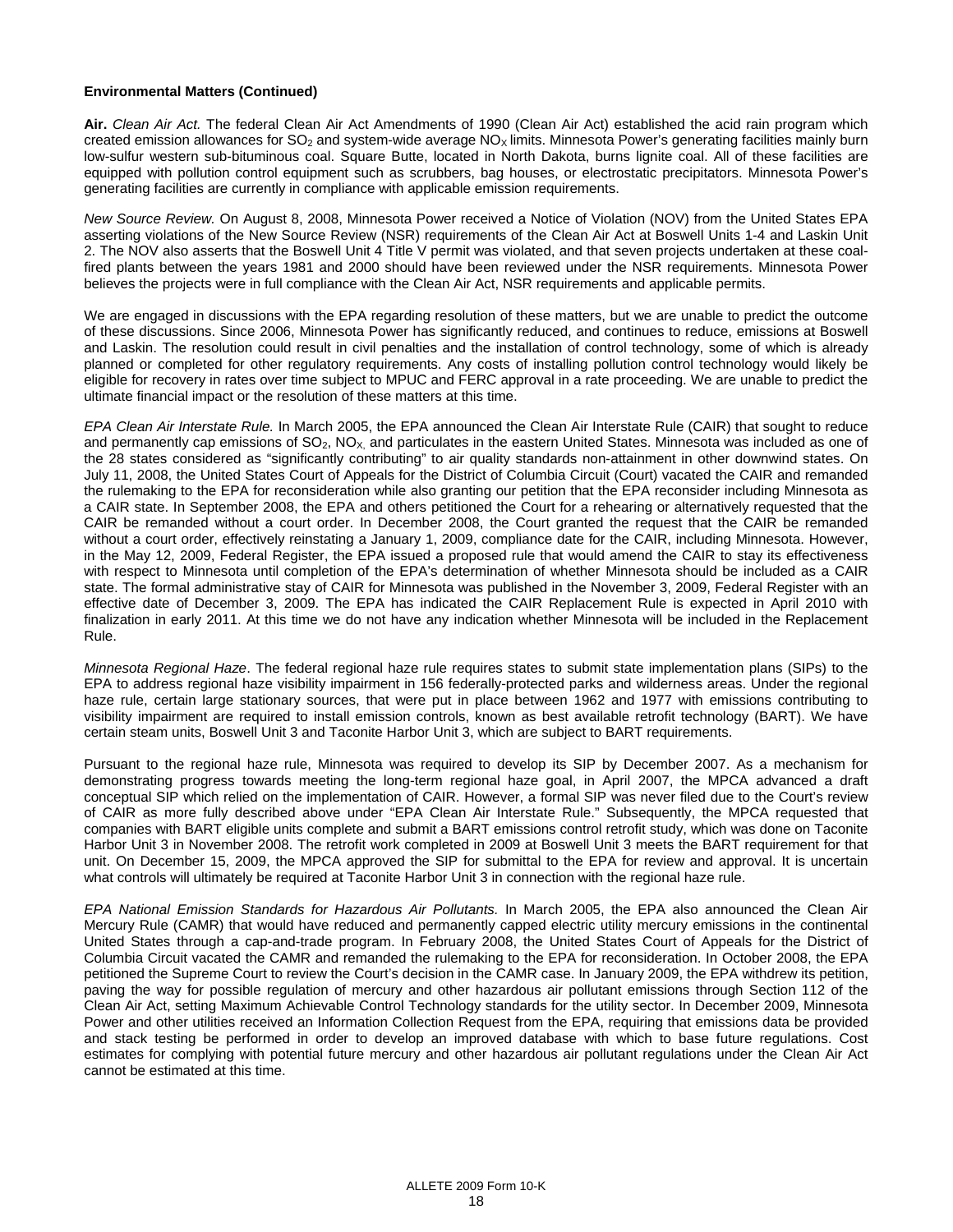**Environmental Matters (Continued)**

**Air.** *Clean Air Act.* The federal Clean Air Act Amendments of 1990 (Clean Air Act) established the acid rain program which created emission allowances for $SO_2$ and system-wide average $NO_X$ limits. Minnesota Power's generating facilities mainly burn low-sulfur western sub-bituminous coal. Square Butte, located in North Dakota, burns lignite coal. All of these facilities are equipped with pollution control equipment such as scrubbers, bag houses, or electrostatic precipitators. Minnesota Power's generating facilities are currently in compliance with applicable emission requirements.

*New Source Review.* On August 8, 2008, Minnesota Power received a Notice of Violation (NOV) from the United States EPA asserting violations of the New Source Review (NSR) requirements of the Clean Air Act at Boswell Units 1-4 and Laskin Unit 2. The NOV also asserts that the Boswell Unit 4 Title V permit was violated, and that seven projects undertaken at these coal-fired plants between the years 1981 and 2000 should have been reviewed under the NSR requirements. Minnesota Power believes the projects were in full compliance with the Clean Air Act, NSR requirements and applicable permits.

We are engaged in discussions with the EPA regarding resolution of these matters, but we are unable to predict the outcome of these discussions. Since 2006, Minnesota Power has significantly reduced, and continues to reduce, emissions at Boswell and Laskin. The resolution could result in civil penalties and the installation of control technology, some of which is already planned or completed for other regulatory requirements. Any costs of installing pollution control technology would likely be eligible for recovery in rates over time subject to MPUC and FERC approval in a rate proceeding. We are unable to predict the ultimate financial impact or the resolution of these matters at this time.

*EPA Clean Air Interstate Rule.* In March 2005, the EPA announced the Clean Air Interstate Rule (CAIR) that sought to reduce and permanently cap emissions of $SO_2$, $NO_X$, and particulates in the eastern United States. Minnesota was included as one of the 28 states considered as "significantly contributing" to air quality standards non-attainment in other downwind states. On July 11, 2008, the United States Court of Appeals for the District of Columbia Circuit (Court) vacated the CAIR and remanded the rulemaking to the EPA for reconsideration while also granting our petition that the EPA reconsider including Minnesota as a CAIR state. In September 2008, the EPA and others petitioned the Court for a rehearing or alternatively requested that the CAIR be remanded without a court order. In December 2008, the Court granted the request that the CAIR be remanded without a court order, effectively reinstating a January 1, 2009, compliance date for the CAIR, including Minnesota. However, in the May 12, 2009, Federal Register, the EPA issued a proposed rule that would amend the CAIR to stay its effectiveness with respect to Minnesota until completion of the EPA's determination of whether Minnesota should be included as a CAIR state. The formal administrative stay of CAIR for Minnesota was published in the November 3, 2009, Federal Register with an effective date of December 3, 2009. The EPA has indicated the CAIR Replacement Rule is expected in April 2010 with finalization in early 2011. At this time we do not have any indication whether Minnesota will be included in the Replacement Rule.

*Minnesota Regional Haze*. The federal regional haze rule requires states to submit state implementation plans (SIPs) to the EPA to address regional haze visibility impairment in 156 federally-protected parks and wilderness areas. Under the regional haze rule, certain large stationary sources, that were put in place between 1962 and 1977 with emissions contributing to visibility impairment are required to install emission controls, known as best available retrofit technology (BART). We have certain steam units, Boswell Unit 3 and Taconite Harbor Unit 3, which are subject to BART requirements.

Pursuant to the regional haze rule, Minnesota was required to develop its SIP by December 2007. As a mechanism for demonstrating progress towards meeting the long-term regional haze goal, in April 2007, the MPCA advanced a draft conceptual SIP which relied on the implementation of CAIR. However, a formal SIP was never filed due to the Court's review of CAIR as more fully described above under "EPA Clean Air Interstate Rule." Subsequently, the MPCA requested that companies with BART eligible units complete and submit a BART emissions control retrofit study, which was done on Taconite Harbor Unit 3 in November 2008. The retrofit work completed in 2009 at Boswell Unit 3 meets the BART requirement for that unit. On December 15, 2009, the MPCA approved the SIP for submittal to the EPA for review and approval. It is uncertain what controls will ultimately be required at Taconite Harbor Unit 3 in connection with the regional haze rule.

*EPA National Emission Standards for Hazardous Air Pollutants.* In March 2005, the EPA also announced the Clean Air Mercury Rule (CAMR) that would have reduced and permanently capped electric utility mercury emissions in the continental United States through a cap-and-trade program. In February 2008, the United States Court of Appeals for the District of Columbia Circuit vacated the CAMR and remanded the rulemaking to the EPA for reconsideration. In October 2008, the EPA petitioned the Supreme Court to review the Court's decision in the CAMR case. In January 2009, the EPA withdrew its petition, paving the way for possible regulation of mercury and other hazardous air pollutant emissions through Section 112 of the Clean Air Act, setting Maximum Achievable Control Technology standards for the utility sector. In December 2009, Minnesota Power and other utilities received an Information Collection Request from the EPA, requiring that emissions data be provided and stack testing be performed in order to develop an improved database with which to base future regulations. Cost estimates for complying with potential future mercury and other hazardous air pollutant regulations under the Clean Air Act cannot be estimated at this time.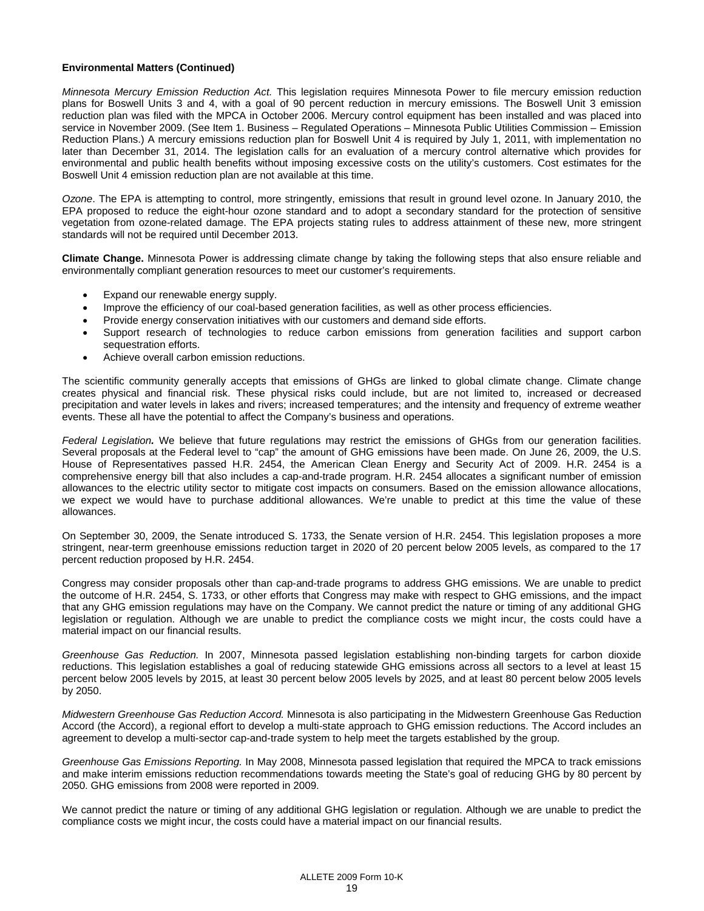**Environmental Matters (Continued)**

*Minnesota Mercury Emission Reduction Act.* This legislation requires Minnesota Power to file mercury emission reduction plans for Boswell Units 3 and 4, with a goal of 90 percent reduction in mercury emissions. The Boswell Unit 3 emission reduction plan was filed with the MPCA in October 2006. Mercury control equipment has been installed and was placed into service in November 2009. (See Item 1. Business – Regulated Operations – Minnesota Public Utilities Commission – Emission Reduction Plans.) A mercury emissions reduction plan for Boswell Unit 4 is required by July 1, 2011, with implementation no later than December 31, 2014. The legislation calls for an evaluation of a mercury control alternative which provides for environmental and public health benefits without imposing excessive costs on the utility's customers. Cost estimates for the Boswell Unit 4 emission reduction plan are not available at this time.

*Ozone*. The EPA is attempting to control, more stringently, emissions that result in ground level ozone. In January 2010, the EPA proposed to reduce the eight-hour ozone standard and to adopt a secondary standard for the protection of sensitive vegetation from ozone-related damage. The EPA projects stating rules to address attainment of these new, more stringent standards will not be required until December 2013.

**Climate Change.** Minnesota Power is addressing climate change by taking the following steps that also ensure reliable and environmentally compliant generation resources to meet our customer's requirements.

- Expand our renewable energy supply.
- Improve the efficiency of our coal-based generation facilities, as well as other process efficiencies.
- Provide energy conservation initiatives with our customers and demand side efforts.
- Support research of technologies to reduce carbon emissions from generation facilities and support carbon sequestration efforts.
- Achieve overall carbon emission reductions.

The scientific community generally accepts that emissions of GHGs are linked to global climate change. Climate change creates physical and financial risk. These physical risks could include, but are not limited to, increased or decreased precipitation and water levels in lakes and rivers; increased temperatures; and the intensity and frequency of extreme weather events. These all have the potential to affect the Company's business and operations.

*Federal Legislation.* We believe that future regulations may restrict the emissions of GHGs from our generation facilities. Several proposals at the Federal level to "cap" the amount of GHG emissions have been made. On June 26, 2009, the U.S. House of Representatives passed H.R. 2454, the American Clean Energy and Security Act of 2009. H.R. 2454 is a comprehensive energy bill that also includes a cap-and-trade program. H.R. 2454 allocates a significant number of emission allowances to the electric utility sector to mitigate cost impacts on consumers. Based on the emission allowance allocations, we expect we would have to purchase additional allowances. We're unable to predict at this time the value of these allowances.

On September 30, 2009, the Senate introduced S. 1733, the Senate version of H.R. 2454. This legislation proposes a more stringent, near-term greenhouse emissions reduction target in 2020 of 20 percent below 2005 levels, as compared to the 17 percent reduction proposed by H.R. 2454.

Congress may consider proposals other than cap-and-trade programs to address GHG emissions. We are unable to predict the outcome of H.R. 2454, S. 1733, or other efforts that Congress may make with respect to GHG emissions, and the impact that any GHG emission regulations may have on the Company. We cannot predict the nature or timing of any additional GHG legislation or regulation. Although we are unable to predict the compliance costs we might incur, the costs could have a material impact on our financial results.

*Greenhouse Gas Reduction.* In 2007, Minnesota passed legislation establishing non-binding targets for carbon dioxide reductions. This legislation establishes a goal of reducing statewide GHG emissions across all sectors to a level at least 15 percent below 2005 levels by 2015, at least 30 percent below 2005 levels by 2025, and at least 80 percent below 2005 levels by 2050.

*Midwestern Greenhouse Gas Reduction Accord.* Minnesota is also participating in the Midwestern Greenhouse Gas Reduction Accord (the Accord), a regional effort to develop a multi-state approach to GHG emission reductions. The Accord includes an agreement to develop a multi-sector cap-and-trade system to help meet the targets established by the group.

*Greenhouse Gas Emissions Reporting.* In May 2008, Minnesota passed legislation that required the MPCA to track emissions and make interim emissions reduction recommendations towards meeting the State's goal of reducing GHG by 80 percent by 2050. GHG emissions from 2008 were reported in 2009.

We cannot predict the nature or timing of any additional GHG legislation or regulation. Although we are unable to predict the compliance costs we might incur, the costs could have a material impact on our financial results.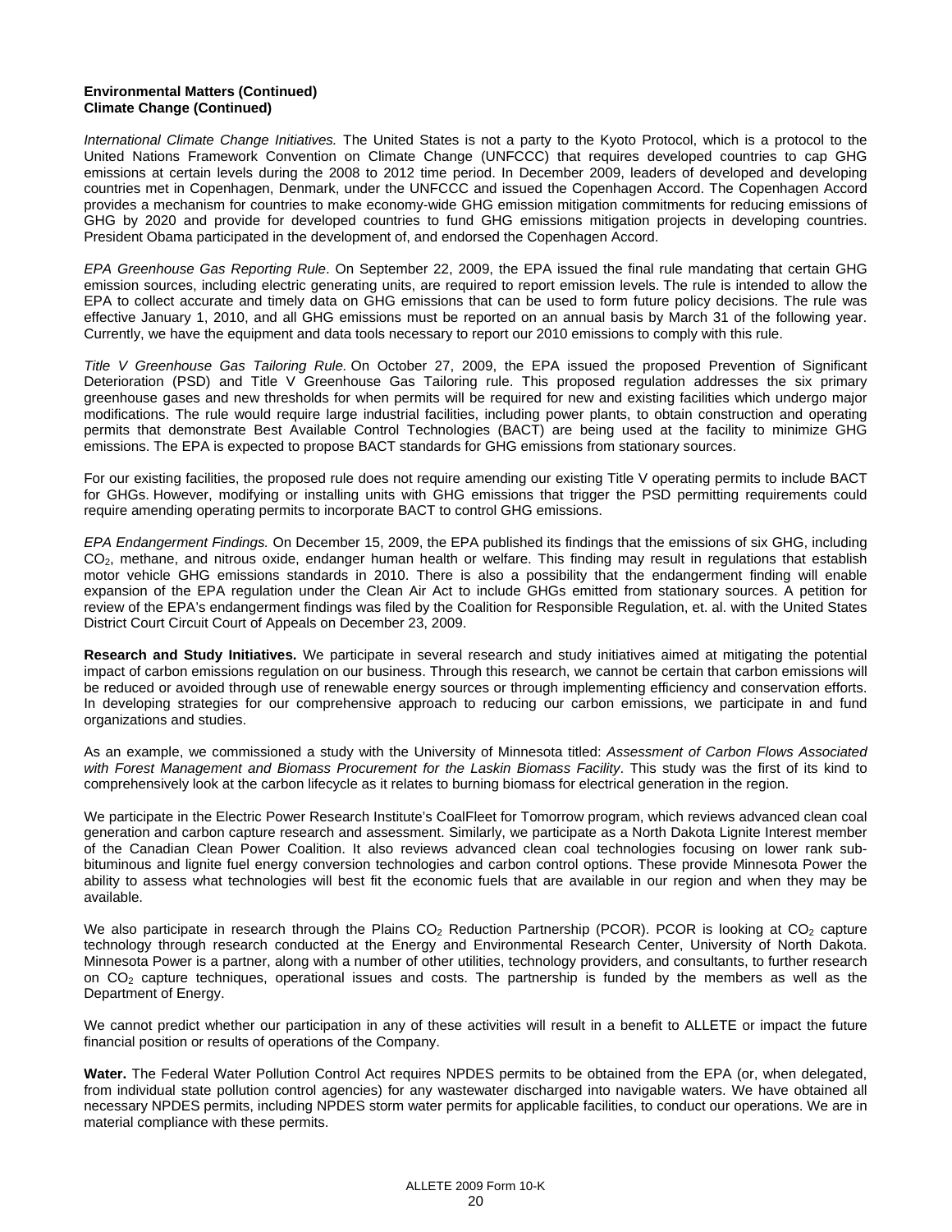**Environmental Matters (Continued)**
**Climate Change (Continued)**

*International Climate Change Initiatives.* The United States is not a party to the Kyoto Protocol, which is a protocol to the United Nations Framework Convention on Climate Change (UNFCCC) that requires developed countries to cap GHG emissions at certain levels during the 2008 to 2012 time period. In December 2009, leaders of developed and developing countries met in Copenhagen, Denmark, under the UNFCCC and issued the Copenhagen Accord. The Copenhagen Accord provides a mechanism for countries to make economy-wide GHG emission mitigation commitments for reducing emissions of GHG by 2020 and provide for developed countries to fund GHG emissions mitigation projects in developing countries. President Obama participated in the development of, and endorsed the Copenhagen Accord.

*EPA Greenhouse Gas Reporting Rule*. On September 22, 2009, the EPA issued the final rule mandating that certain GHG emission sources, including electric generating units, are required to report emission levels. The rule is intended to allow the EPA to collect accurate and timely data on GHG emissions that can be used to form future policy decisions. The rule was effective January 1, 2010, and all GHG emissions must be reported on an annual basis by March 31 of the following year. Currently, we have the equipment and data tools necessary to report our 2010 emissions to comply with this rule.

*Title V Greenhouse Gas Tailoring Rule.* On October 27, 2009, the EPA issued the proposed Prevention of Significant Deterioration (PSD) and Title V Greenhouse Gas Tailoring rule. This proposed regulation addresses the six primary greenhouse gases and new thresholds for when permits will be required for new and existing facilities which undergo major modifications. The rule would require large industrial facilities, including power plants, to obtain construction and operating permits that demonstrate Best Available Control Technologies (BACT) are being used at the facility to minimize GHG emissions. The EPA is expected to propose BACT standards for GHG emissions from stationary sources.

For our existing facilities, the proposed rule does not require amending our existing Title V operating permits to include BACT for GHGs. However, modifying or installing units with GHG emissions that trigger the PSD permitting requirements could require amending operating permits to incorporate BACT to control GHG emissions.

*EPA Endangerment Findings.* On December 15, 2009, the EPA published its findings that the emissions of six GHG, including $CO_2$, methane, and nitrous oxide, endanger human health or welfare. This finding may result in regulations that establish motor vehicle GHG emissions standards in 2010. There is also a possibility that the endangerment finding will enable expansion of the EPA regulation under the Clean Air Act to include GHGs emitted from stationary sources. A petition for review of the EPA's endangerment findings was filed by the Coalition for Responsible Regulation, et. al. with the United States District Court Circuit Court of Appeals on December 23, 2009.

**Research and Study Initiatives.** We participate in several research and study initiatives aimed at mitigating the potential impact of carbon emissions regulation on our business. Through this research, we cannot be certain that carbon emissions will be reduced or avoided through use of renewable energy sources or through implementing efficiency and conservation efforts. In developing strategies for our comprehensive approach to reducing our carbon emissions, we participate in and fund organizations and studies.

As an example, we commissioned a study with the University of Minnesota titled: *Assessment of Carbon Flows Associated with Forest Management and Biomass Procurement for the Laskin Biomass Facility*. This study was the first of its kind to comprehensively look at the carbon lifecycle as it relates to burning biomass for electrical generation in the region.

We participate in the Electric Power Research Institute's CoalFleet for Tomorrow program, which reviews advanced clean coal generation and carbon capture research and assessment. Similarly, we participate as a North Dakota Lignite Interest member of the Canadian Clean Power Coalition. It also reviews advanced clean coal technologies focusing on lower rank sub-bituminous and lignite fuel energy conversion technologies and carbon control options. These provide Minnesota Power the ability to assess what technologies will best fit the economic fuels that are available in our region and when they may be available.

We also participate in research through the Plains $CO_2$ Reduction Partnership (PCOR). PCOR is looking at $CO_2$ capture technology through research conducted at the Energy and Environmental Research Center, University of North Dakota. Minnesota Power is a partner, along with a number of other utilities, technology providers, and consultants, to further research on $CO_2$ capture techniques, operational issues and costs. The partnership is funded by the members as well as the Department of Energy.

We cannot predict whether our participation in any of these activities will result in a benefit to ALLETE or impact the future financial position or results of operations of the Company.

**Water.** The Federal Water Pollution Control Act requires NPDES permits to be obtained from the EPA (or, when delegated, from individual state pollution control agencies) for any wastewater discharged into navigable waters. We have obtained all necessary NPDES permits, including NPDES storm water permits for applicable facilities, to conduct our operations. We are in material compliance with these permits.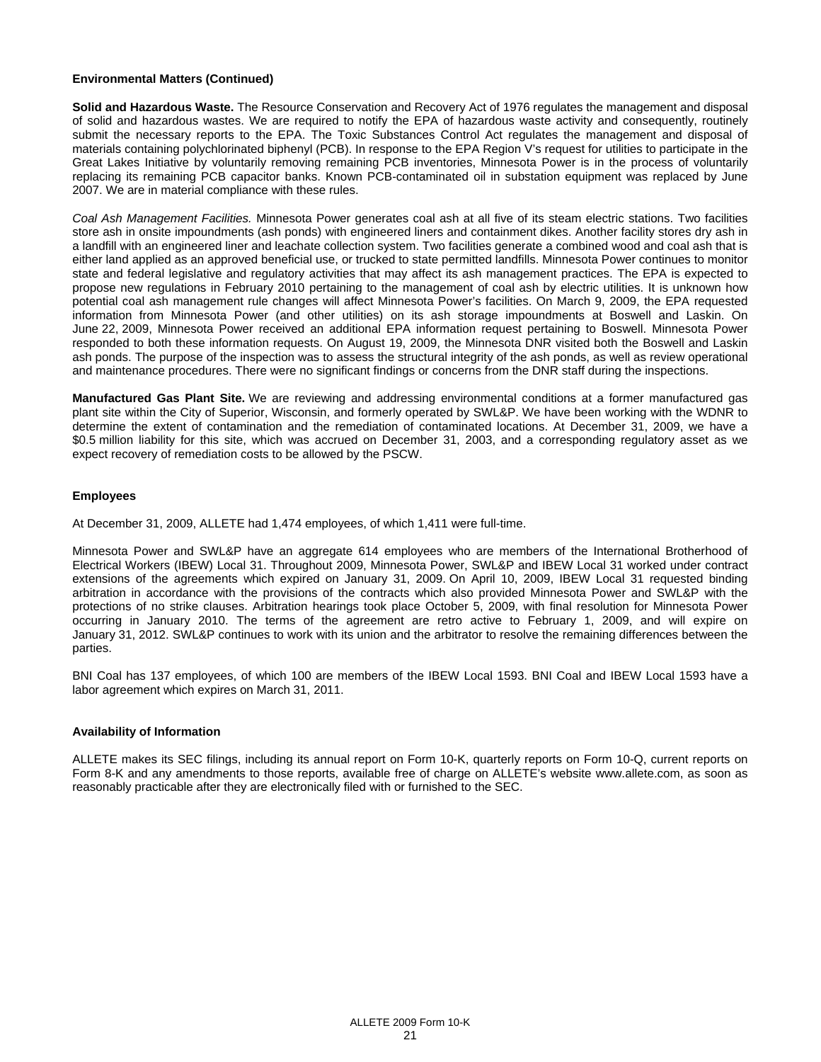**Environmental Matters (Continued)**

**Solid and Hazardous Waste.** The Resource Conservation and Recovery Act of 1976 regulates the management and disposal of solid and hazardous wastes. We are required to notify the EPA of hazardous waste activity and consequently, routinely submit the necessary reports to the EPA. The Toxic Substances Control Act regulates the management and disposal of materials containing polychlorinated biphenyl (PCB). In response to the EPA Region V's request for utilities to participate in the Great Lakes Initiative by voluntarily removing remaining PCB inventories, Minnesota Power is in the process of voluntarily replacing its remaining PCB capacitor banks. Known PCB-contaminated oil in substation equipment was replaced by June 2007. We are in material compliance with these rules.

*Coal Ash Management Facilities.* Minnesota Power generates coal ash at all five of its steam electric stations. Two facilities store ash in onsite impoundments (ash ponds) with engineered liners and containment dikes. Another facility stores dry ash in a landfill with an engineered liner and leachate collection system. Two facilities generate a combined wood and coal ash that is either land applied as an approved beneficial use, or trucked to state permitted landfills. Minnesota Power continues to monitor state and federal legislative and regulatory activities that may affect its ash management practices. The EPA is expected to propose new regulations in February 2010 pertaining to the management of coal ash by electric utilities. It is unknown how potential coal ash management rule changes will affect Minnesota Power's facilities. On March 9, 2009, the EPA requested information from Minnesota Power (and other utilities) on its ash storage impoundments at Boswell and Laskin. On June 22, 2009, Minnesota Power received an additional EPA information request pertaining to Boswell. Minnesota Power responded to both these information requests. On August 19, 2009, the Minnesota DNR visited both the Boswell and Laskin ash ponds. The purpose of the inspection was to assess the structural integrity of the ash ponds, as well as review operational and maintenance procedures. There were no significant findings or concerns from the DNR staff during the inspections.

**Manufactured Gas Plant Site.** We are reviewing and addressing environmental conditions at a former manufactured gas plant site within the City of Superior, Wisconsin, and formerly operated by SWL&P. We have been working with the WDNR to determine the extent of contamination and the remediation of contaminated locations. At December 31, 2009, we have a \$0.5 million liability for this site, which was accrued on December 31, 2003, and a corresponding regulatory asset as we expect recovery of remediation costs to be allowed by the PSCW.

## Employees

At December 31, 2009, ALLETE had 1,474 employees, of which 1,411 were full-time.

Minnesota Power and SWL&P have an aggregate 614 employees who are members of the International Brotherhood of Electrical Workers (IBEW) Local 31. Throughout 2009, Minnesota Power, SWL&P and IBEW Local 31 worked under contract extensions of the agreements which expired on January 31, 2009. On April 10, 2009, IBEW Local 31 requested binding arbitration in accordance with the provisions of the contracts which also provided Minnesota Power and SWL&P with the protections of no strike clauses. Arbitration hearings took place October 5, 2009, with final resolution for Minnesota Power occurring in January 2010. The terms of the agreement are retro active to February 1, 2009, and will expire on January 31, 2012. SWL&P continues to work with its union and the arbitrator to resolve the remaining differences between the parties.

BNI Coal has 137 employees, of which 100 are members of the IBEW Local 1593. BNI Coal and IBEW Local 1593 have a labor agreement which expires on March 31, 2011.

## Availability of Information

ALLETE makes its SEC filings, including its annual report on Form 10-K, quarterly reports on Form 10-Q, current reports on Form 8-K and any amendments to those reports, available free of charge on ALLETE's website www.allete.com, as soon as reasonably practicable after they are electronically filed with or furnished to the SEC.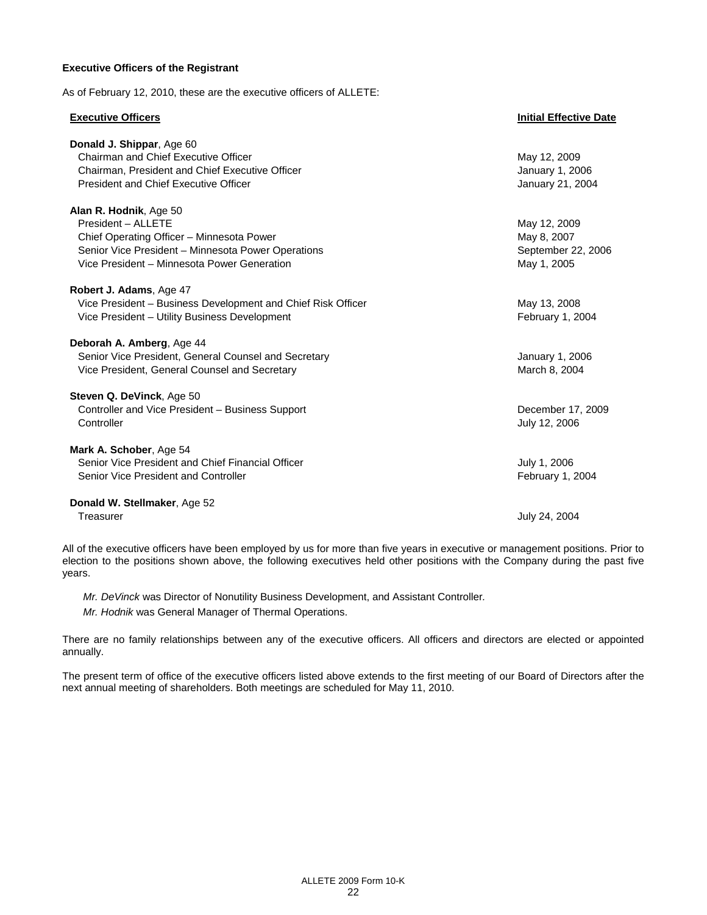**Executive Officers of the Registrant**

As of February 12, 2010, these are the executive officers of ALLETE:

| Executive Officers | Initial Effective Date |
|---|---|
| **Donald J. Shippar**, Age 60 | |
| Chairman and Chief Executive Officer | May 12, 2009 |
| Chairman, President and Chief Executive Officer | January 1, 2006 |
| President and Chief Executive Officer | January 21, 2004 |
| **Alan R. Hodnik**, Age 50 | |
| President – ALLETE | May 12, 2009 |
| Chief Operating Officer – Minnesota Power | May 8, 2007 |
| Senior Vice President – Minnesota Power Operations | September 22, 2006 |
| Vice President – Minnesota Power Generation | May 1, 2005 |
| **Robert J. Adams**, Age 47 | |
| Vice President – Business Development and Chief Risk Officer | May 13, 2008 |
| Vice President – Utility Business Development | February 1, 2004 |
| **Deborah A. Amberg**, Age 44 | |
| Senior Vice President, General Counsel and Secretary | January 1, 2006 |
| Vice President, General Counsel and Secretary | March 8, 2004 |
| **Steven Q. DeVinck**, Age 50 | |
| Controller and Vice President – Business Support | December 17, 2009 |
| Controller | July 12, 2006 |
| **Mark A. Schober**, Age 54 | |
| Senior Vice President and Chief Financial Officer | July 1, 2006 |
| Senior Vice President and Controller | February 1, 2004 |
| **Donald W. Stellmaker**, Age 52 | |
| Treasurer | July 24, 2004 |

All of the executive officers have been employed by us for more than five years in executive or management positions. Prior to election to the positions shown above, the following executives held other positions with the Company during the past five years.

*Mr. DeVinck* was Director of Nonutility Business Development, and Assistant Controller.

*Mr. Hodnik* was General Manager of Thermal Operations.

There are no family relationships between any of the executive officers. All officers and directors are elected or appointed annually.

The present term of office of the executive officers listed above extends to the first meeting of our Board of Directors after the next annual meeting of shareholders. Both meetings are scheduled for May 11, 2010.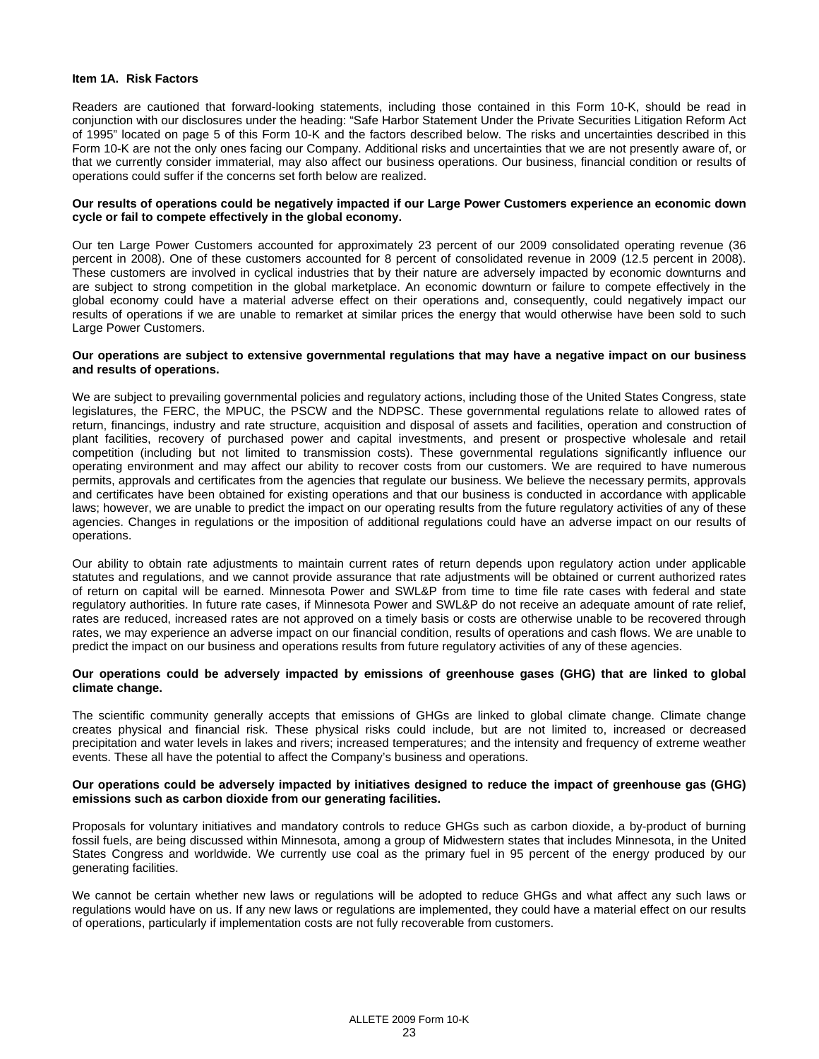## Item 1A. Risk Factors

Readers are cautioned that forward-looking statements, including those contained in this Form 10-K, should be read in conjunction with our disclosures under the heading: "Safe Harbor Statement Under the Private Securities Litigation Reform Act of 1995" located on page 5 of this Form 10-K and the factors described below. The risks and uncertainties described in this Form 10-K are not the only ones facing our Company. Additional risks and uncertainties that we are not presently aware of, or that we currently consider immaterial, may also affect our business operations. Our business, financial condition or results of operations could suffer if the concerns set forth below are realized.

**Our results of operations could be negatively impacted if our Large Power Customers experience an economic down cycle or fail to compete effectively in the global economy.**

Our ten Large Power Customers accounted for approximately 23 percent of our 2009 consolidated operating revenue (36 percent in 2008). One of these customers accounted for 8 percent of consolidated revenue in 2009 (12.5 percent in 2008). These customers are involved in cyclical industries that by their nature are adversely impacted by economic downturns and are subject to strong competition in the global marketplace. An economic downturn or failure to compete effectively in the global economy could have a material adverse effect on their operations and, consequently, could negatively impact our results of operations if we are unable to remarket at similar prices the energy that would otherwise have been sold to such Large Power Customers.

**Our operations are subject to extensive governmental regulations that may have a negative impact on our business and results of operations.**

We are subject to prevailing governmental policies and regulatory actions, including those of the United States Congress, state legislatures, the FERC, the MPUC, the PSCW and the NDPSC. These governmental regulations relate to allowed rates of return, financings, industry and rate structure, acquisition and disposal of assets and facilities, operation and construction of plant facilities, recovery of purchased power and capital investments, and present or prospective wholesale and retail competition (including but not limited to transmission costs). These governmental regulations significantly influence our operating environment and may affect our ability to recover costs from our customers. We are required to have numerous permits, approvals and certificates from the agencies that regulate our business. We believe the necessary permits, approvals and certificates have been obtained for existing operations and that our business is conducted in accordance with applicable laws; however, we are unable to predict the impact on our operating results from the future regulatory activities of any of these agencies. Changes in regulations or the imposition of additional regulations could have an adverse impact on our results of operations.

Our ability to obtain rate adjustments to maintain current rates of return depends upon regulatory action under applicable statutes and regulations, and we cannot provide assurance that rate adjustments will be obtained or current authorized rates of return on capital will be earned. Minnesota Power and SWL&P from time to time file rate cases with federal and state regulatory authorities. In future rate cases, if Minnesota Power and SWL&P do not receive an adequate amount of rate relief, rates are reduced, increased rates are not approved on a timely basis or costs are otherwise unable to be recovered through rates, we may experience an adverse impact on our financial condition, results of operations and cash flows. We are unable to predict the impact on our business and operations results from future regulatory activities of any of these agencies.

**Our operations could be adversely impacted by emissions of greenhouse gases (GHG) that are linked to global climate change.**

The scientific community generally accepts that emissions of GHGs are linked to global climate change. Climate change creates physical and financial risk. These physical risks could include, but are not limited to, increased or decreased precipitation and water levels in lakes and rivers; increased temperatures; and the intensity and frequency of extreme weather events. These all have the potential to affect the Company's business and operations.

**Our operations could be adversely impacted by initiatives designed to reduce the impact of greenhouse gas (GHG) emissions such as carbon dioxide from our generating facilities.**

Proposals for voluntary initiatives and mandatory controls to reduce GHGs such as carbon dioxide, a by-product of burning fossil fuels, are being discussed within Minnesota, among a group of Midwestern states that includes Minnesota, in the United States Congress and worldwide. We currently use coal as the primary fuel in 95 percent of the energy produced by our generating facilities.

We cannot be certain whether new laws or regulations will be adopted to reduce GHGs and what affect any such laws or regulations would have on us. If any new laws or regulations are implemented, they could have a material effect on our results of operations, particularly if implementation costs are not fully recoverable from customers.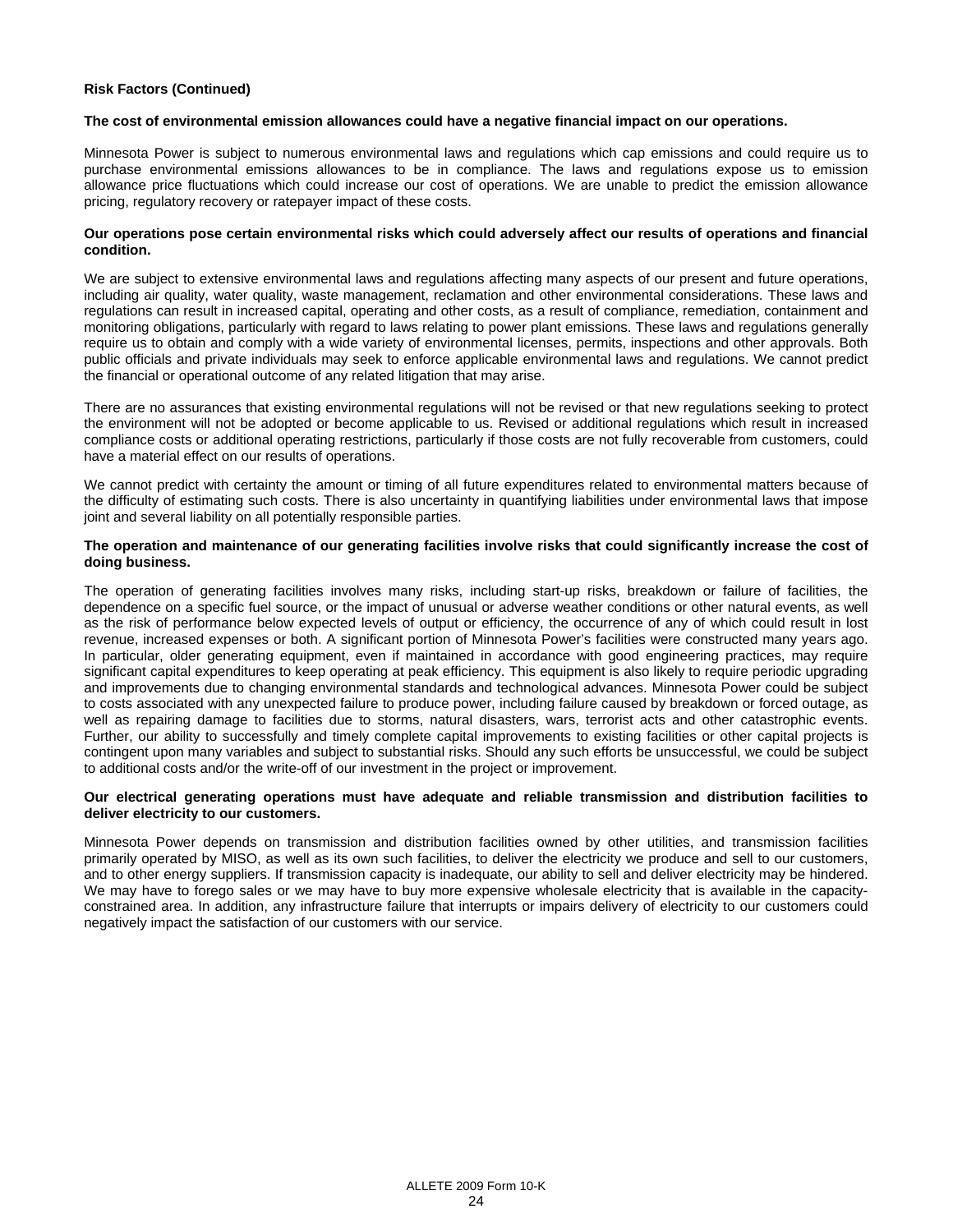**Risk Factors (Continued)**

**The cost of environmental emission allowances could have a negative financial impact on our operations.**

Minnesota Power is subject to numerous environmental laws and regulations which cap emissions and could require us to purchase environmental emissions allowances to be in compliance. The laws and regulations expose us to emission allowance price fluctuations which could increase our cost of operations. We are unable to predict the emission allowance pricing, regulatory recovery or ratepayer impact of these costs.

**Our operations pose certain environmental risks which could adversely affect our results of operations and financial condition.**

We are subject to extensive environmental laws and regulations affecting many aspects of our present and future operations, including air quality, water quality, waste management, reclamation and other environmental considerations. These laws and regulations can result in increased capital, operating and other costs, as a result of compliance, remediation, containment and monitoring obligations, particularly with regard to laws relating to power plant emissions. These laws and regulations generally require us to obtain and comply with a wide variety of environmental licenses, permits, inspections and other approvals. Both public officials and private individuals may seek to enforce applicable environmental laws and regulations. We cannot predict the financial or operational outcome of any related litigation that may arise.

There are no assurances that existing environmental regulations will not be revised or that new regulations seeking to protect the environment will not be adopted or become applicable to us. Revised or additional regulations which result in increased compliance costs or additional operating restrictions, particularly if those costs are not fully recoverable from customers, could have a material effect on our results of operations.

We cannot predict with certainty the amount or timing of all future expenditures related to environmental matters because of the difficulty of estimating such costs. There is also uncertainty in quantifying liabilities under environmental laws that impose joint and several liability on all potentially responsible parties.

**The operation and maintenance of our generating facilities involve risks that could significantly increase the cost of doing business.**

The operation of generating facilities involves many risks, including start-up risks, breakdown or failure of facilities, the dependence on a specific fuel source, or the impact of unusual or adverse weather conditions or other natural events, as well as the risk of performance below expected levels of output or efficiency, the occurrence of any of which could result in lost revenue, increased expenses or both. A significant portion of Minnesota Power's facilities were constructed many years ago. In particular, older generating equipment, even if maintained in accordance with good engineering practices, may require significant capital expenditures to keep operating at peak efficiency. This equipment is also likely to require periodic upgrading and improvements due to changing environmental standards and technological advances. Minnesota Power could be subject to costs associated with any unexpected failure to produce power, including failure caused by breakdown or forced outage, as well as repairing damage to facilities due to storms, natural disasters, wars, terrorist acts and other catastrophic events. Further, our ability to successfully and timely complete capital improvements to existing facilities or other capital projects is contingent upon many variables and subject to substantial risks. Should any such efforts be unsuccessful, we could be subject to additional costs and/or the write-off of our investment in the project or improvement.

**Our electrical generating operations must have adequate and reliable transmission and distribution facilities to deliver electricity to our customers.**

Minnesota Power depends on transmission and distribution facilities owned by other utilities, and transmission facilities primarily operated by MISO, as well as its own such facilities, to deliver the electricity we produce and sell to our customers, and to other energy suppliers. If transmission capacity is inadequate, our ability to sell and deliver electricity may be hindered. We may have to forego sales or we may have to buy more expensive wholesale electricity that is available in the capacity-constrained area. In addition, any infrastructure failure that interrupts or impairs delivery of electricity to our customers could negatively impact the satisfaction of our customers with our service.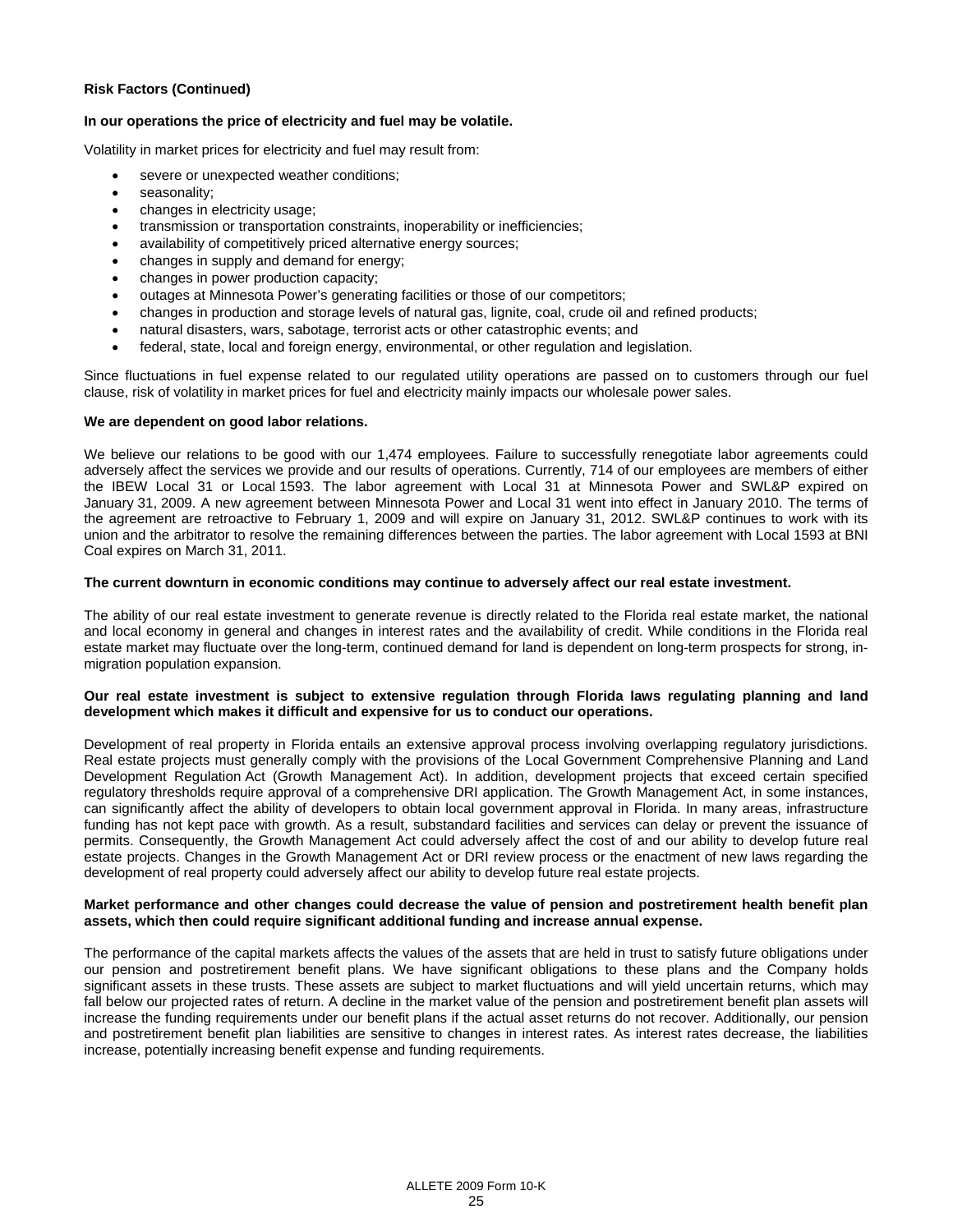**Risk Factors (Continued)**

**In our operations the price of electricity and fuel may be volatile.**

Volatility in market prices for electricity and fuel may result from:

- severe or unexpected weather conditions;
- seasonality;
- changes in electricity usage;
- transmission or transportation constraints, inoperability or inefficiencies;
- availability of competitively priced alternative energy sources;
- changes in supply and demand for energy;
- changes in power production capacity;
- outages at Minnesota Power's generating facilities or those of our competitors;
- changes in production and storage levels of natural gas, lignite, coal, crude oil and refined products;
- natural disasters, wars, sabotage, terrorist acts or other catastrophic events; and
- federal, state, local and foreign energy, environmental, or other regulation and legislation.

Since fluctuations in fuel expense related to our regulated utility operations are passed on to customers through our fuel clause, risk of volatility in market prices for fuel and electricity mainly impacts our wholesale power sales.

**We are dependent on good labor relations.**

We believe our relations to be good with our 1,474 employees. Failure to successfully renegotiate labor agreements could adversely affect the services we provide and our results of operations. Currently, 714 of our employees are members of either the IBEW Local 31 or Local 1593. The labor agreement with Local 31 at Minnesota Power and SWL&P expired on January 31, 2009. A new agreement between Minnesota Power and Local 31 went into effect in January 2010. The terms of the agreement are retroactive to February 1, 2009 and will expire on January 31, 2012. SWL&P continues to work with its union and the arbitrator to resolve the remaining differences between the parties. The labor agreement with Local 1593 at BNI Coal expires on March 31, 2011.

**The current downturn in economic conditions may continue to adversely affect our real estate investment.**

The ability of our real estate investment to generate revenue is directly related to the Florida real estate market, the national and local economy in general and changes in interest rates and the availability of credit. While conditions in the Florida real estate market may fluctuate over the long-term, continued demand for land is dependent on long-term prospects for strong, in-migration population expansion.

**Our real estate investment is subject to extensive regulation through Florida laws regulating planning and land development which makes it difficult and expensive for us to conduct our operations.**

Development of real property in Florida entails an extensive approval process involving overlapping regulatory jurisdictions. Real estate projects must generally comply with the provisions of the Local Government Comprehensive Planning and Land Development Regulation Act (Growth Management Act). In addition, development projects that exceed certain specified regulatory thresholds require approval of a comprehensive DRI application. The Growth Management Act, in some instances, can significantly affect the ability of developers to obtain local government approval in Florida. In many areas, infrastructure funding has not kept pace with growth. As a result, substandard facilities and services can delay or prevent the issuance of permits. Consequently, the Growth Management Act could adversely affect the cost of and our ability to develop future real estate projects. Changes in the Growth Management Act or DRI review process or the enactment of new laws regarding the development of real property could adversely affect our ability to develop future real estate projects.

**Market performance and other changes could decrease the value of pension and postretirement health benefit plan assets, which then could require significant additional funding and increase annual expense.**

The performance of the capital markets affects the values of the assets that are held in trust to satisfy future obligations under our pension and postretirement benefit plans. We have significant obligations to these plans and the Company holds significant assets in these trusts. These assets are subject to market fluctuations and will yield uncertain returns, which may fall below our projected rates of return. A decline in the market value of the pension and postretirement benefit plan assets will increase the funding requirements under our benefit plans if the actual asset returns do not recover. Additionally, our pension and postretirement benefit plan liabilities are sensitive to changes in interest rates. As interest rates decrease, the liabilities increase, potentially increasing benefit expense and funding requirements.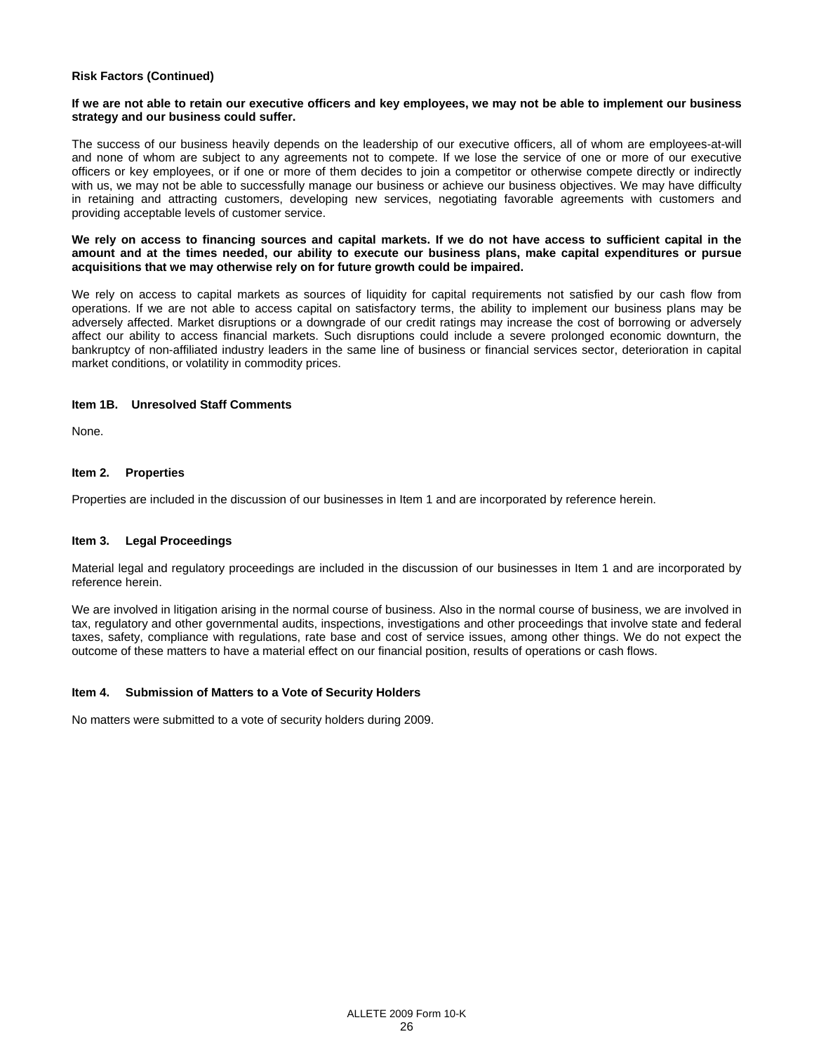**Risk Factors (Continued)**

**If we are not able to retain our executive officers and key employees, we may not be able to implement our business strategy and our business could suffer.**

The success of our business heavily depends on the leadership of our executive officers, all of whom are employees-at-will and none of whom are subject to any agreements not to compete. If we lose the service of one or more of our executive officers or key employees, or if one or more of them decides to join a competitor or otherwise compete directly or indirectly with us, we may not be able to successfully manage our business or achieve our business objectives. We may have difficulty in retaining and attracting customers, developing new services, negotiating favorable agreements with customers and providing acceptable levels of customer service.

**We rely on access to financing sources and capital markets. If we do not have access to sufficient capital in the amount and at the times needed, our ability to execute our business plans, make capital expenditures or pursue acquisitions that we may otherwise rely on for future growth could be impaired.**

We rely on access to capital markets as sources of liquidity for capital requirements not satisfied by our cash flow from operations. If we are not able to access capital on satisfactory terms, the ability to implement our business plans may be adversely affected. Market disruptions or a downgrade of our credit ratings may increase the cost of borrowing or adversely affect our ability to access financial markets. Such disruptions could include a severe prolonged economic downturn, the bankruptcy of non-affiliated industry leaders in the same line of business or financial services sector, deterioration in capital market conditions, or volatility in commodity prices.

## Item 1B. Unresolved Staff Comments

None.

## Item 2. Properties

Properties are included in the discussion of our businesses in Item 1 and are incorporated by reference herein.

## Item 3. Legal Proceedings

Material legal and regulatory proceedings are included in the discussion of our businesses in Item 1 and are incorporated by reference herein.

We are involved in litigation arising in the normal course of business. Also in the normal course of business, we are involved in tax, regulatory and other governmental audits, inspections, investigations and other proceedings that involve state and federal taxes, safety, compliance with regulations, rate base and cost of service issues, among other things. We do not expect the outcome of these matters to have a material effect on our financial position, results of operations or cash flows.

## Item 4. Submission of Matters to a Vote of Security Holders

No matters were submitted to a vote of security holders during 2009.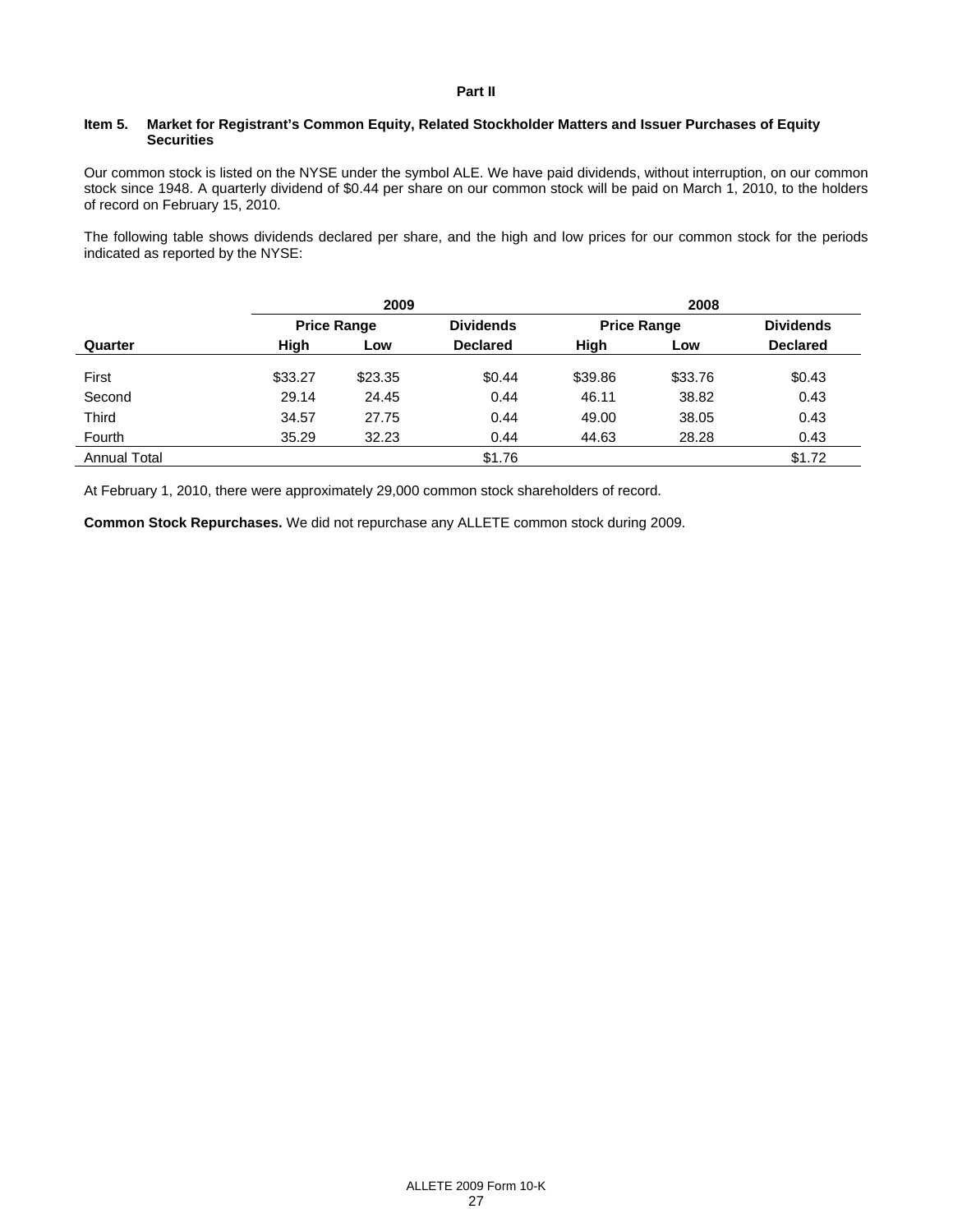## Part II

### Item 5. Market for Registrant's Common Equity, Related Stockholder Matters and Issuer Purchases of Equity Securities

Our common stock is listed on the NYSE under the symbol ALE. We have paid dividends, without interruption, on our common stock since 1948. A quarterly dividend of $0.44 per share on our common stock will be paid on March 1, 2010, to the holders of record on February 15, 2010.

The following table shows dividends declared per share, and the high and low prices for our common stock for the periods indicated as reported by the NYSE:

| | 2009 | | | 2008 | | |
|---|---|---|---|---|---|---|
| | Price Range | | Dividends | Price Range | | Dividends |
| Quarter | High | Low | Declared | High | Low | Declared |
| First | $33.27 | $23.35 | $0.44 | $39.86 | $33.76 | $0.43 |
| Second | 29.14 | 24.45 | 0.44 | 46.11 | 38.82 | 0.43 |
| Third | 34.57 | 27.75 | 0.44 | 49.00 | 38.05 | 0.43 |
| Fourth | 35.29 | 32.23 | 0.44 | 44.63 | 28.28 | 0.43 |
| Annual Total | | | $1.76 | | | $1.72 |

At February 1, 2010, there were approximately 29,000 common stock shareholders of record.

**Common Stock Repurchases.** We did not repurchase any ALLETE common stock during 2009.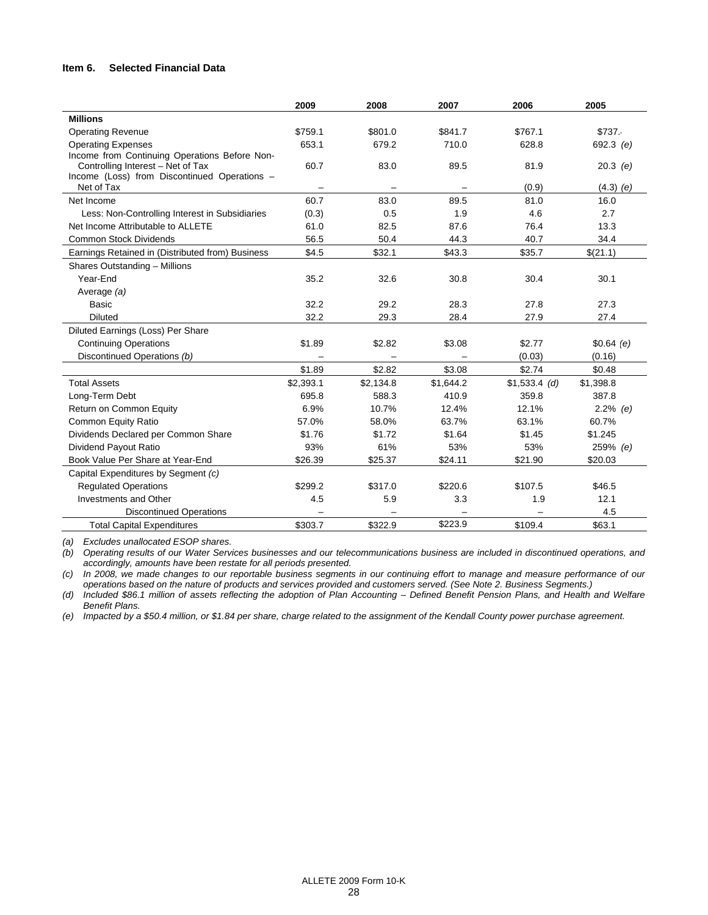## Item 6. Selected Financial Data

| | 2009 | 2008 | 2007 | 2006 | 2005 |
|---|---|---|---|---|---|
| **Millions** | | | | | |
| Operating Revenue | $759.1 | $801.0 | $841.7 | $767.1 | $737.4 |
| Operating Expenses | 653.1 | 679.2 | 710.0 | 628.8 | 692.3 *(e)* |
| Income from Continuing Operations Before Non-Controlling Interest – Net of Tax | 60.7 | 83.0 | 89.5 | 81.9 | 20.3 *(e)* |
| Income (Loss) from Discontinued Operations – Net of Tax | – | – | – | (0.9) | (4.3) *(e)* |
| Net Income | 60.7 | 83.0 | 89.5 | 81.0 | 16.0 |
| Less: Non-Controlling Interest in Subsidiaries | (0.3) | 0.5 | 1.9 | 4.6 | 2.7 |
| Net Income Attributable to ALLETE | 61.0 | 82.5 | 87.6 | 76.4 | 13.3 |
| Common Stock Dividends | 56.5 | 50.4 | 44.3 | 40.7 | 34.4 |
| Earnings Retained in (Distributed from) Business | $4.5 | $32.1 | $43.3 | $35.7 | $(21.1) |
| Shares Outstanding – Millions | | | | | |
| Year-End | 35.2 | 32.6 | 30.8 | 30.4 | 30.1 |
| Average *(a)* | | | | | |
| Basic | 32.2 | 29.2 | 28.3 | 27.8 | 27.3 |
| Diluted | 32.2 | 29.3 | 28.4 | 27.9 | 27.4 |
| Diluted Earnings (Loss) Per Share | | | | | |
| Continuing Operations | $1.89 | $2.82 | $3.08 | $2.77 | $0.64 *(e)* |
| Discontinued Operations *(b)* | – | – | – | (0.03) | (0.16) |
| | $1.89 | $2.82 | $3.08 | $2.74 | $0.48 |
| Total Assets | $2,393.1 | $2,134.8 | $1,644.2 | $1,533.4 *(d)* | $1,398.8 |
| Long-Term Debt | 695.8 | 588.3 | 410.9 | 359.8 | 387.8 |
| Return on Common Equity | 6.9% | 10.7% | 12.4% | 12.1% | 2.2% *(e)* |
| Common Equity Ratio | 57.0% | 58.0% | 63.7% | 63.1% | 60.7% |
| Dividends Declared per Common Share | $1.76 | $1.72 | $1.64 | $1.45 | $1.245 |
| Dividend Payout Ratio | 93% | 61% | 53% | 53% | 259% *(e)* |
| Book Value Per Share at Year-End | $26.39 | $25.37 | $24.11 | $21.90 | $20.03 |
| Capital Expenditures by Segment *(c)* | | | | | |
| Regulated Operations | $299.2 | $317.0 | $220.6 | $107.5 | $46.5 |
| Investments and Other | 4.5 | 5.9 | 3.3 | 1.9 | 12.1 |
| Discontinued Operations | – | – | – | – | 4.5 |
| Total Capital Expenditures | $303.7 | $322.9 | $223.9 | $109.4 | $63.1 |

*(a) Excludes unallocated ESOP shares.*

*(b) Operating results of our Water Services businesses and our telecommunications business are included in discontinued operations, and accordingly, amounts have been restate for all periods presented.*

*(c) In 2008, we made changes to our reportable business segments in our continuing effort to manage and measure performance of our operations based on the nature of products and services provided and customers served. (See Note 2. Business Segments.)*

*(d) Included $86.1 million of assets reflecting the adoption of Plan Accounting – Defined Benefit Pension Plans, and Health and Welfare Benefit Plans.*

*(e) Impacted by a $50.4 million, or $1.84 per share, charge related to the assignment of the Kendall County power purchase agreement.*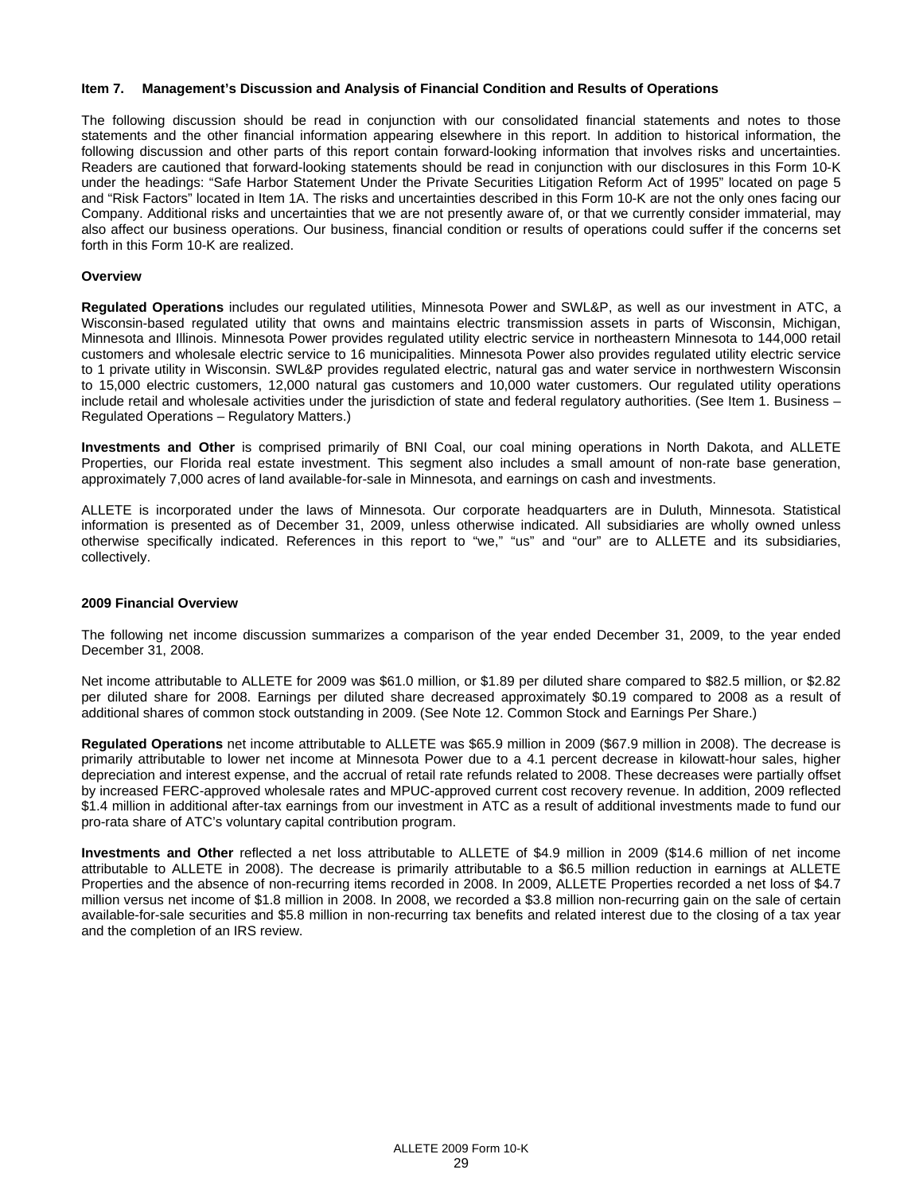## Item 7. Management's Discussion and Analysis of Financial Condition and Results of Operations

The following discussion should be read in conjunction with our consolidated financial statements and notes to those statements and the other financial information appearing elsewhere in this report. In addition to historical information, the following discussion and other parts of this report contain forward-looking information that involves risks and uncertainties. Readers are cautioned that forward-looking statements should be read in conjunction with our disclosures in this Form 10-K under the headings: "Safe Harbor Statement Under the Private Securities Litigation Reform Act of 1995" located on page 5 and "Risk Factors" located in Item 1A. The risks and uncertainties described in this Form 10-K are not the only ones facing our Company. Additional risks and uncertainties that we are not presently aware of, or that we currently consider immaterial, may also affect our business operations. Our business, financial condition or results of operations could suffer if the concerns set forth in this Form 10-K are realized.

### Overview

**Regulated Operations** includes our regulated utilities, Minnesota Power and SWL&P, as well as our investment in ATC, a Wisconsin-based regulated utility that owns and maintains electric transmission assets in parts of Wisconsin, Michigan, Minnesota and Illinois. Minnesota Power provides regulated utility electric service in northeastern Minnesota to 144,000 retail customers and wholesale electric service to 16 municipalities. Minnesota Power also provides regulated utility electric service to 1 private utility in Wisconsin. SWL&P provides regulated electric, natural gas and water service in northwestern Wisconsin to 15,000 electric customers, 12,000 natural gas customers and 10,000 water customers. Our regulated utility operations include retail and wholesale activities under the jurisdiction of state and federal regulatory authorities. (See Item 1. Business – Regulated Operations – Regulatory Matters.)

**Investments and Other** is comprised primarily of BNI Coal, our coal mining operations in North Dakota, and ALLETE Properties, our Florida real estate investment. This segment also includes a small amount of non-rate base generation, approximately 7,000 acres of land available-for-sale in Minnesota, and earnings on cash and investments.

ALLETE is incorporated under the laws of Minnesota. Our corporate headquarters are in Duluth, Minnesota. Statistical information is presented as of December 31, 2009, unless otherwise indicated. All subsidiaries are wholly owned unless otherwise specifically indicated. References in this report to "we," "us" and "our" are to ALLETE and its subsidiaries, collectively.

### 2009 Financial Overview

The following net income discussion summarizes a comparison of the year ended December 31, 2009, to the year ended December 31, 2008.

Net income attributable to ALLETE for 2009 was $61.0 million, or $1.89 per diluted share compared to $82.5 million, or $2.82 per diluted share for 2008. Earnings per diluted share decreased approximately $0.19 compared to 2008 as a result of additional shares of common stock outstanding in 2009. (See Note 12. Common Stock and Earnings Per Share.)

**Regulated Operations** net income attributable to ALLETE was $65.9 million in 2009 ($67.9 million in 2008). The decrease is primarily attributable to lower net income at Minnesota Power due to a 4.1 percent decrease in kilowatt-hour sales, higher depreciation and interest expense, and the accrual of retail rate refunds related to 2008. These decreases were partially offset by increased FERC-approved wholesale rates and MPUC-approved current cost recovery revenue. In addition, 2009 reflected $1.4 million in additional after-tax earnings from our investment in ATC as a result of additional investments made to fund our pro-rata share of ATC's voluntary capital contribution program.

**Investments and Other** reflected a net loss attributable to ALLETE of $4.9 million in 2009 ($14.6 million of net income attributable to ALLETE in 2008). The decrease is primarily attributable to a $6.5 million reduction in earnings at ALLETE Properties and the absence of non-recurring items recorded in 2008. In 2009, ALLETE Properties recorded a net loss of $4.7 million versus net income of $1.8 million in 2008. In 2008, we recorded a $3.8 million non-recurring gain on the sale of certain available-for-sale securities and $5.8 million in non-recurring tax benefits and related interest due to the closing of a tax year and the completion of an IRS review.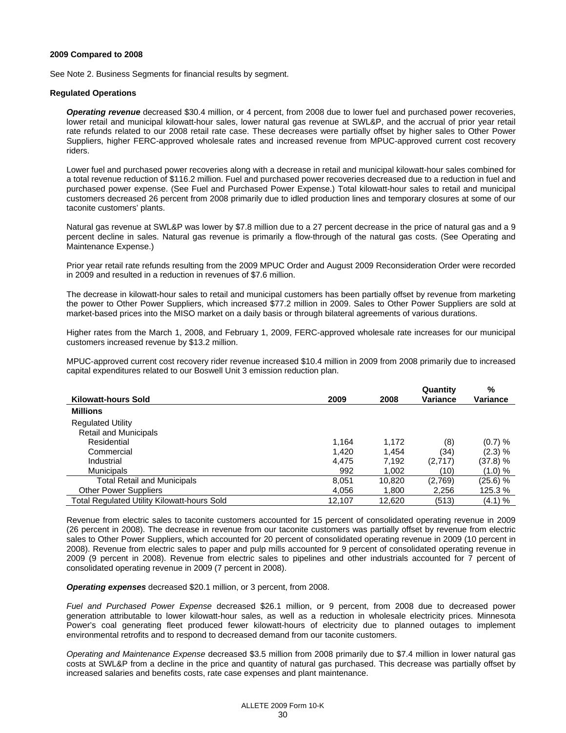**2009 Compared to 2008**

See Note 2. Business Segments for financial results by segment.

**Regulated Operations**

***Operating revenue*** decreased $30.4 million, or 4 percent, from 2008 due to lower fuel and purchased power recoveries, lower retail and municipal kilowatt-hour sales, lower natural gas revenue at SWL&P, and the accrual of prior year retail rate refunds related to our 2008 retail rate case. These decreases were partially offset by higher sales to Other Power Suppliers, higher FERC-approved wholesale rates and increased revenue from MPUC-approved current cost recovery riders.

Lower fuel and purchased power recoveries along with a decrease in retail and municipal kilowatt-hour sales combined for a total revenue reduction of $116.2 million. Fuel and purchased power recoveries decreased due to a reduction in fuel and purchased power expense. (See Fuel and Purchased Power Expense.) Total kilowatt-hour sales to retail and municipal customers decreased 26 percent from 2008 primarily due to idled production lines and temporary closures at some of our taconite customers' plants.

Natural gas revenue at SWL&P was lower by $7.8 million due to a 27 percent decrease in the price of natural gas and a 9 percent decline in sales. Natural gas revenue is primarily a flow-through of the natural gas costs. (See Operating and Maintenance Expense.)

Prior year retail rate refunds resulting from the 2009 MPUC Order and August 2009 Reconsideration Order were recorded in 2009 and resulted in a reduction in revenues of $7.6 million.

The decrease in kilowatt-hour sales to retail and municipal customers has been partially offset by revenue from marketing the power to Other Power Suppliers, which increased $77.2 million in 2009. Sales to Other Power Suppliers are sold at market-based prices into the MISO market on a daily basis or through bilateral agreements of various durations.

Higher rates from the March 1, 2008, and February 1, 2009, FERC-approved wholesale rate increases for our municipal customers increased revenue by $13.2 million.

MPUC-approved current cost recovery rider revenue increased $10.4 million in 2009 from 2008 primarily due to increased capital expenditures related to our Boswell Unit 3 emission reduction plan.

| Kilowatt-hours Sold | 2009 | 2008 | Quantity Variance | % Variance |
|---|---|---|---|---|
| **Millions** | | | | |
| Regulated Utility | | | | |
| Retail and Municipals | | | | |
| Residential | 1,164 | 1,172 | (8) | (0.7) % |
| Commercial | 1,420 | 1,454 | (34) | (2.3) % |
| Industrial | 4,475 | 7,192 | (2,717) | (37.8) % |
| Municipals | 992 | 1,002 | (10) | (1.0) % |
| Total Retail and Municipals | 8,051 | 10,820 | (2,769) | (25.6) % |
| Other Power Suppliers | 4,056 | 1,800 | 2,256 | 125.3 % |
| Total Regulated Utility Kilowatt-hours Sold | 12,107 | 12,620 | (513) | (4.1) % |

Revenue from electric sales to taconite customers accounted for 15 percent of consolidated operating revenue in 2009 (26 percent in 2008). The decrease in revenue from our taconite customers was partially offset by revenue from electric sales to Other Power Suppliers, which accounted for 20 percent of consolidated operating revenue in 2009 (10 percent in 2008). Revenue from electric sales to paper and pulp mills accounted for 9 percent of consolidated operating revenue in 2009 (9 percent in 2008). Revenue from electric sales to pipelines and other industrials accounted for 7 percent of consolidated operating revenue in 2009 (7 percent in 2008).

***Operating expenses*** decreased $20.1 million, or 3 percent, from 2008.

*Fuel and Purchased Power Expense* decreased $26.1 million, or 9 percent, from 2008 due to decreased power generation attributable to lower kilowatt-hour sales, as well as a reduction in wholesale electricity prices. Minnesota Power's coal generating fleet produced fewer kilowatt-hours of electricity due to planned outages to implement environmental retrofits and to respond to decreased demand from our taconite customers.

*Operating and Maintenance Expense* decreased $3.5 million from 2008 primarily due to $7.4 million in lower natural gas costs at SWL&P from a decline in the price and quantity of natural gas purchased. This decrease was partially offset by increased salaries and benefits costs, rate case expenses and plant maintenance.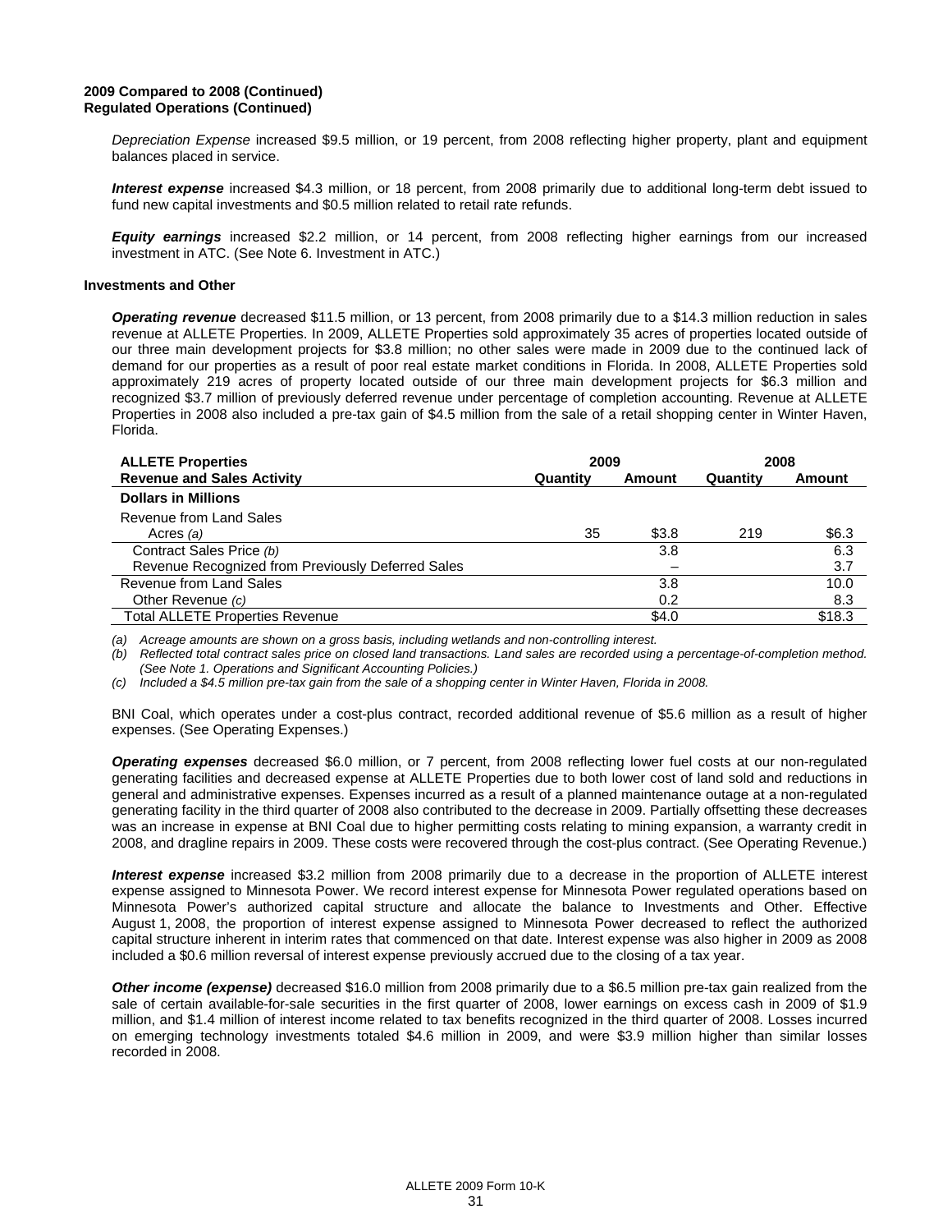**2009 Compared to 2008 (Continued)**
**Regulated Operations (Continued)**

*Depreciation Expense* increased $9.5 million, or 19 percent, from 2008 reflecting higher property, plant and equipment balances placed in service.

***Interest expense*** increased $4.3 million, or 18 percent, from 2008 primarily due to additional long-term debt issued to fund new capital investments and $0.5 million related to retail rate refunds.

***Equity earnings*** increased $2.2 million, or 14 percent, from 2008 reflecting higher earnings from our increased investment in ATC. (See Note 6. Investment in ATC.)

**Investments and Other**

***Operating revenue*** decreased $11.5 million, or 13 percent, from 2008 primarily due to a $14.3 million reduction in sales revenue at ALLETE Properties. In 2009, ALLETE Properties sold approximately 35 acres of properties located outside of our three main development projects for $3.8 million; no other sales were made in 2009 due to the continued lack of demand for our properties as a result of poor real estate market conditions in Florida. In 2008, ALLETE Properties sold approximately 219 acres of property located outside of our three main development projects for $6.3 million and recognized $3.7 million of previously deferred revenue under percentage of completion accounting. Revenue at ALLETE Properties in 2008 also included a pre-tax gain of $4.5 million from the sale of a retail shopping center in Winter Haven, Florida.

| ALLETE Properties | 2009 | | 2008 | |
|---|---|---|---|---|
| Revenue and Sales Activity | Quantity | Amount | Quantity | Amount |
| **Dollars in Millions** | | | | |
| Revenue from Land Sales | | | | |
| Acres *(a)* | 35 | $3.8 | 219 | $6.3 |
| Contract Sales Price *(b)* | | 3.8 | | 6.3 |
| Revenue Recognized from Previously Deferred Sales | | – | | 3.7 |
| Revenue from Land Sales | | 3.8 | | 10.0 |
| Other Revenue *(c)* | | 0.2 | | 8.3 |
| Total ALLETE Properties Revenue | | $4.0 | | $18.3 |

*(a) Acreage amounts are shown on a gross basis, including wetlands and non-controlling interest.*
*(b) Reflected total contract sales price on closed land transactions. Land sales are recorded using a percentage-of-completion method. (See Note 1. Operations and Significant Accounting Policies.)*
*(c) Included a $4.5 million pre-tax gain from the sale of a shopping center in Winter Haven, Florida in 2008.*

BNI Coal, which operates under a cost-plus contract, recorded additional revenue of $5.6 million as a result of higher expenses. (See Operating Expenses.)

***Operating expenses*** decreased $6.0 million, or 7 percent, from 2008 reflecting lower fuel costs at our non-regulated generating facilities and decreased expense at ALLETE Properties due to both lower cost of land sold and reductions in general and administrative expenses. Expenses incurred as a result of a planned maintenance outage at a non-regulated generating facility in the third quarter of 2008 also contributed to the decrease in 2009. Partially offsetting these decreases was an increase in expense at BNI Coal due to higher permitting costs relating to mining expansion, a warranty credit in 2008, and dragline repairs in 2009. These costs were recovered through the cost-plus contract. (See Operating Revenue.)

***Interest expense*** increased $3.2 million from 2008 primarily due to a decrease in the proportion of ALLETE interest expense assigned to Minnesota Power. We record interest expense for Minnesota Power regulated operations based on Minnesota Power's authorized capital structure and allocate the balance to Investments and Other. Effective August 1, 2008, the proportion of interest expense assigned to Minnesota Power decreased to reflect the authorized capital structure inherent in interim rates that commenced on that date. Interest expense was also higher in 2009 as 2008 included a $0.6 million reversal of interest expense previously accrued due to the closing of a tax year.

***Other income (expense)*** decreased $16.0 million from 2008 primarily due to a $6.5 million pre-tax gain realized from the sale of certain available-for-sale securities in the first quarter of 2008, lower earnings on excess cash in 2009 of $1.9 million, and $1.4 million of interest income related to tax benefits recognized in the third quarter of 2008. Losses incurred on emerging technology investments totaled $4.6 million in 2009, and were $3.9 million higher than similar losses recorded in 2008.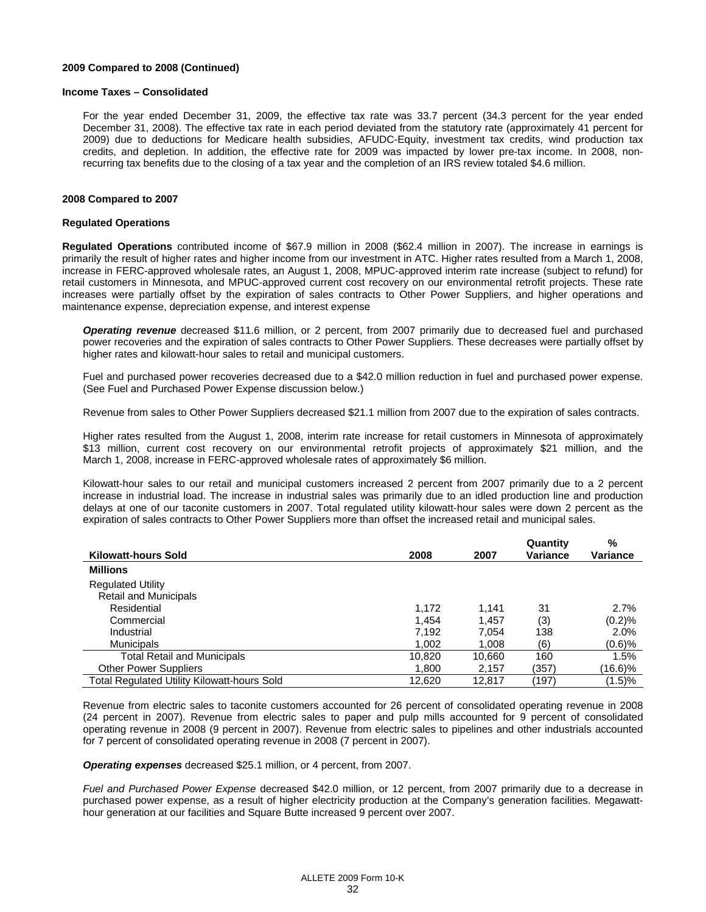**2009 Compared to 2008 (Continued)**

**Income Taxes – Consolidated**

For the year ended December 31, 2009, the effective tax rate was 33.7 percent (34.3 percent for the year ended December 31, 2008). The effective tax rate in each period deviated from the statutory rate (approximately 41 percent for 2009) due to deductions for Medicare health subsidies, AFUDC-Equity, investment tax credits, wind production tax credits, and depletion. In addition, the effective rate for 2009 was impacted by lower pre-tax income. In 2008, non-recurring tax benefits due to the closing of a tax year and the completion of an IRS review totaled $4.6 million.

**2008 Compared to 2007**

**Regulated Operations**

**Regulated Operations** contributed income of $67.9 million in 2008 ($62.4 million in 2007). The increase in earnings is primarily the result of higher rates and higher income from our investment in ATC. Higher rates resulted from a March 1, 2008, increase in FERC-approved wholesale rates, an August 1, 2008, MPUC-approved interim rate increase (subject to refund) for retail customers in Minnesota, and MPUC-approved current cost recovery on our environmental retrofit projects. These rate increases were partially offset by the expiration of sales contracts to Other Power Suppliers, and higher operations and maintenance expense, depreciation expense, and interest expense

***Operating revenue*** decreased $11.6 million, or 2 percent, from 2007 primarily due to decreased fuel and purchased power recoveries and the expiration of sales contracts to Other Power Suppliers. These decreases were partially offset by higher rates and kilowatt-hour sales to retail and municipal customers.

Fuel and purchased power recoveries decreased due to a $42.0 million reduction in fuel and purchased power expense. (See Fuel and Purchased Power Expense discussion below.)

Revenue from sales to Other Power Suppliers decreased $21.1 million from 2007 due to the expiration of sales contracts.

Higher rates resulted from the August 1, 2008, interim rate increase for retail customers in Minnesota of approximately $13 million, current cost recovery on our environmental retrofit projects of approximately $21 million, and the March 1, 2008, increase in FERC-approved wholesale rates of approximately $6 million.

Kilowatt-hour sales to our retail and municipal customers increased 2 percent from 2007 primarily due to a 2 percent increase in industrial load. The increase in industrial sales was primarily due to an idled production line and production delays at one of our taconite customers in 2007. Total regulated utility kilowatt-hour sales were down 2 percent as the expiration of sales contracts to Other Power Suppliers more than offset the increased retail and municipal sales.

| Kilowatt-hours Sold | 2008 | 2007 | Quantity Variance | % Variance |
|---|---|---|---|---|
| **Millions** | | | | |
| Regulated Utility | | | | |
| Retail and Municipals | | | | |
| Residential | 1,172 | 1,141 | 31 | 2.7% |
| Commercial | 1,454 | 1,457 | (3) | (0.2)% |
| Industrial | 7,192 | 7,054 | 138 | 2.0% |
| Municipals | 1,002 | 1,008 | (6) | (0.6)% |
| Total Retail and Municipals | 10,820 | 10,660 | 160 | 1.5% |
| Other Power Suppliers | 1,800 | 2,157 | (357) | (16.6)% |
| Total Regulated Utility Kilowatt-hours Sold | 12,620 | 12,817 | (197) | (1.5)% |

Revenue from electric sales to taconite customers accounted for 26 percent of consolidated operating revenue in 2008 (24 percent in 2007). Revenue from electric sales to paper and pulp mills accounted for 9 percent of consolidated operating revenue in 2008 (9 percent in 2007). Revenue from electric sales to pipelines and other industrials accounted for 7 percent of consolidated operating revenue in 2008 (7 percent in 2007).

***Operating expenses*** decreased $25.1 million, or 4 percent, from 2007.

*Fuel and Purchased Power Expense* decreased $42.0 million, or 12 percent, from 2007 primarily due to a decrease in purchased power expense, as a result of higher electricity production at the Company's generation facilities. Megawatt-hour generation at our facilities and Square Butte increased 9 percent over 2007.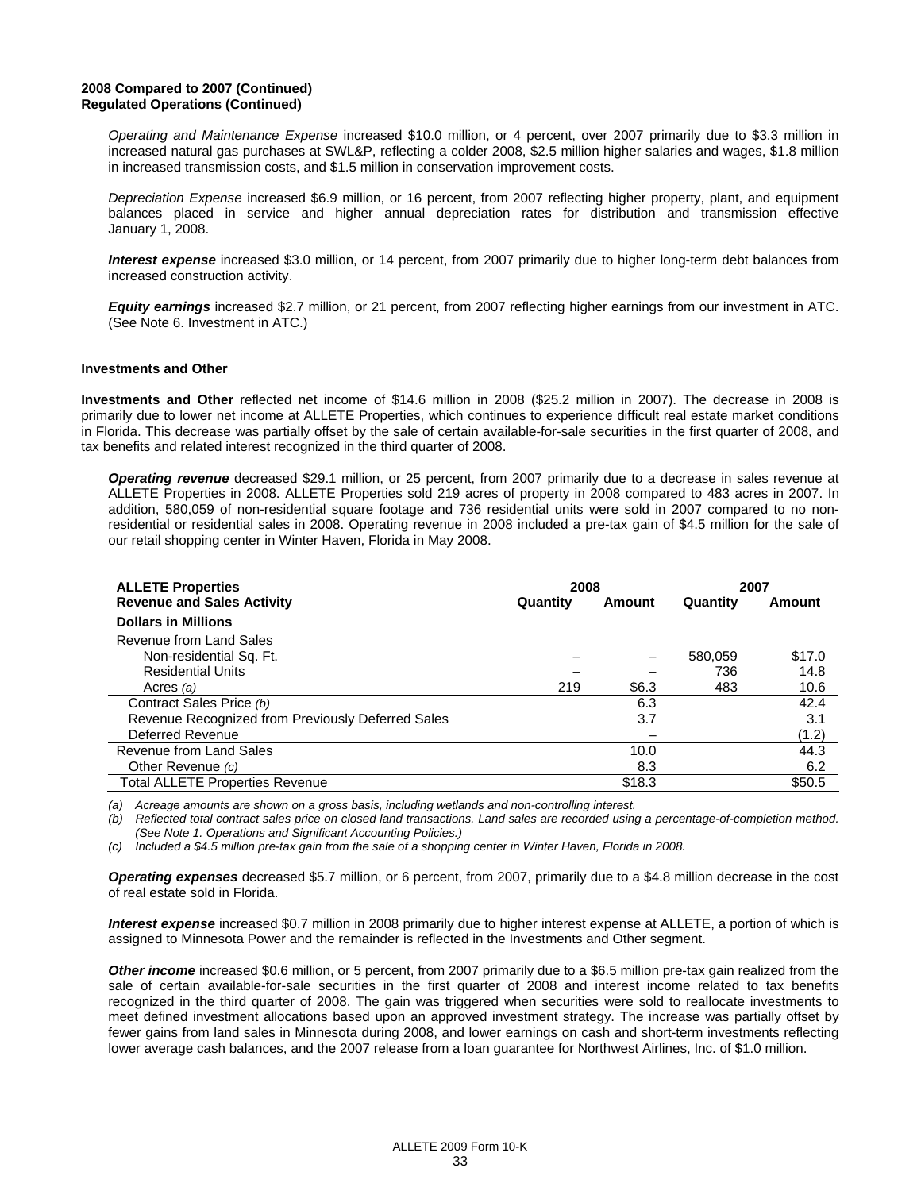**2008 Compared to 2007 (Continued)**
**Regulated Operations (Continued)**

*Operating and Maintenance Expense* increased $10.0 million, or 4 percent, over 2007 primarily due to $3.3 million in increased natural gas purchases at SWL&P, reflecting a colder 2008, $2.5 million higher salaries and wages, $1.8 million in increased transmission costs, and $1.5 million in conservation improvement costs.

*Depreciation Expense* increased $6.9 million, or 16 percent, from 2007 reflecting higher property, plant, and equipment balances placed in service and higher annual depreciation rates for distribution and transmission effective January 1, 2008.

***Interest expense*** increased $3.0 million, or 14 percent, from 2007 primarily due to higher long-term debt balances from increased construction activity.

***Equity earnings*** increased $2.7 million, or 21 percent, from 2007 reflecting higher earnings from our investment in ATC. (See Note 6. Investment in ATC.)

**Investments and Other**

**Investments and Other** reflected net income of $14.6 million in 2008 ($25.2 million in 2007). The decrease in 2008 is primarily due to lower net income at ALLETE Properties, which continues to experience difficult real estate market conditions in Florida. This decrease was partially offset by the sale of certain available-for-sale securities in the first quarter of 2008, and tax benefits and related interest recognized in the third quarter of 2008.

***Operating revenue*** decreased $29.1 million, or 25 percent, from 2007 primarily due to a decrease in sales revenue at ALLETE Properties in 2008. ALLETE Properties sold 219 acres of property in 2008 compared to 483 acres in 2007. In addition, 580,059 of non-residential square footage and 736 residential units were sold in 2007 compared to no non-residential or residential sales in 2008. Operating revenue in 2008 included a pre-tax gain of $4.5 million for the sale of our retail shopping center in Winter Haven, Florida in May 2008.

| ALLETE Properties | 2008 | | 2007 | |
|---|---|---|---|---|
| **Revenue and Sales Activity** | **Quantity** | **Amount** | **Quantity** | **Amount** |
| **Dollars in Millions** | | | | |
| Revenue from Land Sales | | | | |
| Non-residential Sq. Ft. | – | – | 580,059 | $17.0 |
| Residential Units | – | – | 736 | 14.8 |
| Acres *(a)* | 219 | $6.3 | 483 | 10.6 |
| Contract Sales Price *(b)* | | 6.3 | | 42.4 |
| Revenue Recognized from Previously Deferred Sales | | 3.7 | | 3.1 |
| Deferred Revenue | | – | | (1.2) |
| Revenue from Land Sales | | 10.0 | | 44.3 |
| Other Revenue *(c)* | | 8.3 | | 6.2 |
| Total ALLETE Properties Revenue | | $18.3 | | $50.5 |

*(a) Acreage amounts are shown on a gross basis, including wetlands and non-controlling interest.*
*(b) Reflected total contract sales price on closed land transactions. Land sales are recorded using a percentage-of-completion method. (See Note 1. Operations and Significant Accounting Policies.)*
*(c) Included a $4.5 million pre-tax gain from the sale of a shopping center in Winter Haven, Florida in 2008.*

***Operating expenses*** decreased $5.7 million, or 6 percent, from 2007, primarily due to a $4.8 million decrease in the cost of real estate sold in Florida.

***Interest expense*** increased $0.7 million in 2008 primarily due to higher interest expense at ALLETE, a portion of which is assigned to Minnesota Power and the remainder is reflected in the Investments and Other segment.

***Other income*** increased $0.6 million, or 5 percent, from 2007 primarily due to a $6.5 million pre-tax gain realized from the sale of certain available-for-sale securities in the first quarter of 2008 and interest income related to tax benefits recognized in the third quarter of 2008. The gain was triggered when securities were sold to reallocate investments to meet defined investment allocations based upon an approved investment strategy. The increase was partially offset by fewer gains from land sales in Minnesota during 2008, and lower earnings on cash and short-term investments reflecting lower average cash balances, and the 2007 release from a loan guarantee for Northwest Airlines, Inc. of $1.0 million.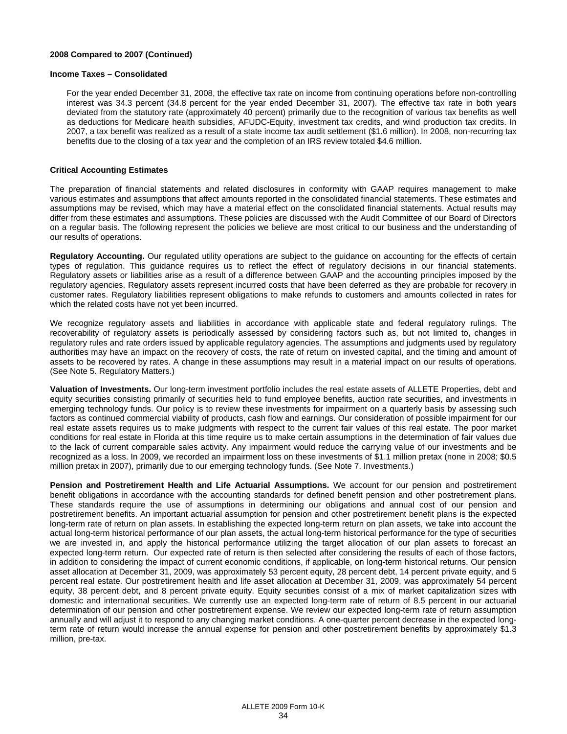**2008 Compared to 2007 (Continued)**

**Income Taxes – Consolidated**

For the year ended December 31, 2008, the effective tax rate on income from continuing operations before non-controlling interest was 34.3 percent (34.8 percent for the year ended December 31, 2007). The effective tax rate in both years deviated from the statutory rate (approximately 40 percent) primarily due to the recognition of various tax benefits as well as deductions for Medicare health subsidies, AFUDC-Equity, investment tax credits, and wind production tax credits. In 2007, a tax benefit was realized as a result of a state income tax audit settlement ($1.6 million). In 2008, non-recurring tax benefits due to the closing of a tax year and the completion of an IRS review totaled $4.6 million.

**Critical Accounting Estimates**

The preparation of financial statements and related disclosures in conformity with GAAP requires management to make various estimates and assumptions that affect amounts reported in the consolidated financial statements. These estimates and assumptions may be revised, which may have a material effect on the consolidated financial statements. Actual results may differ from these estimates and assumptions. These policies are discussed with the Audit Committee of our Board of Directors on a regular basis. The following represent the policies we believe are most critical to our business and the understanding of our results of operations.

**Regulatory Accounting.** Our regulated utility operations are subject to the guidance on accounting for the effects of certain types of regulation. This guidance requires us to reflect the effect of regulatory decisions in our financial statements. Regulatory assets or liabilities arise as a result of a difference between GAAP and the accounting principles imposed by the regulatory agencies. Regulatory assets represent incurred costs that have been deferred as they are probable for recovery in customer rates. Regulatory liabilities represent obligations to make refunds to customers and amounts collected in rates for which the related costs have not yet been incurred.

We recognize regulatory assets and liabilities in accordance with applicable state and federal regulatory rulings. The recoverability of regulatory assets is periodically assessed by considering factors such as, but not limited to, changes in regulatory rules and rate orders issued by applicable regulatory agencies. The assumptions and judgments used by regulatory authorities may have an impact on the recovery of costs, the rate of return on invested capital, and the timing and amount of assets to be recovered by rates. A change in these assumptions may result in a material impact on our results of operations. (See Note 5. Regulatory Matters.)

**Valuation of Investments.** Our long-term investment portfolio includes the real estate assets of ALLETE Properties, debt and equity securities consisting primarily of securities held to fund employee benefits, auction rate securities, and investments in emerging technology funds. Our policy is to review these investments for impairment on a quarterly basis by assessing such factors as continued commercial viability of products, cash flow and earnings. Our consideration of possible impairment for our real estate assets requires us to make judgments with respect to the current fair values of this real estate. The poor market conditions for real estate in Florida at this time require us to make certain assumptions in the determination of fair values due to the lack of current comparable sales activity. Any impairment would reduce the carrying value of our investments and be recognized as a loss. In 2009, we recorded an impairment loss on these investments of $1.1 million pretax (none in 2008; $0.5 million pretax in 2007), primarily due to our emerging technology funds. (See Note 7. Investments.)

**Pension and Postretirement Health and Life Actuarial Assumptions.** We account for our pension and postretirement benefit obligations in accordance with the accounting standards for defined benefit pension and other postretirement plans. These standards require the use of assumptions in determining our obligations and annual cost of our pension and postretirement benefits. An important actuarial assumption for pension and other postretirement benefit plans is the expected long-term rate of return on plan assets. In establishing the expected long-term return on plan assets, we take into account the actual long-term historical performance of our plan assets, the actual long-term historical performance for the type of securities we are invested in, and apply the historical performance utilizing the target allocation of our plan assets to forecast an expected long-term return. Our expected rate of return is then selected after considering the results of each of those factors, in addition to considering the impact of current economic conditions, if applicable, on long-term historical returns. Our pension asset allocation at December 31, 2009, was approximately 53 percent equity, 28 percent debt, 14 percent private equity, and 5 percent real estate. Our postretirement health and life asset allocation at December 31, 2009, was approximately 54 percent equity, 38 percent debt, and 8 percent private equity. Equity securities consist of a mix of market capitalization sizes with domestic and international securities. We currently use an expected long-term rate of return of 8.5 percent in our actuarial determination of our pension and other postretirement expense. We review our expected long-term rate of return assumption annually and will adjust it to respond to any changing market conditions. A one-quarter percent decrease in the expected long-term rate of return would increase the annual expense for pension and other postretirement benefits by approximately $1.3 million, pre-tax.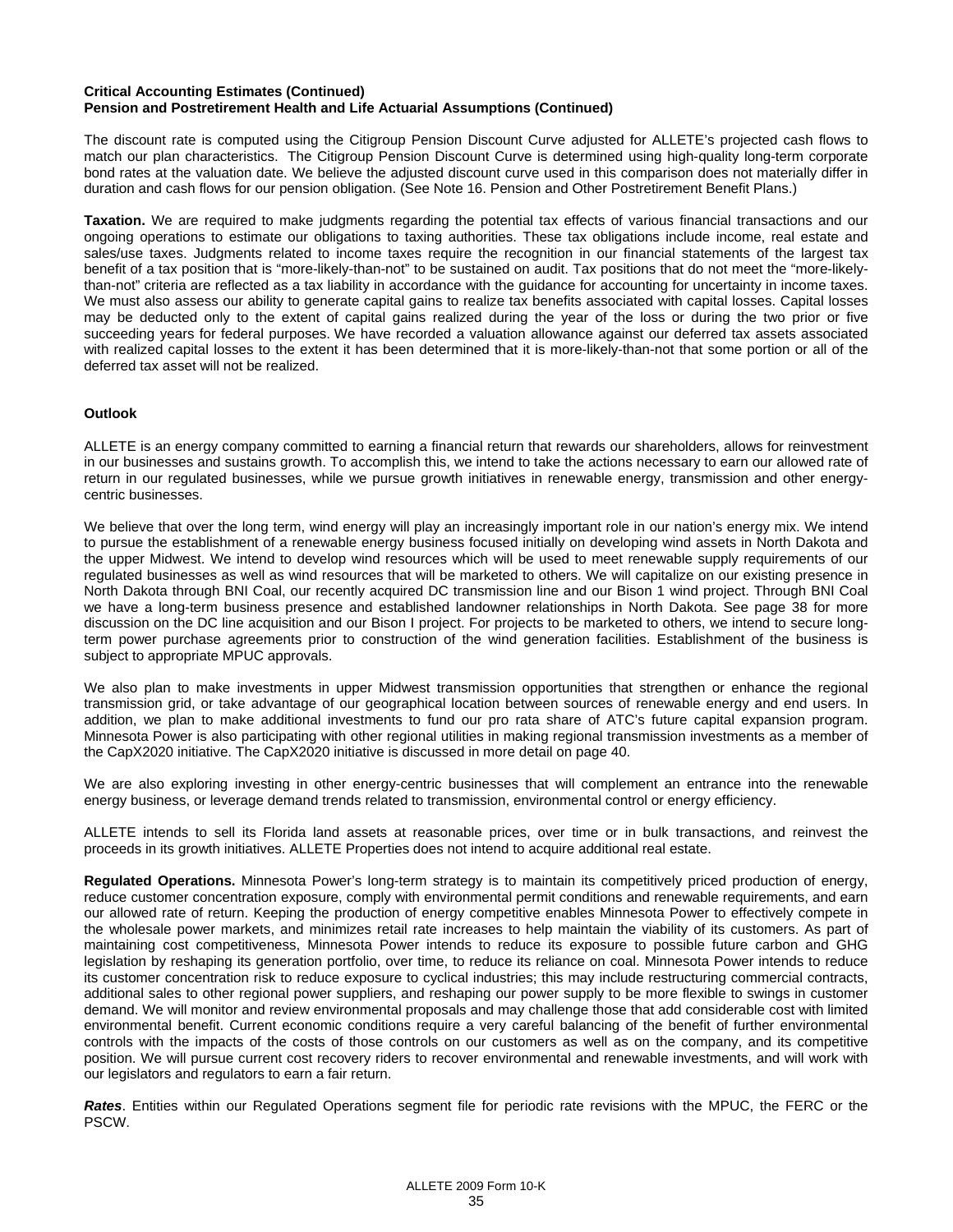**Critical Accounting Estimates (Continued)**
**Pension and Postretirement Health and Life Actuarial Assumptions (Continued)**

The discount rate is computed using the Citigroup Pension Discount Curve adjusted for ALLETE's projected cash flows to match our plan characteristics. The Citigroup Pension Discount Curve is determined using high-quality long-term corporate bond rates at the valuation date. We believe the adjusted discount curve used in this comparison does not materially differ in duration and cash flows for our pension obligation. (See Note 16. Pension and Other Postretirement Benefit Plans.)

**Taxation.** We are required to make judgments regarding the potential tax effects of various financial transactions and our ongoing operations to estimate our obligations to taxing authorities. These tax obligations include income, real estate and sales/use taxes. Judgments related to income taxes require the recognition in our financial statements of the largest tax benefit of a tax position that is "more-likely-than-not" to be sustained on audit. Tax positions that do not meet the "more-likely-than-not" criteria are reflected as a tax liability in accordance with the guidance for accounting for uncertainty in income taxes. We must also assess our ability to generate capital gains to realize tax benefits associated with capital losses. Capital losses may be deducted only to the extent of capital gains realized during the year of the loss or during the two prior or five succeeding years for federal purposes. We have recorded a valuation allowance against our deferred tax assets associated with realized capital losses to the extent it has been determined that it is more-likely-than-not that some portion or all of the deferred tax asset will not be realized.

**Outlook**

ALLETE is an energy company committed to earning a financial return that rewards our shareholders, allows for reinvestment in our businesses and sustains growth. To accomplish this, we intend to take the actions necessary to earn our allowed rate of return in our regulated businesses, while we pursue growth initiatives in renewable energy, transmission and other energy-centric businesses.

We believe that over the long term, wind energy will play an increasingly important role in our nation's energy mix. We intend to pursue the establishment of a renewable energy business focused initially on developing wind assets in North Dakota and the upper Midwest. We intend to develop wind resources which will be used to meet renewable supply requirements of our regulated businesses as well as wind resources that will be marketed to others. We will capitalize on our existing presence in North Dakota through BNI Coal, our recently acquired DC transmission line and our Bison 1 wind project. Through BNI Coal we have a long-term business presence and established landowner relationships in North Dakota. See page 38 for more discussion on the DC line acquisition and our Bison I project. For projects to be marketed to others, we intend to secure long-term power purchase agreements prior to construction of the wind generation facilities. Establishment of the business is subject to appropriate MPUC approvals.

We also plan to make investments in upper Midwest transmission opportunities that strengthen or enhance the regional transmission grid, or take advantage of our geographical location between sources of renewable energy and end users. In addition, we plan to make additional investments to fund our pro rata share of ATC's future capital expansion program. Minnesota Power is also participating with other regional utilities in making regional transmission investments as a member of the CapX2020 initiative. The CapX2020 initiative is discussed in more detail on page 40.

We are also exploring investing in other energy-centric businesses that will complement an entrance into the renewable energy business, or leverage demand trends related to transmission, environmental control or energy efficiency.

ALLETE intends to sell its Florida land assets at reasonable prices, over time or in bulk transactions, and reinvest the proceeds in its growth initiatives. ALLETE Properties does not intend to acquire additional real estate.

**Regulated Operations.** Minnesota Power's long-term strategy is to maintain its competitively priced production of energy, reduce customer concentration exposure, comply with environmental permit conditions and renewable requirements, and earn our allowed rate of return. Keeping the production of energy competitive enables Minnesota Power to effectively compete in the wholesale power markets, and minimizes retail rate increases to help maintain the viability of its customers. As part of maintaining cost competitiveness, Minnesota Power intends to reduce its exposure to possible future carbon and GHG legislation by reshaping its generation portfolio, over time, to reduce its reliance on coal. Minnesota Power intends to reduce its customer concentration risk to reduce exposure to cyclical industries; this may include restructuring commercial contracts, additional sales to other regional power suppliers, and reshaping our power supply to be more flexible to swings in customer demand. We will monitor and review environmental proposals and may challenge those that add considerable cost with limited environmental benefit. Current economic conditions require a very careful balancing of the benefit of further environmental controls with the impacts of the costs of those controls on our customers as well as on the company, and its competitive position. We will pursue current cost recovery riders to recover environmental and renewable investments, and will work with our legislators and regulators to earn a fair return.

***Rates***. Entities within our Regulated Operations segment file for periodic rate revisions with the MPUC, the FERC or the PSCW.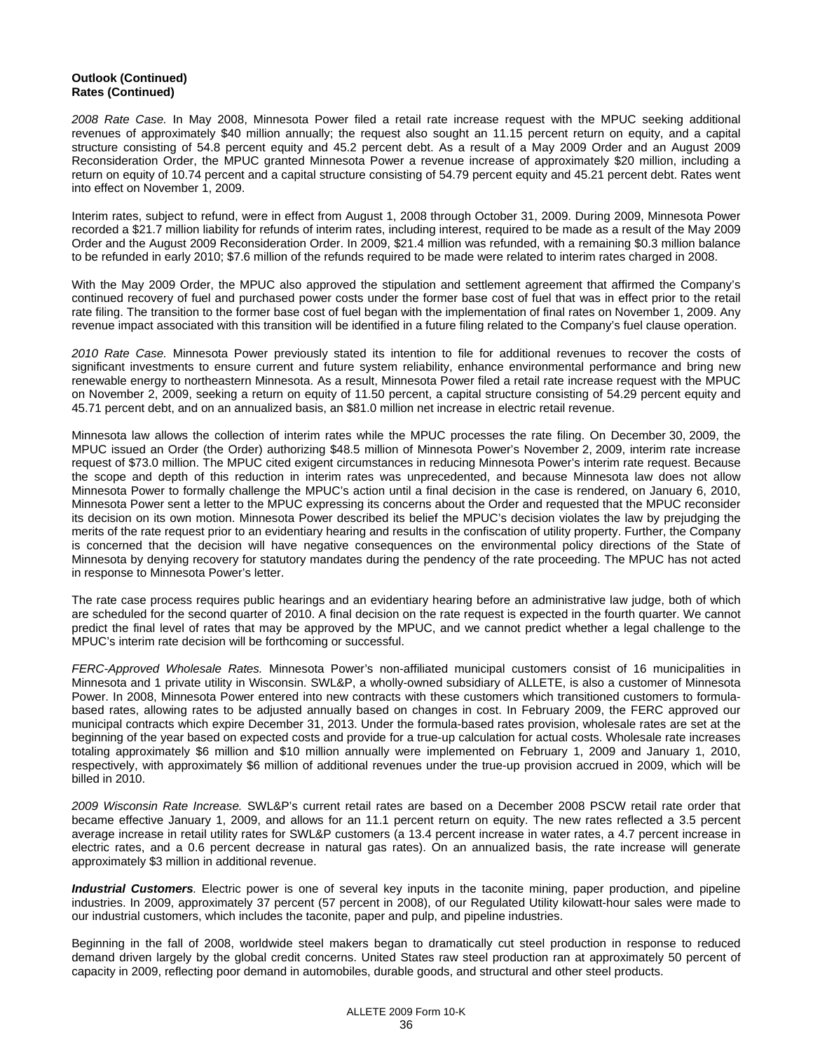**Outlook (Continued)**
**Rates (Continued)**

*2008 Rate Case.* In May 2008, Minnesota Power filed a retail rate increase request with the MPUC seeking additional revenues of approximately $40 million annually; the request also sought an 11.15 percent return on equity, and a capital structure consisting of 54.8 percent equity and 45.2 percent debt. As a result of a May 2009 Order and an August 2009 Reconsideration Order, the MPUC granted Minnesota Power a revenue increase of approximately $20 million, including a return on equity of 10.74 percent and a capital structure consisting of 54.79 percent equity and 45.21 percent debt. Rates went into effect on November 1, 2009.

Interim rates, subject to refund, were in effect from August 1, 2008 through October 31, 2009. During 2009, Minnesota Power recorded a $21.7 million liability for refunds of interim rates, including interest, required to be made as a result of the May 2009 Order and the August 2009 Reconsideration Order. In 2009, $21.4 million was refunded, with a remaining $0.3 million balance to be refunded in early 2010; $7.6 million of the refunds required to be made were related to interim rates charged in 2008.

With the May 2009 Order, the MPUC also approved the stipulation and settlement agreement that affirmed the Company's continued recovery of fuel and purchased power costs under the former base cost of fuel that was in effect prior to the retail rate filing. The transition to the former base cost of fuel began with the implementation of final rates on November 1, 2009. Any revenue impact associated with this transition will be identified in a future filing related to the Company's fuel clause operation.

*2010 Rate Case.* Minnesota Power previously stated its intention to file for additional revenues to recover the costs of significant investments to ensure current and future system reliability, enhance environmental performance and bring new renewable energy to northeastern Minnesota. As a result, Minnesota Power filed a retail rate increase request with the MPUC on November 2, 2009, seeking a return on equity of 11.50 percent, a capital structure consisting of 54.29 percent equity and 45.71 percent debt, and on an annualized basis, an $81.0 million net increase in electric retail revenue.

Minnesota law allows the collection of interim rates while the MPUC processes the rate filing. On December 30, 2009, the MPUC issued an Order (the Order) authorizing $48.5 million of Minnesota Power's November 2, 2009, interim rate increase request of $73.0 million. The MPUC cited exigent circumstances in reducing Minnesota Power's interim rate request. Because the scope and depth of this reduction in interim rates was unprecedented, and because Minnesota law does not allow Minnesota Power to formally challenge the MPUC's action until a final decision in the case is rendered, on January 6, 2010, Minnesota Power sent a letter to the MPUC expressing its concerns about the Order and requested that the MPUC reconsider its decision on its own motion. Minnesota Power described its belief the MPUC's decision violates the law by prejudging the merits of the rate request prior to an evidentiary hearing and results in the confiscation of utility property. Further, the Company is concerned that the decision will have negative consequences on the environmental policy directions of the State of Minnesota by denying recovery for statutory mandates during the pendency of the rate proceeding. The MPUC has not acted in response to Minnesota Power's letter.

The rate case process requires public hearings and an evidentiary hearing before an administrative law judge, both of which are scheduled for the second quarter of 2010. A final decision on the rate request is expected in the fourth quarter. We cannot predict the final level of rates that may be approved by the MPUC, and we cannot predict whether a legal challenge to the MPUC's interim rate decision will be forthcoming or successful.

*FERC-Approved Wholesale Rates.* Minnesota Power's non-affiliated municipal customers consist of 16 municipalities in Minnesota and 1 private utility in Wisconsin. SWL&P, a wholly-owned subsidiary of ALLETE, is also a customer of Minnesota Power. In 2008, Minnesota Power entered into new contracts with these customers which transitioned customers to formula-based rates, allowing rates to be adjusted annually based on changes in cost. In February 2009, the FERC approved our municipal contracts which expire December 31, 2013. Under the formula-based rates provision, wholesale rates are set at the beginning of the year based on expected costs and provide for a true-up calculation for actual costs. Wholesale rate increases totaling approximately $6 million and $10 million annually were implemented on February 1, 2009 and January 1, 2010, respectively, with approximately $6 million of additional revenues under the true-up provision accrued in 2009, which will be billed in 2010.

*2009 Wisconsin Rate Increase.* SWL&P's current retail rates are based on a December 2008 PSCW retail rate order that became effective January 1, 2009, and allows for an 11.1 percent return on equity. The new rates reflected a 3.5 percent average increase in retail utility rates for SWL&P customers (a 13.4 percent increase in water rates, a 4.7 percent increase in electric rates, and a 0.6 percent decrease in natural gas rates). On an annualized basis, the rate increase will generate approximately $3 million in additional revenue.

***Industrial Customers***. Electric power is one of several key inputs in the taconite mining, paper production, and pipeline industries. In 2009, approximately 37 percent (57 percent in 2008), of our Regulated Utility kilowatt-hour sales were made to our industrial customers, which includes the taconite, paper and pulp, and pipeline industries.

Beginning in the fall of 2008, worldwide steel makers began to dramatically cut steel production in response to reduced demand driven largely by the global credit concerns. United States raw steel production ran at approximately 50 percent of capacity in 2009, reflecting poor demand in automobiles, durable goods, and structural and other steel products.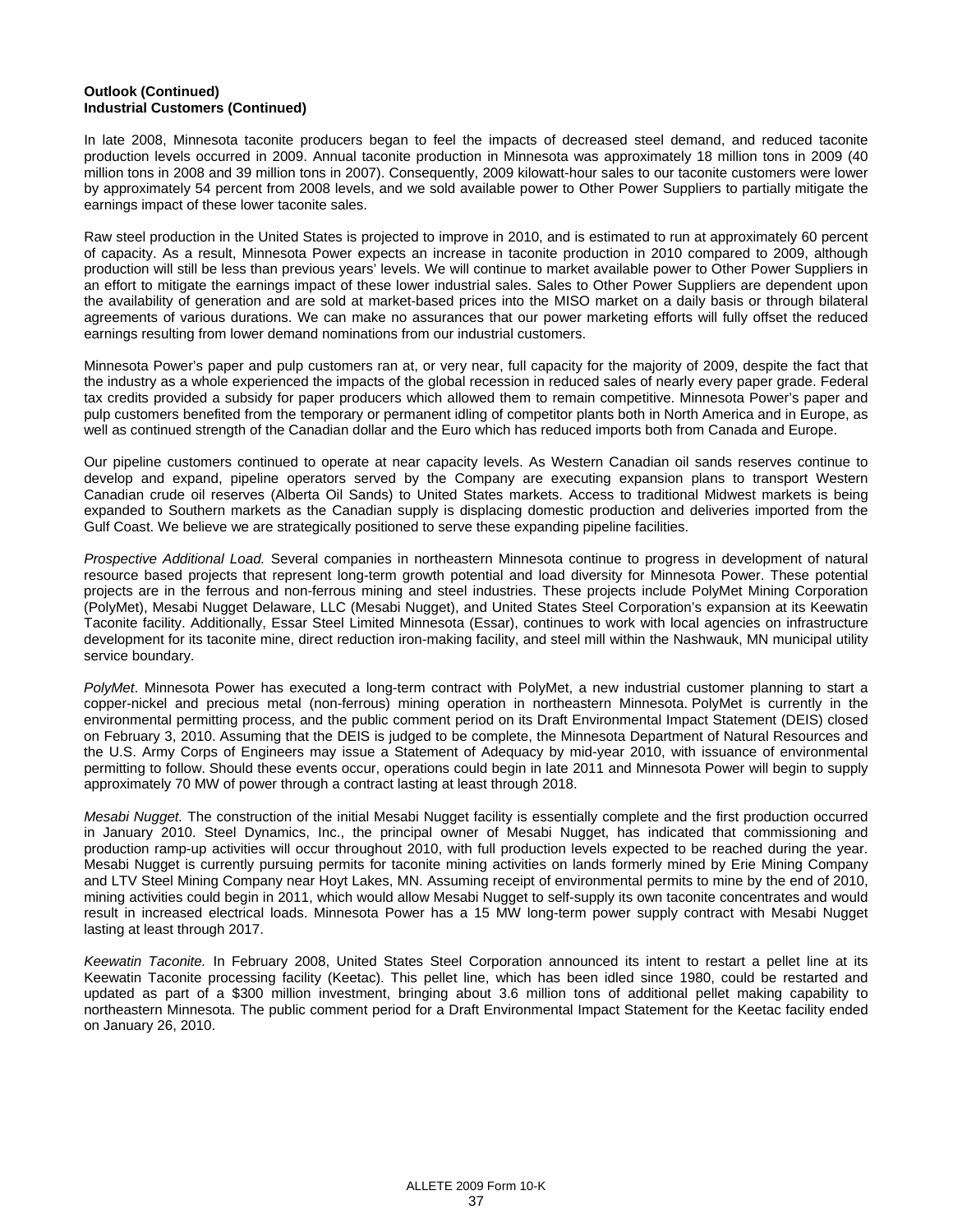**Outlook (Continued)**
**Industrial Customers (Continued)**

In late 2008, Minnesota taconite producers began to feel the impacts of decreased steel demand, and reduced taconite production levels occurred in 2009. Annual taconite production in Minnesota was approximately 18 million tons in 2009 (40 million tons in 2008 and 39 million tons in 2007). Consequently, 2009 kilowatt-hour sales to our taconite customers were lower by approximately 54 percent from 2008 levels, and we sold available power to Other Power Suppliers to partially mitigate the earnings impact of these lower taconite sales.

Raw steel production in the United States is projected to improve in 2010, and is estimated to run at approximately 60 percent of capacity. As a result, Minnesota Power expects an increase in taconite production in 2010 compared to 2009, although production will still be less than previous years' levels. We will continue to market available power to Other Power Suppliers in an effort to mitigate the earnings impact of these lower industrial sales. Sales to Other Power Suppliers are dependent upon the availability of generation and are sold at market-based prices into the MISO market on a daily basis or through bilateral agreements of various durations. We can make no assurances that our power marketing efforts will fully offset the reduced earnings resulting from lower demand nominations from our industrial customers.

Minnesota Power's paper and pulp customers ran at, or very near, full capacity for the majority of 2009, despite the fact that the industry as a whole experienced the impacts of the global recession in reduced sales of nearly every paper grade. Federal tax credits provided a subsidy for paper producers which allowed them to remain competitive. Minnesota Power's paper and pulp customers benefited from the temporary or permanent idling of competitor plants both in North America and in Europe, as well as continued strength of the Canadian dollar and the Euro which has reduced imports both from Canada and Europe.

Our pipeline customers continued to operate at near capacity levels. As Western Canadian oil sands reserves continue to develop and expand, pipeline operators served by the Company are executing expansion plans to transport Western Canadian crude oil reserves (Alberta Oil Sands) to United States markets. Access to traditional Midwest markets is being expanded to Southern markets as the Canadian supply is displacing domestic production and deliveries imported from the Gulf Coast. We believe we are strategically positioned to serve these expanding pipeline facilities.

*Prospective Additional Load.* Several companies in northeastern Minnesota continue to progress in development of natural resource based projects that represent long-term growth potential and load diversity for Minnesota Power. These potential projects are in the ferrous and non-ferrous mining and steel industries. These projects include PolyMet Mining Corporation (PolyMet), Mesabi Nugget Delaware, LLC (Mesabi Nugget), and United States Steel Corporation's expansion at its Keewatin Taconite facility. Additionally, Essar Steel Limited Minnesota (Essar), continues to work with local agencies on infrastructure development for its taconite mine, direct reduction iron-making facility, and steel mill within the Nashwauk, MN municipal utility service boundary.

*PolyMet*. Minnesota Power has executed a long-term contract with PolyMet, a new industrial customer planning to start a copper-nickel and precious metal (non-ferrous) mining operation in northeastern Minnesota. PolyMet is currently in the environmental permitting process, and the public comment period on its Draft Environmental Impact Statement (DEIS) closed on February 3, 2010. Assuming that the DEIS is judged to be complete, the Minnesota Department of Natural Resources and the U.S. Army Corps of Engineers may issue a Statement of Adequacy by mid-year 2010, with issuance of environmental permitting to follow. Should these events occur, operations could begin in late 2011 and Minnesota Power will begin to supply approximately 70 MW of power through a contract lasting at least through 2018.

*Mesabi Nugget.* The construction of the initial Mesabi Nugget facility is essentially complete and the first production occurred in January 2010. Steel Dynamics, Inc., the principal owner of Mesabi Nugget, has indicated that commissioning and production ramp-up activities will occur throughout 2010, with full production levels expected to be reached during the year. Mesabi Nugget is currently pursuing permits for taconite mining activities on lands formerly mined by Erie Mining Company and LTV Steel Mining Company near Hoyt Lakes, MN. Assuming receipt of environmental permits to mine by the end of 2010, mining activities could begin in 2011, which would allow Mesabi Nugget to self-supply its own taconite concentrates and would result in increased electrical loads. Minnesota Power has a 15 MW long-term power supply contract with Mesabi Nugget lasting at least through 2017.

*Keewatin Taconite.* In February 2008, United States Steel Corporation announced its intent to restart a pellet line at its Keewatin Taconite processing facility (Keetac). This pellet line, which has been idled since 1980, could be restarted and updated as part of a $300 million investment, bringing about 3.6 million tons of additional pellet making capability to northeastern Minnesota. The public comment period for a Draft Environmental Impact Statement for the Keetac facility ended on January 26, 2010.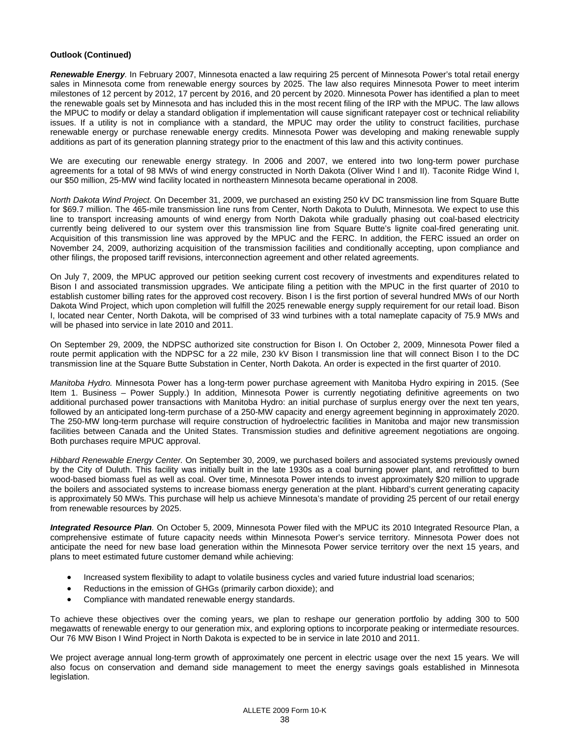**Outlook (Continued)**

***Renewable Energy**.* In February 2007, Minnesota enacted a law requiring 25 percent of Minnesota Power's total retail energy sales in Minnesota come from renewable energy sources by 2025. The law also requires Minnesota Power to meet interim milestones of 12 percent by 2012, 17 percent by 2016, and 20 percent by 2020. Minnesota Power has identified a plan to meet the renewable goals set by Minnesota and has included this in the most recent filing of the IRP with the MPUC. The law allows the MPUC to modify or delay a standard obligation if implementation will cause significant ratepayer cost or technical reliability issues. If a utility is not in compliance with a standard, the MPUC may order the utility to construct facilities, purchase renewable energy or purchase renewable energy credits. Minnesota Power was developing and making renewable supply additions as part of its generation planning strategy prior to the enactment of this law and this activity continues.

We are executing our renewable energy strategy. In 2006 and 2007, we entered into two long-term power purchase agreements for a total of 98 MWs of wind energy constructed in North Dakota (Oliver Wind I and II). Taconite Ridge Wind I, our $50 million, 25-MW wind facility located in northeastern Minnesota became operational in 2008.

*North Dakota Wind Project.* On December 31, 2009, we purchased an existing 250 kV DC transmission line from Square Butte for $69.7 million. The 465-mile transmission line runs from Center, North Dakota to Duluth, Minnesota. We expect to use this line to transport increasing amounts of wind energy from North Dakota while gradually phasing out coal-based electricity currently being delivered to our system over this transmission line from Square Butte's lignite coal-fired generating unit. Acquisition of this transmission line was approved by the MPUC and the FERC. In addition, the FERC issued an order on November 24, 2009, authorizing acquisition of the transmission facilities and conditionally accepting, upon compliance and other filings, the proposed tariff revisions, interconnection agreement and other related agreements.

On July 7, 2009, the MPUC approved our petition seeking current cost recovery of investments and expenditures related to Bison I and associated transmission upgrades. We anticipate filing a petition with the MPUC in the first quarter of 2010 to establish customer billing rates for the approved cost recovery. Bison I is the first portion of several hundred MWs of our North Dakota Wind Project, which upon completion will fulfill the 2025 renewable energy supply requirement for our retail load. Bison I, located near Center, North Dakota, will be comprised of 33 wind turbines with a total nameplate capacity of 75.9 MWs and will be phased into service in late 2010 and 2011.

On September 29, 2009, the NDPSC authorized site construction for Bison I. On October 2, 2009, Minnesota Power filed a route permit application with the NDPSC for a 22 mile, 230 kV Bison I transmission line that will connect Bison I to the DC transmission line at the Square Butte Substation in Center, North Dakota. An order is expected in the first quarter of 2010.

*Manitoba Hydro.* Minnesota Power has a long-term power purchase agreement with Manitoba Hydro expiring in 2015. (See Item 1. Business – Power Supply.) In addition, Minnesota Power is currently negotiating definitive agreements on two additional purchased power transactions with Manitoba Hydro: an initial purchase of surplus energy over the next ten years, followed by an anticipated long-term purchase of a 250-MW capacity and energy agreement beginning in approximately 2020. The 250-MW long-term purchase will require construction of hydroelectric facilities in Manitoba and major new transmission facilities between Canada and the United States. Transmission studies and definitive agreement negotiations are ongoing. Both purchases require MPUC approval.

*Hibbard Renewable Energy Center.* On September 30, 2009, we purchased boilers and associated systems previously owned by the City of Duluth. This facility was initially built in the late 1930s as a coal burning power plant, and retrofitted to burn wood-based biomass fuel as well as coal. Over time, Minnesota Power intends to invest approximately $20 million to upgrade the boilers and associated systems to increase biomass energy generation at the plant. Hibbard's current generating capacity is approximately 50 MWs. This purchase will help us achieve Minnesota's mandate of providing 25 percent of our retail energy from renewable resources by 2025.

***Integrated Resource Plan**.* On October 5, 2009, Minnesota Power filed with the MPUC its 2010 Integrated Resource Plan, a comprehensive estimate of future capacity needs within Minnesota Power's service territory. Minnesota Power does not anticipate the need for new base load generation within the Minnesota Power service territory over the next 15 years, and plans to meet estimated future customer demand while achieving:

- Increased system flexibility to adapt to volatile business cycles and varied future industrial load scenarios;
- Reductions in the emission of GHGs (primarily carbon dioxide); and
- Compliance with mandated renewable energy standards.

To achieve these objectives over the coming years, we plan to reshape our generation portfolio by adding 300 to 500 megawatts of renewable energy to our generation mix, and exploring options to incorporate peaking or intermediate resources. Our 76 MW Bison I Wind Project in North Dakota is expected to be in service in late 2010 and 2011.

We project average annual long-term growth of approximately one percent in electric usage over the next 15 years. We will also focus on conservation and demand side management to meet the energy savings goals established in Minnesota legislation.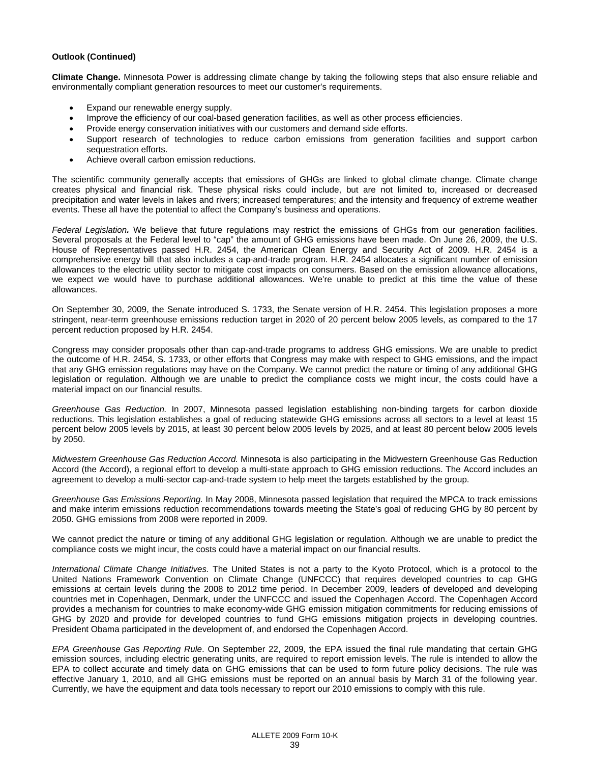**Outlook (Continued)**

**Climate Change.** Minnesota Power is addressing climate change by taking the following steps that also ensure reliable and environmentally compliant generation resources to meet our customer's requirements.

- Expand our renewable energy supply.
- Improve the efficiency of our coal-based generation facilities, as well as other process efficiencies.
- Provide energy conservation initiatives with our customers and demand side efforts.
- Support research of technologies to reduce carbon emissions from generation facilities and support carbon sequestration efforts.
- Achieve overall carbon emission reductions.

The scientific community generally accepts that emissions of GHGs are linked to global climate change. Climate change creates physical and financial risk. These physical risks could include, but are not limited to, increased or decreased precipitation and water levels in lakes and rivers; increased temperatures; and the intensity and frequency of extreme weather events. These all have the potential to affect the Company's business and operations.

*Federal Legislation***.** We believe that future regulations may restrict the emissions of GHGs from our generation facilities. Several proposals at the Federal level to "cap" the amount of GHG emissions have been made. On June 26, 2009, the U.S. House of Representatives passed H.R. 2454, the American Clean Energy and Security Act of 2009. H.R. 2454 is a comprehensive energy bill that also includes a cap-and-trade program. H.R. 2454 allocates a significant number of emission allowances to the electric utility sector to mitigate cost impacts on consumers. Based on the emission allowance allocations, we expect we would have to purchase additional allowances. We're unable to predict at this time the value of these allowances.

On September 30, 2009, the Senate introduced S. 1733, the Senate version of H.R. 2454. This legislation proposes a more stringent, near-term greenhouse emissions reduction target in 2020 of 20 percent below 2005 levels, as compared to the 17 percent reduction proposed by H.R. 2454.

Congress may consider proposals other than cap-and-trade programs to address GHG emissions. We are unable to predict the outcome of H.R. 2454, S. 1733, or other efforts that Congress may make with respect to GHG emissions, and the impact that any GHG emission regulations may have on the Company. We cannot predict the nature or timing of any additional GHG legislation or regulation. Although we are unable to predict the compliance costs we might incur, the costs could have a material impact on our financial results.

*Greenhouse Gas Reduction.* In 2007, Minnesota passed legislation establishing non-binding targets for carbon dioxide reductions. This legislation establishes a goal of reducing statewide GHG emissions across all sectors to a level at least 15 percent below 2005 levels by 2015, at least 30 percent below 2005 levels by 2025, and at least 80 percent below 2005 levels by 2050.

*Midwestern Greenhouse Gas Reduction Accord.* Minnesota is also participating in the Midwestern Greenhouse Gas Reduction Accord (the Accord), a regional effort to develop a multi-state approach to GHG emission reductions. The Accord includes an agreement to develop a multi-sector cap-and-trade system to help meet the targets established by the group.

*Greenhouse Gas Emissions Reporting.* In May 2008, Minnesota passed legislation that required the MPCA to track emissions and make interim emissions reduction recommendations towards meeting the State's goal of reducing GHG by 80 percent by 2050. GHG emissions from 2008 were reported in 2009.

We cannot predict the nature or timing of any additional GHG legislation or regulation. Although we are unable to predict the compliance costs we might incur, the costs could have a material impact on our financial results.

*International Climate Change Initiatives.* The United States is not a party to the Kyoto Protocol, which is a protocol to the United Nations Framework Convention on Climate Change (UNFCCC) that requires developed countries to cap GHG emissions at certain levels during the 2008 to 2012 time period. In December 2009, leaders of developed and developing countries met in Copenhagen, Denmark, under the UNFCCC and issued the Copenhagen Accord. The Copenhagen Accord provides a mechanism for countries to make economy-wide GHG emission mitigation commitments for reducing emissions of GHG by 2020 and provide for developed countries to fund GHG emissions mitigation projects in developing countries. President Obama participated in the development of, and endorsed the Copenhagen Accord.

*EPA Greenhouse Gas Reporting Rule*. On September 22, 2009, the EPA issued the final rule mandating that certain GHG emission sources, including electric generating units, are required to report emission levels. The rule is intended to allow the EPA to collect accurate and timely data on GHG emissions that can be used to form future policy decisions. The rule was effective January 1, 2010, and all GHG emissions must be reported on an annual basis by March 31 of the following year. Currently, we have the equipment and data tools necessary to report our 2010 emissions to comply with this rule.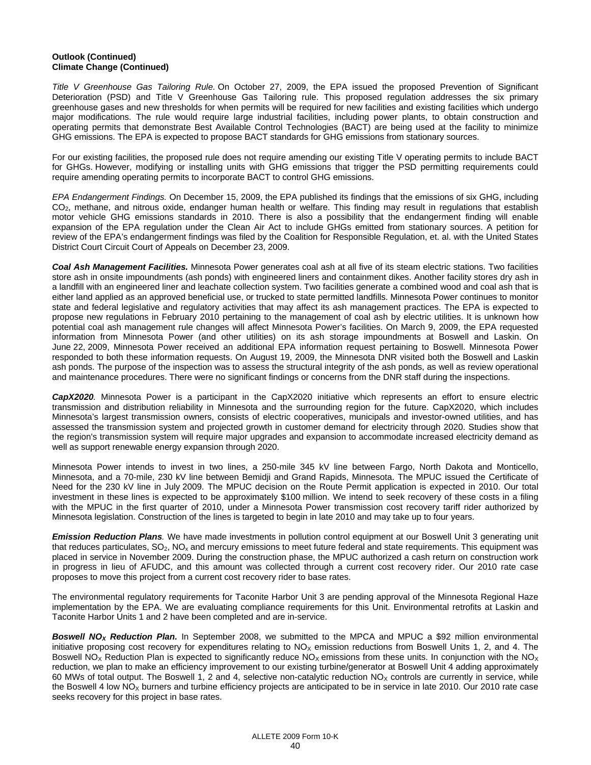**Outlook (Continued)**
**Climate Change (Continued)**

*Title V Greenhouse Gas Tailoring Rule.* On October 27, 2009, the EPA issued the proposed Prevention of Significant Deterioration (PSD) and Title V Greenhouse Gas Tailoring rule. This proposed regulation addresses the six primary greenhouse gases and new thresholds for when permits will be required for new facilities and existing facilities which undergo major modifications. The rule would require large industrial facilities, including power plants, to obtain construction and operating permits that demonstrate Best Available Control Technologies (BACT) are being used at the facility to minimize GHG emissions. The EPA is expected to propose BACT standards for GHG emissions from stationary sources.

For our existing facilities, the proposed rule does not require amending our existing Title V operating permits to include BACT for GHGs. However, modifying or installing units with GHG emissions that trigger the PSD permitting requirements could require amending operating permits to incorporate BACT to control GHG emissions.

*EPA Endangerment Findings.* On December 15, 2009, the EPA published its findings that the emissions of six GHG, including $CO_2$, methane, and nitrous oxide, endanger human health or welfare. This finding may result in regulations that establish motor vehicle GHG emissions standards in 2010. There is also a possibility that the endangerment finding will enable expansion of the EPA regulation under the Clean Air Act to include GHGs emitted from stationary sources. A petition for review of the EPA's endangerment findings was filed by the Coalition for Responsible Regulation, et. al. with the United States District Court Circuit Court of Appeals on December 23, 2009.

***Coal Ash Management Facilities.*** Minnesota Power generates coal ash at all five of its steam electric stations. Two facilities store ash in onsite impoundments (ash ponds) with engineered liners and containment dikes. Another facility stores dry ash in a landfill with an engineered liner and leachate collection system. Two facilities generate a combined wood and coal ash that is either land applied as an approved beneficial use, or trucked to state permitted landfills. Minnesota Power continues to monitor state and federal legislative and regulatory activities that may affect its ash management practices. The EPA is expected to propose new regulations in February 2010 pertaining to the management of coal ash by electric utilities. It is unknown how potential coal ash management rule changes will affect Minnesota Power's facilities. On March 9, 2009, the EPA requested information from Minnesota Power (and other utilities) on its ash storage impoundments at Boswell and Laskin. On June 22, 2009, Minnesota Power received an additional EPA information request pertaining to Boswell. Minnesota Power responded to both these information requests. On August 19, 2009, the Minnesota DNR visited both the Boswell and Laskin ash ponds. The purpose of the inspection was to assess the structural integrity of the ash ponds, as well as review operational and maintenance procedures. There were no significant findings or concerns from the DNR staff during the inspections.

***CapX2020.*** Minnesota Power is a participant in the CapX2020 initiative which represents an effort to ensure electric transmission and distribution reliability in Minnesota and the surrounding region for the future. CapX2020, which includes Minnesota's largest transmission owners, consists of electric cooperatives, municipals and investor-owned utilities, and has assessed the transmission system and projected growth in customer demand for electricity through 2020. Studies show that the region's transmission system will require major upgrades and expansion to accommodate increased electricity demand as well as support renewable energy expansion through 2020.

Minnesota Power intends to invest in two lines, a 250-mile 345 kV line between Fargo, North Dakota and Monticello, Minnesota, and a 70-mile, 230 kV line between Bemidji and Grand Rapids, Minnesota. The MPUC issued the Certificate of Need for the 230 kV line in July 2009. The MPUC decision on the Route Permit application is expected in 2010. Our total investment in these lines is expected to be approximately \$100 million. We intend to seek recovery of these costs in a filing with the MPUC in the first quarter of 2010, under a Minnesota Power transmission cost recovery tariff rider authorized by Minnesota legislation. Construction of the lines is targeted to begin in late 2010 and may take up to four years.

***Emission Reduction Plans.*** We have made investments in pollution control equipment at our Boswell Unit 3 generating unit that reduces particulates, $SO_2$, $NO_x$ and mercury emissions to meet future federal and state requirements. This equipment was placed in service in November 2009. During the construction phase, the MPUC authorized a cash return on construction work in progress in lieu of AFUDC, and this amount was collected through a current cost recovery rider. Our 2010 rate case proposes to move this project from a current cost recovery rider to base rates.

The environmental regulatory requirements for Taconite Harbor Unit 3 are pending approval of the Minnesota Regional Haze implementation by the EPA. We are evaluating compliance requirements for this Unit. Environmental retrofits at Laskin and Taconite Harbor Units 1 and 2 have been completed and are in-service.

***Boswell $NO_X$ Reduction Plan.*** In September 2008, we submitted to the MPCA and MPUC a \$92 million environmental initiative proposing cost recovery for expenditures relating to $NO_X$ emission reductions from Boswell Units 1, 2, and 4. The Boswell $NO_X$ Reduction Plan is expected to significantly reduce $NO_X$ emissions from these units. In conjunction with the $NO_X$ reduction, we plan to make an efficiency improvement to our existing turbine/generator at Boswell Unit 4 adding approximately 60 MWs of total output. The Boswell 1, 2 and 4, selective non-catalytic reduction $NO_X$ controls are currently in service, while the Boswell 4 low $NO_X$ burners and turbine efficiency projects are anticipated to be in service in late 2010. Our 2010 rate case seeks recovery for this project in base rates.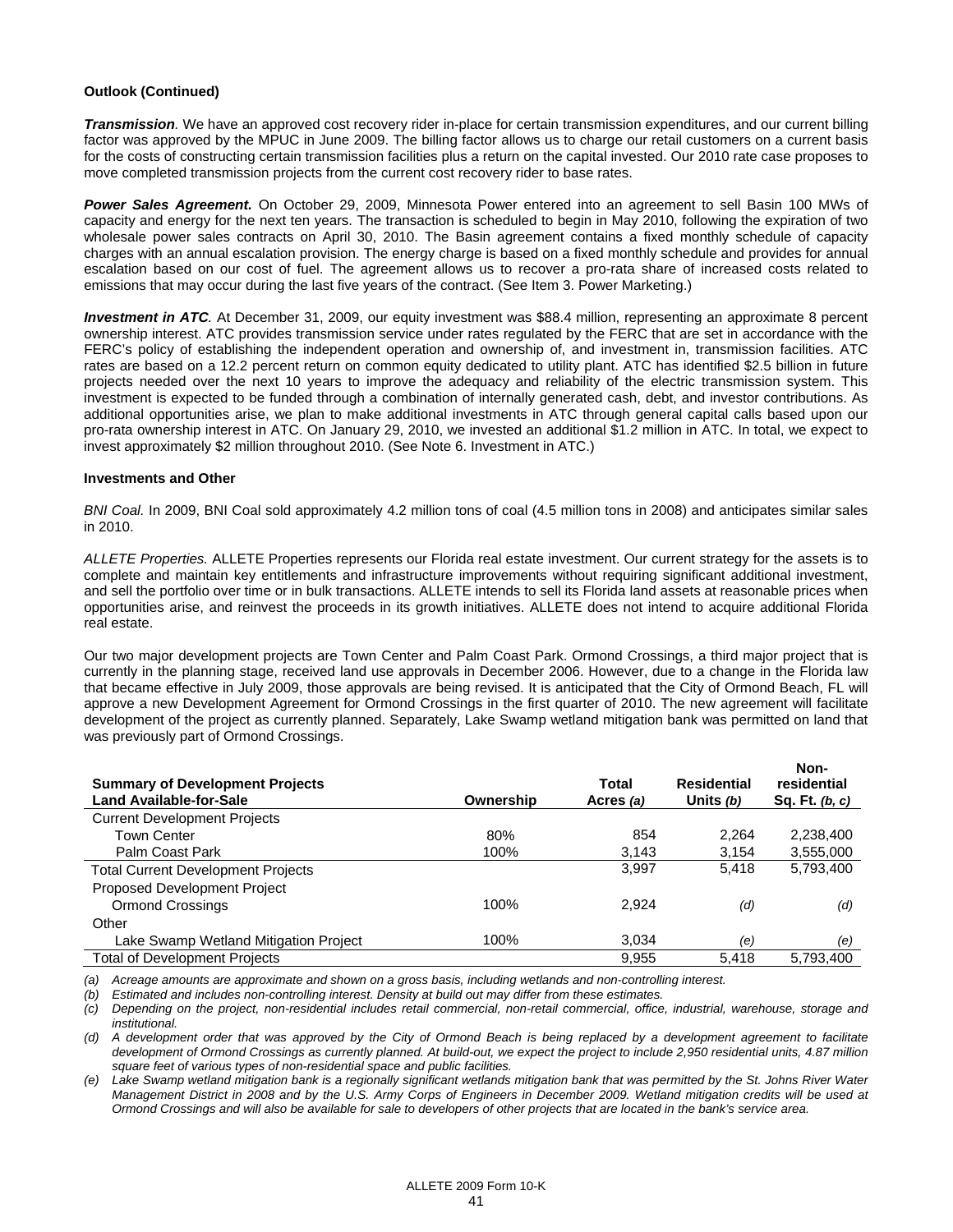**Outlook (Continued)**

***Transmission***. We have an approved cost recovery rider in-place for certain transmission expenditures, and our current billing factor was approved by the MPUC in June 2009. The billing factor allows us to charge our retail customers on a current basis for the costs of constructing certain transmission facilities plus a return on the capital invested. Our 2010 rate case proposes to move completed transmission projects from the current cost recovery rider to base rates.

***Power Sales Agreement.*** On October 29, 2009, Minnesota Power entered into an agreement to sell Basin 100 MWs of capacity and energy for the next ten years. The transaction is scheduled to begin in May 2010, following the expiration of two wholesale power sales contracts on April 30, 2010. The Basin agreement contains a fixed monthly schedule of capacity charges with an annual escalation provision. The energy charge is based on a fixed monthly schedule and provides for annual escalation based on our cost of fuel. The agreement allows us to recover a pro-rata share of increased costs related to emissions that may occur during the last five years of the contract. (See Item 3. Power Marketing.)

***Investment in ATC***. At December 31, 2009, our equity investment was $88.4 million, representing an approximate 8 percent ownership interest. ATC provides transmission service under rates regulated by the FERC that are set in accordance with the FERC's policy of establishing the independent operation and ownership of, and investment in, transmission facilities. ATC rates are based on a 12.2 percent return on common equity dedicated to utility plant. ATC has identified $2.5 billion in future projects needed over the next 10 years to improve the adequacy and reliability of the electric transmission system. This investment is expected to be funded through a combination of internally generated cash, debt, and investor contributions. As additional opportunities arise, we plan to make additional investments in ATC through general capital calls based upon our pro-rata ownership interest in ATC. On January 29, 2010, we invested an additional $1.2 million in ATC. In total, we expect to invest approximately $2 million throughout 2010. (See Note 6. Investment in ATC.)

**Investments and Other**

*BNI Coal.* In 2009, BNI Coal sold approximately 4.2 million tons of coal (4.5 million tons in 2008) and anticipates similar sales in 2010.

*ALLETE Properties.* ALLETE Properties represents our Florida real estate investment. Our current strategy for the assets is to complete and maintain key entitlements and infrastructure improvements without requiring significant additional investment, and sell the portfolio over time or in bulk transactions. ALLETE intends to sell its Florida land assets at reasonable prices when opportunities arise, and reinvest the proceeds in its growth initiatives. ALLETE does not intend to acquire additional Florida real estate.

Our two major development projects are Town Center and Palm Coast Park. Ormond Crossings, a third major project that is currently in the planning stage, received land use approvals in December 2006. However, due to a change in the Florida law that became effective in July 2009, those approvals are being revised. It is anticipated that the City of Ormond Beach, FL will approve a new Development Agreement for Ormond Crossings in the first quarter of 2010. The new agreement will facilitate development of the project as currently planned. Separately, Lake Swamp wetland mitigation bank was permitted on land that was previously part of Ormond Crossings.

| Summary of Development Projects Land Available-for-Sale | Ownership | Total Acres *(a)* | Residential Units *(b)* | Non-residential Sq. Ft. *(b, c)* |
|---|---|---|---|---|
| Current Development Projects | | | | |
| Town Center | 80% | 854 | 2,264 | 2,238,400 |
| Palm Coast Park | 100% | 3,143 | 3,154 | 3,555,000 |
| Total Current Development Projects | | 3,997 | 5,418 | 5,793,400 |
| Proposed Development Project | | | | |
| Ormond Crossings | 100% | 2,924 | *(d)* | *(d)* |
| Other | | | | |
| Lake Swamp Wetland Mitigation Project | 100% | 3,034 | *(e)* | *(e)* |
| Total of Development Projects | | 9,955 | 5,418 | 5,793,400 |

*(a) Acreage amounts are approximate and shown on a gross basis, including wetlands and non-controlling interest.*

*(b) Estimated and includes non-controlling interest. Density at build out may differ from these estimates.*

*(c) Depending on the project, non-residential includes retail commercial, non-retail commercial, office, industrial, warehouse, storage and institutional.*

*(d) A development order that was approved by the City of Ormond Beach is being replaced by a development agreement to facilitate development of Ormond Crossings as currently planned. At build-out, we expect the project to include 2,950 residential units, 4.87 million square feet of various types of non-residential space and public facilities.*

*(e) Lake Swamp wetland mitigation bank is a regionally significant wetlands mitigation bank that was permitted by the St. Johns River Water Management District in 2008 and by the U.S. Army Corps of Engineers in December 2009. Wetland mitigation credits will be used at Ormond Crossings and will also be available for sale to developers of other projects that are located in the bank's service area.*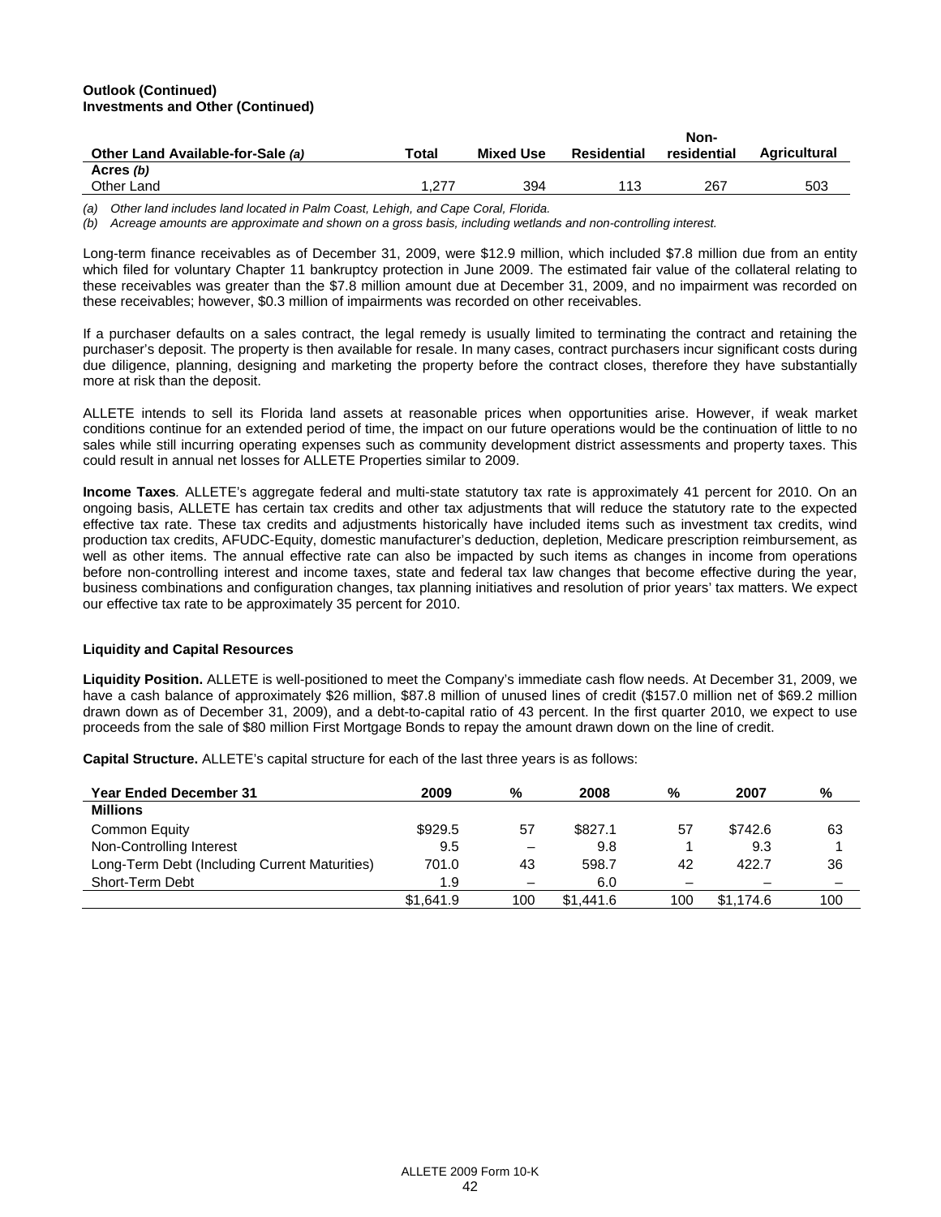**Outlook (Continued)**
**Investments and Other (Continued)**

| Other Land Available-for-Sale *(a)* | Total | Mixed Use | Residential | Non-residential | Agricultural |
|---|---|---|---|---|---|
| **Acres** *(b)* | | | | | |
| Other Land | 1,277 | 394 | 113 | 267 | 503 |

*(a) Other land includes land located in Palm Coast, Lehigh, and Cape Coral, Florida.*
*(b) Acreage amounts are approximate and shown on a gross basis, including wetlands and non-controlling interest.*

Long-term finance receivables as of December 31, 2009, were $12.9 million, which included $7.8 million due from an entity which filed for voluntary Chapter 11 bankruptcy protection in June 2009. The estimated fair value of the collateral relating to these receivables was greater than the $7.8 million amount due at December 31, 2009, and no impairment was recorded on these receivables; however, $0.3 million of impairments was recorded on other receivables.

If a purchaser defaults on a sales contract, the legal remedy is usually limited to terminating the contract and retaining the purchaser's deposit. The property is then available for resale. In many cases, contract purchasers incur significant costs during due diligence, planning, designing and marketing the property before the contract closes, therefore they have substantially more at risk than the deposit.

ALLETE intends to sell its Florida land assets at reasonable prices when opportunities arise. However, if weak market conditions continue for an extended period of time, the impact on our future operations would be the continuation of little to no sales while still incurring operating expenses such as community development district assessments and property taxes. This could result in annual net losses for ALLETE Properties similar to 2009.

**Income Taxes***.* ALLETE's aggregate federal and multi-state statutory tax rate is approximately 41 percent for 2010. On an ongoing basis, ALLETE has certain tax credits and other tax adjustments that will reduce the statutory rate to the expected effective tax rate. These tax credits and adjustments historically have included items such as investment tax credits, wind production tax credits, AFUDC-Equity, domestic manufacturer's deduction, depletion, Medicare prescription reimbursement, as well as other items. The annual effective rate can also be impacted by such items as changes in income from operations before non-controlling interest and income taxes, state and federal tax law changes that become effective during the year, business combinations and configuration changes, tax planning initiatives and resolution of prior years' tax matters. We expect our effective tax rate to be approximately 35 percent for 2010.

## Liquidity and Capital Resources

**Liquidity Position.** ALLETE is well-positioned to meet the Company's immediate cash flow needs. At December 31, 2009, we have a cash balance of approximately $26 million, $87.8 million of unused lines of credit ($157.0 million net of $69.2 million drawn down as of December 31, 2009), and a debt-to-capital ratio of 43 percent. In the first quarter 2010, we expect to use proceeds from the sale of $80 million First Mortgage Bonds to repay the amount drawn down on the line of credit.

**Capital Structure.** ALLETE's capital structure for each of the last three years is as follows:

| Year Ended December 31 | 2009 | % | 2008 | % | 2007 | % |
|---|---|---|---|---|---|---|
| **Millions** | | | | | | |
| Common Equity | $929.5 | 57 | $827.1 | 57 | $742.6 | 63 |
| Non-Controlling Interest | 9.5 | – | 9.8 | 1 | 9.3 | 1 |
| Long-Term Debt (Including Current Maturities) | 701.0 | 43 | 598.7 | 42 | 422.7 | 36 |
| Short-Term Debt | 1.9 | – | 6.0 | – | – | – |
| | $1,641.9 | 100 | $1,441.6 | 100 | $1,174.6 | 100 |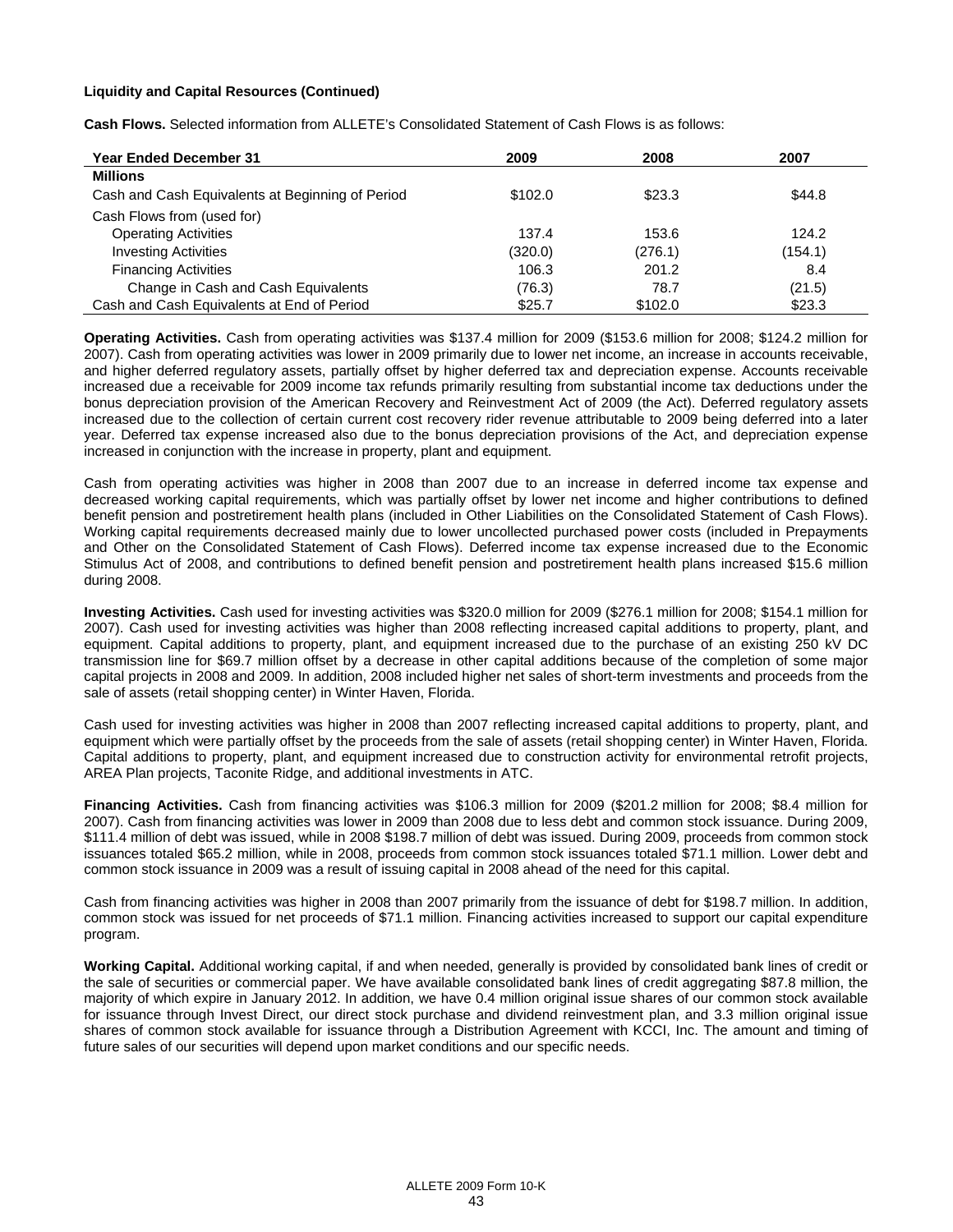**Liquidity and Capital Resources (Continued)**

**Cash Flows.** Selected information from ALLETE's Consolidated Statement of Cash Flows is as follows:

| Year Ended December 31 | 2009 | 2008 | 2007 |
|---|---|---|---|
| **Millions** | | | |
| Cash and Cash Equivalents at Beginning of Period | $102.0 | $23.3 | $44.8 |
| Cash Flows from (used for) | | | |
| Operating Activities | 137.4 | 153.6 | 124.2 |
| Investing Activities | (320.0) | (276.1) | (154.1) |
| Financing Activities | 106.3 | 201.2 | 8.4 |
| Change in Cash and Cash Equivalents | (76.3) | 78.7 | (21.5) |
| Cash and Cash Equivalents at End of Period | $25.7 | $102.0 | $23.3 |

**Operating Activities.** Cash from operating activities was $137.4 million for 2009 ($153.6 million for 2008; $124.2 million for 2007). Cash from operating activities was lower in 2009 primarily due to lower net income, an increase in accounts receivable, and higher deferred regulatory assets, partially offset by higher deferred tax and depreciation expense. Accounts receivable increased due a receivable for 2009 income tax refunds primarily resulting from substantial income tax deductions under the bonus depreciation provision of the American Recovery and Reinvestment Act of 2009 (the Act). Deferred regulatory assets increased due to the collection of certain current cost recovery rider revenue attributable to 2009 being deferred into a later year. Deferred tax expense increased also due to the bonus depreciation provisions of the Act, and depreciation expense increased in conjunction with the increase in property, plant and equipment.

Cash from operating activities was higher in 2008 than 2007 due to an increase in deferred income tax expense and decreased working capital requirements, which was partially offset by lower net income and higher contributions to defined benefit pension and postretirement health plans (included in Other Liabilities on the Consolidated Statement of Cash Flows). Working capital requirements decreased mainly due to lower uncollected purchased power costs (included in Prepayments and Other on the Consolidated Statement of Cash Flows). Deferred income tax expense increased due to the Economic Stimulus Act of 2008, and contributions to defined benefit pension and postretirement health plans increased $15.6 million during 2008.

**Investing Activities.** Cash used for investing activities was $320.0 million for 2009 ($276.1 million for 2008; $154.1 million for 2007). Cash used for investing activities was higher than 2008 reflecting increased capital additions to property, plant, and equipment. Capital additions to property, plant, and equipment increased due to the purchase of an existing 250 kV DC transmission line for $69.7 million offset by a decrease in other capital additions because of the completion of some major capital projects in 2008 and 2009. In addition, 2008 included higher net sales of short-term investments and proceeds from the sale of assets (retail shopping center) in Winter Haven, Florida.

Cash used for investing activities was higher in 2008 than 2007 reflecting increased capital additions to property, plant, and equipment which were partially offset by the proceeds from the sale of assets (retail shopping center) in Winter Haven, Florida. Capital additions to property, plant, and equipment increased due to construction activity for environmental retrofit projects, AREA Plan projects, Taconite Ridge, and additional investments in ATC.

**Financing Activities.** Cash from financing activities was $106.3 million for 2009 ($201.2 million for 2008; $8.4 million for 2007). Cash from financing activities was lower in 2009 than 2008 due to less debt and common stock issuance. During 2009, $111.4 million of debt was issued, while in 2008 $198.7 million of debt was issued. During 2009, proceeds from common stock issuances totaled $65.2 million, while in 2008, proceeds from common stock issuances totaled $71.1 million. Lower debt and common stock issuance in 2009 was a result of issuing capital in 2008 ahead of the need for this capital.

Cash from financing activities was higher in 2008 than 2007 primarily from the issuance of debt for $198.7 million. In addition, common stock was issued for net proceeds of $71.1 million. Financing activities increased to support our capital expenditure program.

**Working Capital.** Additional working capital, if and when needed, generally is provided by consolidated bank lines of credit or the sale of securities or commercial paper. We have available consolidated bank lines of credit aggregating $87.8 million, the majority of which expire in January 2012. In addition, we have 0.4 million original issue shares of our common stock available for issuance through Invest Direct, our direct stock purchase and dividend reinvestment plan, and 3.3 million original issue shares of common stock available for issuance through a Distribution Agreement with KCCI, Inc. The amount and timing of future sales of our securities will depend upon market conditions and our specific needs.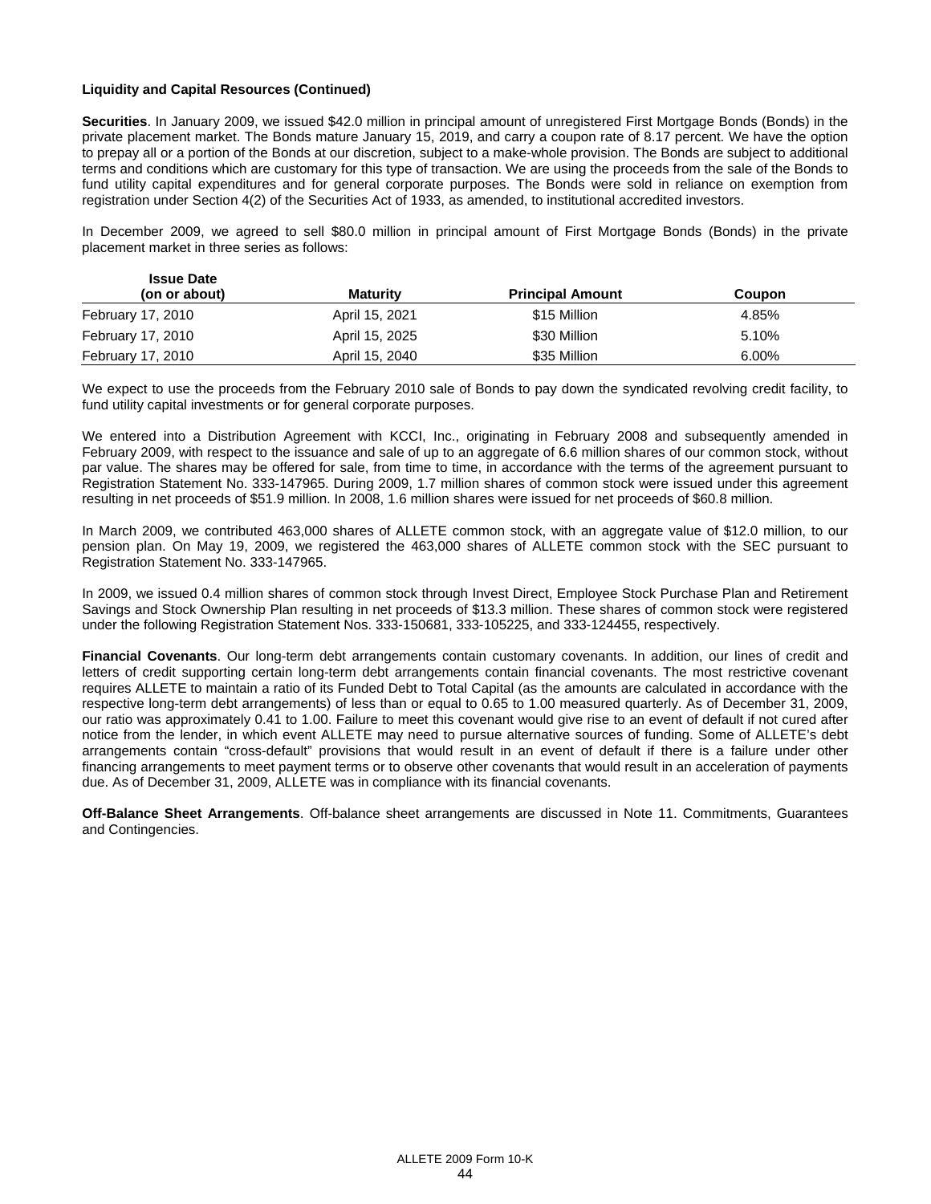**Liquidity and Capital Resources (Continued)**

**Securities**. In January 2009, we issued $42.0 million in principal amount of unregistered First Mortgage Bonds (Bonds) in the private placement market. The Bonds mature January 15, 2019, and carry a coupon rate of 8.17 percent. We have the option to prepay all or a portion of the Bonds at our discretion, subject to a make-whole provision. The Bonds are subject to additional terms and conditions which are customary for this type of transaction. We are using the proceeds from the sale of the Bonds to fund utility capital expenditures and for general corporate purposes. The Bonds were sold in reliance on exemption from registration under Section 4(2) of the Securities Act of 1933, as amended, to institutional accredited investors.

In December 2009, we agreed to sell $80.0 million in principal amount of First Mortgage Bonds (Bonds) in the private placement market in three series as follows:

| Issue Date (on or about) | Maturity | Principal Amount | Coupon |
|---|---|---|---|
| February 17, 2010 | April 15, 2021 | $15 Million | 4.85% |
| February 17, 2010 | April 15, 2025 | $30 Million | 5.10% |
| February 17, 2010 | April 15, 2040 | $35 Million | 6.00% |

We expect to use the proceeds from the February 2010 sale of Bonds to pay down the syndicated revolving credit facility, to fund utility capital investments or for general corporate purposes.

We entered into a Distribution Agreement with KCCI, Inc., originating in February 2008 and subsequently amended in February 2009, with respect to the issuance and sale of up to an aggregate of 6.6 million shares of our common stock, without par value. The shares may be offered for sale, from time to time, in accordance with the terms of the agreement pursuant to Registration Statement No. 333-147965. During 2009, 1.7 million shares of common stock were issued under this agreement resulting in net proceeds of $51.9 million. In 2008, 1.6 million shares were issued for net proceeds of $60.8 million.

In March 2009, we contributed 463,000 shares of ALLETE common stock, with an aggregate value of $12.0 million, to our pension plan. On May 19, 2009, we registered the 463,000 shares of ALLETE common stock with the SEC pursuant to Registration Statement No. 333-147965.

In 2009, we issued 0.4 million shares of common stock through Invest Direct, Employee Stock Purchase Plan and Retirement Savings and Stock Ownership Plan resulting in net proceeds of $13.3 million. These shares of common stock were registered under the following Registration Statement Nos. 333-150681, 333-105225, and 333-124455, respectively.

**Financial Covenants**. Our long-term debt arrangements contain customary covenants. In addition, our lines of credit and letters of credit supporting certain long-term debt arrangements contain financial covenants. The most restrictive covenant requires ALLETE to maintain a ratio of its Funded Debt to Total Capital (as the amounts are calculated in accordance with the respective long-term debt arrangements) of less than or equal to 0.65 to 1.00 measured quarterly. As of December 31, 2009, our ratio was approximately 0.41 to 1.00. Failure to meet this covenant would give rise to an event of default if not cured after notice from the lender, in which event ALLETE may need to pursue alternative sources of funding. Some of ALLETE's debt arrangements contain "cross-default" provisions that would result in an event of default if there is a failure under other financing arrangements to meet payment terms or to observe other covenants that would result in an acceleration of payments due. As of December 31, 2009, ALLETE was in compliance with its financial covenants.

**Off-Balance Sheet Arrangements**. Off-balance sheet arrangements are discussed in Note 11. Commitments, Guarantees and Contingencies.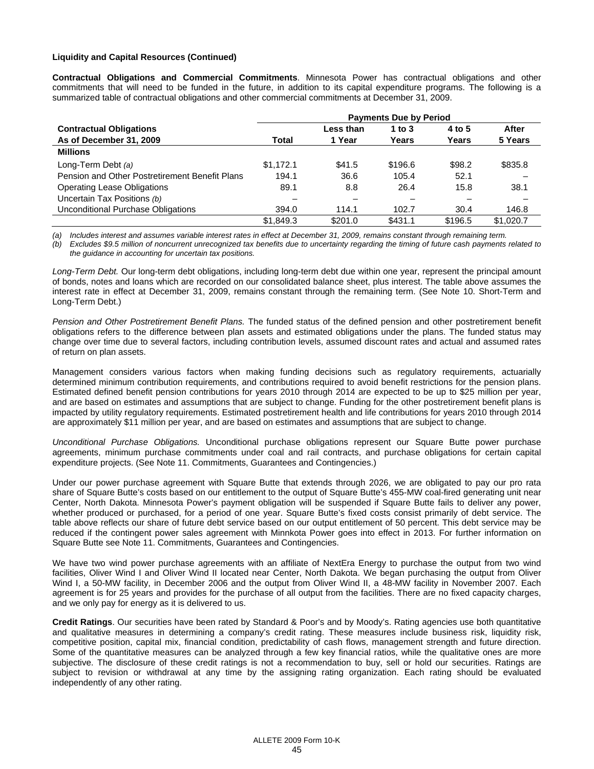**Liquidity and Capital Resources (Continued)**

**Contractual Obligations and Commercial Commitments**. Minnesota Power has contractual obligations and other commitments that will need to be funded in the future, in addition to its capital expenditure programs. The following is a summarized table of contractual obligations and other commercial commitments at December 31, 2009.

| Contractual Obligations | Payments Due by Period | | | | |
|---|---|---|---|---|---|
| As of December 31, 2009 | Total | Less than 1 Year | 1 to 3 Years | 4 to 5 Years | After 5 Years |
| **Millions** | | | | | |
| Long-Term Debt *(a)* | $1,172.1 | $41.5 | $196.6 | $98.2 | $835.8 |
| Pension and Other Postretirement Benefit Plans | 194.1 | 36.6 | 105.4 | 52.1 | – |
| Operating Lease Obligations | 89.1 | 8.8 | 26.4 | 15.8 | 38.1 |
| Uncertain Tax Positions *(b)* | – | – | – | – | – |
| Unconditional Purchase Obligations | 394.0 | 114.1 | 102.7 | 30.4 | 146.8 |
| | $1,849.3 | $201.0 | $431.1 | $196.5 | $1,020.7 |

*(a) Includes interest and assumes variable interest rates in effect at December 31, 2009, remains constant through remaining term.*

*(b) Excludes $9.5 million of noncurrent unrecognized tax benefits due to uncertainty regarding the timing of future cash payments related to the guidance in accounting for uncertain tax positions.*

*Long-Term Debt.* Our long-term debt obligations, including long-term debt due within one year, represent the principal amount of bonds, notes and loans which are recorded on our consolidated balance sheet, plus interest. The table above assumes the interest rate in effect at December 31, 2009, remains constant through the remaining term. (See Note 10. Short-Term and Long-Term Debt.)

*Pension and Other Postretirement Benefit Plans.* The funded status of the defined pension and other postretirement benefit obligations refers to the difference between plan assets and estimated obligations under the plans. The funded status may change over time due to several factors, including contribution levels, assumed discount rates and actual and assumed rates of return on plan assets.

Management considers various factors when making funding decisions such as regulatory requirements, actuarially determined minimum contribution requirements, and contributions required to avoid benefit restrictions for the pension plans. Estimated defined benefit pension contributions for years 2010 through 2014 are expected to be up to $25 million per year, and are based on estimates and assumptions that are subject to change. Funding for the other postretirement benefit plans is impacted by utility regulatory requirements. Estimated postretirement health and life contributions for years 2010 through 2014 are approximately $11 million per year, and are based on estimates and assumptions that are subject to change.

*Unconditional Purchase Obligations.* Unconditional purchase obligations represent our Square Butte power purchase agreements, minimum purchase commitments under coal and rail contracts, and purchase obligations for certain capital expenditure projects. (See Note 11. Commitments, Guarantees and Contingencies.)

Under our power purchase agreement with Square Butte that extends through 2026, we are obligated to pay our pro rata share of Square Butte's costs based on our entitlement to the output of Square Butte's 455-MW coal-fired generating unit near Center, North Dakota. Minnesota Power's payment obligation will be suspended if Square Butte fails to deliver any power, whether produced or purchased, for a period of one year. Square Butte's fixed costs consist primarily of debt service. The table above reflects our share of future debt service based on our output entitlement of 50 percent. This debt service may be reduced if the contingent power sales agreement with Minnkota Power goes into effect in 2013. For further information on Square Butte see Note 11. Commitments, Guarantees and Contingencies.

We have two wind power purchase agreements with an affiliate of NextEra Energy to purchase the output from two wind facilities, Oliver Wind I and Oliver Wind II located near Center, North Dakota. We began purchasing the output from Oliver Wind I, a 50-MW facility, in December 2006 and the output from Oliver Wind II, a 48-MW facility in November 2007. Each agreement is for 25 years and provides for the purchase of all output from the facilities. There are no fixed capacity charges, and we only pay for energy as it is delivered to us.

**Credit Ratings**. Our securities have been rated by Standard & Poor's and by Moody's. Rating agencies use both quantitative and qualitative measures in determining a company's credit rating. These measures include business risk, liquidity risk, competitive position, capital mix, financial condition, predictability of cash flows, management strength and future direction. Some of the quantitative measures can be analyzed through a few key financial ratios, while the qualitative ones are more subjective. The disclosure of these credit ratings is not a recommendation to buy, sell or hold our securities. Ratings are subject to revision or withdrawal at any time by the assigning rating organization. Each rating should be evaluated independently of any other rating.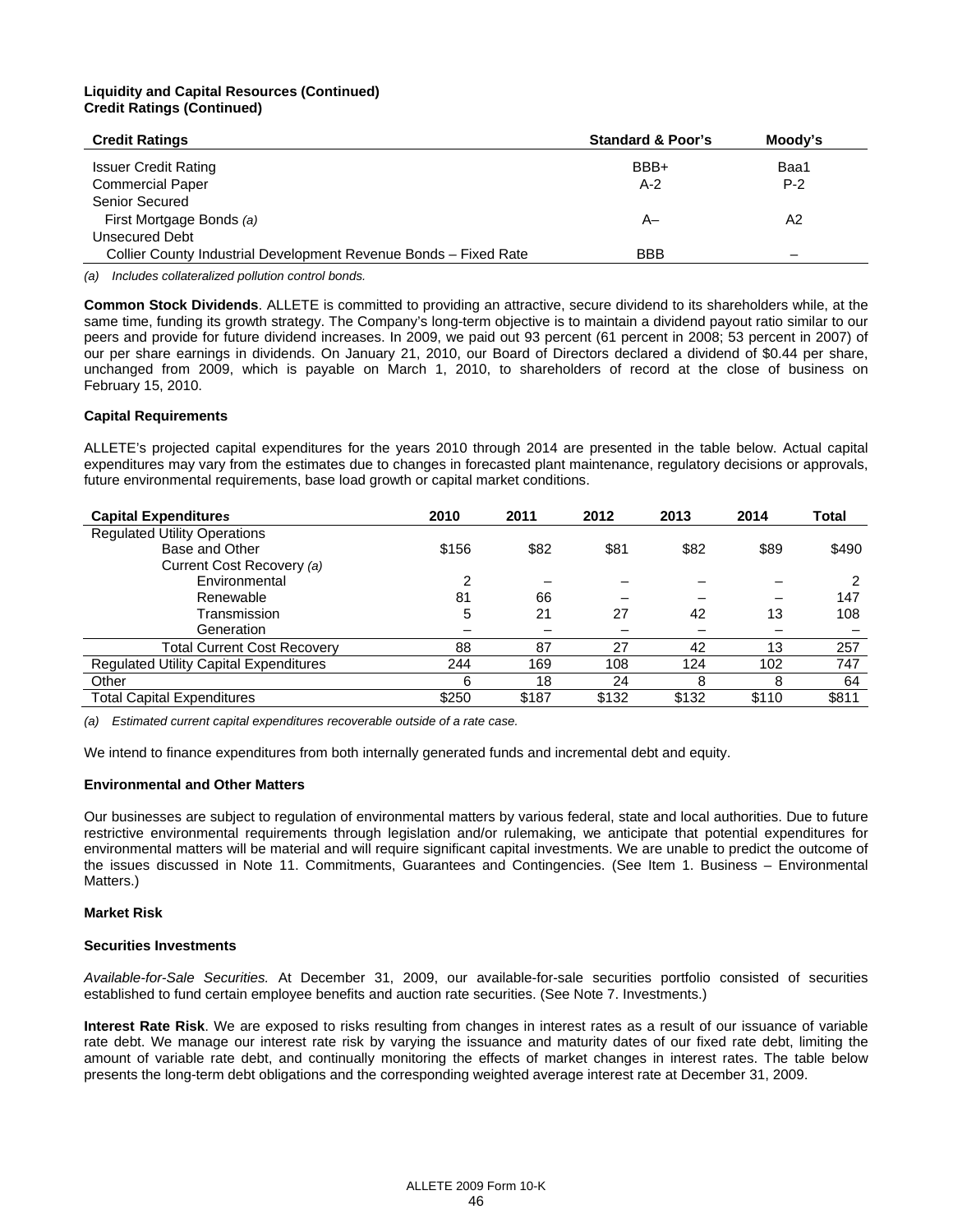**Liquidity and Capital Resources (Continued)**
**Credit Ratings (Continued)**

| Credit Ratings | Standard & Poor's | Moody's |
|---|---|---|
| Issuer Credit Rating | BBB+ | Baa1 |
| Commercial Paper | A-2 | P-2 |
| Senior Secured | | |
| First Mortgage Bonds *(a)* | A– | A2 |
| Unsecured Debt | | |
| Collier County Industrial Development Revenue Bonds – Fixed Rate | BBB | – |

*(a) Includes collateralized pollution control bonds.*

**Common Stock Dividends**. ALLETE is committed to providing an attractive, secure dividend to its shareholders while, at the same time, funding its growth strategy. The Company's long-term objective is to maintain a dividend payout ratio similar to our peers and provide for future dividend increases. In 2009, we paid out 93 percent (61 percent in 2008; 53 percent in 2007) of our per share earnings in dividends. On January 21, 2010, our Board of Directors declared a dividend of $0.44 per share, unchanged from 2009, which is payable on March 1, 2010, to shareholders of record at the close of business on February 15, 2010.

**Capital Requirements**

ALLETE's projected capital expenditures for the years 2010 through 2014 are presented in the table below. Actual capital expenditures may vary from the estimates due to changes in forecasted plant maintenance, regulatory decisions or approvals, future environmental requirements, base load growth or capital market conditions.

| Capital Expenditures | 2010 | 2011 | 2012 | 2013 | 2014 | Total |
|---|---|---|---|---|---|---|
| Regulated Utility Operations | | | | | | |
| Base and Other | $156 | $82 | $81 | $82 | $89 | $490 |
| Current Cost Recovery *(a)* | | | | | | |
| Environmental | 2 | – | – | – | – | 2 |
| Renewable | 81 | 66 | – | – | – | 147 |
| Transmission | 5 | 21 | 27 | 42 | 13 | 108 |
| Generation | – | – | – | – | – | – |
| Total Current Cost Recovery | 88 | 87 | 27 | 42 | 13 | 257 |
| Regulated Utility Capital Expenditures | 244 | 169 | 108 | 124 | 102 | 747 |
| Other | 6 | 18 | 24 | 8 | 8 | 64 |
| Total Capital Expenditures | $250 | $187 | $132 | $132 | $110 | $811 |

*(a) Estimated current capital expenditures recoverable outside of a rate case.*

We intend to finance expenditures from both internally generated funds and incremental debt and equity.

**Environmental and Other Matters**

Our businesses are subject to regulation of environmental matters by various federal, state and local authorities. Due to future restrictive environmental requirements through legislation and/or rulemaking, we anticipate that potential expenditures for environmental matters will be material and will require significant capital investments. We are unable to predict the outcome of the issues discussed in Note 11. Commitments, Guarantees and Contingencies. (See Item 1. Business – Environmental Matters.)

**Market Risk**

**Securities Investments**

*Available-for-Sale Securities.* At December 31, 2009, our available-for-sale securities portfolio consisted of securities established to fund certain employee benefits and auction rate securities. (See Note 7. Investments.)

**Interest Rate Risk**. We are exposed to risks resulting from changes in interest rates as a result of our issuance of variable rate debt. We manage our interest rate risk by varying the issuance and maturity dates of our fixed rate debt, limiting the amount of variable rate debt, and continually monitoring the effects of market changes in interest rates. The table below presents the long-term debt obligations and the corresponding weighted average interest rate at December 31, 2009.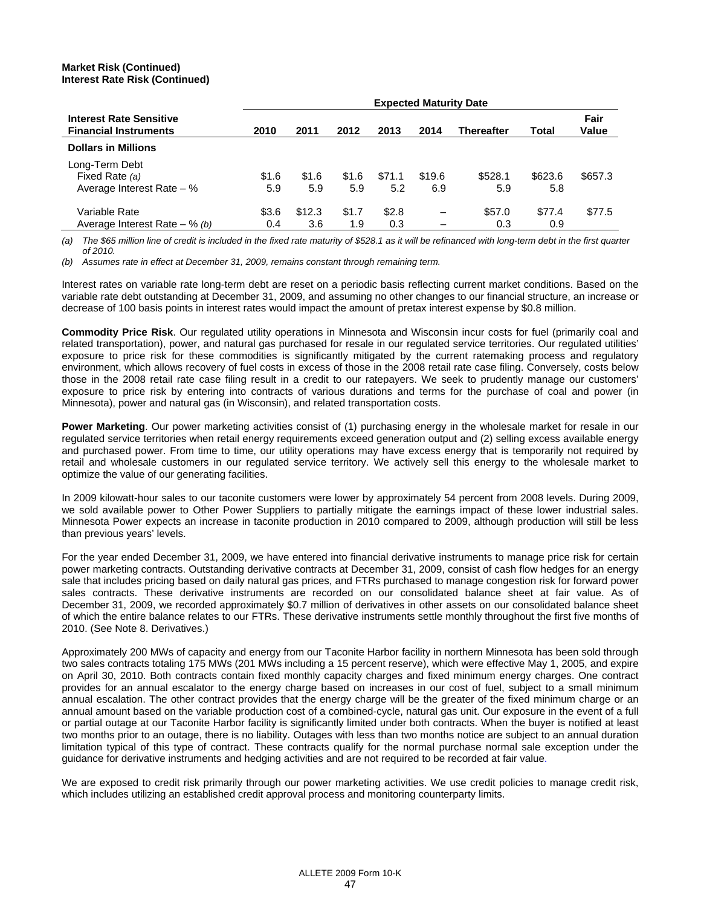**Market Risk (Continued)**
**Interest Rate Risk (Continued)**

| Interest Rate Sensitive Financial Instruments | Expected Maturity Date | | | | | | | |
|---|---|---|---|---|---|---|---|---|
| | 2010 | 2011 | 2012 | 2013 | 2014 | Thereafter | Total | Fair Value |
| **Dollars in Millions** | | | | | | | | |
| Long-Term Debt | | | | | | | | |
| Fixed Rate *(a)* | $1.6 | $1.6 | $1.6 | $71.1 | $19.6 | $528.1 | $623.6 | $657.3 |
| Average Interest Rate – % | 5.9 | 5.9 | 5.9 | 5.2 | 6.9 | 5.9 | 5.8 | |
| Variable Rate | $3.6 | $12.3 | $1.7 | $2.8 | – | $57.0 | $77.4 | $77.5 |
| Average Interest Rate – % *(b)* | 0.4 | 3.6 | 1.9 | 0.3 | – | 0.3 | 0.9 | |

*(a) The $65 million line of credit is included in the fixed rate maturity of $528.1 as it will be refinanced with long-term debt in the first quarter of 2010.*

*(b) Assumes rate in effect at December 31, 2009, remains constant through remaining term.*

Interest rates on variable rate long-term debt are reset on a periodic basis reflecting current market conditions. Based on the variable rate debt outstanding at December 31, 2009, and assuming no other changes to our financial structure, an increase or decrease of 100 basis points in interest rates would impact the amount of pretax interest expense by $0.8 million.

**Commodity Price Risk**. Our regulated utility operations in Minnesota and Wisconsin incur costs for fuel (primarily coal and related transportation), power, and natural gas purchased for resale in our regulated service territories. Our regulated utilities' exposure to price risk for these commodities is significantly mitigated by the current ratemaking process and regulatory environment, which allows recovery of fuel costs in excess of those in the 2008 retail rate case filing. Conversely, costs below those in the 2008 retail rate case filing result in a credit to our ratepayers. We seek to prudently manage our customers' exposure to price risk by entering into contracts of various durations and terms for the purchase of coal and power (in Minnesota), power and natural gas (in Wisconsin), and related transportation costs.

**Power Marketing**. Our power marketing activities consist of (1) purchasing energy in the wholesale market for resale in our regulated service territories when retail energy requirements exceed generation output and (2) selling excess available energy and purchased power. From time to time, our utility operations may have excess energy that is temporarily not required by retail and wholesale customers in our regulated service territory. We actively sell this energy to the wholesale market to optimize the value of our generating facilities.

In 2009 kilowatt-hour sales to our taconite customers were lower by approximately 54 percent from 2008 levels. During 2009, we sold available power to Other Power Suppliers to partially mitigate the earnings impact of these lower industrial sales. Minnesota Power expects an increase in taconite production in 2010 compared to 2009, although production will still be less than previous years' levels.

For the year ended December 31, 2009, we have entered into financial derivative instruments to manage price risk for certain power marketing contracts. Outstanding derivative contracts at December 31, 2009, consist of cash flow hedges for an energy sale that includes pricing based on daily natural gas prices, and FTRs purchased to manage congestion risk for forward power sales contracts. These derivative instruments are recorded on our consolidated balance sheet at fair value. As of December 31, 2009, we recorded approximately $0.7 million of derivatives in other assets on our consolidated balance sheet of which the entire balance relates to our FTRs. These derivative instruments settle monthly throughout the first five months of 2010. (See Note 8. Derivatives.)

Approximately 200 MWs of capacity and energy from our Taconite Harbor facility in northern Minnesota has been sold through two sales contracts totaling 175 MWs (201 MWs including a 15 percent reserve), which were effective May 1, 2005, and expire on April 30, 2010. Both contracts contain fixed monthly capacity charges and fixed minimum energy charges. One contract provides for an annual escalator to the energy charge based on increases in our cost of fuel, subject to a small minimum annual escalation. The other contract provides that the energy charge will be the greater of the fixed minimum charge or an annual amount based on the variable production cost of a combined-cycle, natural gas unit. Our exposure in the event of a full or partial outage at our Taconite Harbor facility is significantly limited under both contracts. When the buyer is notified at least two months prior to an outage, there is no liability. Outages with less than two months notice are subject to an annual duration limitation typical of this type of contract. These contracts qualify for the normal purchase normal sale exception under the guidance for derivative instruments and hedging activities and are not required to be recorded at fair value.

We are exposed to credit risk primarily through our power marketing activities. We use credit policies to manage credit risk, which includes utilizing an established credit approval process and monitoring counterparty limits.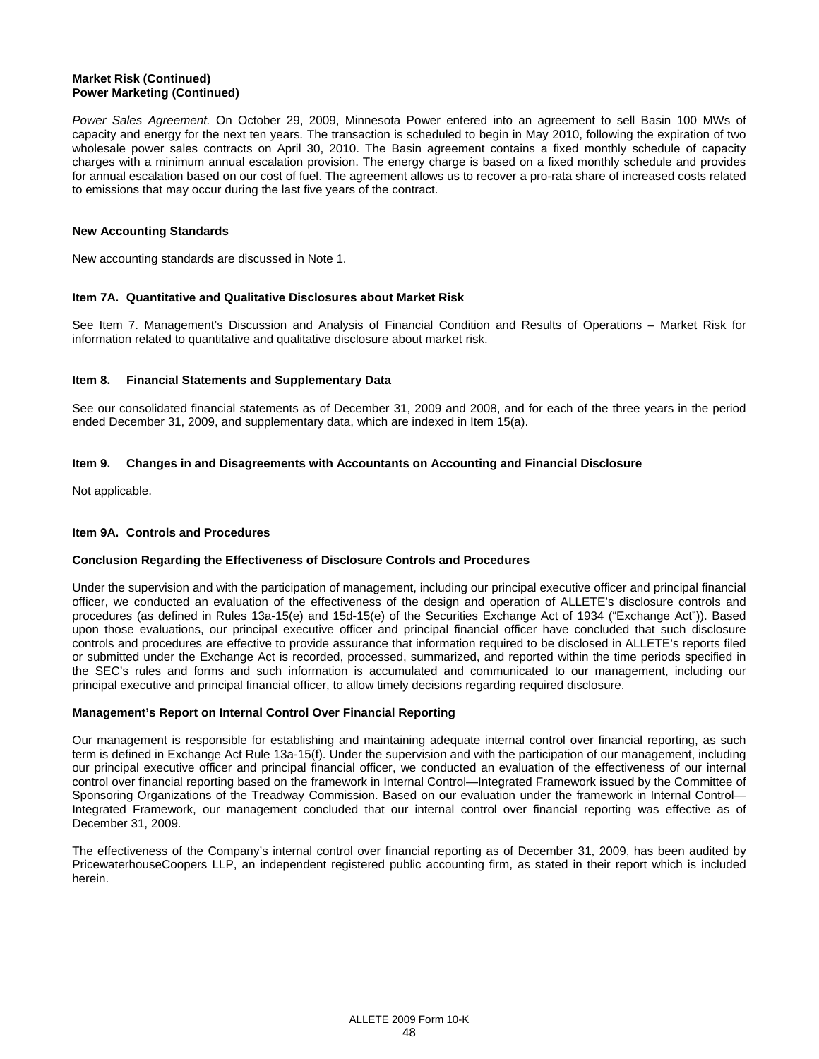**Market Risk (Continued)**
**Power Marketing (Continued)**

*Power Sales Agreement.* On October 29, 2009, Minnesota Power entered into an agreement to sell Basin 100 MWs of capacity and energy for the next ten years. The transaction is scheduled to begin in May 2010, following the expiration of two wholesale power sales contracts on April 30, 2010. The Basin agreement contains a fixed monthly schedule of capacity charges with a minimum annual escalation provision. The energy charge is based on a fixed monthly schedule and provides for annual escalation based on our cost of fuel. The agreement allows us to recover a pro-rata share of increased costs related to emissions that may occur during the last five years of the contract.

**New Accounting Standards**

New accounting standards are discussed in Note 1.

## Item 7A. Quantitative and Qualitative Disclosures about Market Risk

See Item 7. Management's Discussion and Analysis of Financial Condition and Results of Operations – Market Risk for information related to quantitative and qualitative disclosure about market risk.

## Item 8. Financial Statements and Supplementary Data

See our consolidated financial statements as of December 31, 2009 and 2008, and for each of the three years in the period ended December 31, 2009, and supplementary data, which are indexed in Item 15(a).

## Item 9. Changes in and Disagreements with Accountants on Accounting and Financial Disclosure

Not applicable.

## Item 9A. Controls and Procedures

**Conclusion Regarding the Effectiveness of Disclosure Controls and Procedures**

Under the supervision and with the participation of management, including our principal executive officer and principal financial officer, we conducted an evaluation of the effectiveness of the design and operation of ALLETE's disclosure controls and procedures (as defined in Rules 13a-15(e) and 15d-15(e) of the Securities Exchange Act of 1934 ("Exchange Act")). Based upon those evaluations, our principal executive officer and principal financial officer have concluded that such disclosure controls and procedures are effective to provide assurance that information required to be disclosed in ALLETE's reports filed or submitted under the Exchange Act is recorded, processed, summarized, and reported within the time periods specified in the SEC's rules and forms and such information is accumulated and communicated to our management, including our principal executive and principal financial officer, to allow timely decisions regarding required disclosure.

**Management's Report on Internal Control Over Financial Reporting**

Our management is responsible for establishing and maintaining adequate internal control over financial reporting, as such term is defined in Exchange Act Rule 13a-15(f). Under the supervision and with the participation of our management, including our principal executive officer and principal financial officer, we conducted an evaluation of the effectiveness of our internal control over financial reporting based on the framework in Internal Control—Integrated Framework issued by the Committee of Sponsoring Organizations of the Treadway Commission. Based on our evaluation under the framework in Internal Control—Integrated Framework, our management concluded that our internal control over financial reporting was effective as of December 31, 2009.

The effectiveness of the Company's internal control over financial reporting as of December 31, 2009, has been audited by PricewaterhouseCoopers LLP, an independent registered public accounting firm, as stated in their report which is included herein.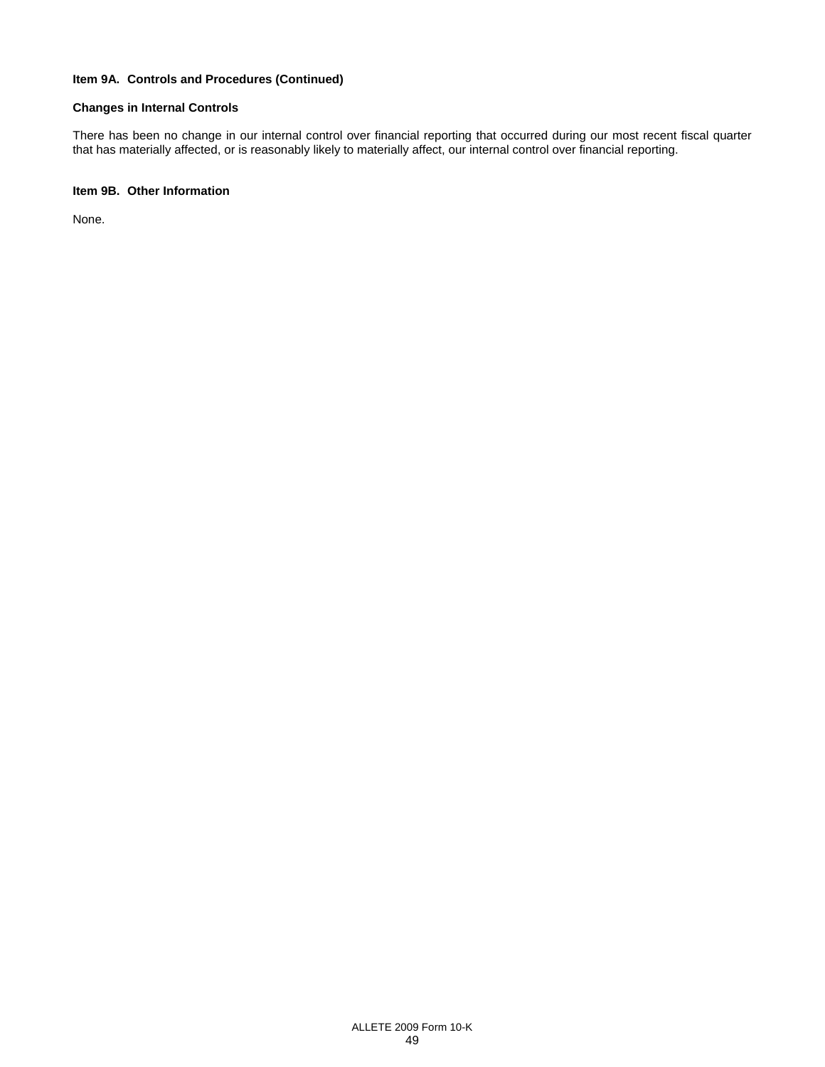### Item 9A. Controls and Procedures (Continued)

**Changes in Internal Controls**

There has been no change in our internal control over financial reporting that occurred during our most recent fiscal quarter that has materially affected, or is reasonably likely to materially affect, our internal control over financial reporting.

### Item 9B. Other Information

None.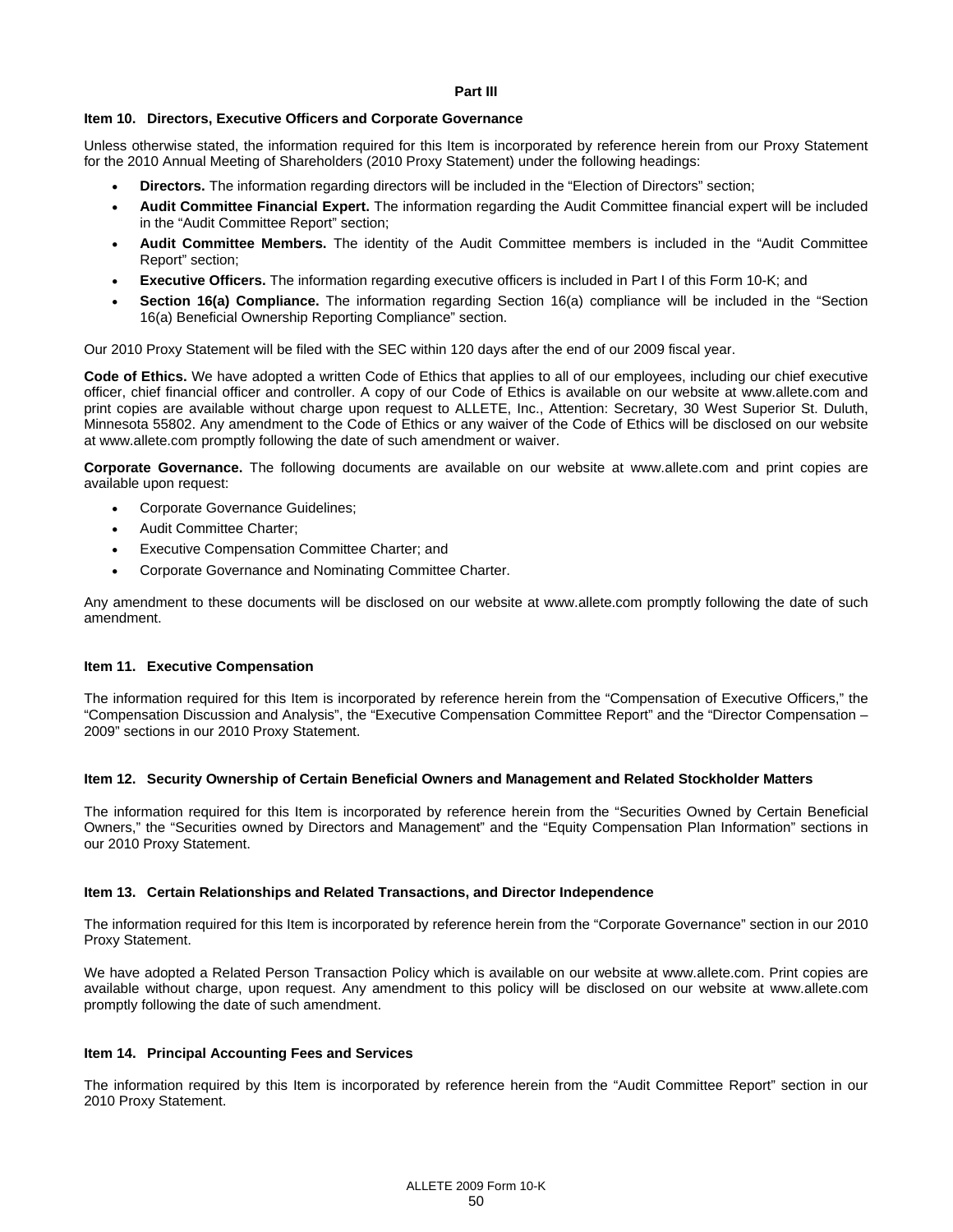# Part III

## Item 10. Directors, Executive Officers and Corporate Governance

Unless otherwise stated, the information required for this Item is incorporated by reference herein from our Proxy Statement for the 2010 Annual Meeting of Shareholders (2010 Proxy Statement) under the following headings:

- **Directors.** The information regarding directors will be included in the "Election of Directors" section;
- **Audit Committee Financial Expert.** The information regarding the Audit Committee financial expert will be included in the "Audit Committee Report" section;
- **Audit Committee Members.** The identity of the Audit Committee members is included in the "Audit Committee Report" section;
- **Executive Officers.** The information regarding executive officers is included in Part I of this Form 10-K; and
- **Section 16(a) Compliance.** The information regarding Section 16(a) compliance will be included in the "Section 16(a) Beneficial Ownership Reporting Compliance" section.

Our 2010 Proxy Statement will be filed with the SEC within 120 days after the end of our 2009 fiscal year.

**Code of Ethics.** We have adopted a written Code of Ethics that applies to all of our employees, including our chief executive officer, chief financial officer and controller. A copy of our Code of Ethics is available on our website at www.allete.com and print copies are available without charge upon request to ALLETE, Inc., Attention: Secretary, 30 West Superior St. Duluth, Minnesota 55802. Any amendment to the Code of Ethics or any waiver of the Code of Ethics will be disclosed on our website at www.allete.com promptly following the date of such amendment or waiver.

**Corporate Governance.** The following documents are available on our website at www.allete.com and print copies are available upon request:

- Corporate Governance Guidelines;
- Audit Committee Charter;
- Executive Compensation Committee Charter; and
- Corporate Governance and Nominating Committee Charter.

Any amendment to these documents will be disclosed on our website at www.allete.com promptly following the date of such amendment.

## Item 11. Executive Compensation

The information required for this Item is incorporated by reference herein from the "Compensation of Executive Officers," the "Compensation Discussion and Analysis", the "Executive Compensation Committee Report" and the "Director Compensation – 2009" sections in our 2010 Proxy Statement.

## Item 12. Security Ownership of Certain Beneficial Owners and Management and Related Stockholder Matters

The information required for this Item is incorporated by reference herein from the "Securities Owned by Certain Beneficial Owners," the "Securities owned by Directors and Management" and the "Equity Compensation Plan Information" sections in our 2010 Proxy Statement.

## Item 13. Certain Relationships and Related Transactions, and Director Independence

The information required for this Item is incorporated by reference herein from the "Corporate Governance" section in our 2010 Proxy Statement.

We have adopted a Related Person Transaction Policy which is available on our website at www.allete.com. Print copies are available without charge, upon request. Any amendment to this policy will be disclosed on our website at www.allete.com promptly following the date of such amendment.

## Item 14. Principal Accounting Fees and Services

The information required by this Item is incorporated by reference herein from the "Audit Committee Report" section in our 2010 Proxy Statement.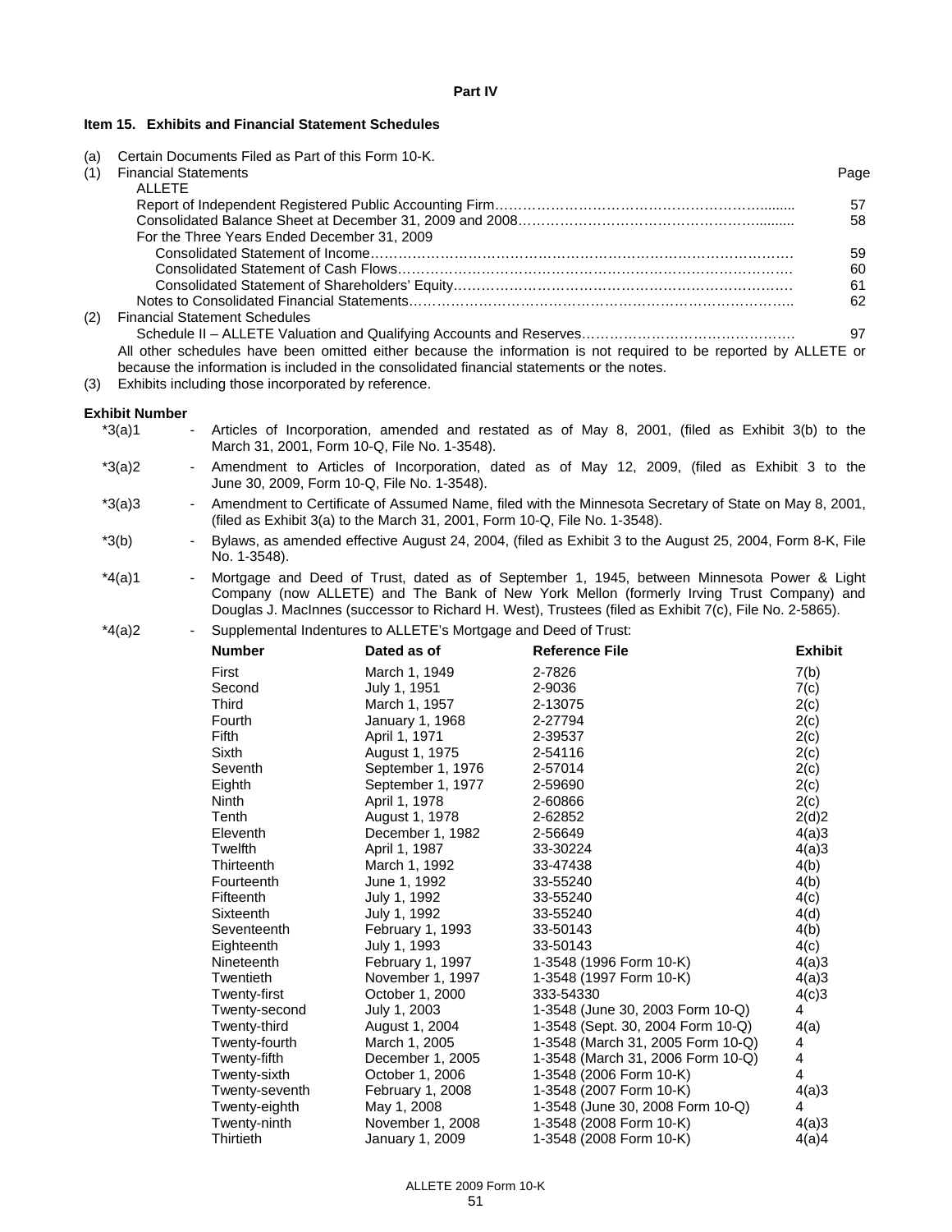## Part IV

### Item 15. Exhibits and Financial Statement Schedules

(a) Certain Documents Filed as Part of this Form 10-K.

(1) Financial Statements

| | Page |
|---|---|
| ALLETE | |
| Report of Independent Registered Public Accounting Firm | 57 |
| Consolidated Balance Sheet at December 31, 2009 and 2008 | 58 |
| For the Three Years Ended December 31, 2009 | |
| Consolidated Statement of Income | 59 |
| Consolidated Statement of Cash Flows | 60 |
| Consolidated Statement of Shareholders' Equity | 61 |
| Notes to Consolidated Financial Statements | 62 |

(2) Financial Statement Schedules

| | |
|---|---|
| Schedule II – ALLETE Valuation and Qualifying Accounts and Reserves | 97 |

All other schedules have been omitted either because the information is not required to be reported by ALLETE or because the information is included in the consolidated financial statements or the notes.

(3) Exhibits including those incorporated by reference.

**Exhibit Number**

*3(a)1 - Articles of Incorporation, amended and restated as of May 8, 2001, (filed as Exhibit 3(b) to the March 31, 2001, Form 10-Q, File No. 1-3548).

*3(a)2 - Amendment to Articles of Incorporation, dated as of May 12, 2009, (filed as Exhibit 3 to the June 30, 2009, Form 10-Q, File No. 1-3548).

*3(a)3 - Amendment to Certificate of Assumed Name, filed with the Minnesota Secretary of State on May 8, 2001, (filed as Exhibit 3(a) to the March 31, 2001, Form 10-Q, File No. 1-3548).

*3(b) - Bylaws, as amended effective August 24, 2004, (filed as Exhibit 3 to the August 25, 2004, Form 8-K, File No. 1-3548).

*4(a)1 - Mortgage and Deed of Trust, dated as of September 1, 1945, between Minnesota Power & Light Company (now ALLETE) and The Bank of New York Mellon (formerly Irving Trust Company) and Douglas J. MacInnes (successor to Richard H. West), Trustees (filed as Exhibit 7(c), File No. 2-5865).

*4(a)2 - Supplemental Indentures to ALLETE's Mortgage and Deed of Trust:

| Number | Dated as of | Reference File | Exhibit |
|---|---|---|---|
| First | March 1, 1949 | 2-7826 | 7(b) |
| Second | July 1, 1951 | 2-9036 | 7(c) |
| Third | March 1, 1957 | 2-13075 | 2(c) |
| Fourth | January 1, 1968 | 2-27794 | 2(c) |
| Fifth | April 1, 1971 | 2-39537 | 2(c) |
| Sixth | August 1, 1975 | 2-54116 | 2(c) |
| Seventh | September 1, 1976 | 2-57014 | 2(c) |
| Eighth | September 1, 1977 | 2-59690 | 2(c) |
| Ninth | April 1, 1978 | 2-60866 | 2(c) |
| Tenth | August 1, 1978 | 2-62852 | 2(d)2 |
| Eleventh | December 1, 1982 | 2-56649 | 4(a)3 |
| Twelfth | April 1, 1987 | 33-30224 | 4(a)3 |
| Thirteenth | March 1, 1992 | 33-47438 | 4(b) |
| Fourteenth | June 1, 1992 | 33-55240 | 4(b) |
| Fifteenth | July 1, 1992 | 33-55240 | 4(c) |
| Sixteenth | July 1, 1992 | 33-55240 | 4(d) |
| Seventeenth | February 1, 1993 | 33-50143 | 4(b) |
| Eighteenth | July 1, 1993 | 33-50143 | 4(c) |
| Nineteenth | February 1, 1997 | 1-3548 (1996 Form 10-K) | 4(a)3 |
| Twentieth | November 1, 1997 | 1-3548 (1997 Form 10-K) | 4(a)3 |
| Twenty-first | October 1, 2000 | 333-54330 | 4(c)3 |
| Twenty-second | July 1, 2003 | 1-3548 (June 30, 2003 Form 10-Q) | 4 |
| Twenty-third | August 1, 2004 | 1-3548 (Sept. 30, 2004 Form 10-Q) | 4(a) |
| Twenty-fourth | March 1, 2005 | 1-3548 (March 31, 2005 Form 10-Q) | 4 |
| Twenty-fifth | December 1, 2005 | 1-3548 (March 31, 2006 Form 10-Q) | 4 |
| Twenty-sixth | October 1, 2006 | 1-3548 (2006 Form 10-K) | 4 |
| Twenty-seventh | February 1, 2008 | 1-3548 (2007 Form 10-K) | 4(a)3 |
| Twenty-eighth | May 1, 2008 | 1-3548 (June 30, 2008 Form 10-Q) | 4 |
| Twenty-ninth | November 1, 2008 | 1-3548 (2008 Form 10-K) | 4(a)3 |
| Thirtieth | January 1, 2009 | 1-3548 (2008 Form 10-K) | 4(a)4 |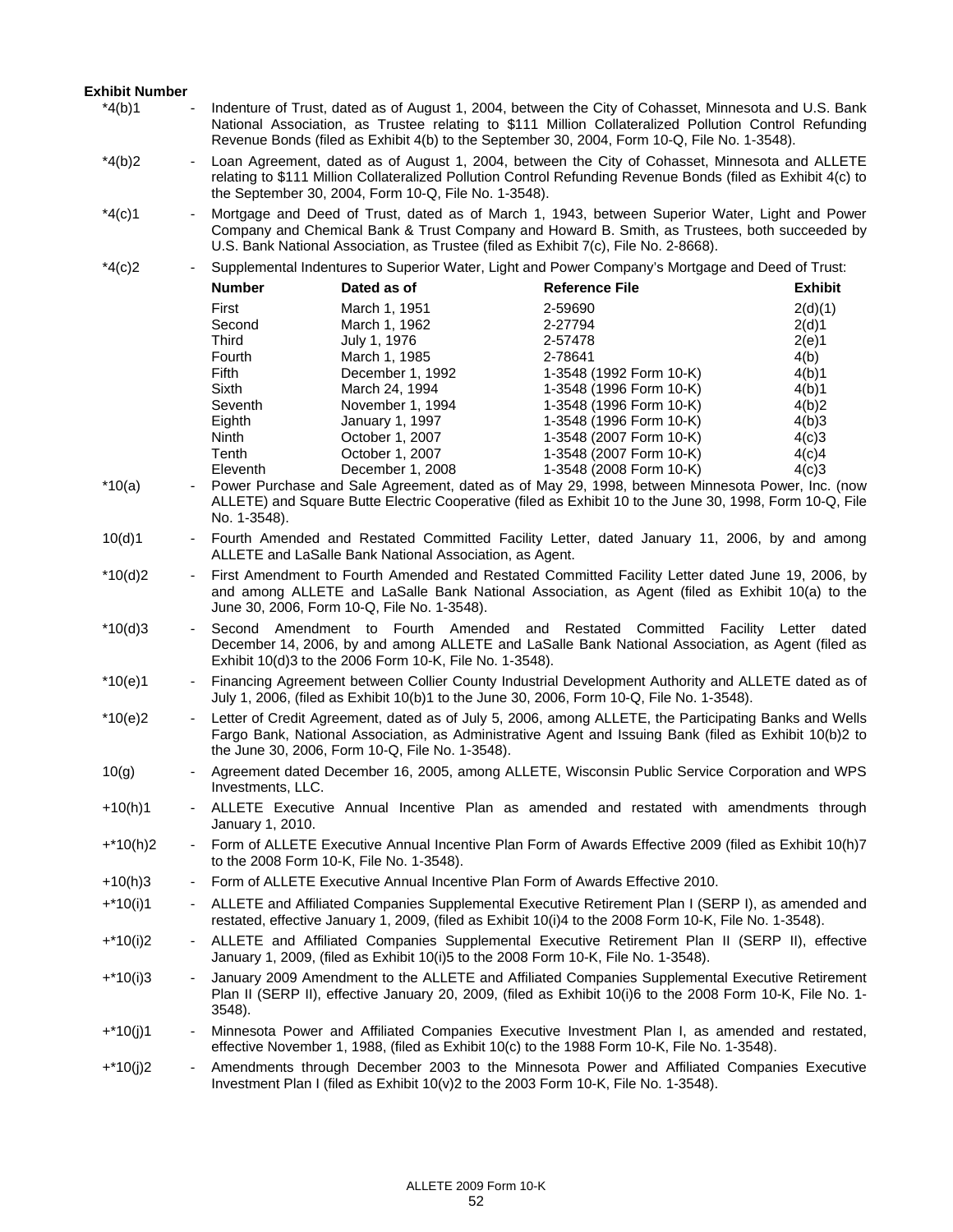**Exhibit Number**

*4(b)1 - Indenture of Trust, dated as of August 1, 2004, between the City of Cohasset, Minnesota and U.S. Bank National Association, as Trustee relating to $111 Million Collateralized Pollution Control Refunding Revenue Bonds (filed as Exhibit 4(b) to the September 30, 2004, Form 10-Q, File No. 1-3548).

*4(b)2 - Loan Agreement, dated as of August 1, 2004, between the City of Cohasset, Minnesota and ALLETE relating to $111 Million Collateralized Pollution Control Refunding Revenue Bonds (filed as Exhibit 4(c) to the September 30, 2004, Form 10-Q, File No. 1-3548).

*4(c)1 - Mortgage and Deed of Trust, dated as of March 1, 1943, between Superior Water, Light and Power Company and Chemical Bank & Trust Company and Howard B. Smith, as Trustees, both succeeded by U.S. Bank National Association, as Trustee (filed as Exhibit 7(c), File No. 2-8668).

*4(c)2 - Supplemental Indentures to Superior Water, Light and Power Company's Mortgage and Deed of Trust:

| Number | Dated as of | Reference File | Exhibit |
|---|---|---|---|
| First | March 1, 1951 | 2-59690 | 2(d)(1) |
| Second | March 1, 1962 | 2-27794 | 2(d)1 |
| Third | July 1, 1976 | 2-57478 | 2(e)1 |
| Fourth | March 1, 1985 | 2-78641 | 4(b) |
| Fifth | December 1, 1992 | 1-3548 (1992 Form 10-K) | 4(b)1 |
| Sixth | March 24, 1994 | 1-3548 (1996 Form 10-K) | 4(b)1 |
| Seventh | November 1, 1994 | 1-3548 (1996 Form 10-K) | 4(b)2 |
| Eighth | January 1, 1997 | 1-3548 (1996 Form 10-K) | 4(b)3 |
| Ninth | October 1, 2007 | 1-3548 (2007 Form 10-K) | 4(c)3 |
| Tenth | October 1, 2007 | 1-3548 (2007 Form 10-K) | 4(c)4 |
| Eleventh | December 1, 2008 | 1-3548 (2008 Form 10-K) | 4(c)3 |

*10(a) - Power Purchase and Sale Agreement, dated as of May 29, 1998, between Minnesota Power, Inc. (now ALLETE) and Square Butte Electric Cooperative (filed as Exhibit 10 to the June 30, 1998, Form 10-Q, File No. 1-3548).

10(d)1 - Fourth Amended and Restated Committed Facility Letter, dated January 11, 2006, by and among ALLETE and LaSalle Bank National Association, as Agent.

*10(d)2 - First Amendment to Fourth Amended and Restated Committed Facility Letter dated June 19, 2006, by and among ALLETE and LaSalle Bank National Association, as Agent (filed as Exhibit 10(a) to the June 30, 2006, Form 10-Q, File No. 1-3548).

*10(d)3 - Second Amendment to Fourth Amended and Restated Committed Facility Letter dated December 14, 2006, by and among ALLETE and LaSalle Bank National Association, as Agent (filed as Exhibit 10(d)3 to the 2006 Form 10-K, File No. 1-3548).

*10(e)1 - Financing Agreement between Collier County Industrial Development Authority and ALLETE dated as of July 1, 2006, (filed as Exhibit 10(b)1 to the June 30, 2006, Form 10-Q, File No. 1-3548).

*10(e)2 - Letter of Credit Agreement, dated as of July 5, 2006, among ALLETE, the Participating Banks and Wells Fargo Bank, National Association, as Administrative Agent and Issuing Bank (filed as Exhibit 10(b)2 to the June 30, 2006, Form 10-Q, File No. 1-3548).

10(g) - Agreement dated December 16, 2005, among ALLETE, Wisconsin Public Service Corporation and WPS Investments, LLC.

+10(h)1 - ALLETE Executive Annual Incentive Plan as amended and restated with amendments through January 1, 2010.

+*10(h)2 - Form of ALLETE Executive Annual Incentive Plan Form of Awards Effective 2009 (filed as Exhibit 10(h)7 to the 2008 Form 10-K, File No. 1-3548).

+10(h)3 - Form of ALLETE Executive Annual Incentive Plan Form of Awards Effective 2010.

+*10(i)1 - ALLETE and Affiliated Companies Supplemental Executive Retirement Plan I (SERP I), as amended and restated, effective January 1, 2009, (filed as Exhibit 10(i)4 to the 2008 Form 10-K, File No. 1-3548).

+*10(i)2 - ALLETE and Affiliated Companies Supplemental Executive Retirement Plan II (SERP II), effective January 1, 2009, (filed as Exhibit 10(i)5 to the 2008 Form 10-K, File No. 1-3548).

+*10(i)3 - January 2009 Amendment to the ALLETE and Affiliated Companies Supplemental Executive Retirement Plan II (SERP II), effective January 20, 2009, (filed as Exhibit 10(i)6 to the 2008 Form 10-K, File No. 1-3548).

+*10(j)1 - Minnesota Power and Affiliated Companies Executive Investment Plan I, as amended and restated, effective November 1, 1988, (filed as Exhibit 10(c) to the 1988 Form 10-K, File No. 1-3548).

+*10(j)2 - Amendments through December 2003 to the Minnesota Power and Affiliated Companies Executive Investment Plan I (filed as Exhibit 10(v)2 to the 2003 Form 10-K, File No. 1-3548).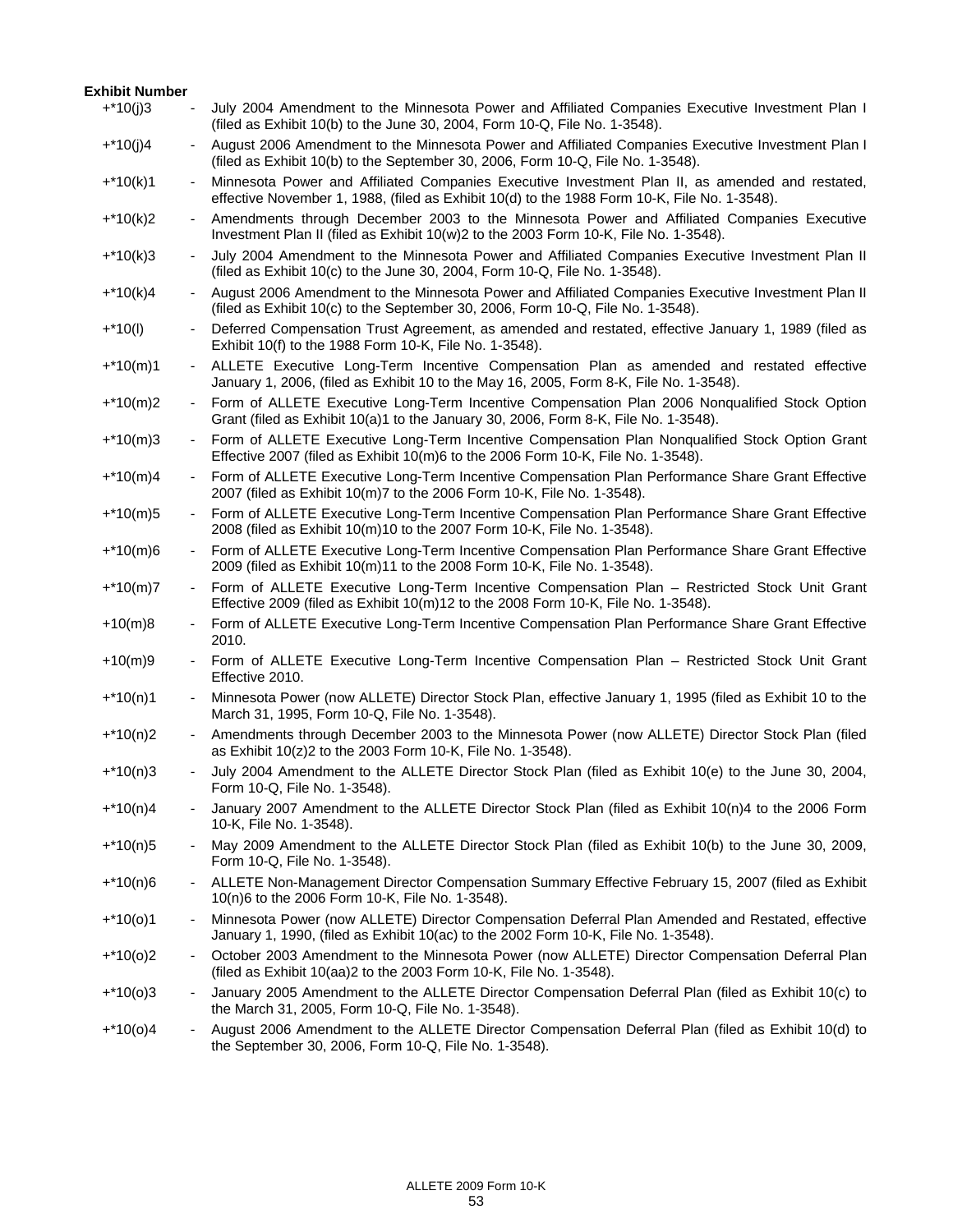**Exhibit Number**

| | | |
|---|---|---|
| +*10(j)3 | - | July 2004 Amendment to the Minnesota Power and Affiliated Companies Executive Investment Plan I (filed as Exhibit 10(b) to the June 30, 2004, Form 10-Q, File No. 1-3548). |
| +*10(j)4 | - | August 2006 Amendment to the Minnesota Power and Affiliated Companies Executive Investment Plan I (filed as Exhibit 10(b) to the September 30, 2006, Form 10-Q, File No. 1-3548). |
| +*10(k)1 | - | Minnesota Power and Affiliated Companies Executive Investment Plan II, as amended and restated, effective November 1, 1988, (filed as Exhibit 10(d) to the 1988 Form 10-K, File No. 1-3548). |
| +*10(k)2 | - | Amendments through December 2003 to the Minnesota Power and Affiliated Companies Executive Investment Plan II (filed as Exhibit 10(w)2 to the 2003 Form 10-K, File No. 1-3548). |
| +*10(k)3 | - | July 2004 Amendment to the Minnesota Power and Affiliated Companies Executive Investment Plan II (filed as Exhibit 10(c) to the June 30, 2004, Form 10-Q, File No. 1-3548). |
| +*10(k)4 | - | August 2006 Amendment to the Minnesota Power and Affiliated Companies Executive Investment Plan II (filed as Exhibit 10(c) to the September 30, 2006, Form 10-Q, File No. 1-3548). |
| +*10(l) | - | Deferred Compensation Trust Agreement, as amended and restated, effective January 1, 1989 (filed as Exhibit 10(f) to the 1988 Form 10-K, File No. 1-3548). |
| +*10(m)1 | - | ALLETE Executive Long-Term Incentive Compensation Plan as amended and restated effective January 1, 2006, (filed as Exhibit 10 to the May 16, 2005, Form 8-K, File No. 1-3548). |
| +*10(m)2 | - | Form of ALLETE Executive Long-Term Incentive Compensation Plan 2006 Nonqualified Stock Option Grant (filed as Exhibit 10(a)1 to the January 30, 2006, Form 8-K, File No. 1-3548). |
| +*10(m)3 | - | Form of ALLETE Executive Long-Term Incentive Compensation Plan Nonqualified Stock Option Grant Effective 2007 (filed as Exhibit 10(m)6 to the 2006 Form 10-K, File No. 1-3548). |
| +*10(m)4 | - | Form of ALLETE Executive Long-Term Incentive Compensation Plan Performance Share Grant Effective 2007 (filed as Exhibit 10(m)7 to the 2006 Form 10-K, File No. 1-3548). |
| +*10(m)5 | - | Form of ALLETE Executive Long-Term Incentive Compensation Plan Performance Share Grant Effective 2008 (filed as Exhibit 10(m)10 to the 2007 Form 10-K, File No. 1-3548). |
| +*10(m)6 | - | Form of ALLETE Executive Long-Term Incentive Compensation Plan Performance Share Grant Effective 2009 (filed as Exhibit 10(m)11 to the 2008 Form 10-K, File No. 1-3548). |
| +*10(m)7 | - | Form of ALLETE Executive Long-Term Incentive Compensation Plan – Restricted Stock Unit Grant Effective 2009 (filed as Exhibit 10(m)12 to the 2008 Form 10-K, File No. 1-3548). |
| +10(m)8 | - | Form of ALLETE Executive Long-Term Incentive Compensation Plan Performance Share Grant Effective 2010. |
| +10(m)9 | - | Form of ALLETE Executive Long-Term Incentive Compensation Plan – Restricted Stock Unit Grant Effective 2010. |
| +*10(n)1 | - | Minnesota Power (now ALLETE) Director Stock Plan, effective January 1, 1995 (filed as Exhibit 10 to the March 31, 1995, Form 10-Q, File No. 1-3548). |
| +*10(n)2 | - | Amendments through December 2003 to the Minnesota Power (now ALLETE) Director Stock Plan (filed as Exhibit 10(z)2 to the 2003 Form 10-K, File No. 1-3548). |
| +*10(n)3 | - | July 2004 Amendment to the ALLETE Director Stock Plan (filed as Exhibit 10(e) to the June 30, 2004, Form 10-Q, File No. 1-3548). |
| +*10(n)4 | - | January 2007 Amendment to the ALLETE Director Stock Plan (filed as Exhibit 10(n)4 to the 2006 Form 10-K, File No. 1-3548). |
| +*10(n)5 | - | May 2009 Amendment to the ALLETE Director Stock Plan (filed as Exhibit 10(b) to the June 30, 2009, Form 10-Q, File No. 1-3548). |
| +*10(n)6 | - | ALLETE Non-Management Director Compensation Summary Effective February 15, 2007 (filed as Exhibit 10(n)6 to the 2006 Form 10-K, File No. 1-3548). |
| +*10(o)1 | - | Minnesota Power (now ALLETE) Director Compensation Deferral Plan Amended and Restated, effective January 1, 1990, (filed as Exhibit 10(ac) to the 2002 Form 10-K, File No. 1-3548). |
| +*10(o)2 | - | October 2003 Amendment to the Minnesota Power (now ALLETE) Director Compensation Deferral Plan (filed as Exhibit 10(aa)2 to the 2003 Form 10-K, File No. 1-3548). |
| +*10(o)3 | - | January 2005 Amendment to the ALLETE Director Compensation Deferral Plan (filed as Exhibit 10(c) to the March 31, 2005, Form 10-Q, File No. 1-3548). |
| +*10(o)4 | - | August 2006 Amendment to the ALLETE Director Compensation Deferral Plan (filed as Exhibit 10(d) to the September 30, 2006, Form 10-Q, File No. 1-3548). |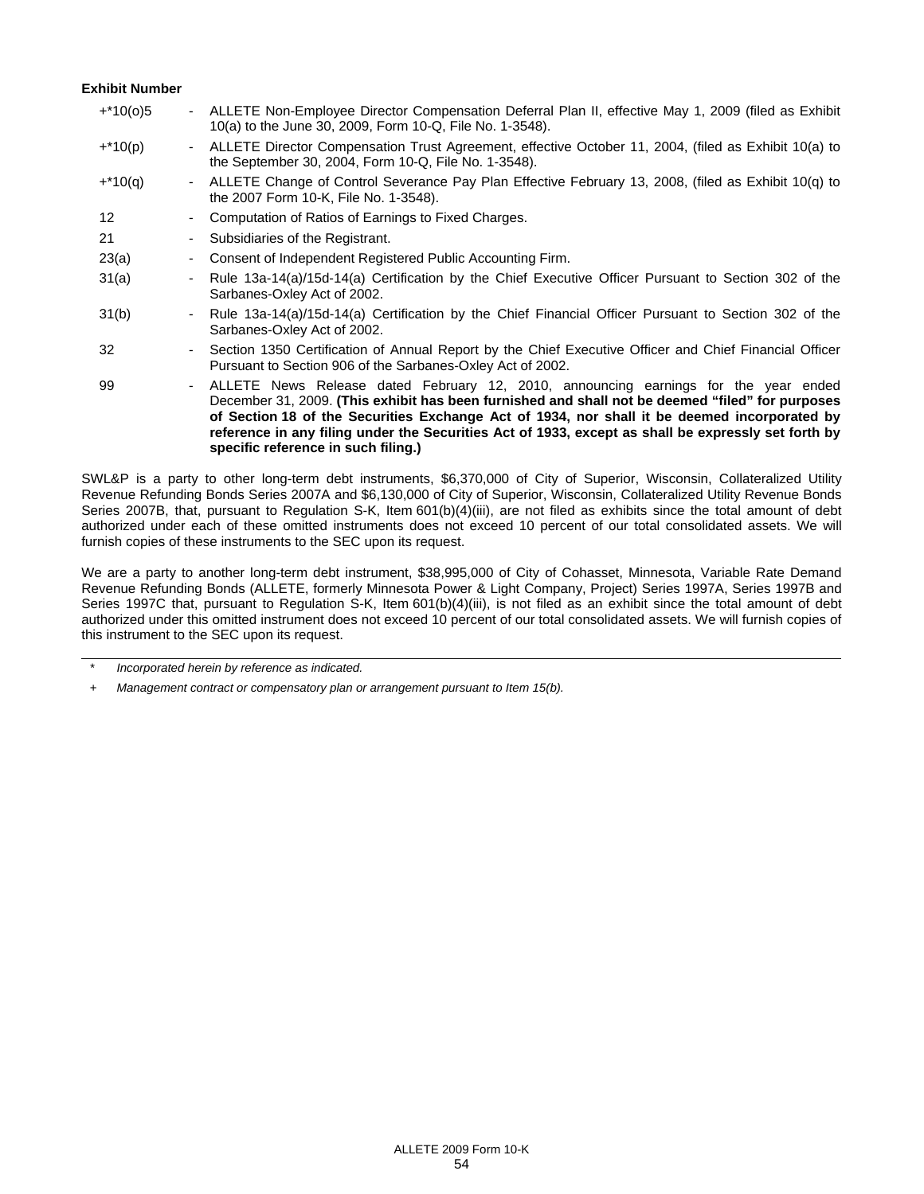**Exhibit Number**

| | | |
|---|---|---|
| +*10(o)5 | - | ALLETE Non-Employee Director Compensation Deferral Plan II, effective May 1, 2009 (filed as Exhibit 10(a) to the June 30, 2009, Form 10-Q, File No. 1-3548). |
| +*10(p) | - | ALLETE Director Compensation Trust Agreement, effective October 11, 2004, (filed as Exhibit 10(a) to the September 30, 2004, Form 10-Q, File No. 1-3548). |
| +*10(q) | - | ALLETE Change of Control Severance Pay Plan Effective February 13, 2008, (filed as Exhibit 10(q) to the 2007 Form 10-K, File No. 1-3548). |
| 12 | - | Computation of Ratios of Earnings to Fixed Charges. |
| 21 | - | Subsidiaries of the Registrant. |
| 23(a) | - | Consent of Independent Registered Public Accounting Firm. |
| 31(a) | - | Rule 13a-14(a)/15d-14(a) Certification by the Chief Executive Officer Pursuant to Section 302 of the Sarbanes-Oxley Act of 2002. |
| 31(b) | - | Rule 13a-14(a)/15d-14(a) Certification by the Chief Financial Officer Pursuant to Section 302 of the Sarbanes-Oxley Act of 2002. |
| 32 | - | Section 1350 Certification of Annual Report by the Chief Executive Officer and Chief Financial Officer Pursuant to Section 906 of the Sarbanes-Oxley Act of 2002. |
| 99 | - | ALLETE News Release dated February 12, 2010, announcing earnings for the year ended December 31, 2009. **(This exhibit has been furnished and shall not be deemed "filed" for purposes of Section 18 of the Securities Exchange Act of 1934, nor shall it be deemed incorporated by reference in any filing under the Securities Act of 1933, except as shall be expressly set forth by specific reference in such filing.)** |

SWL&P is a party to other long-term debt instruments, $6,370,000 of City of Superior, Wisconsin, Collateralized Utility Revenue Refunding Bonds Series 2007A and $6,130,000 of City of Superior, Wisconsin, Collateralized Utility Revenue Bonds Series 2007B, that, pursuant to Regulation S-K, Item 601(b)(4)(iii), are not filed as exhibits since the total amount of debt authorized under each of these omitted instruments does not exceed 10 percent of our total consolidated assets. We will furnish copies of these instruments to the SEC upon its request.

We are a party to another long-term debt instrument, $38,995,000 of City of Cohasset, Minnesota, Variable Rate Demand Revenue Refunding Bonds (ALLETE, formerly Minnesota Power & Light Company, Project) Series 1997A, Series 1997B and Series 1997C that, pursuant to Regulation S-K, Item 601(b)(4)(iii), is not filed as an exhibit since the total amount of debt authorized under this omitted instrument does not exceed 10 percent of our total consolidated assets. We will furnish copies of this instrument to the SEC upon its request.

---

\* *Incorporated herein by reference as indicated.*

\+ *Management contract or compensatory plan or arrangement pursuant to Item 15(b).*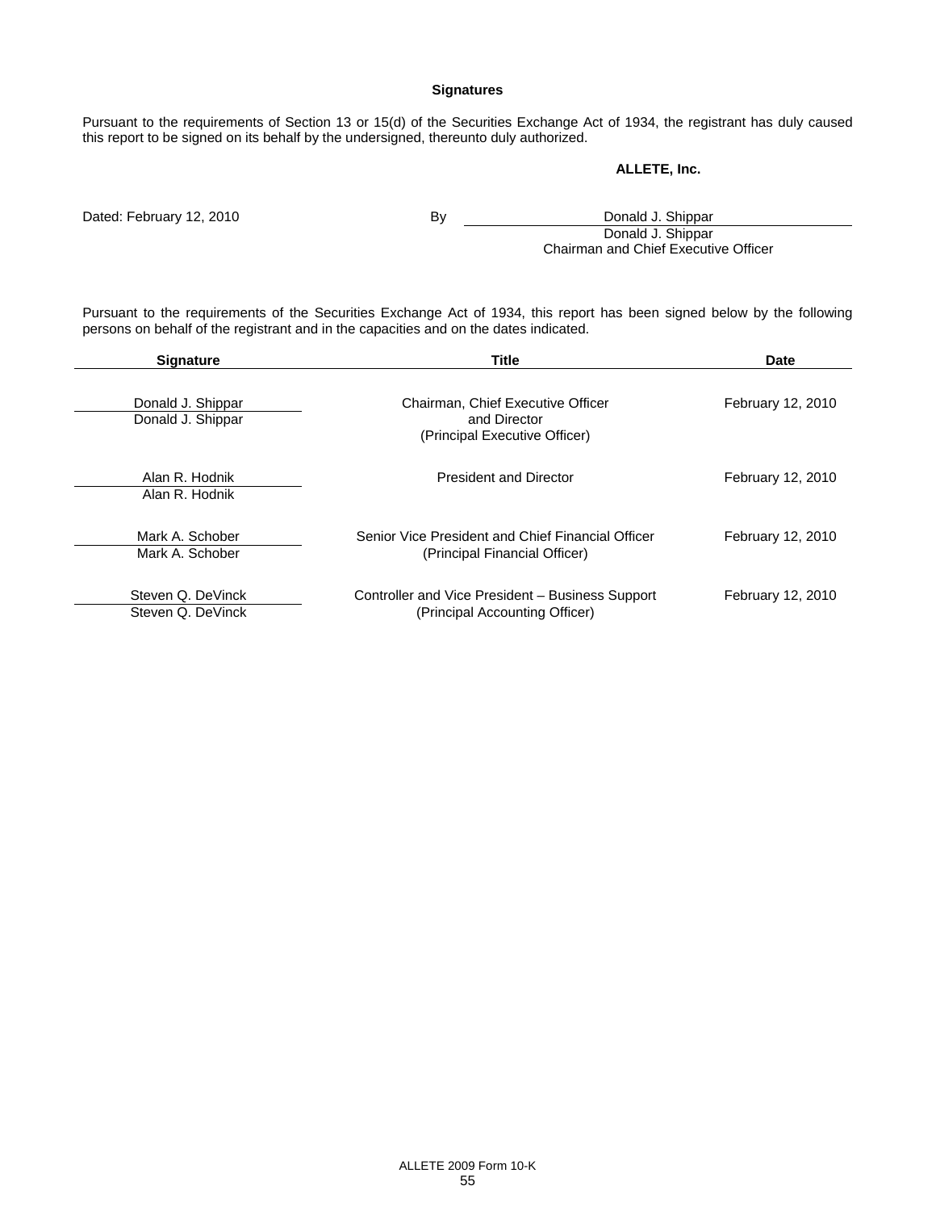## Signatures

Pursuant to the requirements of Section 13 or 15(d) of the Securities Exchange Act of 1934, the registrant has duly caused this report to be signed on its behalf by the undersigned, thereunto duly authorized.

**ALLETE, Inc.**

Dated: February 12, 2010

By Donald J. Shippar
Donald J. Shippar
Chairman and Chief Executive Officer

Pursuant to the requirements of the Securities Exchange Act of 1934, this report has been signed below by the following persons on behalf of the registrant and in the capacities and on the dates indicated.

| Signature | Title | Date |
|---|---|---|
| Donald J. Shippar<br>Donald J. Shippar | Chairman, Chief Executive Officer and Director (Principal Executive Officer) | February 12, 2010 |
| Alan R. Hodnik<br>Alan R. Hodnik | President and Director | February 12, 2010 |
| Mark A. Schober<br>Mark A. Schober | Senior Vice President and Chief Financial Officer (Principal Financial Officer) | February 12, 2010 |
| Steven Q. DeVinck<br>Steven Q. DeVinck | Controller and Vice President – Business Support (Principal Accounting Officer) | February 12, 2010 |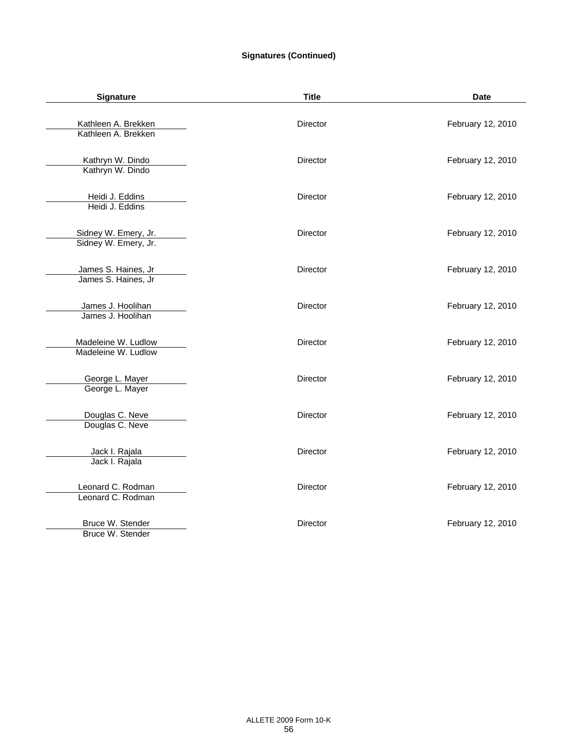**Signatures (Continued)**

| Signature | Title | Date |
| --- | --- | --- |
| Kathleen A. Brekken<br>Kathleen A. Brekken | Director | February 12, 2010 |
| Kathryn W. Dindo<br>Kathryn W. Dindo | Director | February 12, 2010 |
| Heidi J. Eddins<br>Heidi J. Eddins | Director | February 12, 2010 |
| Sidney W. Emery, Jr.<br>Sidney W. Emery, Jr. | Director | February 12, 2010 |
| James S. Haines, Jr<br>James S. Haines, Jr | Director | February 12, 2010 |
| James J. Hoolihan<br>James J. Hoolihan | Director | February 12, 2010 |
| Madeleine W. Ludlow<br>Madeleine W. Ludlow | Director | February 12, 2010 |
| George L. Mayer<br>George L. Mayer | Director | February 12, 2010 |
| Douglas C. Neve<br>Douglas C. Neve | Director | February 12, 2010 |
| Jack I. Rajala<br>Jack I. Rajala | Director | February 12, 2010 |
| Leonard C. Rodman<br>Leonard C. Rodman | Director | February 12, 2010 |
| Bruce W. Stender<br>Bruce W. Stender | Director | February 12, 2010 |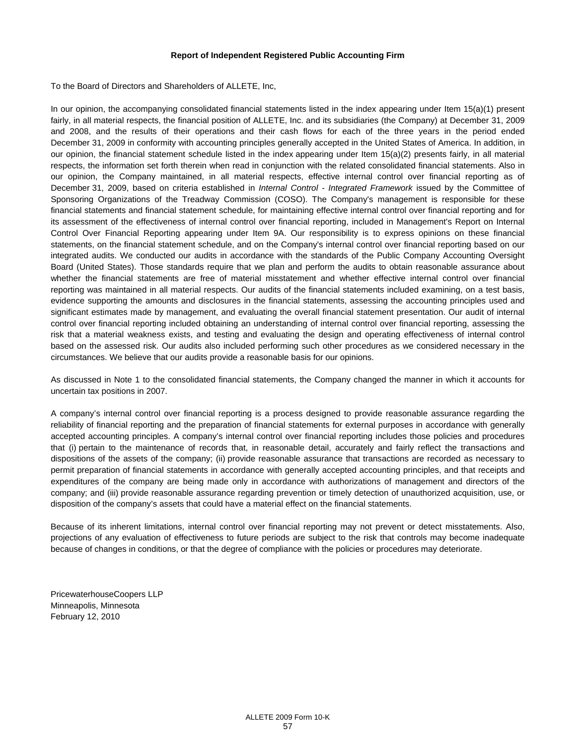**Report of Independent Registered Public Accounting Firm**

To the Board of Directors and Shareholders of ALLETE, Inc,

In our opinion, the accompanying consolidated financial statements listed in the index appearing under Item 15(a)(1) present fairly, in all material respects, the financial position of ALLETE, Inc. and its subsidiaries (the Company) at December 31, 2009 and 2008, and the results of their operations and their cash flows for each of the three years in the period ended December 31, 2009 in conformity with accounting principles generally accepted in the United States of America. In addition, in our opinion, the financial statement schedule listed in the index appearing under Item 15(a)(2) presents fairly, in all material respects, the information set forth therein when read in conjunction with the related consolidated financial statements. Also in our opinion, the Company maintained, in all material respects, effective internal control over financial reporting as of December 31, 2009, based on criteria established in *Internal Control - Integrated Framework* issued by the Committee of Sponsoring Organizations of the Treadway Commission (COSO). The Company's management is responsible for these financial statements and financial statement schedule, for maintaining effective internal control over financial reporting and for its assessment of the effectiveness of internal control over financial reporting, included in Management's Report on Internal Control Over Financial Reporting appearing under Item 9A. Our responsibility is to express opinions on these financial statements, on the financial statement schedule, and on the Company's internal control over financial reporting based on our integrated audits. We conducted our audits in accordance with the standards of the Public Company Accounting Oversight Board (United States). Those standards require that we plan and perform the audits to obtain reasonable assurance about whether the financial statements are free of material misstatement and whether effective internal control over financial reporting was maintained in all material respects. Our audits of the financial statements included examining, on a test basis, evidence supporting the amounts and disclosures in the financial statements, assessing the accounting principles used and significant estimates made by management, and evaluating the overall financial statement presentation. Our audit of internal control over financial reporting included obtaining an understanding of internal control over financial reporting, assessing the risk that a material weakness exists, and testing and evaluating the design and operating effectiveness of internal control based on the assessed risk. Our audits also included performing such other procedures as we considered necessary in the circumstances. We believe that our audits provide a reasonable basis for our opinions.

As discussed in Note 1 to the consolidated financial statements, the Company changed the manner in which it accounts for uncertain tax positions in 2007.

A company's internal control over financial reporting is a process designed to provide reasonable assurance regarding the reliability of financial reporting and the preparation of financial statements for external purposes in accordance with generally accepted accounting principles. A company's internal control over financial reporting includes those policies and procedures that (i) pertain to the maintenance of records that, in reasonable detail, accurately and fairly reflect the transactions and dispositions of the assets of the company; (ii) provide reasonable assurance that transactions are recorded as necessary to permit preparation of financial statements in accordance with generally accepted accounting principles, and that receipts and expenditures of the company are being made only in accordance with authorizations of management and directors of the company; and (iii) provide reasonable assurance regarding prevention or timely detection of unauthorized acquisition, use, or disposition of the company's assets that could have a material effect on the financial statements.

Because of its inherent limitations, internal control over financial reporting may not prevent or detect misstatements. Also, projections of any evaluation of effectiveness to future periods are subject to the risk that controls may become inadequate because of changes in conditions, or that the degree of compliance with the policies or procedures may deteriorate.

PricewaterhouseCoopers LLP
Minneapolis, Minnesota
February 12, 2010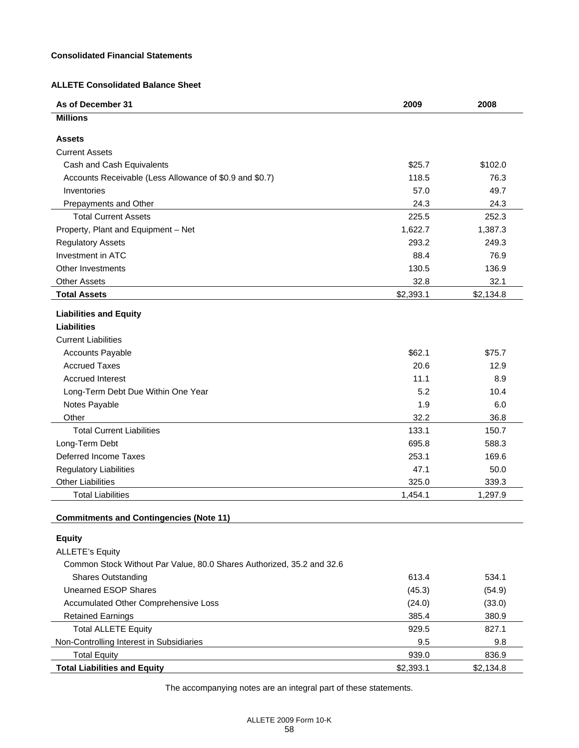**Consolidated Financial Statements**

**ALLETE Consolidated Balance Sheet**

| As of December 31 | 2009 | 2008 |
|---|---|---|
| **Millions** | | |
| | | |
| **Assets** | | |
| Current Assets | | |
| Cash and Cash Equivalents | $25.7 | $102.0 |
| Accounts Receivable (Less Allowance of $0.9 and $0.7) | 118.5 | 76.3 |
| Inventories | 57.0 | 49.7 |
| Prepayments and Other | 24.3 | 24.3 |
| Total Current Assets | 225.5 | 252.3 |
| Property, Plant and Equipment – Net | 1,622.7 | 1,387.3 |
| Regulatory Assets | 293.2 | 249.3 |
| Investment in ATC | 88.4 | 76.9 |
| Other Investments | 130.5 | 136.9 |
| Other Assets | 32.8 | 32.1 |
| **Total Assets** | $2,393.1 | $2,134.8 |
| | | |
| **Liabilities and Equity** | | |
| **Liabilities** | | |
| Current Liabilities | | |
| Accounts Payable | $62.1 | $75.7 |
| Accrued Taxes | 20.6 | 12.9 |
| Accrued Interest | 11.1 | 8.9 |
| Long-Term Debt Due Within One Year | 5.2 | 10.4 |
| Notes Payable | 1.9 | 6.0 |
| Other | 32.2 | 36.8 |
| Total Current Liabilities | 133.1 | 150.7 |
| Long-Term Debt | 695.8 | 588.3 |
| Deferred Income Taxes | 253.1 | 169.6 |
| Regulatory Liabilities | 47.1 | 50.0 |
| Other Liabilities | 325.0 | 339.3 |
| Total Liabilities | 1,454.1 | 1,297.9 |
| | | |
| **Commitments and Contingencies (Note 11)** | | |
| | | |
| **Equity** | | |
| ALLETE's Equity | | |
| Common Stock Without Par Value, 80.0 Shares Authorized, 35.2 and 32.6 Shares Outstanding | 613.4 | 534.1 |
| Unearned ESOP Shares | (45.3) | (54.9) |
| Accumulated Other Comprehensive Loss | (24.0) | (33.0) |
| Retained Earnings | 385.4 | 380.9 |
| Total ALLETE Equity | 929.5 | 827.1 |
| Non-Controlling Interest in Subsidiaries | 9.5 | 9.8 |
| Total Equity | 939.0 | 836.9 |
| **Total Liabilities and Equity** | $2,393.1 | $2,134.8 |

The accompanying notes are an integral part of these statements.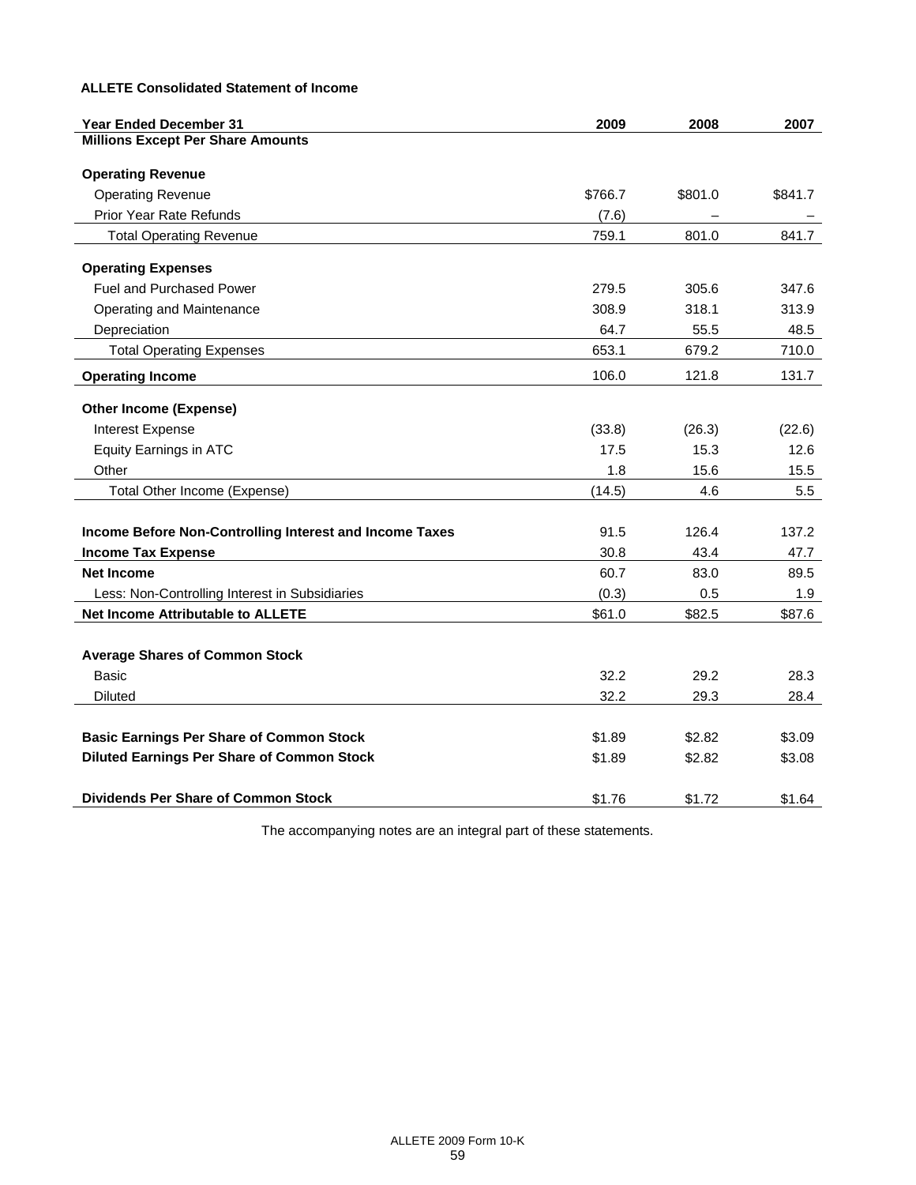**ALLETE Consolidated Statement of Income**

| Year Ended December 31 | 2009 | 2008 | 2007 |
|---|---|---|---|
| **Millions Except Per Share Amounts** | | | |
| **Operating Revenue** | | | |
| Operating Revenue | $766.7 | $801.0 | $841.7 |
| Prior Year Rate Refunds | (7.6) | – | – |
| Total Operating Revenue | 759.1 | 801.0 | 841.7 |
| **Operating Expenses** | | | |
| Fuel and Purchased Power | 279.5 | 305.6 | 347.6 |
| Operating and Maintenance | 308.9 | 318.1 | 313.9 |
| Depreciation | 64.7 | 55.5 | 48.5 |
| Total Operating Expenses | 653.1 | 679.2 | 710.0 |
| **Operating Income** | 106.0 | 121.8 | 131.7 |
| **Other Income (Expense)** | | | |
| Interest Expense | (33.8) | (26.3) | (22.6) |
| Equity Earnings in ATC | 17.5 | 15.3 | 12.6 |
| Other | 1.8 | 15.6 | 15.5 |
| Total Other Income (Expense) | (14.5) | 4.6 | 5.5 |
| **Income Before Non-Controlling Interest and Income Taxes** | 91.5 | 126.4 | 137.2 |
| **Income Tax Expense** | 30.8 | 43.4 | 47.7 |
| **Net Income** | 60.7 | 83.0 | 89.5 |
| Less: Non-Controlling Interest in Subsidiaries | (0.3) | 0.5 | 1.9 |
| **Net Income Attributable to ALLETE** | $61.0 | $82.5 | $87.6 |
| **Average Shares of Common Stock** | | | |
| Basic | 32.2 | 29.2 | 28.3 |
| Diluted | 32.2 | 29.3 | 28.4 |
| **Basic Earnings Per Share of Common Stock** | $1.89 | $2.82 | $3.09 |
| **Diluted Earnings Per Share of Common Stock** | $1.89 | $2.82 | $3.08 |
| **Dividends Per Share of Common Stock** | $1.76 | $1.72 | $1.64 |

The accompanying notes are an integral part of these statements.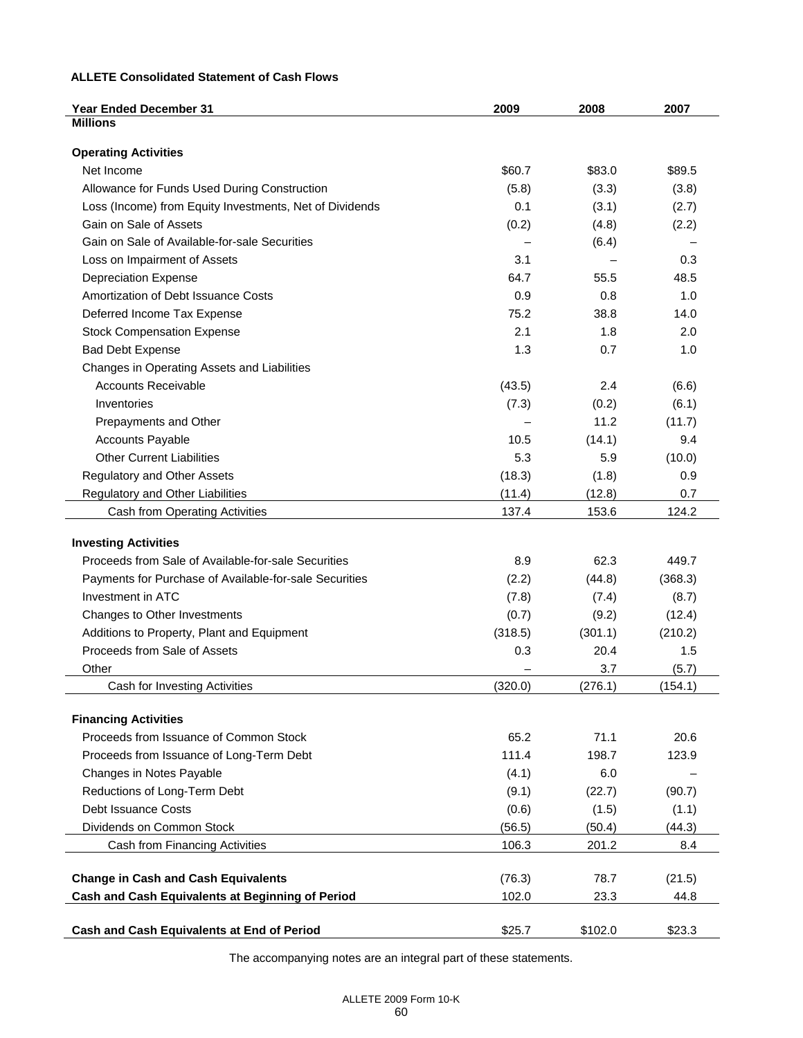**ALLETE Consolidated Statement of Cash Flows**

| Year Ended December 31 | 2009 | 2008 | 2007 |
|---|---|---|---|
| **Millions** | | | |
| **Operating Activities** | | | |
| Net Income | $60.7 | $83.0 | $89.5 |
| Allowance for Funds Used During Construction | (5.8) | (3.3) | (3.8) |
| Loss (Income) from Equity Investments, Net of Dividends | 0.1 | (3.1) | (2.7) |
| Gain on Sale of Assets | (0.2) | (4.8) | (2.2) |
| Gain on Sale of Available-for-sale Securities | – | (6.4) | – |
| Loss on Impairment of Assets | 3.1 | – | 0.3 |
| Depreciation Expense | 64.7 | 55.5 | 48.5 |
| Amortization of Debt Issuance Costs | 0.9 | 0.8 | 1.0 |
| Deferred Income Tax Expense | 75.2 | 38.8 | 14.0 |
| Stock Compensation Expense | 2.1 | 1.8 | 2.0 |
| Bad Debt Expense | 1.3 | 0.7 | 1.0 |
| Changes in Operating Assets and Liabilities | | | |
| Accounts Receivable | (43.5) | 2.4 | (6.6) |
| Inventories | (7.3) | (0.2) | (6.1) |
| Prepayments and Other | – | 11.2 | (11.7) |
| Accounts Payable | 10.5 | (14.1) | 9.4 |
| Other Current Liabilities | 5.3 | 5.9 | (10.0) |
| Regulatory and Other Assets | (18.3) | (1.8) | 0.9 |
| Regulatory and Other Liabilities | (11.4) | (12.8) | 0.7 |
| Cash from Operating Activities | 137.4 | 153.6 | 124.2 |
| **Investing Activities** | | | |
| Proceeds from Sale of Available-for-sale Securities | 8.9 | 62.3 | 449.7 |
| Payments for Purchase of Available-for-sale Securities | (2.2) | (44.8) | (368.3) |
| Investment in ATC | (7.8) | (7.4) | (8.7) |
| Changes to Other Investments | (0.7) | (9.2) | (12.4) |
| Additions to Property, Plant and Equipment | (318.5) | (301.1) | (210.2) |
| Proceeds from Sale of Assets | 0.3 | 20.4 | 1.5 |
| Other | – | 3.7 | (5.7) |
| Cash for Investing Activities | (320.0) | (276.1) | (154.1) |
| **Financing Activities** | | | |
| Proceeds from Issuance of Common Stock | 65.2 | 71.1 | 20.6 |
| Proceeds from Issuance of Long-Term Debt | 111.4 | 198.7 | 123.9 |
| Changes in Notes Payable | (4.1) | 6.0 | – |
| Reductions of Long-Term Debt | (9.1) | (22.7) | (90.7) |
| Debt Issuance Costs | (0.6) | (1.5) | (1.1) |
| Dividends on Common Stock | (56.5) | (50.4) | (44.3) |
| Cash from Financing Activities | 106.3 | 201.2 | 8.4 |
| **Change in Cash and Cash Equivalents** | (76.3) | 78.7 | (21.5) |
| **Cash and Cash Equivalents at Beginning of Period** | 102.0 | 23.3 | 44.8 |
| **Cash and Cash Equivalents at End of Period** | $25.7 | $102.0 | $23.3 |

The accompanying notes are an integral part of these statements.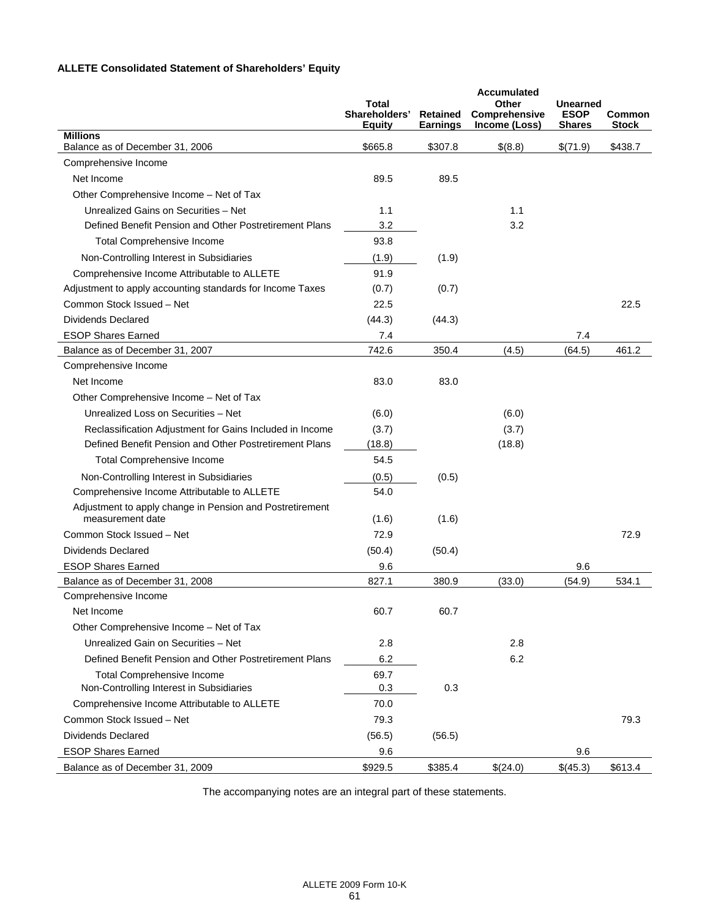**ALLETE Consolidated Statement of Shareholders' Equity**

| Millions | Total Shareholders' Equity | Retained Earnings | Accumulated Other Comprehensive Income (Loss) | Unearned ESOP Shares | Common Stock |
|---|---|---|---|---|---|
| Balance as of December 31, 2006 | $665.8 | $307.8 | $(8.8) | $(71.9) | $438.7 |
| Comprehensive Income | | | | | |
| Net Income | 89.5 | 89.5 | | | |
| Other Comprehensive Income – Net of Tax | | | | | |
| Unrealized Gains on Securities – Net | 1.1 | | 1.1 | | |
| Defined Benefit Pension and Other Postretirement Plans | 3.2 | | 3.2 | | |
| Total Comprehensive Income | 93.8 | | | | |
| Non-Controlling Interest in Subsidiaries | (1.9) | (1.9) | | | |
| Comprehensive Income Attributable to ALLETE | 91.9 | | | | |
| Adjustment to apply accounting standards for Income Taxes | (0.7) | (0.7) | | | |
| Common Stock Issued – Net | 22.5 | | | | 22.5 |
| Dividends Declared | (44.3) | (44.3) | | | |
| ESOP Shares Earned | 7.4 | | | 7.4 | |
| Balance as of December 31, 2007 | 742.6 | 350.4 | (4.5) | (64.5) | 461.2 |
| Comprehensive Income | | | | | |
| Net Income | 83.0 | 83.0 | | | |
| Other Comprehensive Income – Net of Tax | | | | | |
| Unrealized Loss on Securities – Net | (6.0) | | (6.0) | | |
| Reclassification Adjustment for Gains Included in Income | (3.7) | | (3.7) | | |
| Defined Benefit Pension and Other Postretirement Plans | (18.8) | | (18.8) | | |
| Total Comprehensive Income | 54.5 | | | | |
| Non-Controlling Interest in Subsidiaries | (0.5) | (0.5) | | | |
| Comprehensive Income Attributable to ALLETE | 54.0 | | | | |
| Adjustment to apply change in Pension and Postretirement measurement date | (1.6) | (1.6) | | | |
| Common Stock Issued – Net | 72.9 | | | | 72.9 |
| Dividends Declared | (50.4) | (50.4) | | | |
| ESOP Shares Earned | 9.6 | | | 9.6 | |
| Balance as of December 31, 2008 | 827.1 | 380.9 | (33.0) | (54.9) | 534.1 |
| Comprehensive Income | | | | | |
| Net Income | 60.7 | 60.7 | | | |
| Other Comprehensive Income – Net of Tax | | | | | |
| Unrealized Gain on Securities – Net | 2.8 | | 2.8 | | |
| Defined Benefit Pension and Other Postretirement Plans | 6.2 | | 6.2 | | |
| Total Comprehensive Income | 69.7 | | | | |
| Non-Controlling Interest in Subsidiaries | 0.3 | 0.3 | | | |
| Comprehensive Income Attributable to ALLETE | 70.0 | | | | |
| Common Stock Issued – Net | 79.3 | | | | 79.3 |
| Dividends Declared | (56.5) | (56.5) | | | |
| ESOP Shares Earned | 9.6 | | | 9.6 | |
| Balance as of December 31, 2009 | $929.5 | $385.4 | $(24.0) | $(45.3) | $613.4 |

The accompanying notes are an integral part of these statements.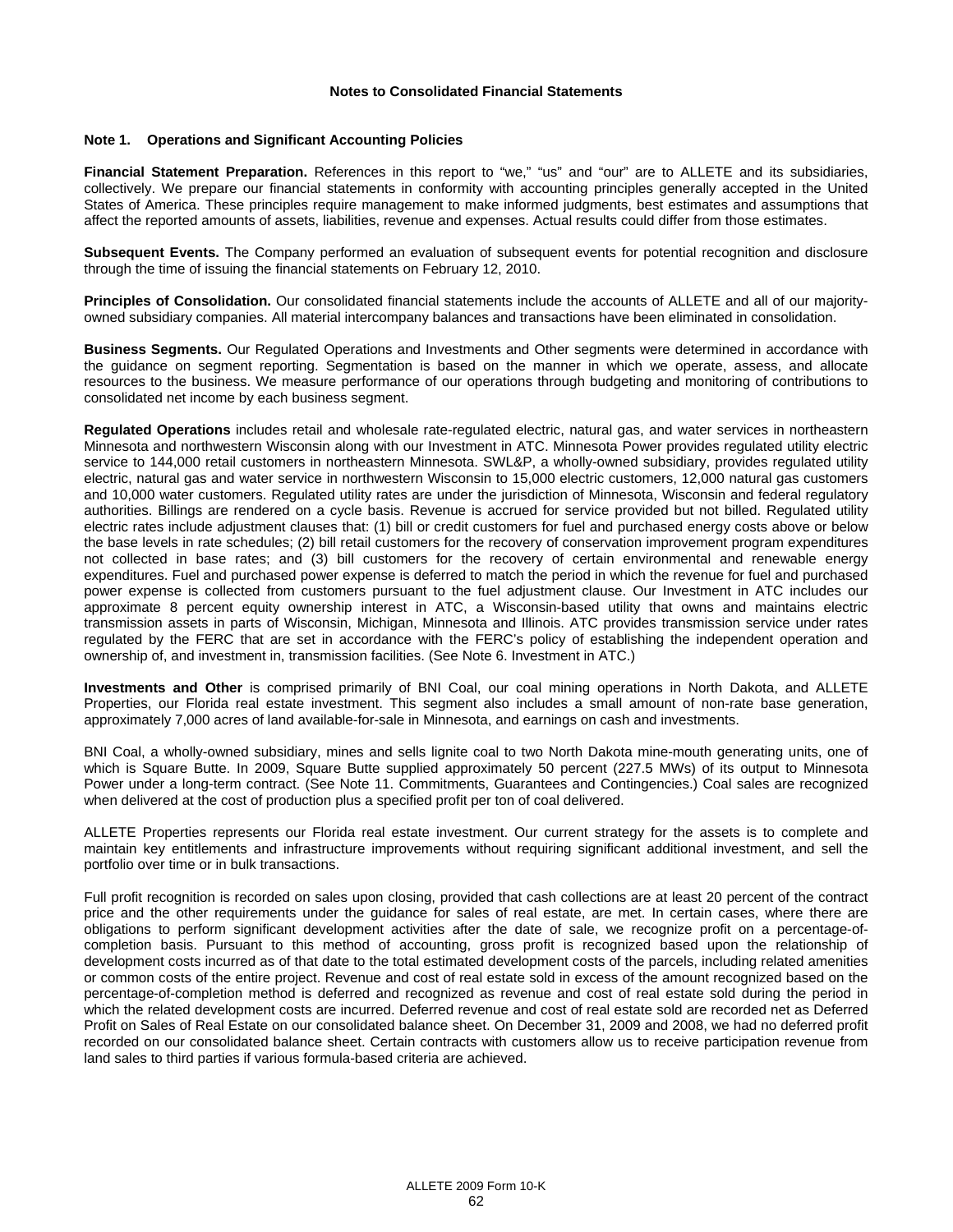## Notes to Consolidated Financial Statements

### Note 1. Operations and Significant Accounting Policies

**Financial Statement Preparation.** References in this report to "we," "us" and "our" are to ALLETE and its subsidiaries, collectively. We prepare our financial statements in conformity with accounting principles generally accepted in the United States of America. These principles require management to make informed judgments, best estimates and assumptions that affect the reported amounts of assets, liabilities, revenue and expenses. Actual results could differ from those estimates.

**Subsequent Events.** The Company performed an evaluation of subsequent events for potential recognition and disclosure through the time of issuing the financial statements on February 12, 2010.

**Principles of Consolidation.** Our consolidated financial statements include the accounts of ALLETE and all of our majority-owned subsidiary companies. All material intercompany balances and transactions have been eliminated in consolidation.

**Business Segments.** Our Regulated Operations and Investments and Other segments were determined in accordance with the guidance on segment reporting. Segmentation is based on the manner in which we operate, assess, and allocate resources to the business. We measure performance of our operations through budgeting and monitoring of contributions to consolidated net income by each business segment.

**Regulated Operations** includes retail and wholesale rate-regulated electric, natural gas, and water services in northeastern Minnesota and northwestern Wisconsin along with our Investment in ATC. Minnesota Power provides regulated utility electric service to 144,000 retail customers in northeastern Minnesota. SWL&P, a wholly-owned subsidiary, provides regulated utility electric, natural gas and water service in northwestern Wisconsin to 15,000 electric customers, 12,000 natural gas customers and 10,000 water customers. Regulated utility rates are under the jurisdiction of Minnesota, Wisconsin and federal regulatory authorities. Billings are rendered on a cycle basis. Revenue is accrued for service provided but not billed. Regulated utility electric rates include adjustment clauses that: (1) bill or credit customers for fuel and purchased energy costs above or below the base levels in rate schedules; (2) bill retail customers for the recovery of conservation improvement program expenditures not collected in base rates; and (3) bill customers for the recovery of certain environmental and renewable energy expenditures. Fuel and purchased power expense is deferred to match the period in which the revenue for fuel and purchased power expense is collected from customers pursuant to the fuel adjustment clause. Our Investment in ATC includes our approximate 8 percent equity ownership interest in ATC, a Wisconsin-based utility that owns and maintains electric transmission assets in parts of Wisconsin, Michigan, Minnesota and Illinois. ATC provides transmission service under rates regulated by the FERC that are set in accordance with the FERC's policy of establishing the independent operation and ownership of, and investment in, transmission facilities. (See Note 6. Investment in ATC.)

**Investments and Other** is comprised primarily of BNI Coal, our coal mining operations in North Dakota, and ALLETE Properties, our Florida real estate investment. This segment also includes a small amount of non-rate base generation, approximately 7,000 acres of land available-for-sale in Minnesota, and earnings on cash and investments.

BNI Coal, a wholly-owned subsidiary, mines and sells lignite coal to two North Dakota mine-mouth generating units, one of which is Square Butte. In 2009, Square Butte supplied approximately 50 percent (227.5 MWs) of its output to Minnesota Power under a long-term contract. (See Note 11. Commitments, Guarantees and Contingencies.) Coal sales are recognized when delivered at the cost of production plus a specified profit per ton of coal delivered.

ALLETE Properties represents our Florida real estate investment. Our current strategy for the assets is to complete and maintain key entitlements and infrastructure improvements without requiring significant additional investment, and sell the portfolio over time or in bulk transactions.

Full profit recognition is recorded on sales upon closing, provided that cash collections are at least 20 percent of the contract price and the other requirements under the guidance for sales of real estate, are met. In certain cases, where there are obligations to perform significant development activities after the date of sale, we recognize profit on a percentage-of-completion basis. Pursuant to this method of accounting, gross profit is recognized based upon the relationship of development costs incurred as of that date to the total estimated development costs of the parcels, including related amenities or common costs of the entire project. Revenue and cost of real estate sold in excess of the amount recognized based on the percentage-of-completion method is deferred and recognized as revenue and cost of real estate sold during the period in which the related development costs are incurred. Deferred revenue and cost of real estate sold are recorded net as Deferred Profit on Sales of Real Estate on our consolidated balance sheet. On December 31, 2009 and 2008, we had no deferred profit recorded on our consolidated balance sheet. Certain contracts with customers allow us to receive participation revenue from land sales to third parties if various formula-based criteria are achieved.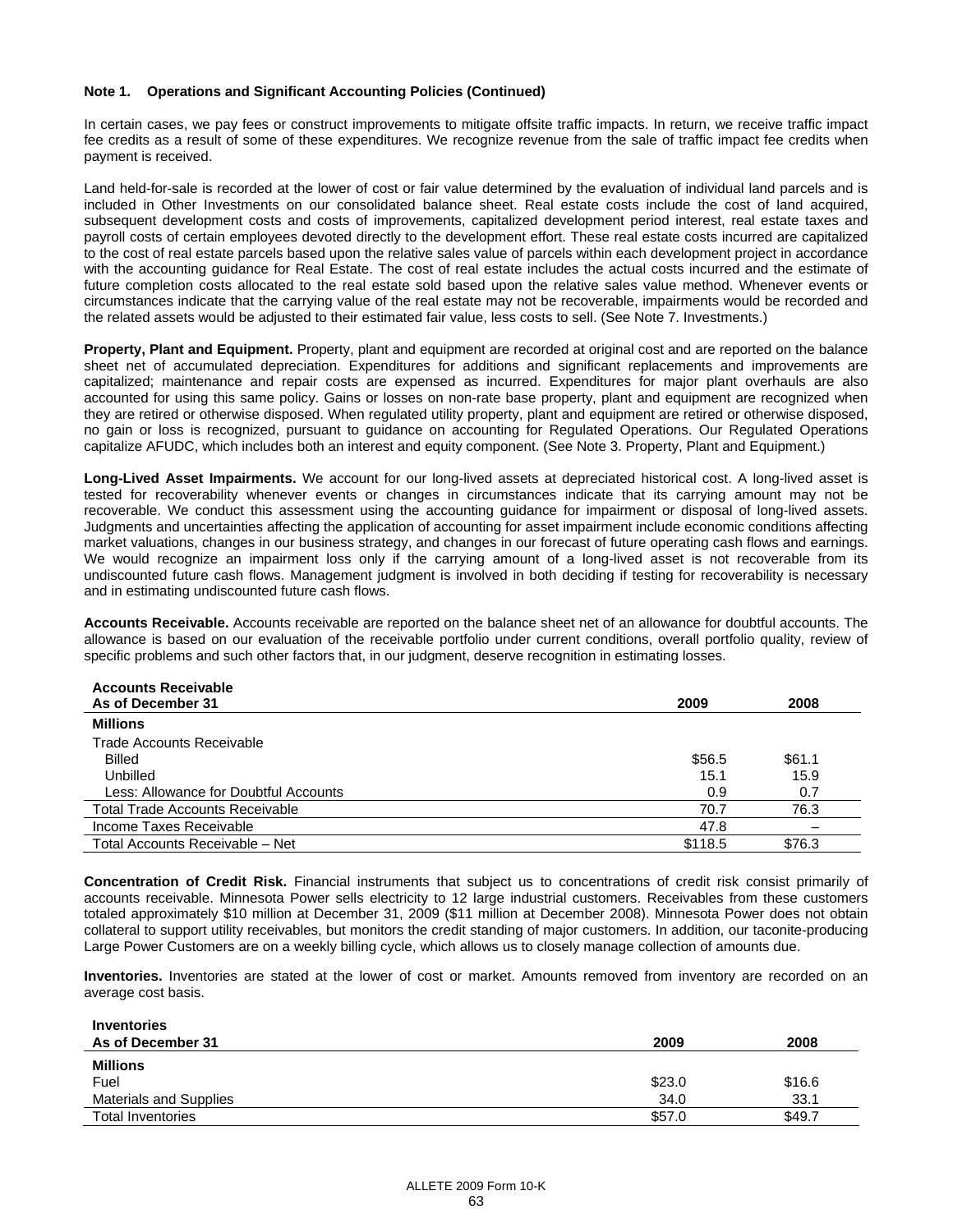**Note 1. Operations and Significant Accounting Policies (Continued)**

In certain cases, we pay fees or construct improvements to mitigate offsite traffic impacts. In return, we receive traffic impact fee credits as a result of some of these expenditures. We recognize revenue from the sale of traffic impact fee credits when payment is received.

Land held-for-sale is recorded at the lower of cost or fair value determined by the evaluation of individual land parcels and is included in Other Investments on our consolidated balance sheet. Real estate costs include the cost of land acquired, subsequent development costs and costs of improvements, capitalized development period interest, real estate taxes and payroll costs of certain employees devoted directly to the development effort. These real estate costs incurred are capitalized to the cost of real estate parcels based upon the relative sales value of parcels within each development project in accordance with the accounting guidance for Real Estate. The cost of real estate includes the actual costs incurred and the estimate of future completion costs allocated to the real estate sold based upon the relative sales value method. Whenever events or circumstances indicate that the carrying value of the real estate may not be recoverable, impairments would be recorded and the related assets would be adjusted to their estimated fair value, less costs to sell. (See Note 7. Investments.)

**Property, Plant and Equipment.** Property, plant and equipment are recorded at original cost and are reported on the balance sheet net of accumulated depreciation. Expenditures for additions and significant replacements and improvements are capitalized; maintenance and repair costs are expensed as incurred. Expenditures for major plant overhauls are also accounted for using this same policy. Gains or losses on non-rate base property, plant and equipment are recognized when they are retired or otherwise disposed. When regulated utility property, plant and equipment are retired or otherwise disposed, no gain or loss is recognized, pursuant to guidance on accounting for Regulated Operations. Our Regulated Operations capitalize AFUDC, which includes both an interest and equity component. (See Note 3. Property, Plant and Equipment.)

**Long-Lived Asset Impairments.** We account for our long-lived assets at depreciated historical cost. A long-lived asset is tested for recoverability whenever events or changes in circumstances indicate that its carrying amount may not be recoverable. We conduct this assessment using the accounting guidance for impairment or disposal of long-lived assets. Judgments and uncertainties affecting the application of accounting for asset impairment include economic conditions affecting market valuations, changes in our business strategy, and changes in our forecast of future operating cash flows and earnings. We would recognize an impairment loss only if the carrying amount of a long-lived asset is not recoverable from its undiscounted future cash flows. Management judgment is involved in both deciding if testing for recoverability is necessary and in estimating undiscounted future cash flows.

**Accounts Receivable.** Accounts receivable are reported on the balance sheet net of an allowance for doubtful accounts. The allowance is based on our evaluation of the receivable portfolio under current conditions, overall portfolio quality, review of specific problems and such other factors that, in our judgment, deserve recognition in estimating losses.

| **Accounts Receivable**<br>**As of December 31** | **2009** | **2008** |
|---|---|---|
| **Millions** | | |
| Trade Accounts Receivable | | |
| Billed | $56.5 | $61.1 |
| Unbilled | 15.1 | 15.9 |
| Less: Allowance for Doubtful Accounts | 0.9 | 0.7 |
| Total Trade Accounts Receivable | 70.7 | 76.3 |
| Income Taxes Receivable | 47.8 | – |
| Total Accounts Receivable – Net | $118.5 | $76.3 |

**Concentration of Credit Risk.** Financial instruments that subject us to concentrations of credit risk consist primarily of accounts receivable. Minnesota Power sells electricity to 12 large industrial customers. Receivables from these customers totaled approximately $10 million at December 31, 2009 ($11 million at December 2008). Minnesota Power does not obtain collateral to support utility receivables, but monitors the credit standing of major customers. In addition, our taconite-producing Large Power Customers are on a weekly billing cycle, which allows us to closely manage collection of amounts due.

**Inventories.** Inventories are stated at the lower of cost or market. Amounts removed from inventory are recorded on an average cost basis.

| **Inventories**<br>**As of December 31** | **2009** | **2008** |
|---|---|---|
| **Millions** | | |
| Fuel | $23.0 | $16.6 |
| Materials and Supplies | 34.0 | 33.1 |
| Total Inventories | $57.0 | $49.7 |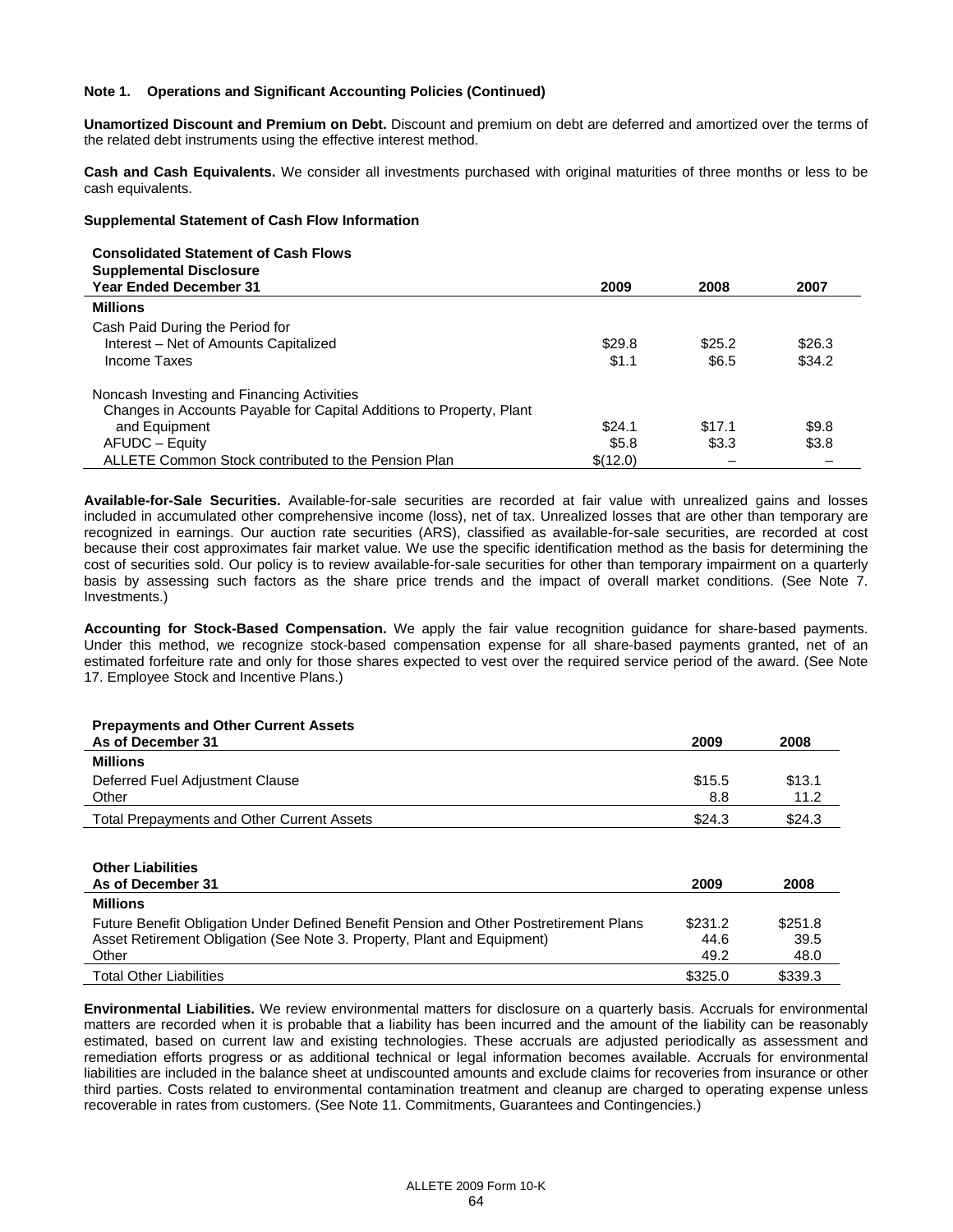**Note 1. Operations and Significant Accounting Policies (Continued)**

**Unamortized Discount and Premium on Debt.** Discount and premium on debt are deferred and amortized over the terms of the related debt instruments using the effective interest method.

**Cash and Cash Equivalents.** We consider all investments purchased with original maturities of three months or less to be cash equivalents.

**Supplemental Statement of Cash Flow Information**

| Consolidated Statement of Cash Flows<br>Supplemental Disclosure<br>Year Ended December 31 | 2009 | 2008 | 2007 |
|---|---|---|---|
| **Millions** | | | |
| Cash Paid During the Period for | | | |
| Interest – Net of Amounts Capitalized | $29.8 | $25.2 | $26.3 |
| Income Taxes | $1.1 | $6.5 | $34.2 |
| Noncash Investing and Financing Activities | | | |
| Changes in Accounts Payable for Capital Additions to Property, Plant and Equipment | $24.1 | $17.1 | $9.8 |
| AFUDC – Equity | $5.8 | $3.3 | $3.8 |
| ALLETE Common Stock contributed to the Pension Plan | $(12.0) | – | – |

**Available-for-Sale Securities.** Available-for-sale securities are recorded at fair value with unrealized gains and losses included in accumulated other comprehensive income (loss), net of tax. Unrealized losses that are other than temporary are recognized in earnings. Our auction rate securities (ARS), classified as available-for-sale securities, are recorded at cost because their cost approximates fair market value. We use the specific identification method as the basis for determining the cost of securities sold. Our policy is to review available-for-sale securities for other than temporary impairment on a quarterly basis by assessing such factors as the share price trends and the impact of overall market conditions. (See Note 7. Investments.)

**Accounting for Stock-Based Compensation.** We apply the fair value recognition guidance for share-based payments. Under this method, we recognize stock-based compensation expense for all share-based payments granted, net of an estimated forfeiture rate and only for those shares expected to vest over the required service period of the award. (See Note 17. Employee Stock and Incentive Plans.)

| Prepayments and Other Current Assets<br>As of December 31 | 2009 | 2008 |
|---|---|---|
| **Millions** | | |
| Deferred Fuel Adjustment Clause | $15.5 | $13.1 |
| Other | 8.8 | 11.2 |
| Total Prepayments and Other Current Assets | $24.3 | $24.3 |

| Other Liabilities<br>As of December 31 | 2009 | 2008 |
|---|---|---|
| **Millions** | | |
| Future Benefit Obligation Under Defined Benefit Pension and Other Postretirement Plans | $231.2 | $251.8 |
| Asset Retirement Obligation (See Note 3. Property, Plant and Equipment) | 44.6 | 39.5 |
| Other | 49.2 | 48.0 |
| Total Other Liabilities | $325.0 | $339.3 |

**Environmental Liabilities.** We review environmental matters for disclosure on a quarterly basis. Accruals for environmental matters are recorded when it is probable that a liability has been incurred and the amount of the liability can be reasonably estimated, based on current law and existing technologies. These accruals are adjusted periodically as assessment and remediation efforts progress or as additional technical or legal information becomes available. Accruals for environmental liabilities are included in the balance sheet at undiscounted amounts and exclude claims for recoveries from insurance or other third parties. Costs related to environmental contamination treatment and cleanup are charged to operating expense unless recoverable in rates from customers. (See Note 11. Commitments, Guarantees and Contingencies.)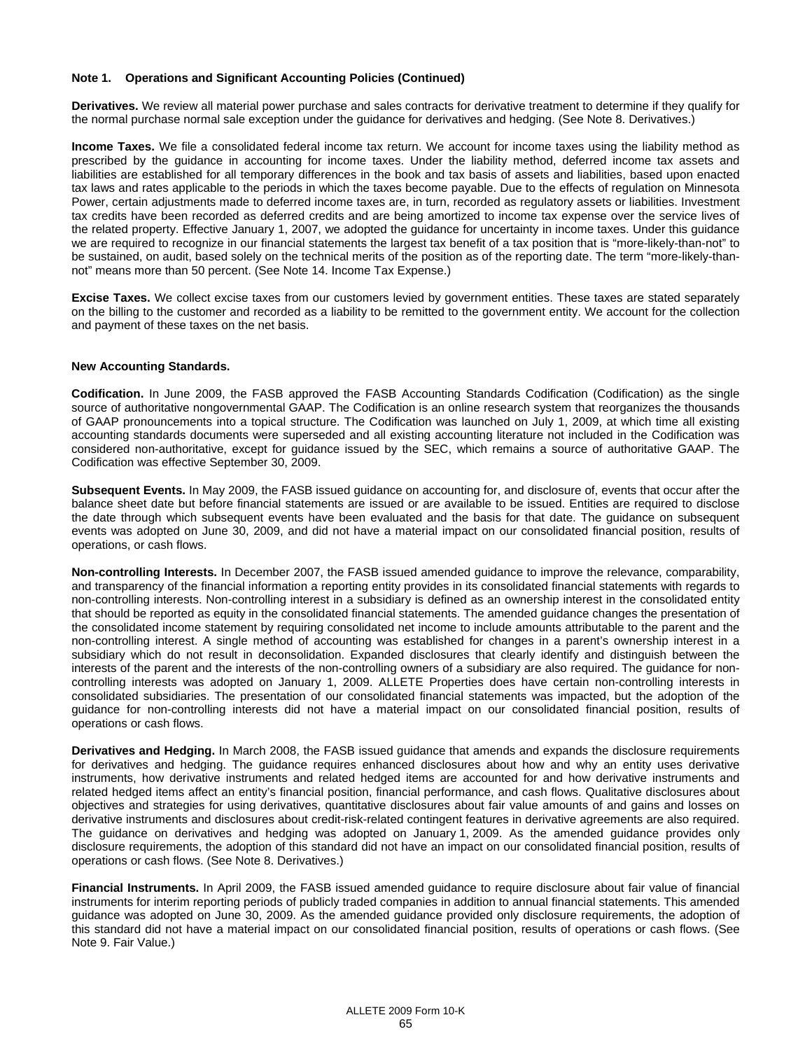**Note 1. Operations and Significant Accounting Policies (Continued)**

**Derivatives.** We review all material power purchase and sales contracts for derivative treatment to determine if they qualify for the normal purchase normal sale exception under the guidance for derivatives and hedging. (See Note 8. Derivatives.)

**Income Taxes.** We file a consolidated federal income tax return. We account for income taxes using the liability method as prescribed by the guidance in accounting for income taxes. Under the liability method, deferred income tax assets and liabilities are established for all temporary differences in the book and tax basis of assets and liabilities, based upon enacted tax laws and rates applicable to the periods in which the taxes become payable. Due to the effects of regulation on Minnesota Power, certain adjustments made to deferred income taxes are, in turn, recorded as regulatory assets or liabilities. Investment tax credits have been recorded as deferred credits and are being amortized to income tax expense over the service lives of the related property. Effective January 1, 2007, we adopted the guidance for uncertainty in income taxes. Under this guidance we are required to recognize in our financial statements the largest tax benefit of a tax position that is "more-likely-than-not" to be sustained, on audit, based solely on the technical merits of the position as of the reporting date. The term "more-likely-than-not" means more than 50 percent. (See Note 14. Income Tax Expense.)

**Excise Taxes.** We collect excise taxes from our customers levied by government entities. These taxes are stated separately on the billing to the customer and recorded as a liability to be remitted to the government entity. We account for the collection and payment of these taxes on the net basis.

**New Accounting Standards.**

**Codification.** In June 2009, the FASB approved the FASB Accounting Standards Codification (Codification) as the single source of authoritative nongovernmental GAAP. The Codification is an online research system that reorganizes the thousands of GAAP pronouncements into a topical structure. The Codification was launched on July 1, 2009, at which time all existing accounting standards documents were superseded and all existing accounting literature not included in the Codification was considered non-authoritative, except for guidance issued by the SEC, which remains a source of authoritative GAAP. The Codification was effective September 30, 2009.

**Subsequent Events.** In May 2009, the FASB issued guidance on accounting for, and disclosure of, events that occur after the balance sheet date but before financial statements are issued or are available to be issued. Entities are required to disclose the date through which subsequent events have been evaluated and the basis for that date. The guidance on subsequent events was adopted on June 30, 2009, and did not have a material impact on our consolidated financial position, results of operations, or cash flows.

**Non-controlling Interests.** In December 2007, the FASB issued amended guidance to improve the relevance, comparability, and transparency of the financial information a reporting entity provides in its consolidated financial statements with regards to non-controlling interests. Non-controlling interest in a subsidiary is defined as an ownership interest in the consolidated entity that should be reported as equity in the consolidated financial statements. The amended guidance changes the presentation of the consolidated income statement by requiring consolidated net income to include amounts attributable to the parent and the non-controlling interest. A single method of accounting was established for changes in a parent's ownership interest in a subsidiary which do not result in deconsolidation. Expanded disclosures that clearly identify and distinguish between the interests of the parent and the interests of the non-controlling owners of a subsidiary are also required. The guidance for non-controlling interests was adopted on January 1, 2009. ALLETE Properties does have certain non-controlling interests in consolidated subsidiaries. The presentation of our consolidated financial statements was impacted, but the adoption of the guidance for non-controlling interests did not have a material impact on our consolidated financial position, results of operations or cash flows.

**Derivatives and Hedging.** In March 2008, the FASB issued guidance that amends and expands the disclosure requirements for derivatives and hedging. The guidance requires enhanced disclosures about how and why an entity uses derivative instruments, how derivative instruments and related hedged items are accounted for and how derivative instruments and related hedged items affect an entity's financial position, financial performance, and cash flows. Qualitative disclosures about objectives and strategies for using derivatives, quantitative disclosures about fair value amounts of and gains and losses on derivative instruments and disclosures about credit-risk-related contingent features in derivative agreements are also required. The guidance on derivatives and hedging was adopted on January 1, 2009. As the amended guidance provides only disclosure requirements, the adoption of this standard did not have an impact on our consolidated financial position, results of operations or cash flows. (See Note 8. Derivatives.)

**Financial Instruments.** In April 2009, the FASB issued amended guidance to require disclosure about fair value of financial instruments for interim reporting periods of publicly traded companies in addition to annual financial statements. This amended guidance was adopted on June 30, 2009. As the amended guidance provided only disclosure requirements, the adoption of this standard did not have a material impact on our consolidated financial position, results of operations or cash flows. (See Note 9. Fair Value.)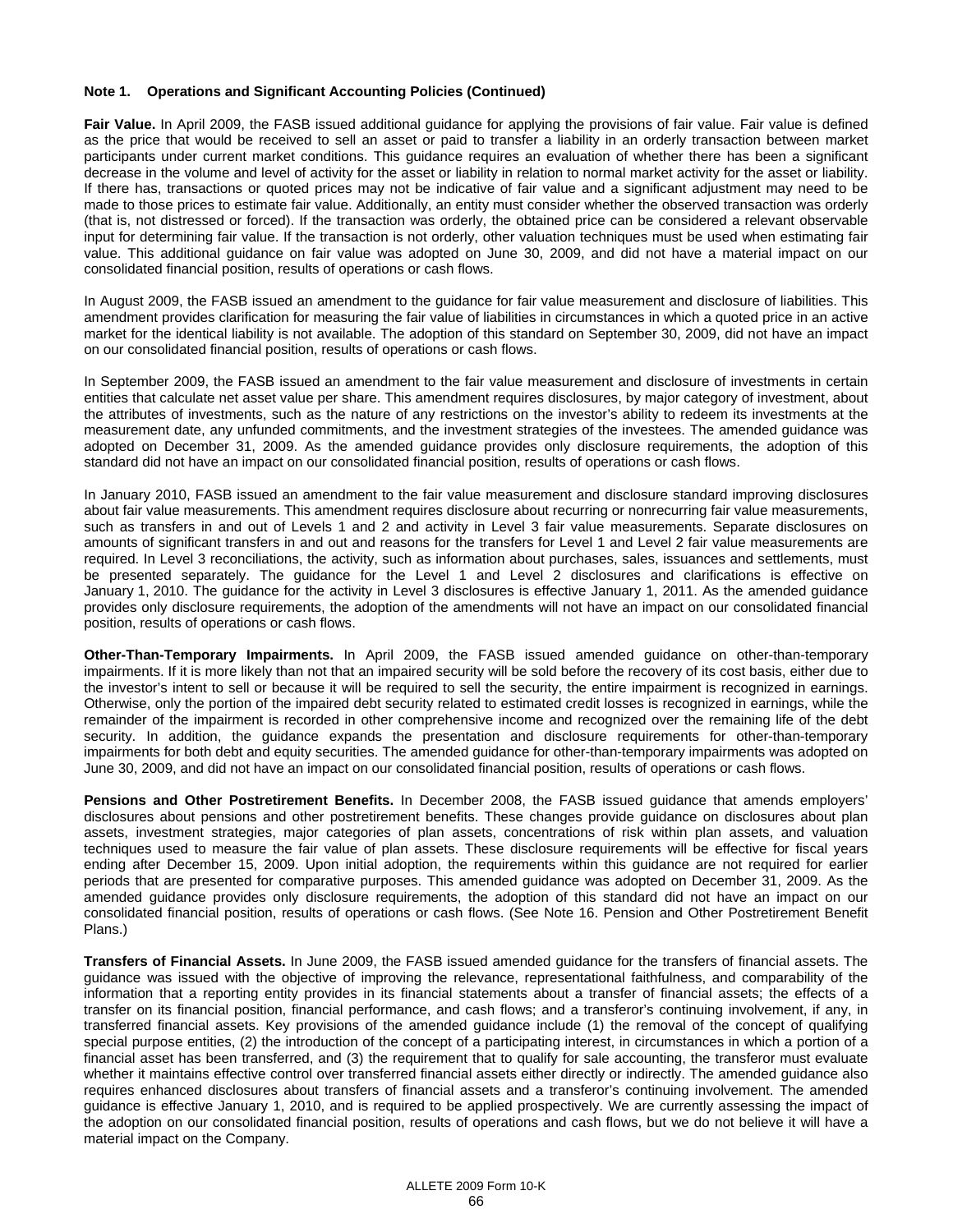**Note 1. Operations and Significant Accounting Policies (Continued)**

**Fair Value.** In April 2009, the FASB issued additional guidance for applying the provisions of fair value. Fair value is defined as the price that would be received to sell an asset or paid to transfer a liability in an orderly transaction between market participants under current market conditions. This guidance requires an evaluation of whether there has been a significant decrease in the volume and level of activity for the asset or liability in relation to normal market activity for the asset or liability. If there has, transactions or quoted prices may not be indicative of fair value and a significant adjustment may need to be made to those prices to estimate fair value. Additionally, an entity must consider whether the observed transaction was orderly (that is, not distressed or forced). If the transaction was orderly, the obtained price can be considered a relevant observable input for determining fair value. If the transaction is not orderly, other valuation techniques must be used when estimating fair value. This additional guidance on fair value was adopted on June 30, 2009, and did not have a material impact on our consolidated financial position, results of operations or cash flows.

In August 2009, the FASB issued an amendment to the guidance for fair value measurement and disclosure of liabilities. This amendment provides clarification for measuring the fair value of liabilities in circumstances in which a quoted price in an active market for the identical liability is not available. The adoption of this standard on September 30, 2009, did not have an impact on our consolidated financial position, results of operations or cash flows.

In September 2009, the FASB issued an amendment to the fair value measurement and disclosure of investments in certain entities that calculate net asset value per share. This amendment requires disclosures, by major category of investment, about the attributes of investments, such as the nature of any restrictions on the investor's ability to redeem its investments at the measurement date, any unfunded commitments, and the investment strategies of the investees. The amended guidance was adopted on December 31, 2009. As the amended guidance provides only disclosure requirements, the adoption of this standard did not have an impact on our consolidated financial position, results of operations or cash flows.

In January 2010, FASB issued an amendment to the fair value measurement and disclosure standard improving disclosures about fair value measurements. This amendment requires disclosure about recurring or nonrecurring fair value measurements, such as transfers in and out of Levels 1 and 2 and activity in Level 3 fair value measurements. Separate disclosures on amounts of significant transfers in and out and reasons for the transfers for Level 1 and Level 2 fair value measurements are required. In Level 3 reconciliations, the activity, such as information about purchases, sales, issuances and settlements, must be presented separately. The guidance for the Level 1 and Level 2 disclosures and clarifications is effective on January 1, 2010. The guidance for the activity in Level 3 disclosures is effective January 1, 2011. As the amended guidance provides only disclosure requirements, the adoption of the amendments will not have an impact on our consolidated financial position, results of operations or cash flows.

**Other-Than-Temporary Impairments.** In April 2009, the FASB issued amended guidance on other-than-temporary impairments. If it is more likely than not that an impaired security will be sold before the recovery of its cost basis, either due to the investor's intent to sell or because it will be required to sell the security, the entire impairment is recognized in earnings. Otherwise, only the portion of the impaired debt security related to estimated credit losses is recognized in earnings, while the remainder of the impairment is recorded in other comprehensive income and recognized over the remaining life of the debt security. In addition, the guidance expands the presentation and disclosure requirements for other-than-temporary impairments for both debt and equity securities. The amended guidance for other-than-temporary impairments was adopted on June 30, 2009, and did not have an impact on our consolidated financial position, results of operations or cash flows.

**Pensions and Other Postretirement Benefits.** In December 2008, the FASB issued guidance that amends employers' disclosures about pensions and other postretirement benefits. These changes provide guidance on disclosures about plan assets, investment strategies, major categories of plan assets, concentrations of risk within plan assets, and valuation techniques used to measure the fair value of plan assets. These disclosure requirements will be effective for fiscal years ending after December 15, 2009. Upon initial adoption, the requirements within this guidance are not required for earlier periods that are presented for comparative purposes. This amended guidance was adopted on December 31, 2009. As the amended guidance provides only disclosure requirements, the adoption of this standard did not have an impact on our consolidated financial position, results of operations or cash flows. (See Note 16. Pension and Other Postretirement Benefit Plans.)

**Transfers of Financial Assets.** In June 2009, the FASB issued amended guidance for the transfers of financial assets. The guidance was issued with the objective of improving the relevance, representational faithfulness, and comparability of the information that a reporting entity provides in its financial statements about a transfer of financial assets; the effects of a transfer on its financial position, financial performance, and cash flows; and a transferor's continuing involvement, if any, in transferred financial assets. Key provisions of the amended guidance include (1) the removal of the concept of qualifying special purpose entities, (2) the introduction of the concept of a participating interest, in circumstances in which a portion of a financial asset has been transferred, and (3) the requirement that to qualify for sale accounting, the transferor must evaluate whether it maintains effective control over transferred financial assets either directly or indirectly. The amended guidance also requires enhanced disclosures about transfers of financial assets and a transferor's continuing involvement. The amended guidance is effective January 1, 2010, and is required to be applied prospectively. We are currently assessing the impact of the adoption on our consolidated financial position, results of operations and cash flows, but we do not believe it will have a material impact on the Company.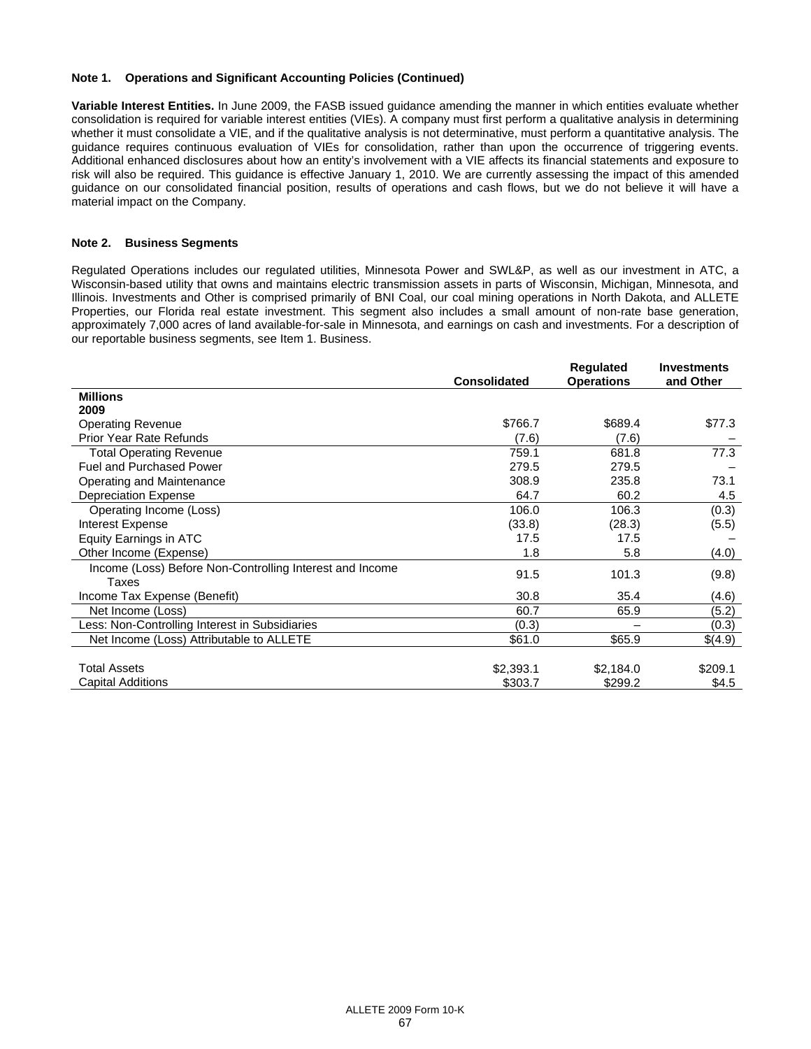**Note 1. Operations and Significant Accounting Policies (Continued)**

**Variable Interest Entities.** In June 2009, the FASB issued guidance amending the manner in which entities evaluate whether consolidation is required for variable interest entities (VIEs). A company must first perform a qualitative analysis in determining whether it must consolidate a VIE, and if the qualitative analysis is not determinative, must perform a quantitative analysis. The guidance requires continuous evaluation of VIEs for consolidation, rather than upon the occurrence of triggering events. Additional enhanced disclosures about how an entity's involvement with a VIE affects its financial statements and exposure to risk will also be required. This guidance is effective January 1, 2010. We are currently assessing the impact of this amended guidance on our consolidated financial position, results of operations and cash flows, but we do not believe it will have a material impact on the Company.

**Note 2. Business Segments**

Regulated Operations includes our regulated utilities, Minnesota Power and SWL&P, as well as our investment in ATC, a Wisconsin-based utility that owns and maintains electric transmission assets in parts of Wisconsin, Michigan, Minnesota, and Illinois. Investments and Other is comprised primarily of BNI Coal, our coal mining operations in North Dakota, and ALLETE Properties, our Florida real estate investment. This segment also includes a small amount of non-rate base generation, approximately 7,000 acres of land available-for-sale in Minnesota, and earnings on cash and investments. For a description of our reportable business segments, see Item 1. Business.

| | Consolidated | Regulated Operations | Investments and Other |
|---|---|---|---|
| **Millions** | | | |
| **2009** | | | |
| Operating Revenue | $766.7 | $689.4 | $77.3 |
| Prior Year Rate Refunds | (7.6) | (7.6) | – |
| Total Operating Revenue | 759.1 | 681.8 | 77.3 |
| Fuel and Purchased Power | 279.5 | 279.5 | – |
| Operating and Maintenance | 308.9 | 235.8 | 73.1 |
| Depreciation Expense | 64.7 | 60.2 | 4.5 |
| Operating Income (Loss) | 106.0 | 106.3 | (0.3) |
| Interest Expense | (33.8) | (28.3) | (5.5) |
| Equity Earnings in ATC | 17.5 | 17.5 | – |
| Other Income (Expense) | 1.8 | 5.8 | (4.0) |
| Income (Loss) Before Non-Controlling Interest and Income Taxes | 91.5 | 101.3 | (9.8) |
| Income Tax Expense (Benefit) | 30.8 | 35.4 | (4.6) |
| Net Income (Loss) | 60.7 | 65.9 | (5.2) |
| Less: Non-Controlling Interest in Subsidiaries | (0.3) | – | (0.3) |
| Net Income (Loss) Attributable to ALLETE | $61.0 | $65.9 | $(4.9) |
| | | | |
| Total Assets | $2,393.1 | $2,184.0 | $209.1 |
| Capital Additions | $303.7 | $299.2 | $4.5 |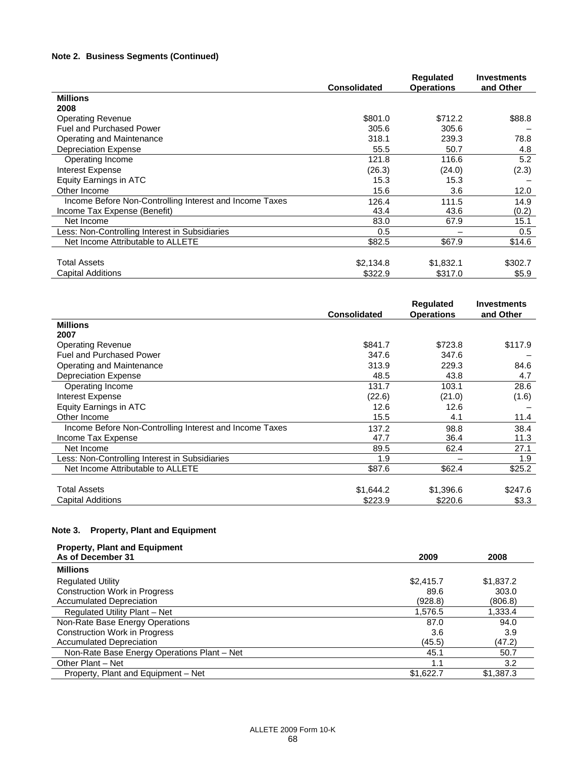**Note 2. Business Segments (Continued)**

| | Consolidated | Regulated Operations | Investments and Other |
|---|---|---|---|
| **Millions** | | | |
| **2008** | | | |
| Operating Revenue | $801.0 | $712.2 | $88.8 |
| Fuel and Purchased Power | 305.6 | 305.6 | – |
| Operating and Maintenance | 318.1 | 239.3 | 78.8 |
| Depreciation Expense | 55.5 | 50.7 | 4.8 |
| Operating Income | 121.8 | 116.6 | 5.2 |
| Interest Expense | (26.3) | (24.0) | (2.3) |
| Equity Earnings in ATC | 15.3 | 15.3 | – |
| Other Income | 15.6 | 3.6 | 12.0 |
| Income Before Non-Controlling Interest and Income Taxes | 126.4 | 111.5 | 14.9 |
| Income Tax Expense (Benefit) | 43.4 | 43.6 | (0.2) |
| Net Income | 83.0 | 67.9 | 15.1 |
| Less: Non-Controlling Interest in Subsidiaries | 0.5 | – | 0.5 |
| Net Income Attributable to ALLETE | $82.5 | $67.9 | $14.6 |
| | | | |
| Total Assets | $2,134.8 | $1,832.1 | $302.7 |
| Capital Additions | $322.9 | $317.0 | $5.9 |

| | Consolidated | Regulated Operations | Investments and Other |
|---|---|---|---|
| **Millions** | | | |
| **2007** | | | |
| Operating Revenue | $841.7 | $723.8 | $117.9 |
| Fuel and Purchased Power | 347.6 | 347.6 | – |
| Operating and Maintenance | 313.9 | 229.3 | 84.6 |
| Depreciation Expense | 48.5 | 43.8 | 4.7 |
| Operating Income | 131.7 | 103.1 | 28.6 |
| Interest Expense | (22.6) | (21.0) | (1.6) |
| Equity Earnings in ATC | 12.6 | 12.6 | – |
| Other Income | 15.5 | 4.1 | 11.4 |
| Income Before Non-Controlling Interest and Income Taxes | 137.2 | 98.8 | 38.4 |
| Income Tax Expense | 47.7 | 36.4 | 11.3 |
| Net Income | 89.5 | 62.4 | 27.1 |
| Less: Non-Controlling Interest in Subsidiaries | 1.9 | – | 1.9 |
| Net Income Attributable to ALLETE | $87.6 | $62.4 | $25.2 |
| | | | |
| Total Assets | $1,644.2 | $1,396.6 | $247.6 |
| Capital Additions | $223.9 | $220.6 | $3.3 |

**Note 3. Property, Plant and Equipment**

| Property, Plant and Equipment As of December 31 | 2009 | 2008 |
|---|---|---|
| **Millions** | | |
| Regulated Utility | $2,415.7 | $1,837.2 |
| Construction Work in Progress | 89.6 | 303.0 |
| Accumulated Depreciation | (928.8) | (806.8) |
| Regulated Utility Plant – Net | 1,576.5 | 1,333.4 |
| Non-Rate Base Energy Operations | 87.0 | 94.0 |
| Construction Work in Progress | 3.6 | 3.9 |
| Accumulated Depreciation | (45.5) | (47.2) |
| Non-Rate Base Energy Operations Plant – Net | 45.1 | 50.7 |
| Other Plant – Net | 1.1 | 3.2 |
| Property, Plant and Equipment – Net | $1,622.7 | $1,387.3 |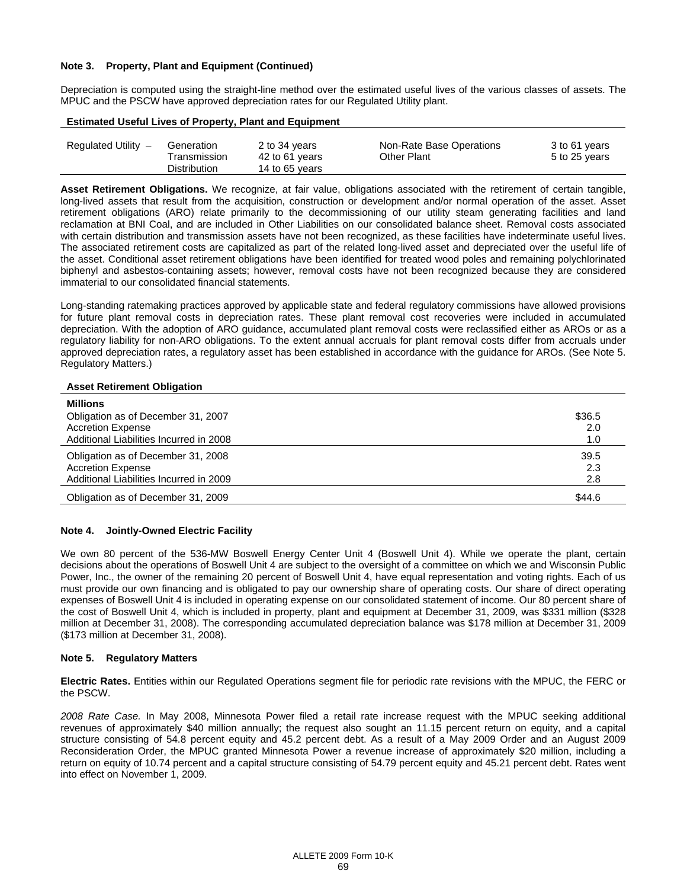**Note 3. Property, Plant and Equipment (Continued)**

Depreciation is computed using the straight-line method over the estimated useful lives of the various classes of assets. The MPUC and the PSCW have approved depreciation rates for our Regulated Utility plant.

**Estimated Useful Lives of Property, Plant and Equipment**

| | | | | |
|---|---|---|---|---|
| Regulated Utility – | Generation | 2 to 34 years | Non-Rate Base Operations | 3 to 61 years |
| | Transmission | 42 to 61 years | Other Plant | 5 to 25 years |
| | Distribution | 14 to 65 years | | |

**Asset Retirement Obligations.** We recognize, at fair value, obligations associated with the retirement of certain tangible, long-lived assets that result from the acquisition, construction or development and/or normal operation of the asset. Asset retirement obligations (ARO) relate primarily to the decommissioning of our utility steam generating facilities and land reclamation at BNI Coal, and are included in Other Liabilities on our consolidated balance sheet. Removal costs associated with certain distribution and transmission assets have not been recognized, as these facilities have indeterminate useful lives. The associated retirement costs are capitalized as part of the related long-lived asset and depreciated over the useful life of the asset. Conditional asset retirement obligations have been identified for treated wood poles and remaining polychlorinated biphenyl and asbestos-containing assets; however, removal costs have not been recognized because they are considered immaterial to our consolidated financial statements.

Long-standing ratemaking practices approved by applicable state and federal regulatory commissions have allowed provisions for future plant removal costs in depreciation rates. These plant removal cost recoveries were included in accumulated depreciation. With the adoption of ARO guidance, accumulated plant removal costs were reclassified either as AROs or as a regulatory liability for non-ARO obligations. To the extent annual accruals for plant removal costs differ from accruals under approved depreciation rates, a regulatory asset has been established in accordance with the guidance for AROs. (See Note 5. Regulatory Matters.)

**Asset Retirement Obligation**

| **Millions** | |
|---|---|
| Obligation as of December 31, 2007 | $36.5 |
| Accretion Expense | 2.0 |
| Additional Liabilities Incurred in 2008 | 1.0 |
| Obligation as of December 31, 2008 | 39.5 |
| Accretion Expense | 2.3 |
| Additional Liabilities Incurred in 2009 | 2.8 |
| Obligation as of December 31, 2009 | $44.6 |

**Note 4. Jointly-Owned Electric Facility**

We own 80 percent of the 536-MW Boswell Energy Center Unit 4 (Boswell Unit 4). While we operate the plant, certain decisions about the operations of Boswell Unit 4 are subject to the oversight of a committee on which we and Wisconsin Public Power, Inc., the owner of the remaining 20 percent of Boswell Unit 4, have equal representation and voting rights. Each of us must provide our own financing and is obligated to pay our ownership share of operating costs. Our share of direct operating expenses of Boswell Unit 4 is included in operating expense on our consolidated statement of income. Our 80 percent share of the cost of Boswell Unit 4, which is included in property, plant and equipment at December 31, 2009, was $331 million ($328 million at December 31, 2008). The corresponding accumulated depreciation balance was $178 million at December 31, 2009 ($173 million at December 31, 2008).

**Note 5. Regulatory Matters**

**Electric Rates.** Entities within our Regulated Operations segment file for periodic rate revisions with the MPUC, the FERC or the PSCW.

*2008 Rate Case.* In May 2008, Minnesota Power filed a retail rate increase request with the MPUC seeking additional revenues of approximately $40 million annually; the request also sought an 11.15 percent return on equity, and a capital structure consisting of 54.8 percent equity and 45.2 percent debt. As a result of a May 2009 Order and an August 2009 Reconsideration Order, the MPUC granted Minnesota Power a revenue increase of approximately $20 million, including a return on equity of 10.74 percent and a capital structure consisting of 54.79 percent equity and 45.21 percent debt. Rates went into effect on November 1, 2009.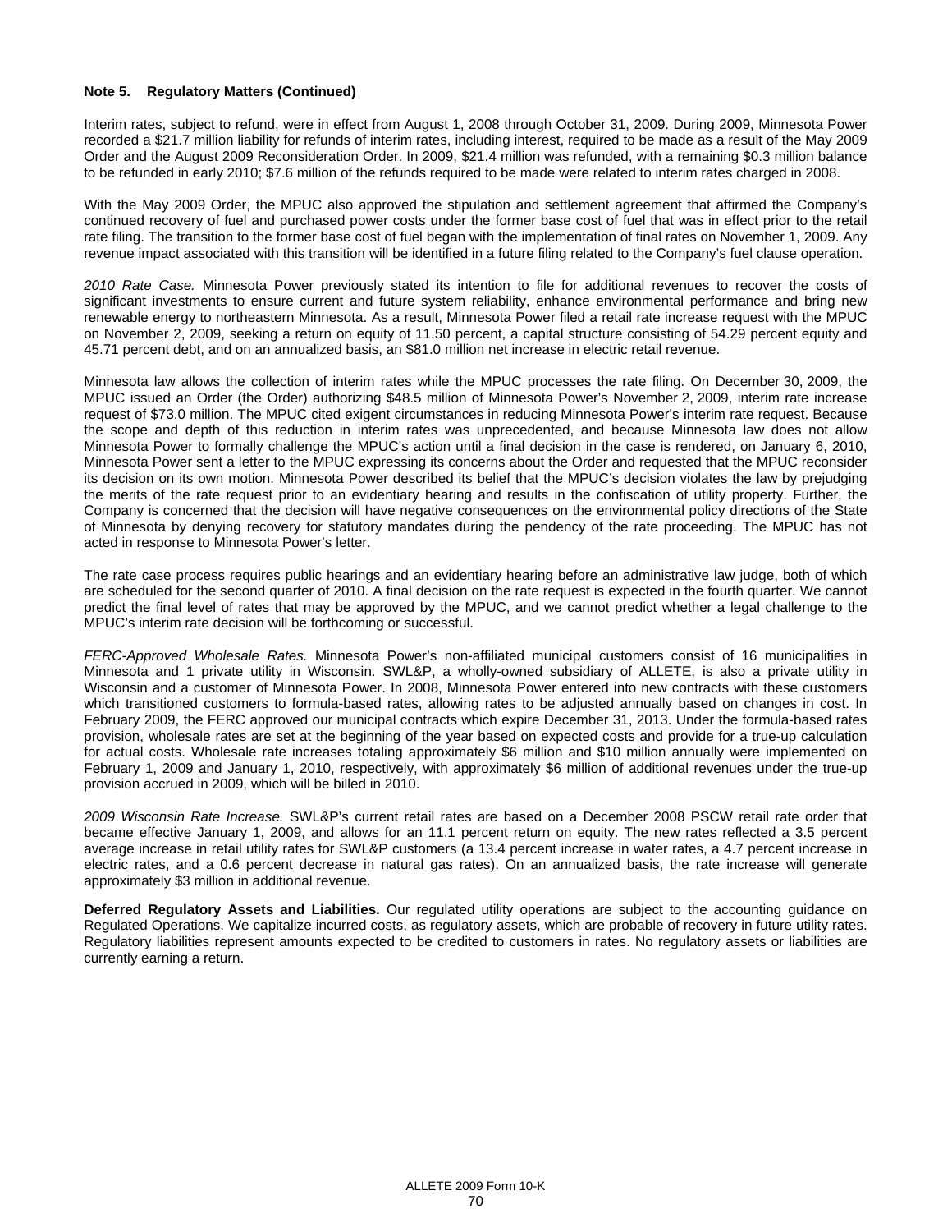**Note 5. Regulatory Matters (Continued)**

Interim rates, subject to refund, were in effect from August 1, 2008 through October 31, 2009. During 2009, Minnesota Power recorded a $21.7 million liability for refunds of interim rates, including interest, required to be made as a result of the May 2009 Order and the August 2009 Reconsideration Order. In 2009, $21.4 million was refunded, with a remaining $0.3 million balance to be refunded in early 2010; $7.6 million of the refunds required to be made were related to interim rates charged in 2008.

With the May 2009 Order, the MPUC also approved the stipulation and settlement agreement that affirmed the Company's continued recovery of fuel and purchased power costs under the former base cost of fuel that was in effect prior to the retail rate filing. The transition to the former base cost of fuel began with the implementation of final rates on November 1, 2009. Any revenue impact associated with this transition will be identified in a future filing related to the Company's fuel clause operation.

*2010 Rate Case.* Minnesota Power previously stated its intention to file for additional revenues to recover the costs of significant investments to ensure current and future system reliability, enhance environmental performance and bring new renewable energy to northeastern Minnesota. As a result, Minnesota Power filed a retail rate increase request with the MPUC on November 2, 2009, seeking a return on equity of 11.50 percent, a capital structure consisting of 54.29 percent equity and 45.71 percent debt, and on an annualized basis, an $81.0 million net increase in electric retail revenue.

Minnesota law allows the collection of interim rates while the MPUC processes the rate filing. On December 30, 2009, the MPUC issued an Order (the Order) authorizing $48.5 million of Minnesota Power's November 2, 2009, interim rate increase request of $73.0 million. The MPUC cited exigent circumstances in reducing Minnesota Power's interim rate request. Because the scope and depth of this reduction in interim rates was unprecedented, and because Minnesota law does not allow Minnesota Power to formally challenge the MPUC's action until a final decision in the case is rendered, on January 6, 2010, Minnesota Power sent a letter to the MPUC expressing its concerns about the Order and requested that the MPUC reconsider its decision on its own motion. Minnesota Power described its belief that the MPUC's decision violates the law by prejudging the merits of the rate request prior to an evidentiary hearing and results in the confiscation of utility property. Further, the Company is concerned that the decision will have negative consequences on the environmental policy directions of the State of Minnesota by denying recovery for statutory mandates during the pendency of the rate proceeding. The MPUC has not acted in response to Minnesota Power's letter.

The rate case process requires public hearings and an evidentiary hearing before an administrative law judge, both of which are scheduled for the second quarter of 2010. A final decision on the rate request is expected in the fourth quarter. We cannot predict the final level of rates that may be approved by the MPUC, and we cannot predict whether a legal challenge to the MPUC's interim rate decision will be forthcoming or successful.

*FERC-Approved Wholesale Rates.* Minnesota Power's non-affiliated municipal customers consist of 16 municipalities in Minnesota and 1 private utility in Wisconsin. SWL&P, a wholly-owned subsidiary of ALLETE, is also a private utility in Wisconsin and a customer of Minnesota Power. In 2008, Minnesota Power entered into new contracts with these customers which transitioned customers to formula-based rates, allowing rates to be adjusted annually based on changes in cost. In February 2009, the FERC approved our municipal contracts which expire December 31, 2013. Under the formula-based rates provision, wholesale rates are set at the beginning of the year based on expected costs and provide for a true-up calculation for actual costs. Wholesale rate increases totaling approximately $6 million and $10 million annually were implemented on February 1, 2009 and January 1, 2010, respectively, with approximately $6 million of additional revenues under the true-up provision accrued in 2009, which will be billed in 2010.

*2009 Wisconsin Rate Increase.* SWL&P's current retail rates are based on a December 2008 PSCW retail rate order that became effective January 1, 2009, and allows for an 11.1 percent return on equity. The new rates reflected a 3.5 percent average increase in retail utility rates for SWL&P customers (a 13.4 percent increase in water rates, a 4.7 percent increase in electric rates, and a 0.6 percent decrease in natural gas rates). On an annualized basis, the rate increase will generate approximately $3 million in additional revenue.

**Deferred Regulatory Assets and Liabilities.** Our regulated utility operations are subject to the accounting guidance on Regulated Operations. We capitalize incurred costs, as regulatory assets, which are probable of recovery in future utility rates. Regulatory liabilities represent amounts expected to be credited to customers in rates. No regulatory assets or liabilities are currently earning a return.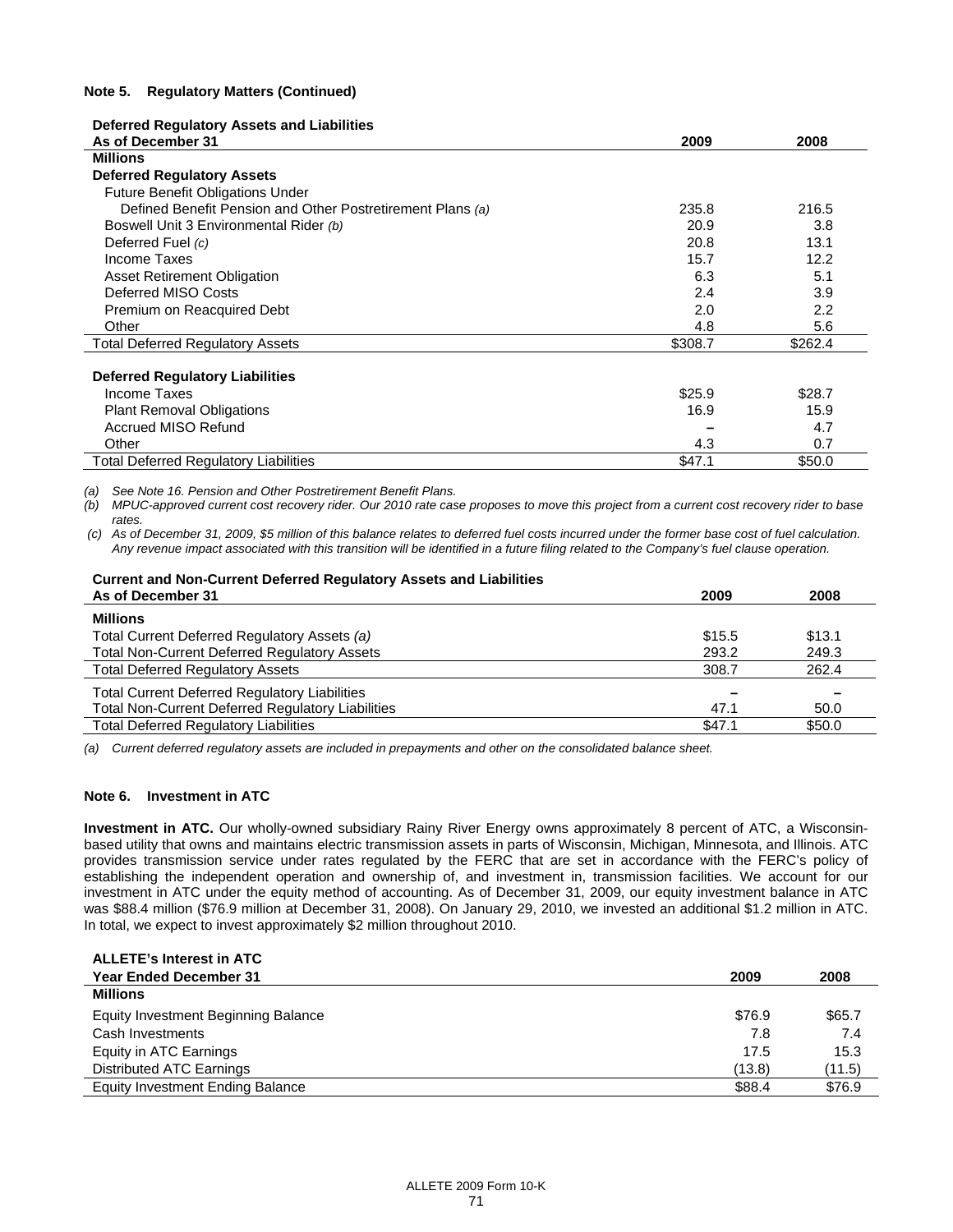**Note 5. Regulatory Matters (Continued)**

**Deferred Regulatory Assets and Liabilities**

| As of December 31 | 2009 | 2008 |
|---|---|---|
| **Millions** | | |
| **Deferred Regulatory Assets** | | |
| Future Benefit Obligations Under | | |
| Defined Benefit Pension and Other Postretirement Plans *(a)* | 235.8 | 216.5 |
| Boswell Unit 3 Environmental Rider *(b)* | 20.9 | 3.8 |
| Deferred Fuel *(c)* | 20.8 | 13.1 |
| Income Taxes | 15.7 | 12.2 |
| Asset Retirement Obligation | 6.3 | 5.1 |
| Deferred MISO Costs | 2.4 | 3.9 |
| Premium on Reacquired Debt | 2.0 | 2.2 |
| Other | 4.8 | 5.6 |
| Total Deferred Regulatory Assets | $308.7 | $262.4 |
| | | |
| **Deferred Regulatory Liabilities** | | |
| Income Taxes | $25.9 | $28.7 |
| Plant Removal Obligations | 16.9 | 15.9 |
| Accrued MISO Refund | – | 4.7 |
| Other | 4.3 | 0.7 |
| Total Deferred Regulatory Liabilities | $47.1 | $50.0 |

*(a) See Note 16. Pension and Other Postretirement Benefit Plans.*

*(b) MPUC-approved current cost recovery rider. Our 2010 rate case proposes to move this project from a current cost recovery rider to base rates.*

*(c) As of December 31, 2009, $5 million of this balance relates to deferred fuel costs incurred under the former base cost of fuel calculation. Any revenue impact associated with this transition will be identified in a future filing related to the Company's fuel clause operation.*

**Current and Non-Current Deferred Regulatory Assets and Liabilities**

| As of December 31 | 2009 | 2008 |
|---|---|---|
| **Millions** | | |
| Total Current Deferred Regulatory Assets *(a)* | $15.5 | $13.1 |
| Total Non-Current Deferred Regulatory Assets | 293.2 | 249.3 |
| Total Deferred Regulatory Assets | 308.7 | 262.4 |
| Total Current Deferred Regulatory Liabilities | – | – |
| Total Non-Current Deferred Regulatory Liabilities | 47.1 | 50.0 |
| Total Deferred Regulatory Liabilities | $47.1 | $50.0 |

*(a) Current deferred regulatory assets are included in prepayments and other on the consolidated balance sheet.*

**Note 6. Investment in ATC**

**Investment in ATC.** Our wholly-owned subsidiary Rainy River Energy owns approximately 8 percent of ATC, a Wisconsin-based utility that owns and maintains electric transmission assets in parts of Wisconsin, Michigan, Minnesota, and Illinois. ATC provides transmission service under rates regulated by the FERC that are set in accordance with the FERC's policy of establishing the independent operation and ownership of, and investment in, transmission facilities. We account for our investment in ATC under the equity method of accounting. As of December 31, 2009, our equity investment balance in ATC was $88.4 million ($76.9 million at December 31, 2008). On January 29, 2010, we invested an additional $1.2 million in ATC. In total, we expect to invest approximately $2 million throughout 2010.

**ALLETE's Interest in ATC**

| Year Ended December 31 | 2009 | 2008 |
|---|---|---|
| **Millions** | | |
| Equity Investment Beginning Balance | $76.9 | $65.7 |
| Cash Investments | 7.8 | 7.4 |
| Equity in ATC Earnings | 17.5 | 15.3 |
| Distributed ATC Earnings | (13.8) | (11.5) |
| Equity Investment Ending Balance | $88.4 | $76.9 |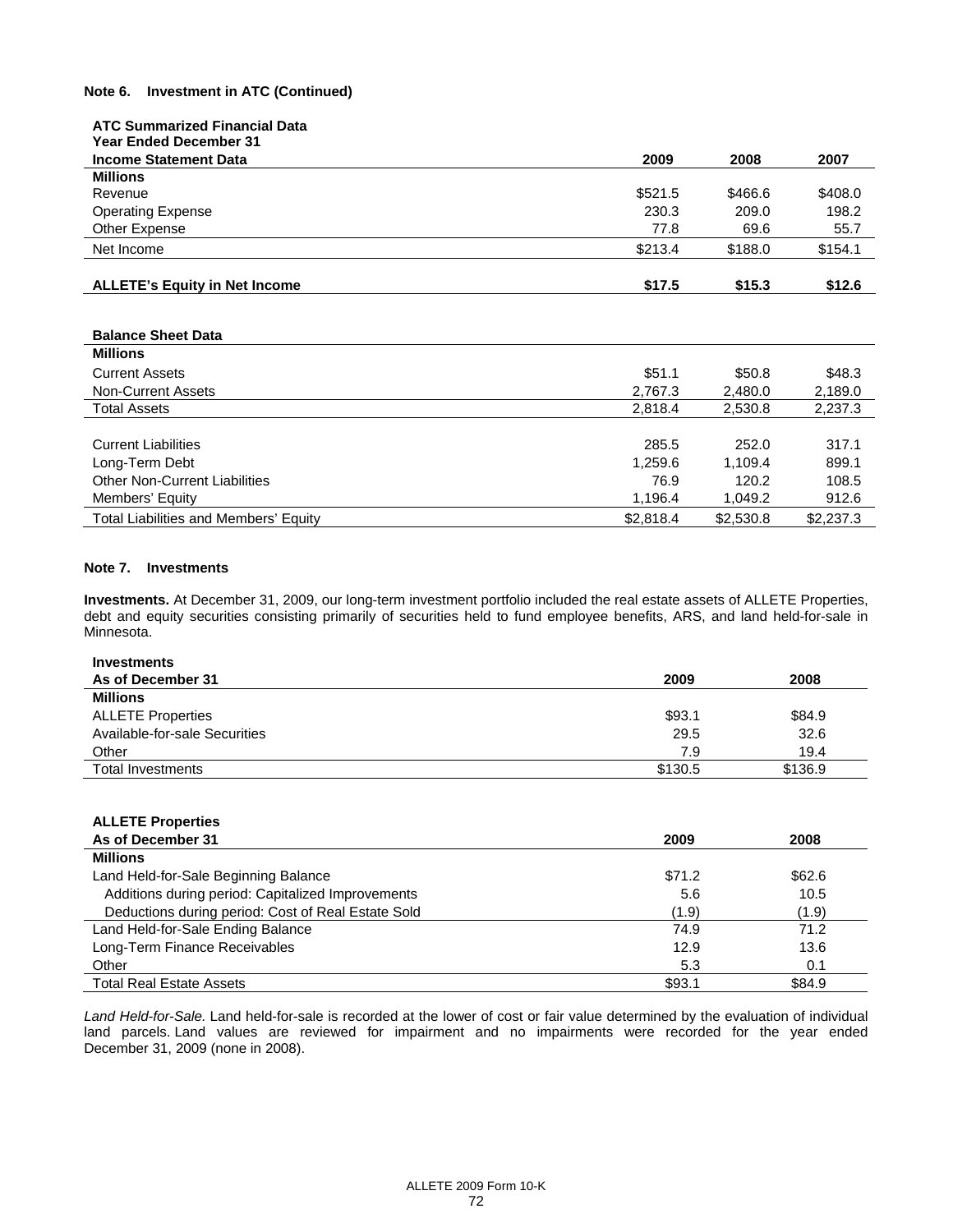**Note 6. Investment in ATC (Continued)**

**ATC Summarized Financial Data**

| **Year Ended December 31** | | | |
|---|---|---|---|
| **Income Statement Data** | **2009** | **2008** | **2007** |
| **Millions** | | | |
| Revenue | $521.5 | $466.6 | $408.0 |
| Operating Expense | 230.3 | 209.0 | 198.2 |
| Other Expense | 77.8 | 69.6 | 55.7 |
| Net Income | $213.4 | $188.0 | $154.1 |
| | | | |
| **ALLETE's Equity in Net Income** | **$17.5** | **$15.3** | **$12.6** |

| **Balance Sheet Data** | | | |
|---|---|---|---|
| **Millions** | | | |
| Current Assets | $51.1 | $50.8 | $48.3 |
| Non-Current Assets | 2,767.3 | 2,480.0 | 2,189.0 |
| Total Assets | 2,818.4 | 2,530.8 | 2,237.3 |
| | | | |
| Current Liabilities | 285.5 | 252.0 | 317.1 |
| Long-Term Debt | 1,259.6 | 1,109.4 | 899.1 |
| Other Non-Current Liabilities | 76.9 | 120.2 | 108.5 |
| Members' Equity | 1,196.4 | 1,049.2 | 912.6 |
| Total Liabilities and Members' Equity | $2,818.4 | $2,530.8 | $2,237.3 |

**Note 7. Investments**

**Investments.** At December 31, 2009, our long-term investment portfolio included the real estate assets of ALLETE Properties, debt and equity securities consisting primarily of securities held to fund employee benefits, ARS, and land held-for-sale in Minnesota.

| **Investments** | | |
|---|---|---|
| **As of December 31** | **2009** | **2008** |
| **Millions** | | |
| ALLETE Properties | $93.1 | $84.9 |
| Available-for-sale Securities | 29.5 | 32.6 |
| Other | 7.9 | 19.4 |
| Total Investments | $130.5 | $136.9 |

| **ALLETE Properties** | | |
|---|---|---|
| **As of December 31** | **2009** | **2008** |
| **Millions** | | |
| Land Held-for-Sale Beginning Balance | $71.2 | $62.6 |
| Additions during period: Capitalized Improvements | 5.6 | 10.5 |
| Deductions during period: Cost of Real Estate Sold | (1.9) | (1.9) |
| Land Held-for-Sale Ending Balance | 74.9 | 71.2 |
| Long-Term Finance Receivables | 12.9 | 13.6 |
| Other | 5.3 | 0.1 |
| Total Real Estate Assets | $93.1 | $84.9 |

*Land Held-for-Sale.* Land held-for-sale is recorded at the lower of cost or fair value determined by the evaluation of individual land parcels. Land values are reviewed for impairment and no impairments were recorded for the year ended December 31, 2009 (none in 2008).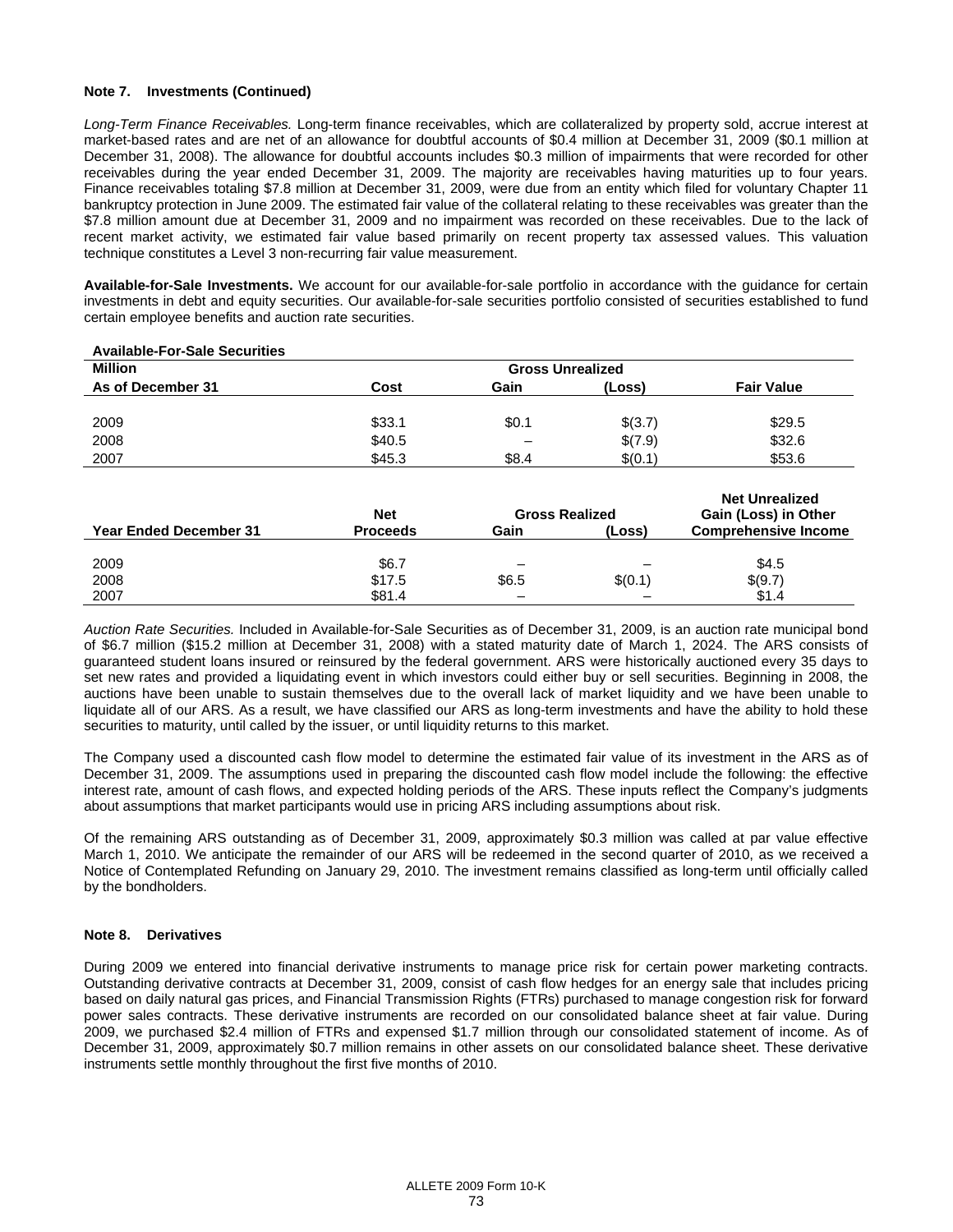**Note 7. Investments (Continued)**

*Long-Term Finance Receivables.* Long-term finance receivables, which are collateralized by property sold, accrue interest at market-based rates and are net of an allowance for doubtful accounts of $0.4 million at December 31, 2009 ($0.1 million at December 31, 2008). The allowance for doubtful accounts includes $0.3 million of impairments that were recorded for other receivables during the year ended December 31, 2009. The majority are receivables having maturities up to four years. Finance receivables totaling $7.8 million at December 31, 2009, were due from an entity which filed for voluntary Chapter 11 bankruptcy protection in June 2009. The estimated fair value of the collateral relating to these receivables was greater than the $7.8 million amount due at December 31, 2009 and no impairment was recorded on these receivables. Due to the lack of recent market activity, we estimated fair value based primarily on recent property tax assessed values. This valuation technique constitutes a Level 3 non-recurring fair value measurement.

**Available-for-Sale Investments.** We account for our available-for-sale portfolio in accordance with the guidance for certain investments in debt and equity securities. Our available-for-sale securities portfolio consisted of securities established to fund certain employee benefits and auction rate securities.

**Available-For-Sale Securities**

| Million | | Gross Unrealized | | |
|---|---|---|---|---|
| As of December 31 | Cost | Gain | (Loss) | Fair Value |
| 2009 | $33.1 | $0.1 | $(3.7) | $29.5 |
| 2008 | $40.5 | – | $(7.9) | $32.6 |
| 2007 | $45.3 | $8.4 | $(0.1) | $53.6 |

| Year Ended December 31 | Net Proceeds | Gross Realized Gain | Gross Realized (Loss) | Net Unrealized Gain (Loss) in Other Comprehensive Income |
|---|---|---|---|---|
| 2009 | $6.7 | – | – | $4.5 |
| 2008 | $17.5 | $6.5 | $(0.1) | $(9.7) |
| 2007 | $81.4 | – | – | $1.4 |

*Auction Rate Securities.* Included in Available-for-Sale Securities as of December 31, 2009, is an auction rate municipal bond of $6.7 million ($15.2 million at December 31, 2008) with a stated maturity date of March 1, 2024. The ARS consists of guaranteed student loans insured or reinsured by the federal government. ARS were historically auctioned every 35 days to set new rates and provided a liquidating event in which investors could either buy or sell securities. Beginning in 2008, the auctions have been unable to sustain themselves due to the overall lack of market liquidity and we have been unable to liquidate all of our ARS. As a result, we have classified our ARS as long-term investments and have the ability to hold these securities to maturity, until called by the issuer, or until liquidity returns to this market.

The Company used a discounted cash flow model to determine the estimated fair value of its investment in the ARS as of December 31, 2009. The assumptions used in preparing the discounted cash flow model include the following: the effective interest rate, amount of cash flows, and expected holding periods of the ARS. These inputs reflect the Company's judgments about assumptions that market participants would use in pricing ARS including assumptions about risk.

Of the remaining ARS outstanding as of December 31, 2009, approximately $0.3 million was called at par value effective March 1, 2010. We anticipate the remainder of our ARS will be redeemed in the second quarter of 2010, as we received a Notice of Contemplated Refunding on January 29, 2010. The investment remains classified as long-term until officially called by the bondholders.

**Note 8. Derivatives**

During 2009 we entered into financial derivative instruments to manage price risk for certain power marketing contracts. Outstanding derivative contracts at December 31, 2009, consist of cash flow hedges for an energy sale that includes pricing based on daily natural gas prices, and Financial Transmission Rights (FTRs) purchased to manage congestion risk for forward power sales contracts. These derivative instruments are recorded on our consolidated balance sheet at fair value. During 2009, we purchased $2.4 million of FTRs and expensed $1.7 million through our consolidated statement of income. As of December 31, 2009, approximately $0.7 million remains in other assets on our consolidated balance sheet. These derivative instruments settle monthly throughout the first five months of 2010.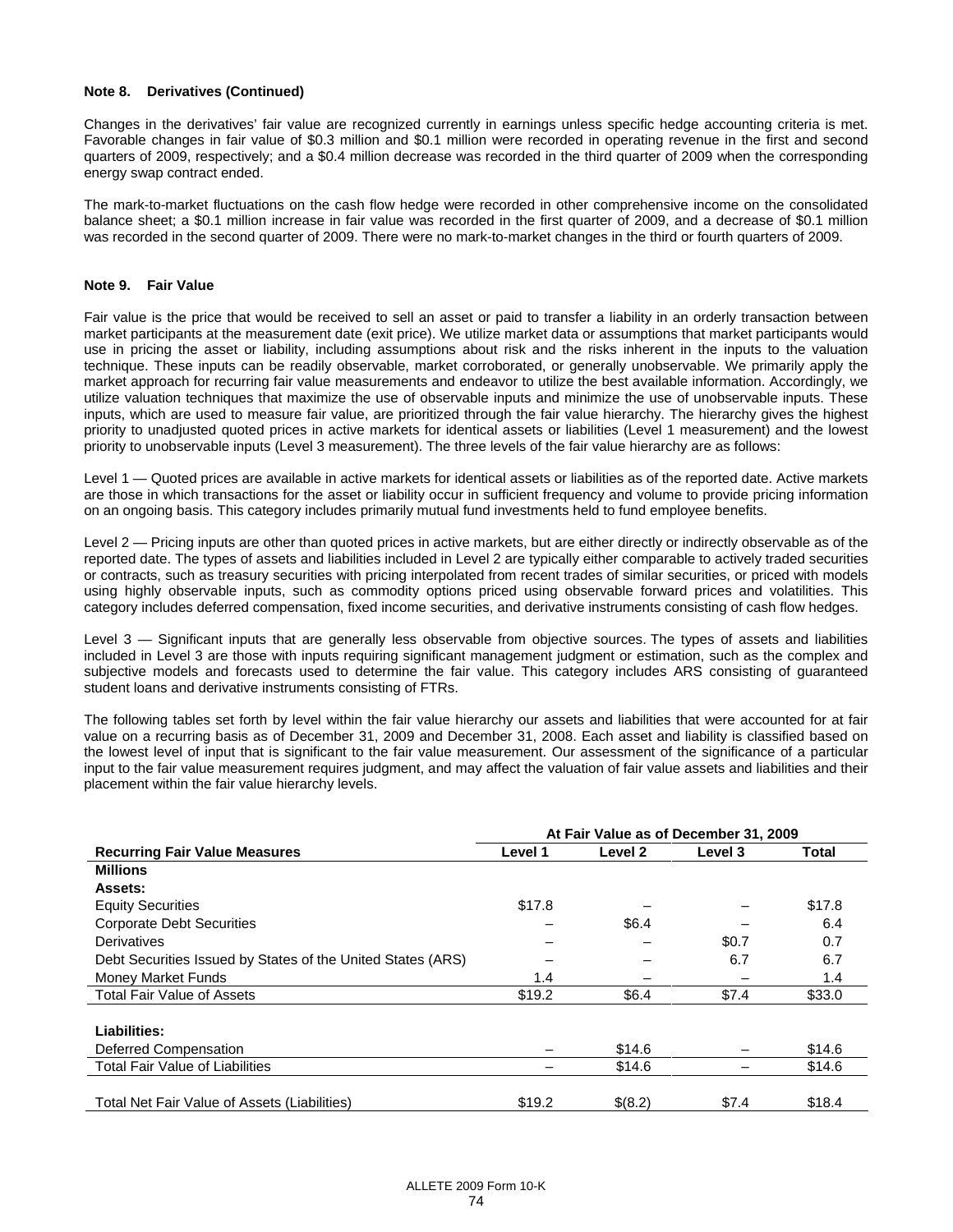**Note 8. Derivatives (Continued)**

Changes in the derivatives' fair value are recognized currently in earnings unless specific hedge accounting criteria is met. Favorable changes in fair value of $0.3 million and $0.1 million were recorded in operating revenue in the first and second quarters of 2009, respectively; and a $0.4 million decrease was recorded in the third quarter of 2009 when the corresponding energy swap contract ended.

The mark-to-market fluctuations on the cash flow hedge were recorded in other comprehensive income on the consolidated balance sheet; a $0.1 million increase in fair value was recorded in the first quarter of 2009, and a decrease of $0.1 million was recorded in the second quarter of 2009. There were no mark-to-market changes in the third or fourth quarters of 2009.

**Note 9. Fair Value**

Fair value is the price that would be received to sell an asset or paid to transfer a liability in an orderly transaction between market participants at the measurement date (exit price). We utilize market data or assumptions that market participants would use in pricing the asset or liability, including assumptions about risk and the risks inherent in the inputs to the valuation technique. These inputs can be readily observable, market corroborated, or generally unobservable. We primarily apply the market approach for recurring fair value measurements and endeavor to utilize the best available information. Accordingly, we utilize valuation techniques that maximize the use of observable inputs and minimize the use of unobservable inputs. These inputs, which are used to measure fair value, are prioritized through the fair value hierarchy. The hierarchy gives the highest priority to unadjusted quoted prices in active markets for identical assets or liabilities (Level 1 measurement) and the lowest priority to unobservable inputs (Level 3 measurement). The three levels of the fair value hierarchy are as follows:

Level 1 — Quoted prices are available in active markets for identical assets or liabilities as of the reported date. Active markets are those in which transactions for the asset or liability occur in sufficient frequency and volume to provide pricing information on an ongoing basis. This category includes primarily mutual fund investments held to fund employee benefits.

Level 2 — Pricing inputs are other than quoted prices in active markets, but are either directly or indirectly observable as of the reported date. The types of assets and liabilities included in Level 2 are typically either comparable to actively traded securities or contracts, such as treasury securities with pricing interpolated from recent trades of similar securities, or priced with models using highly observable inputs, such as commodity options priced using observable forward prices and volatilities. This category includes deferred compensation, fixed income securities, and derivative instruments consisting of cash flow hedges.

Level 3 — Significant inputs that are generally less observable from objective sources. The types of assets and liabilities included in Level 3 are those with inputs requiring significant management judgment or estimation, such as the complex and subjective models and forecasts used to determine the fair value. This category includes ARS consisting of guaranteed student loans and derivative instruments consisting of FTRs.

The following tables set forth by level within the fair value hierarchy our assets and liabilities that were accounted for at fair value on a recurring basis as of December 31, 2009 and December 31, 2008. Each asset and liability is classified based on the lowest level of input that is significant to the fair value measurement. Our assessment of the significance of a particular input to the fair value measurement requires judgment, and may affect the valuation of fair value assets and liabilities and their placement within the fair value hierarchy levels.

| | At Fair Value as of December 31, 2009 | | | |
|---|---|---|---|---|
| **Recurring Fair Value Measures** | **Level 1** | **Level 2** | **Level 3** | **Total** |
| **Millions** | | | | |
| **Assets:** | | | | |
| Equity Securities | $17.8 | – | – | $17.8 |
| Corporate Debt Securities | – | $6.4 | – | 6.4 |
| Derivatives | – | – | $0.7 | 0.7 |
| Debt Securities Issued by States of the United States (ARS) | – | – | 6.7 | 6.7 |
| Money Market Funds | 1.4 | – | – | 1.4 |
| Total Fair Value of Assets | $19.2 | $6.4 | $7.4 | $33.0 |
| **Liabilities:** | | | | |
| Deferred Compensation | – | $14.6 | – | $14.6 |
| Total Fair Value of Liabilities | – | $14.6 | – | $14.6 |
| Total Net Fair Value of Assets (Liabilities) | $19.2 | $(8.2) | $7.4 | $18.4 |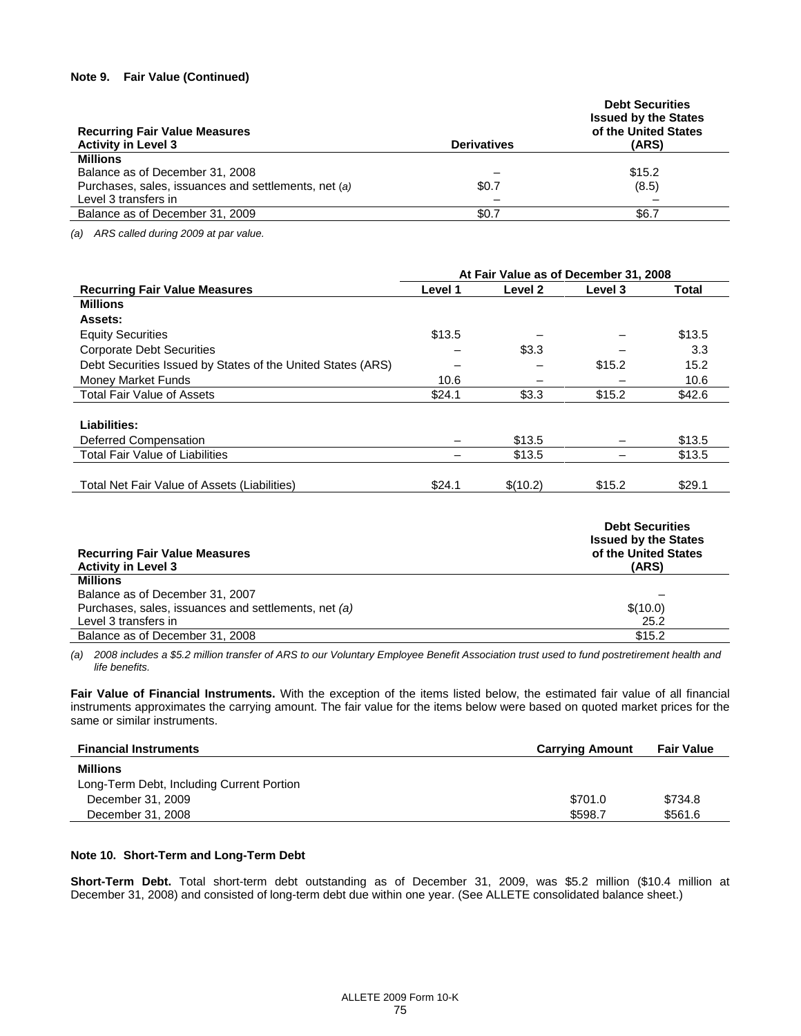**Note 9. Fair Value (Continued)**

| Recurring Fair Value Measures Activity in Level 3 | Derivatives | Debt Securities Issued by the States of the United States (ARS) |
|---|---|---|
| **Millions** | | |
| Balance as of December 31, 2008 | – | $15.2 |
| Purchases, sales, issuances and settlements, net *(a)* | $0.7 | (8.5) |
| Level 3 transfers in | – | – |
| Balance as of December 31, 2009 | $0.7 | $6.7 |

*(a) ARS called during 2009 at par value.*

| | At Fair Value as of December 31, 2008 | | | |
|---|---|---|---|---|
| **Recurring Fair Value Measures** | **Level 1** | **Level 2** | **Level 3** | **Total** |
| **Millions** | | | | |
| **Assets:** | | | | |
| Equity Securities | $13.5 | – | – | $13.5 |
| Corporate Debt Securities | – | $3.3 | – | 3.3 |
| Debt Securities Issued by States of the United States (ARS) | – | – | $15.2 | 15.2 |
| Money Market Funds | 10.6 | – | – | 10.6 |
| Total Fair Value of Assets | $24.1 | $3.3 | $15.2 | $42.6 |
| | | | | |
| **Liabilities:** | | | | |
| Deferred Compensation | – | $13.5 | – | $13.5 |
| Total Fair Value of Liabilities | – | $13.5 | – | $13.5 |
| | | | | |
| Total Net Fair Value of Assets (Liabilities) | $24.1 | $(10.2) | $15.2 | $29.1 |

| Recurring Fair Value Measures Activity in Level 3 | Debt Securities Issued by the States of the United States (ARS) |
|---|---|
| **Millions** | |
| Balance as of December 31, 2007 | – |
| Purchases, sales, issuances and settlements, net *(a)* | $(10.0) |
| Level 3 transfers in | 25.2 |
| Balance as of December 31, 2008 | $15.2 |

*(a) 2008 includes a $5.2 million transfer of ARS to our Voluntary Employee Benefit Association trust used to fund postretirement health and life benefits.*

**Fair Value of Financial Instruments.** With the exception of the items listed below, the estimated fair value of all financial instruments approximates the carrying amount. The fair value for the items below were based on quoted market prices for the same or similar instruments.

| Financial Instruments | Carrying Amount | Fair Value |
|---|---|---|
| **Millions** | | |
| Long-Term Debt, Including Current Portion | | |
| December 31, 2009 | $701.0 | $734.8 |
| December 31, 2008 | $598.7 | $561.6 |

**Note 10. Short-Term and Long-Term Debt**

**Short-Term Debt.** Total short-term debt outstanding as of December 31, 2009, was $5.2 million ($10.4 million at December 31, 2008) and consisted of long-term debt due within one year. (See ALLETE consolidated balance sheet.)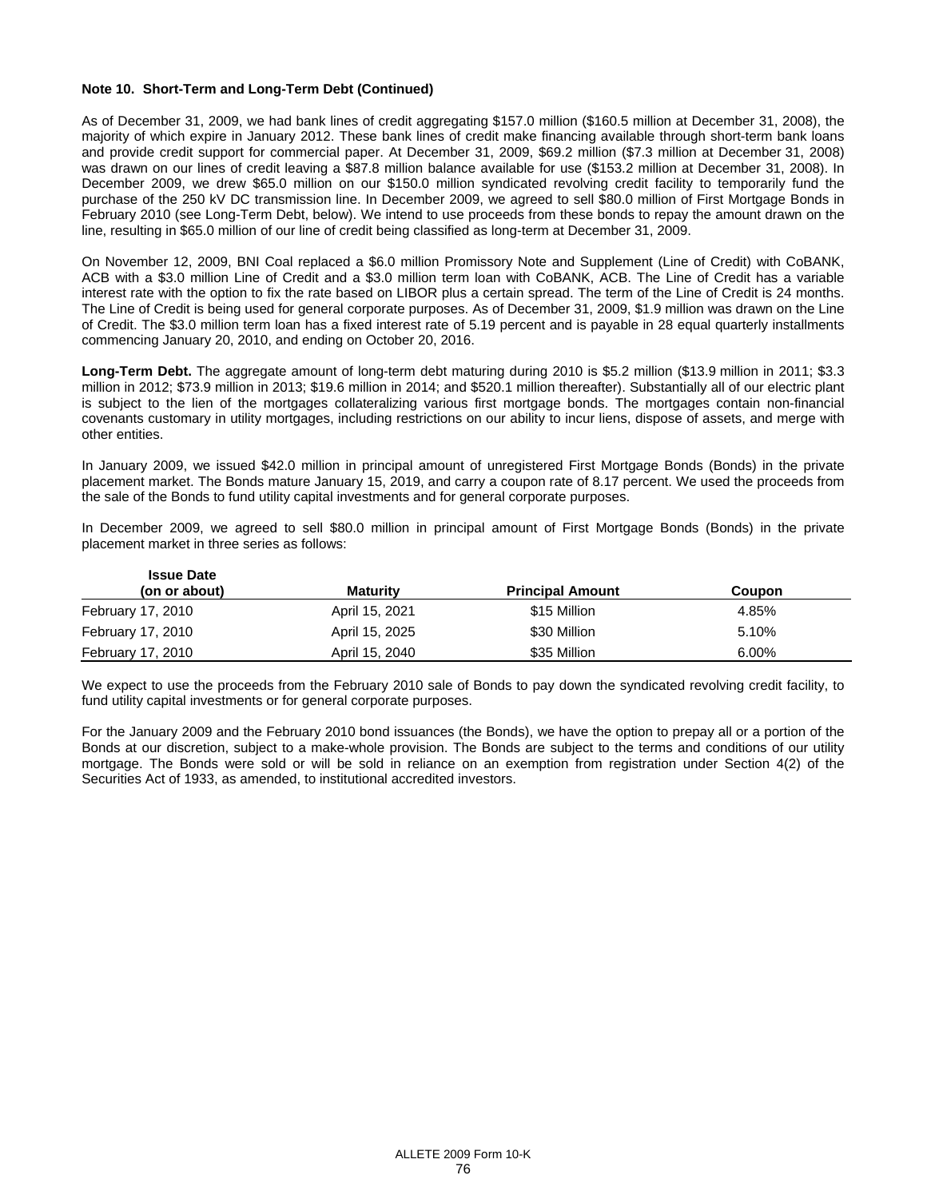**Note 10. Short-Term and Long-Term Debt (Continued)**

As of December 31, 2009, we had bank lines of credit aggregating \$157.0 million (\$160.5 million at December 31, 2008), the majority of which expire in January 2012. These bank lines of credit make financing available through short-term bank loans and provide credit support for commercial paper. At December 31, 2009, \$69.2 million (\$7.3 million at December 31, 2008) was drawn on our lines of credit leaving a \$87.8 million balance available for use (\$153.2 million at December 31, 2008). In December 2009, we drew \$65.0 million on our \$150.0 million syndicated revolving credit facility to temporarily fund the purchase of the 250 kV DC transmission line. In December 2009, we agreed to sell \$80.0 million of First Mortgage Bonds in February 2010 (see Long-Term Debt, below). We intend to use proceeds from these bonds to repay the amount drawn on the line, resulting in \$65.0 million of our line of credit being classified as long-term at December 31, 2009.

On November 12, 2009, BNI Coal replaced a \$6.0 million Promissory Note and Supplement (Line of Credit) with CoBANK, ACB with a \$3.0 million Line of Credit and a \$3.0 million term loan with CoBANK, ACB. The Line of Credit has a variable interest rate with the option to fix the rate based on LIBOR plus a certain spread. The term of the Line of Credit is 24 months. The Line of Credit is being used for general corporate purposes. As of December 31, 2009, \$1.9 million was drawn on the Line of Credit. The \$3.0 million term loan has a fixed interest rate of 5.19 percent and is payable in 28 equal quarterly installments commencing January 20, 2010, and ending on October 20, 2016.

**Long-Term Debt.** The aggregate amount of long-term debt maturing during 2010 is \$5.2 million (\$13.9 million in 2011; \$3.3 million in 2012; \$73.9 million in 2013; \$19.6 million in 2014; and \$520.1 million thereafter). Substantially all of our electric plant is subject to the lien of the mortgages collateralizing various first mortgage bonds. The mortgages contain non-financial covenants customary in utility mortgages, including restrictions on our ability to incur liens, dispose of assets, and merge with other entities.

In January 2009, we issued \$42.0 million in principal amount of unregistered First Mortgage Bonds (Bonds) in the private placement market. The Bonds mature January 15, 2019, and carry a coupon rate of 8.17 percent. We used the proceeds from the sale of the Bonds to fund utility capital investments and for general corporate purposes.

In December 2009, we agreed to sell \$80.0 million in principal amount of First Mortgage Bonds (Bonds) in the private placement market in three series as follows:

| Issue Date (on or about) | Maturity | Principal Amount | Coupon |
|---|---|---|---|
| February 17, 2010 | April 15, 2021 | \$15 Million | 4.85% |
| February 17, 2010 | April 15, 2025 | \$30 Million | 5.10% |
| February 17, 2010 | April 15, 2040 | \$35 Million | 6.00% |

We expect to use the proceeds from the February 2010 sale of Bonds to pay down the syndicated revolving credit facility, to fund utility capital investments or for general corporate purposes.

For the January 2009 and the February 2010 bond issuances (the Bonds), we have the option to prepay all or a portion of the Bonds at our discretion, subject to a make-whole provision. The Bonds are subject to the terms and conditions of our utility mortgage. The Bonds were sold or will be sold in reliance on an exemption from registration under Section 4(2) of the Securities Act of 1933, as amended, to institutional accredited investors.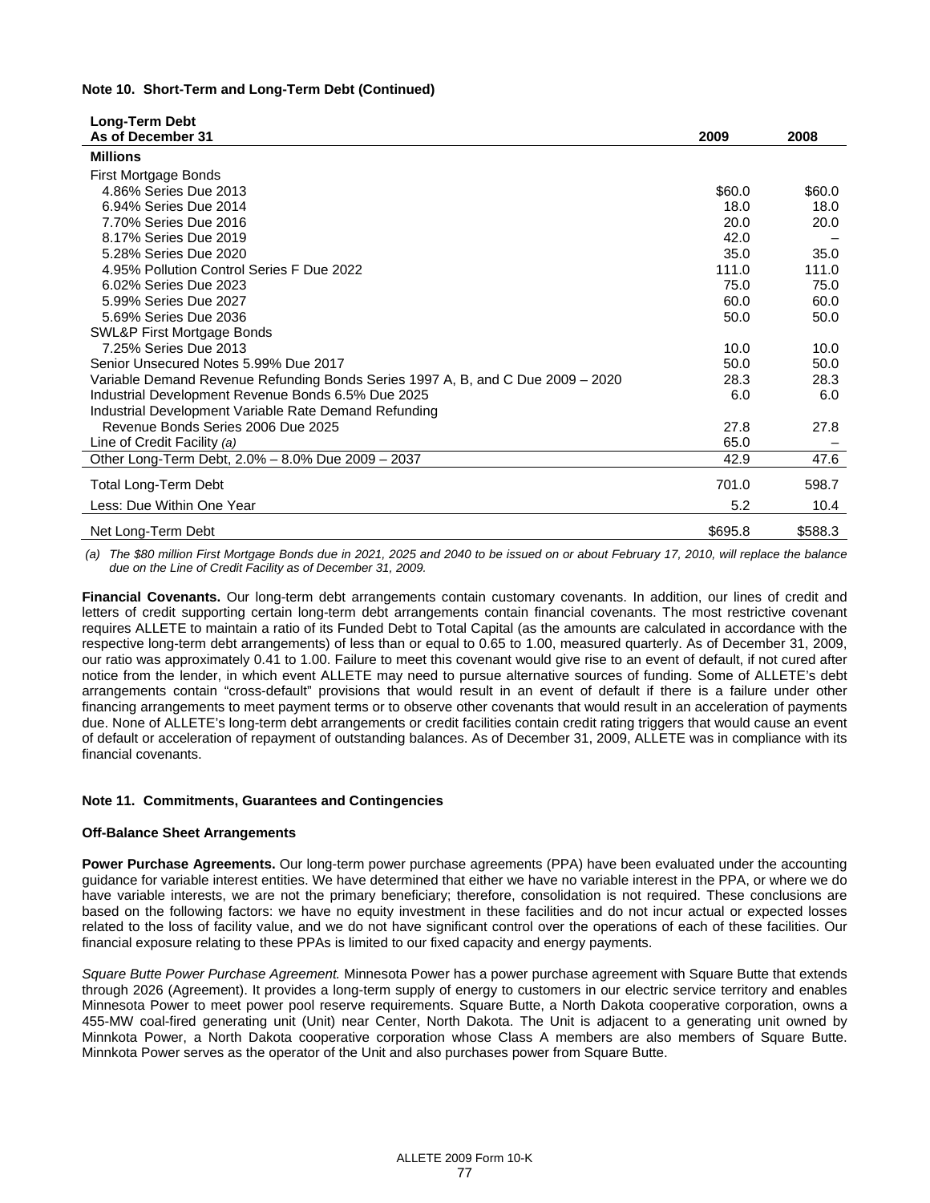**Note 10. Short-Term and Long-Term Debt (Continued)**

| Long-Term Debt As of December 31 | 2009 | 2008 |
|---|---|---|
| **Millions** | | |
| First Mortgage Bonds | | |
| 4.86% Series Due 2013 | $60.0 | $60.0 |
| 6.94% Series Due 2014 | 18.0 | 18.0 |
| 7.70% Series Due 2016 | 20.0 | 20.0 |
| 8.17% Series Due 2019 | 42.0 | – |
| 5.28% Series Due 2020 | 35.0 | 35.0 |
| 4.95% Pollution Control Series F Due 2022 | 111.0 | 111.0 |
| 6.02% Series Due 2023 | 75.0 | 75.0 |
| 5.99% Series Due 2027 | 60.0 | 60.0 |
| 5.69% Series Due 2036 | 50.0 | 50.0 |
| SWL&P First Mortgage Bonds | | |
| 7.25% Series Due 2013 | 10.0 | 10.0 |
| Senior Unsecured Notes 5.99% Due 2017 | 50.0 | 50.0 |
| Variable Demand Revenue Refunding Bonds Series 1997 A, B, and C Due 2009 – 2020 | 28.3 | 28.3 |
| Industrial Development Revenue Bonds 6.5% Due 2025 | 6.0 | 6.0 |
| Industrial Development Variable Rate Demand Refunding Revenue Bonds Series 2006 Due 2025 | 27.8 | 27.8 |
| Line of Credit Facility *(a)* | 65.0 | – |
| Other Long-Term Debt, 2.0% – 8.0% Due 2009 – 2037 | 42.9 | 47.6 |
| Total Long-Term Debt | 701.0 | 598.7 |
| Less: Due Within One Year | 5.2 | 10.4 |
| Net Long-Term Debt | $695.8 | $588.3 |

*(a) The $80 million First Mortgage Bonds due in 2021, 2025 and 2040 to be issued on or about February 17, 2010, will replace the balance due on the Line of Credit Facility as of December 31, 2009.*

**Financial Covenants.** Our long-term debt arrangements contain customary covenants. In addition, our lines of credit and letters of credit supporting certain long-term debt arrangements contain financial covenants. The most restrictive covenant requires ALLETE to maintain a ratio of its Funded Debt to Total Capital (as the amounts are calculated in accordance with the respective long-term debt arrangements) of less than or equal to 0.65 to 1.00, measured quarterly. As of December 31, 2009, our ratio was approximately 0.41 to 1.00. Failure to meet this covenant would give rise to an event of default, if not cured after notice from the lender, in which event ALLETE may need to pursue alternative sources of funding. Some of ALLETE's debt arrangements contain "cross-default" provisions that would result in an event of default if there is a failure under other financing arrangements to meet payment terms or to observe other covenants that would result in an acceleration of payments due. None of ALLETE's long-term debt arrangements or credit facilities contain credit rating triggers that would cause an event of default or acceleration of repayment of outstanding balances. As of December 31, 2009, ALLETE was in compliance with its financial covenants.

**Note 11. Commitments, Guarantees and Contingencies**

**Off-Balance Sheet Arrangements**

**Power Purchase Agreements.** Our long-term power purchase agreements (PPA) have been evaluated under the accounting guidance for variable interest entities. We have determined that either we have no variable interest in the PPA, or where we do have variable interests, we are not the primary beneficiary; therefore, consolidation is not required. These conclusions are based on the following factors: we have no equity investment in these facilities and do not incur actual or expected losses related to the loss of facility value, and we do not have significant control over the operations of each of these facilities. Our financial exposure relating to these PPAs is limited to our fixed capacity and energy payments.

*Square Butte Power Purchase Agreement.* Minnesota Power has a power purchase agreement with Square Butte that extends through 2026 (Agreement). It provides a long-term supply of energy to customers in our electric service territory and enables Minnesota Power to meet power pool reserve requirements. Square Butte, a North Dakota cooperative corporation, owns a 455-MW coal-fired generating unit (Unit) near Center, North Dakota. The Unit is adjacent to a generating unit owned by Minnkota Power, a North Dakota cooperative corporation whose Class A members are also members of Square Butte. Minnkota Power serves as the operator of the Unit and also purchases power from Square Butte.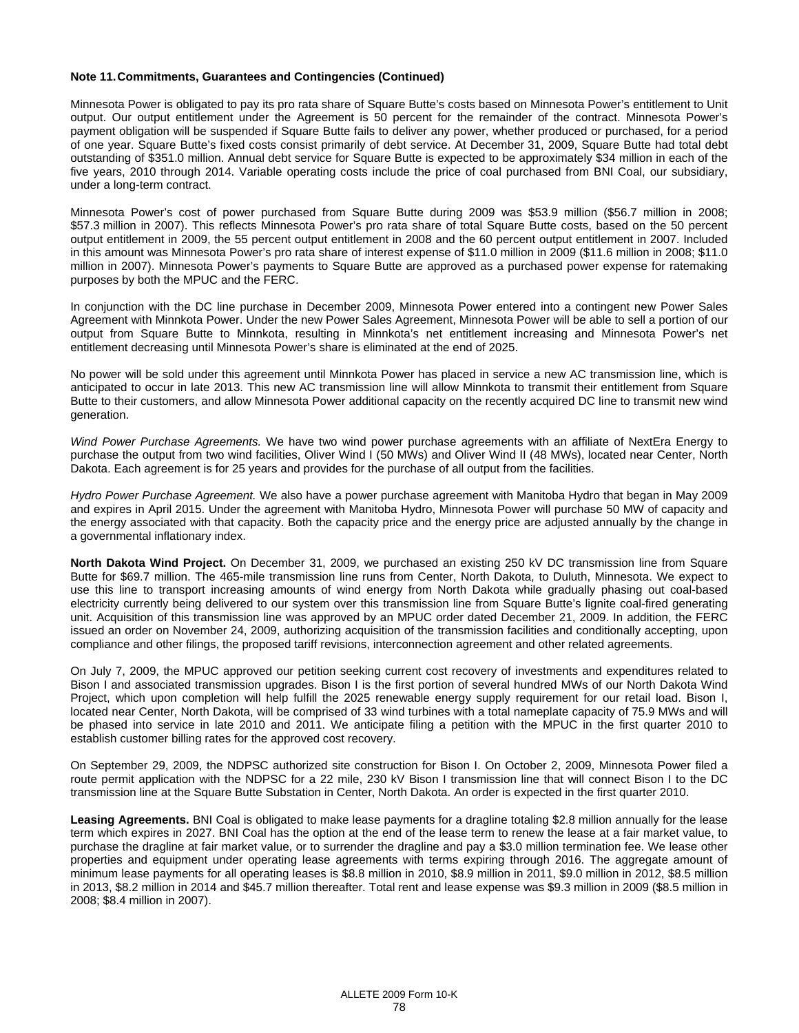**Note 11. Commitments, Guarantees and Contingencies (Continued)**

Minnesota Power is obligated to pay its pro rata share of Square Butte's costs based on Minnesota Power's entitlement to Unit output. Our output entitlement under the Agreement is 50 percent for the remainder of the contract. Minnesota Power's payment obligation will be suspended if Square Butte fails to deliver any power, whether produced or purchased, for a period of one year. Square Butte's fixed costs consist primarily of debt service. At December 31, 2009, Square Butte had total debt outstanding of $351.0 million. Annual debt service for Square Butte is expected to be approximately $34 million in each of the five years, 2010 through 2014. Variable operating costs include the price of coal purchased from BNI Coal, our subsidiary, under a long-term contract.

Minnesota Power's cost of power purchased from Square Butte during 2009 was $53.9 million ($56.7 million in 2008; $57.3 million in 2007). This reflects Minnesota Power's pro rata share of total Square Butte costs, based on the 50 percent output entitlement in 2009, the 55 percent output entitlement in 2008 and the 60 percent output entitlement in 2007. Included in this amount was Minnesota Power's pro rata share of interest expense of $11.0 million in 2009 ($11.6 million in 2008; $11.0 million in 2007). Minnesota Power's payments to Square Butte are approved as a purchased power expense for ratemaking purposes by both the MPUC and the FERC.

In conjunction with the DC line purchase in December 2009, Minnesota Power entered into a contingent new Power Sales Agreement with Minnkota Power. Under the new Power Sales Agreement, Minnesota Power will be able to sell a portion of our output from Square Butte to Minnkota, resulting in Minnkota's net entitlement increasing and Minnesota Power's net entitlement decreasing until Minnesota Power's share is eliminated at the end of 2025.

No power will be sold under this agreement until Minnkota Power has placed in service a new AC transmission line, which is anticipated to occur in late 2013. This new AC transmission line will allow Minnkota to transmit their entitlement from Square Butte to their customers, and allow Minnesota Power additional capacity on the recently acquired DC line to transmit new wind generation.

*Wind Power Purchase Agreements.* We have two wind power purchase agreements with an affiliate of NextEra Energy to purchase the output from two wind facilities, Oliver Wind I (50 MWs) and Oliver Wind II (48 MWs), located near Center, North Dakota. Each agreement is for 25 years and provides for the purchase of all output from the facilities.

*Hydro Power Purchase Agreement.* We also have a power purchase agreement with Manitoba Hydro that began in May 2009 and expires in April 2015. Under the agreement with Manitoba Hydro, Minnesota Power will purchase 50 MW of capacity and the energy associated with that capacity. Both the capacity price and the energy price are adjusted annually by the change in a governmental inflationary index.

**North Dakota Wind Project.** On December 31, 2009, we purchased an existing 250 kV DC transmission line from Square Butte for $69.7 million. The 465-mile transmission line runs from Center, North Dakota, to Duluth, Minnesota. We expect to use this line to transport increasing amounts of wind energy from North Dakota while gradually phasing out coal-based electricity currently being delivered to our system over this transmission line from Square Butte's lignite coal-fired generating unit. Acquisition of this transmission line was approved by an MPUC order dated December 21, 2009. In addition, the FERC issued an order on November 24, 2009, authorizing acquisition of the transmission facilities and conditionally accepting, upon compliance and other filings, the proposed tariff revisions, interconnection agreement and other related agreements.

On July 7, 2009, the MPUC approved our petition seeking current cost recovery of investments and expenditures related to Bison I and associated transmission upgrades. Bison I is the first portion of several hundred MWs of our North Dakota Wind Project, which upon completion will help fulfill the 2025 renewable energy supply requirement for our retail load. Bison I, located near Center, North Dakota, will be comprised of 33 wind turbines with a total nameplate capacity of 75.9 MWs and will be phased into service in late 2010 and 2011. We anticipate filing a petition with the MPUC in the first quarter 2010 to establish customer billing rates for the approved cost recovery.

On September 29, 2009, the NDPSC authorized site construction for Bison I. On October 2, 2009, Minnesota Power filed a route permit application with the NDPSC for a 22 mile, 230 kV Bison I transmission line that will connect Bison I to the DC transmission line at the Square Butte Substation in Center, North Dakota. An order is expected in the first quarter 2010.

**Leasing Agreements.** BNI Coal is obligated to make lease payments for a dragline totaling $2.8 million annually for the lease term which expires in 2027. BNI Coal has the option at the end of the lease term to renew the lease at a fair market value, to purchase the dragline at fair market value, or to surrender the dragline and pay a $3.0 million termination fee. We lease other properties and equipment under operating lease agreements with terms expiring through 2016. The aggregate amount of minimum lease payments for all operating leases is $8.8 million in 2010, $8.9 million in 2011, $9.0 million in 2012, $8.5 million in 2013, $8.2 million in 2014 and $45.7 million thereafter. Total rent and lease expense was $9.3 million in 2009 ($8.5 million in 2008; $8.4 million in 2007).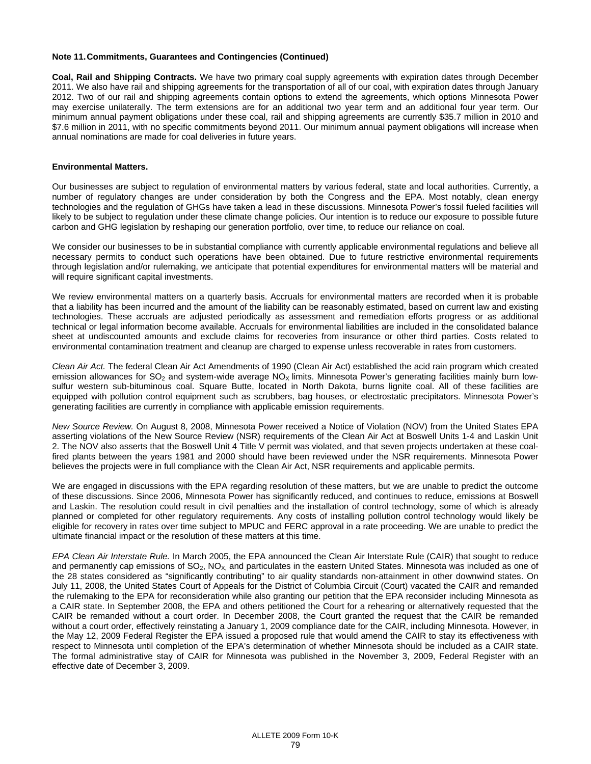**Note 11. Commitments, Guarantees and Contingencies (Continued)**

**Coal, Rail and Shipping Contracts.** We have two primary coal supply agreements with expiration dates through December 2011. We also have rail and shipping agreements for the transportation of all of our coal, with expiration dates through January 2012. Two of our rail and shipping agreements contain options to extend the agreements, which options Minnesota Power may exercise unilaterally. The term extensions are for an additional two year term and an additional four year term. Our minimum annual payment obligations under these coal, rail and shipping agreements are currently $35.7 million in 2010 and $7.6 million in 2011, with no specific commitments beyond 2011. Our minimum annual payment obligations will increase when annual nominations are made for coal deliveries in future years.

**Environmental Matters.**

Our businesses are subject to regulation of environmental matters by various federal, state and local authorities. Currently, a number of regulatory changes are under consideration by both the Congress and the EPA. Most notably, clean energy technologies and the regulation of GHGs have taken a lead in these discussions. Minnesota Power's fossil fueled facilities will likely to be subject to regulation under these climate change policies. Our intention is to reduce our exposure to possible future carbon and GHG legislation by reshaping our generation portfolio, over time, to reduce our reliance on coal.

We consider our businesses to be in substantial compliance with currently applicable environmental regulations and believe all necessary permits to conduct such operations have been obtained. Due to future restrictive environmental requirements through legislation and/or rulemaking, we anticipate that potential expenditures for environmental matters will be material and will require significant capital investments.

We review environmental matters on a quarterly basis. Accruals for environmental matters are recorded when it is probable that a liability has been incurred and the amount of the liability can be reasonably estimated, based on current law and existing technologies. These accruals are adjusted periodically as assessment and remediation efforts progress or as additional technical or legal information become available. Accruals for environmental liabilities are included in the consolidated balance sheet at undiscounted amounts and exclude claims for recoveries from insurance or other third parties. Costs related to environmental contamination treatment and cleanup are charged to expense unless recoverable in rates from customers.

*Clean Air Act.* The federal Clean Air Act Amendments of 1990 (Clean Air Act) established the acid rain program which created emission allowances for $SO_2$ and system-wide average $NO_X$ limits. Minnesota Power's generating facilities mainly burn low-sulfur western sub-bituminous coal. Square Butte, located in North Dakota, burns lignite coal. All of these facilities are equipped with pollution control equipment such as scrubbers, bag houses, or electrostatic precipitators. Minnesota Power's generating facilities are currently in compliance with applicable emission requirements.

*New Source Review.* On August 8, 2008, Minnesota Power received a Notice of Violation (NOV) from the United States EPA asserting violations of the New Source Review (NSR) requirements of the Clean Air Act at Boswell Units 1-4 and Laskin Unit 2. The NOV also asserts that the Boswell Unit 4 Title V permit was violated, and that seven projects undertaken at these coal-fired plants between the years 1981 and 2000 should have been reviewed under the NSR requirements. Minnesota Power believes the projects were in full compliance with the Clean Air Act, NSR requirements and applicable permits.

We are engaged in discussions with the EPA regarding resolution of these matters, but we are unable to predict the outcome of these discussions. Since 2006, Minnesota Power has significantly reduced, and continues to reduce, emissions at Boswell and Laskin. The resolution could result in civil penalties and the installation of control technology, some of which is already planned or completed for other regulatory requirements. Any costs of installing pollution control technology would likely be eligible for recovery in rates over time subject to MPUC and FERC approval in a rate proceeding. We are unable to predict the ultimate financial impact or the resolution of these matters at this time.

*EPA Clean Air Interstate Rule.* In March 2005, the EPA announced the Clean Air Interstate Rule (CAIR) that sought to reduce and permanently cap emissions of $SO_2$, $NO_X$ and particulates in the eastern United States. Minnesota was included as one of the 28 states considered as "significantly contributing" to air quality standards non-attainment in other downwind states. On July 11, 2008, the United States Court of Appeals for the District of Columbia Circuit (Court) vacated the CAIR and remanded the rulemaking to the EPA for reconsideration while also granting our petition that the EPA reconsider including Minnesota as a CAIR state. In September 2008, the EPA and others petitioned the Court for a rehearing or alternatively requested that the CAIR be remanded without a court order. In December 2008, the Court granted the request that the CAIR be remanded without a court order, effectively reinstating a January 1, 2009 compliance date for the CAIR, including Minnesota. However, in the May 12, 2009 Federal Register the EPA issued a proposed rule that would amend the CAIR to stay its effectiveness with respect to Minnesota until completion of the EPA's determination of whether Minnesota should be included as a CAIR state. The formal administrative stay of CAIR for Minnesota was published in the November 3, 2009, Federal Register with an effective date of December 3, 2009.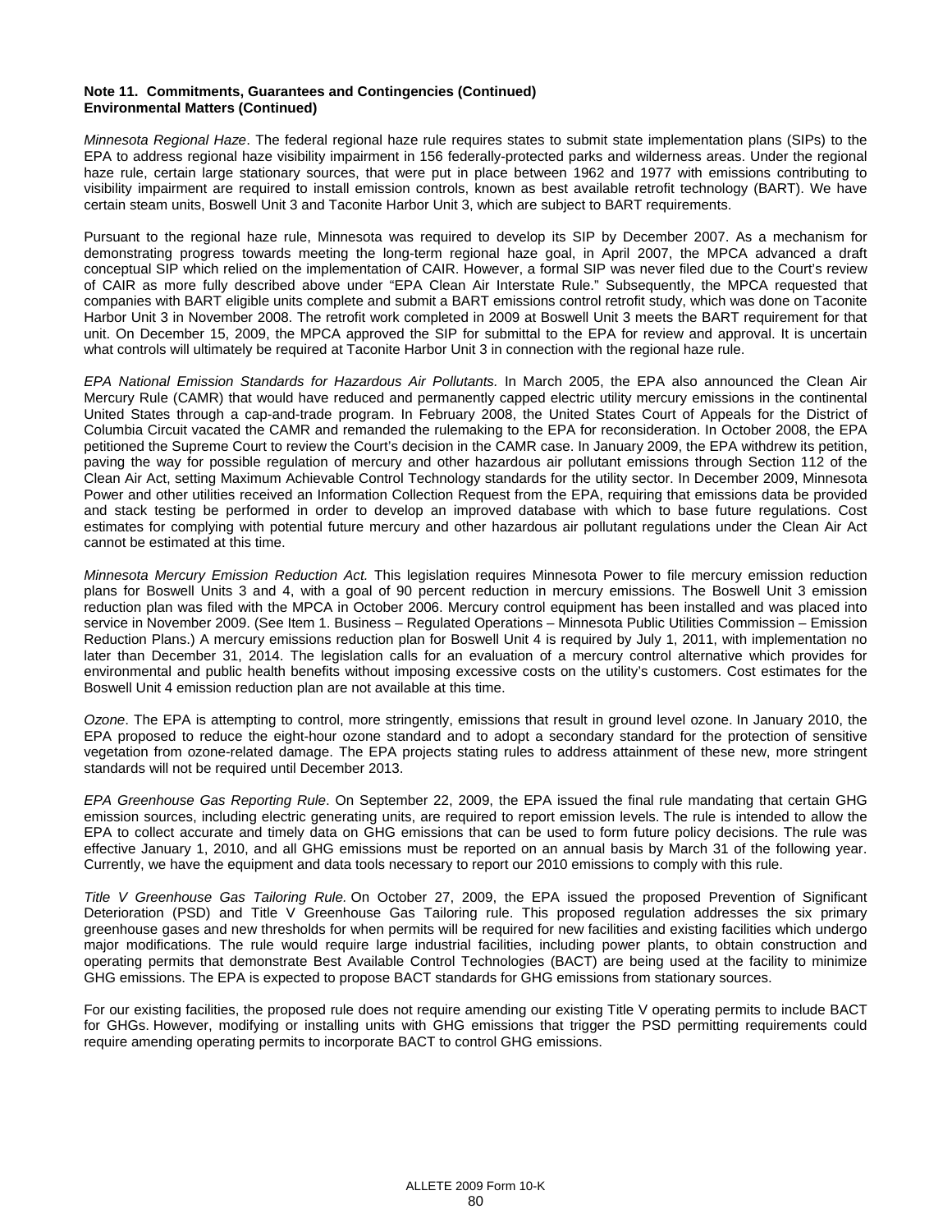**Note 11. Commitments, Guarantees and Contingencies (Continued)**
**Environmental Matters (Continued)**

*Minnesota Regional Haze*. The federal regional haze rule requires states to submit state implementation plans (SIPs) to the EPA to address regional haze visibility impairment in 156 federally-protected parks and wilderness areas. Under the regional haze rule, certain large stationary sources, that were put in place between 1962 and 1977 with emissions contributing to visibility impairment are required to install emission controls, known as best available retrofit technology (BART). We have certain steam units, Boswell Unit 3 and Taconite Harbor Unit 3, which are subject to BART requirements.

Pursuant to the regional haze rule, Minnesota was required to develop its SIP by December 2007. As a mechanism for demonstrating progress towards meeting the long-term regional haze goal, in April 2007, the MPCA advanced a draft conceptual SIP which relied on the implementation of CAIR. However, a formal SIP was never filed due to the Court's review of CAIR as more fully described above under "EPA Clean Air Interstate Rule." Subsequently, the MPCA requested that companies with BART eligible units complete and submit a BART emissions control retrofit study, which was done on Taconite Harbor Unit 3 in November 2008. The retrofit work completed in 2009 at Boswell Unit 3 meets the BART requirement for that unit. On December 15, 2009, the MPCA approved the SIP for submittal to the EPA for review and approval. It is uncertain what controls will ultimately be required at Taconite Harbor Unit 3 in connection with the regional haze rule.

*EPA National Emission Standards for Hazardous Air Pollutants.* In March 2005, the EPA also announced the Clean Air Mercury Rule (CAMR) that would have reduced and permanently capped electric utility mercury emissions in the continental United States through a cap-and-trade program. In February 2008, the United States Court of Appeals for the District of Columbia Circuit vacated the CAMR and remanded the rulemaking to the EPA for reconsideration. In October 2008, the EPA petitioned the Supreme Court to review the Court's decision in the CAMR case. In January 2009, the EPA withdrew its petition, paving the way for possible regulation of mercury and other hazardous air pollutant emissions through Section 112 of the Clean Air Act, setting Maximum Achievable Control Technology standards for the utility sector. In December 2009, Minnesota Power and other utilities received an Information Collection Request from the EPA, requiring that emissions data be provided and stack testing be performed in order to develop an improved database with which to base future regulations. Cost estimates for complying with potential future mercury and other hazardous air pollutant regulations under the Clean Air Act cannot be estimated at this time.

*Minnesota Mercury Emission Reduction Act.* This legislation requires Minnesota Power to file mercury emission reduction plans for Boswell Units 3 and 4, with a goal of 90 percent reduction in mercury emissions. The Boswell Unit 3 emission reduction plan was filed with the MPCA in October 2006. Mercury control equipment has been installed and was placed into service in November 2009. (See Item 1. Business – Regulated Operations – Minnesota Public Utilities Commission – Emission Reduction Plans.) A mercury emissions reduction plan for Boswell Unit 4 is required by July 1, 2011, with implementation no later than December 31, 2014. The legislation calls for an evaluation of a mercury control alternative which provides for environmental and public health benefits without imposing excessive costs on the utility's customers. Cost estimates for the Boswell Unit 4 emission reduction plan are not available at this time.

*Ozone*. The EPA is attempting to control, more stringently, emissions that result in ground level ozone. In January 2010, the EPA proposed to reduce the eight-hour ozone standard and to adopt a secondary standard for the protection of sensitive vegetation from ozone-related damage. The EPA projects stating rules to address attainment of these new, more stringent standards will not be required until December 2013.

*EPA Greenhouse Gas Reporting Rule*. On September 22, 2009, the EPA issued the final rule mandating that certain GHG emission sources, including electric generating units, are required to report emission levels. The rule is intended to allow the EPA to collect accurate and timely data on GHG emissions that can be used to form future policy decisions. The rule was effective January 1, 2010, and all GHG emissions must be reported on an annual basis by March 31 of the following year. Currently, we have the equipment and data tools necessary to report our 2010 emissions to comply with this rule.

*Title V Greenhouse Gas Tailoring Rule.* On October 27, 2009, the EPA issued the proposed Prevention of Significant Deterioration (PSD) and Title V Greenhouse Gas Tailoring rule. This proposed regulation addresses the six primary greenhouse gases and new thresholds for when permits will be required for new facilities and existing facilities which undergo major modifications. The rule would require large industrial facilities, including power plants, to obtain construction and operating permits that demonstrate Best Available Control Technologies (BACT) are being used at the facility to minimize GHG emissions. The EPA is expected to propose BACT standards for GHG emissions from stationary sources.

For our existing facilities, the proposed rule does not require amending our existing Title V operating permits to include BACT for GHGs. However, modifying or installing units with GHG emissions that trigger the PSD permitting requirements could require amending operating permits to incorporate BACT to control GHG emissions.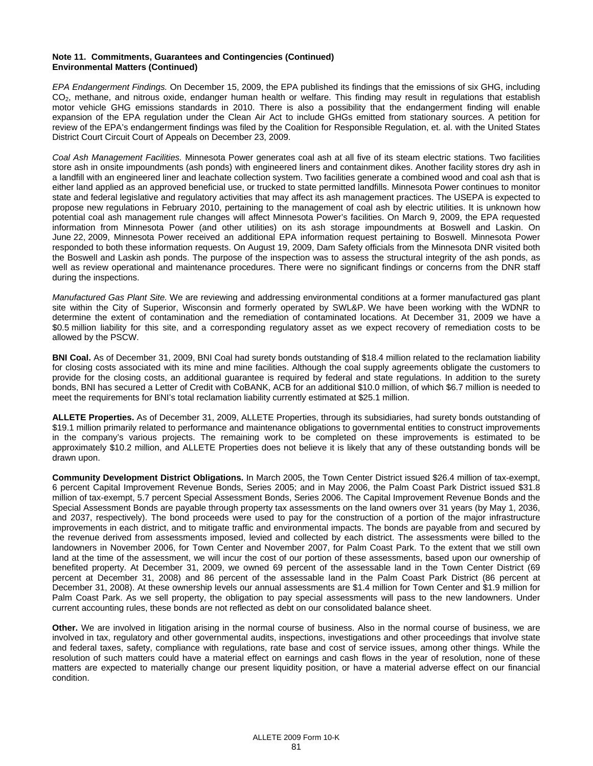**Note 11. Commitments, Guarantees and Contingencies (Continued)**
**Environmental Matters (Continued)**

*EPA Endangerment Findings.* On December 15, 2009, the EPA published its findings that the emissions of six GHG, including $CO_2$, methane, and nitrous oxide, endanger human health or welfare. This finding may result in regulations that establish motor vehicle GHG emissions standards in 2010. There is also a possibility that the endangerment finding will enable expansion of the EPA regulation under the Clean Air Act to include GHGs emitted from stationary sources. A petition for review of the EPA's endangerment findings was filed by the Coalition for Responsible Regulation, et. al. with the United States District Court Circuit Court of Appeals on December 23, 2009.

*Coal Ash Management Facilities.* Minnesota Power generates coal ash at all five of its steam electric stations. Two facilities store ash in onsite impoundments (ash ponds) with engineered liners and containment dikes. Another facility stores dry ash in a landfill with an engineered liner and leachate collection system. Two facilities generate a combined wood and coal ash that is either land applied as an approved beneficial use, or trucked to state permitted landfills. Minnesota Power continues to monitor state and federal legislative and regulatory activities that may affect its ash management practices. The USEPA is expected to propose new regulations in February 2010, pertaining to the management of coal ash by electric utilities. It is unknown how potential coal ash management rule changes will affect Minnesota Power's facilities. On March 9, 2009, the EPA requested information from Minnesota Power (and other utilities) on its ash storage impoundments at Boswell and Laskin. On June 22, 2009, Minnesota Power received an additional EPA information request pertaining to Boswell. Minnesota Power responded to both these information requests. On August 19, 2009, Dam Safety officials from the Minnesota DNR visited both the Boswell and Laskin ash ponds. The purpose of the inspection was to assess the structural integrity of the ash ponds, as well as review operational and maintenance procedures. There were no significant findings or concerns from the DNR staff during the inspections.

*Manufactured Gas Plant Site.* We are reviewing and addressing environmental conditions at a former manufactured gas plant site within the City of Superior, Wisconsin and formerly operated by SWL&P. We have been working with the WDNR to determine the extent of contamination and the remediation of contaminated locations. At December 31, 2009 we have a $0.5 million liability for this site, and a corresponding regulatory asset as we expect recovery of remediation costs to be allowed by the PSCW.

**BNI Coal.** As of December 31, 2009, BNI Coal had surety bonds outstanding of $18.4 million related to the reclamation liability for closing costs associated with its mine and mine facilities. Although the coal supply agreements obligate the customers to provide for the closing costs, an additional guarantee is required by federal and state regulations. In addition to the surety bonds, BNI has secured a Letter of Credit with CoBANK, ACB for an additional $10.0 million, of which $6.7 million is needed to meet the requirements for BNI's total reclamation liability currently estimated at $25.1 million.

**ALLETE Properties.** As of December 31, 2009, ALLETE Properties, through its subsidiaries, had surety bonds outstanding of $19.1 million primarily related to performance and maintenance obligations to governmental entities to construct improvements in the company's various projects. The remaining work to be completed on these improvements is estimated to be approximately $10.2 million, and ALLETE Properties does not believe it is likely that any of these outstanding bonds will be drawn upon.

**Community Development District Obligations.** In March 2005, the Town Center District issued $26.4 million of tax-exempt, 6 percent Capital Improvement Revenue Bonds, Series 2005; and in May 2006, the Palm Coast Park District issued $31.8 million of tax-exempt, 5.7 percent Special Assessment Bonds, Series 2006. The Capital Improvement Revenue Bonds and the Special Assessment Bonds are payable through property tax assessments on the land owners over 31 years (by May 1, 2036, and 2037, respectively). The bond proceeds were used to pay for the construction of a portion of the major infrastructure improvements in each district, and to mitigate traffic and environmental impacts. The bonds are payable from and secured by the revenue derived from assessments imposed, levied and collected by each district. The assessments were billed to the landowners in November 2006, for Town Center and November 2007, for Palm Coast Park. To the extent that we still own land at the time of the assessment, we will incur the cost of our portion of these assessments, based upon our ownership of benefited property. At December 31, 2009, we owned 69 percent of the assessable land in the Town Center District (69 percent at December 31, 2008) and 86 percent of the assessable land in the Palm Coast Park District (86 percent at December 31, 2008). At these ownership levels our annual assessments are $1.4 million for Town Center and $1.9 million for Palm Coast Park. As we sell property, the obligation to pay special assessments will pass to the new landowners. Under current accounting rules, these bonds are not reflected as debt on our consolidated balance sheet.

**Other.** We are involved in litigation arising in the normal course of business. Also in the normal course of business, we are involved in tax, regulatory and other governmental audits, inspections, investigations and other proceedings that involve state and federal taxes, safety, compliance with regulations, rate base and cost of service issues, among other things. While the resolution of such matters could have a material effect on earnings and cash flows in the year of resolution, none of these matters are expected to materially change our present liquidity position, or have a material adverse effect on our financial condition.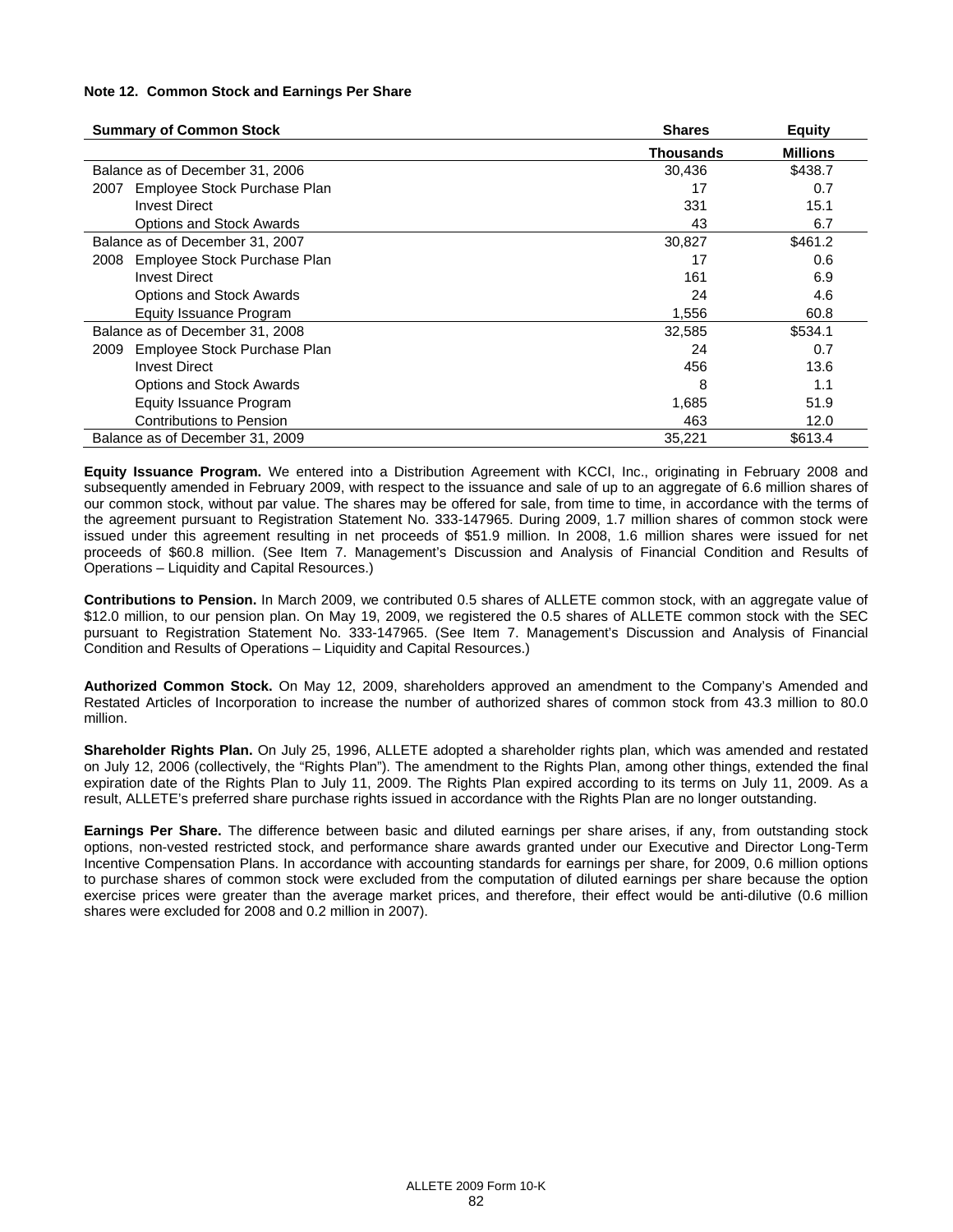**Note 12. Common Stock and Earnings Per Share**

| Summary of Common Stock | Shares | Equity |
|---|---|---|
| | Thousands | Millions |
| Balance as of December 31, 2006 | 30,436 | $438.7 |
| 2007 Employee Stock Purchase Plan | 17 | 0.7 |
| Invest Direct | 331 | 15.1 |
| Options and Stock Awards | 43 | 6.7 |
| Balance as of December 31, 2007 | 30,827 | $461.2 |
| 2008 Employee Stock Purchase Plan | 17 | 0.6 |
| Invest Direct | 161 | 6.9 |
| Options and Stock Awards | 24 | 4.6 |
| Equity Issuance Program | 1,556 | 60.8 |
| Balance as of December 31, 2008 | 32,585 | $534.1 |
| 2009 Employee Stock Purchase Plan | 24 | 0.7 |
| Invest Direct | 456 | 13.6 |
| Options and Stock Awards | 8 | 1.1 |
| Equity Issuance Program | 1,685 | 51.9 |
| Contributions to Pension | 463 | 12.0 |
| Balance as of December 31, 2009 | 35,221 | $613.4 |

**Equity Issuance Program.** We entered into a Distribution Agreement with KCCI, Inc., originating in February 2008 and subsequently amended in February 2009, with respect to the issuance and sale of up to an aggregate of 6.6 million shares of our common stock, without par value. The shares may be offered for sale, from time to time, in accordance with the terms of the agreement pursuant to Registration Statement No. 333-147965. During 2009, 1.7 million shares of common stock were issued under this agreement resulting in net proceeds of $51.9 million. In 2008, 1.6 million shares were issued for net proceeds of $60.8 million. (See Item 7. Management's Discussion and Analysis of Financial Condition and Results of Operations – Liquidity and Capital Resources.)

**Contributions to Pension.** In March 2009, we contributed 0.5 shares of ALLETE common stock, with an aggregate value of $12.0 million, to our pension plan. On May 19, 2009, we registered the 0.5 shares of ALLETE common stock with the SEC pursuant to Registration Statement No. 333-147965. (See Item 7. Management's Discussion and Analysis of Financial Condition and Results of Operations – Liquidity and Capital Resources.)

**Authorized Common Stock.** On May 12, 2009, shareholders approved an amendment to the Company's Amended and Restated Articles of Incorporation to increase the number of authorized shares of common stock from 43.3 million to 80.0 million.

**Shareholder Rights Plan.** On July 25, 1996, ALLETE adopted a shareholder rights plan, which was amended and restated on July 12, 2006 (collectively, the "Rights Plan"). The amendment to the Rights Plan, among other things, extended the final expiration date of the Rights Plan to July 11, 2009. The Rights Plan expired according to its terms on July 11, 2009. As a result, ALLETE's preferred share purchase rights issued in accordance with the Rights Plan are no longer outstanding.

**Earnings Per Share.** The difference between basic and diluted earnings per share arises, if any, from outstanding stock options, non-vested restricted stock, and performance share awards granted under our Executive and Director Long-Term Incentive Compensation Plans. In accordance with accounting standards for earnings per share, for 2009, 0.6 million options to purchase shares of common stock were excluded from the computation of diluted earnings per share because the option exercise prices were greater than the average market prices, and therefore, their effect would be anti-dilutive (0.6 million shares were excluded for 2008 and 0.2 million in 2007).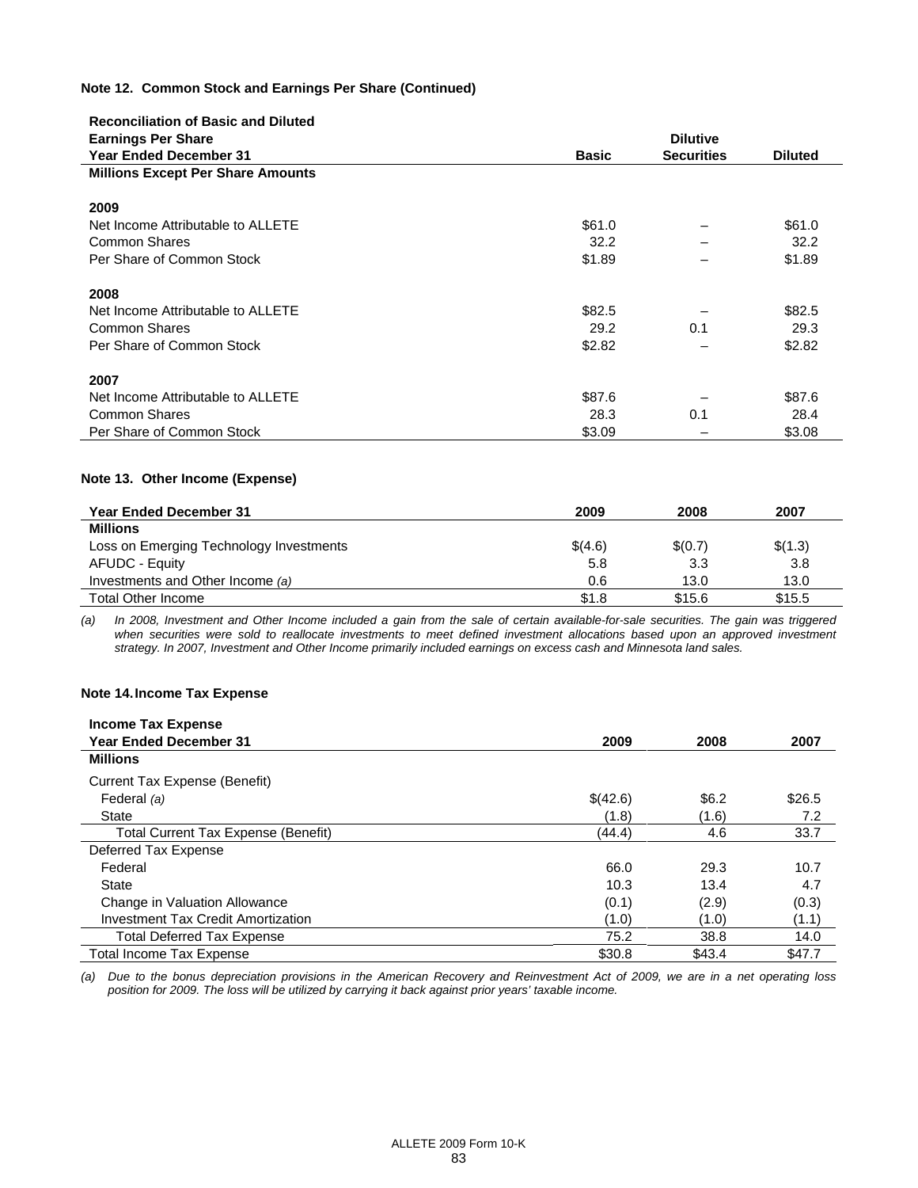**Note 12. Common Stock and Earnings Per Share (Continued)**

| Reconciliation of Basic and Diluted Earnings Per Share Year Ended December 31 | Basic | Dilutive Securities | Diluted |
|---|---|---|---|
| **Millions Except Per Share Amounts** | | | |
| **2009** | | | |
| Net Income Attributable to ALLETE | $61.0 | – | $61.0 |
| Common Shares | 32.2 | – | 32.2 |
| Per Share of Common Stock | $1.89 | – | $1.89 |
| **2008** | | | |
| Net Income Attributable to ALLETE | $82.5 | – | $82.5 |
| Common Shares | 29.2 | 0.1 | 29.3 |
| Per Share of Common Stock | $2.82 | – | $2.82 |
| **2007** | | | |
| Net Income Attributable to ALLETE | $87.6 | – | $87.6 |
| Common Shares | 28.3 | 0.1 | 28.4 |
| Per Share of Common Stock | $3.09 | – | $3.08 |

**Note 13. Other Income (Expense)**

| Year Ended December 31 | 2009 | 2008 | 2007 |
|---|---|---|---|
| **Millions** | | | |
| Loss on Emerging Technology Investments | $(4.6) | $(0.7) | $(1.3) |
| AFUDC - Equity | 5.8 | 3.3 | 3.8 |
| Investments and Other Income *(a)* | 0.6 | 13.0 | 13.0 |
| Total Other Income | $1.8 | $15.6 | $15.5 |

*(a) In 2008, Investment and Other Income included a gain from the sale of certain available-for-sale securities. The gain was triggered when securities were sold to reallocate investments to meet defined investment allocations based upon an approved investment strategy. In 2007, Investment and Other Income primarily included earnings on excess cash and Minnesota land sales.*

**Note 14. Income Tax Expense**

| Income Tax Expense Year Ended December 31 | 2009 | 2008 | 2007 |
|---|---|---|---|
| **Millions** | | | |
| Current Tax Expense (Benefit) | | | |
| Federal *(a)* | $(42.6) | $6.2 | $26.5 |
| State | (1.8) | (1.6) | 7.2 |
| Total Current Tax Expense (Benefit) | (44.4) | 4.6 | 33.7 |
| Deferred Tax Expense | | | |
| Federal | 66.0 | 29.3 | 10.7 |
| State | 10.3 | 13.4 | 4.7 |
| Change in Valuation Allowance | (0.1) | (2.9) | (0.3) |
| Investment Tax Credit Amortization | (1.0) | (1.0) | (1.1) |
| Total Deferred Tax Expense | 75.2 | 38.8 | 14.0 |
| Total Income Tax Expense | $30.8 | $43.4 | $47.7 |

*(a) Due to the bonus depreciation provisions in the American Recovery and Reinvestment Act of 2009, we are in a net operating loss position for 2009. The loss will be utilized by carrying it back against prior years' taxable income.*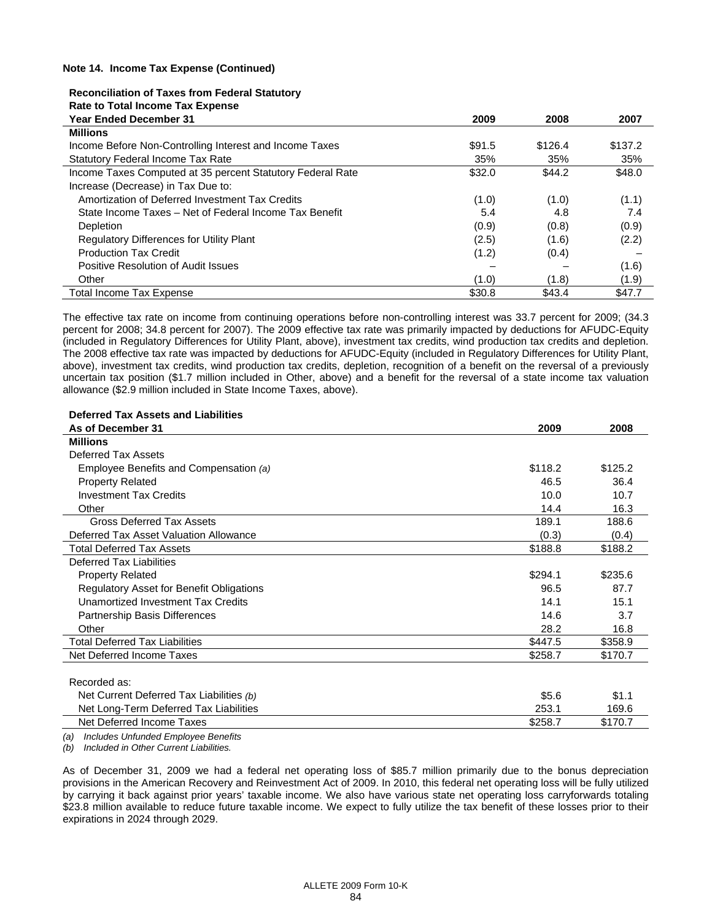**Note 14. Income Tax Expense (Continued)**

| Reconciliation of Taxes from Federal Statutory Rate to Total Income Tax Expense<br>Year Ended December 31 | 2009 | 2008 | 2007 |
|---|---|---|---|
| **Millions** | | | |
| Income Before Non-Controlling Interest and Income Taxes | $91.5 | $126.4 | $137.2 |
| Statutory Federal Income Tax Rate | 35% | 35% | 35% |
| Income Taxes Computed at 35 percent Statutory Federal Rate | $32.0 | $44.2 | $48.0 |
| Increase (Decrease) in Tax Due to: | | | |
| Amortization of Deferred Investment Tax Credits | (1.0) | (1.0) | (1.1) |
| State Income Taxes – Net of Federal Income Tax Benefit | 5.4 | 4.8 | 7.4 |
| Depletion | (0.9) | (0.8) | (0.9) |
| Regulatory Differences for Utility Plant | (2.5) | (1.6) | (2.2) |
| Production Tax Credit | (1.2) | (0.4) | – |
| Positive Resolution of Audit Issues | – | – | (1.6) |
| Other | (1.0) | (1.8) | (1.9) |
| Total Income Tax Expense | $30.8 | $43.4 | $47.7 |

The effective tax rate on income from continuing operations before non-controlling interest was 33.7 percent for 2009; (34.3 percent for 2008; 34.8 percent for 2007). The 2009 effective tax rate was primarily impacted by deductions for AFUDC-Equity (included in Regulatory Differences for Utility Plant, above), investment tax credits, wind production tax credits and depletion. The 2008 effective tax rate was impacted by deductions for AFUDC-Equity (included in Regulatory Differences for Utility Plant, above), investment tax credits, wind production tax credits, depletion, recognition of a benefit on the reversal of a previously uncertain tax position ($1.7 million included in Other, above) and a benefit for the reversal of a state income tax valuation allowance ($2.9 million included in State Income Taxes, above).

| Deferred Tax Assets and Liabilities<br>As of December 31 | 2009 | 2008 |
|---|---|---|
| **Millions** | | |
| Deferred Tax Assets | | |
| Employee Benefits and Compensation *(a)* | $118.2 | $125.2 |
| Property Related | 46.5 | 36.4 |
| Investment Tax Credits | 10.0 | 10.7 |
| Other | 14.4 | 16.3 |
| Gross Deferred Tax Assets | 189.1 | 188.6 |
| Deferred Tax Asset Valuation Allowance | (0.3) | (0.4) |
| Total Deferred Tax Assets | $188.8 | $188.2 |
| Deferred Tax Liabilities | | |
| Property Related | $294.1 | $235.6 |
| Regulatory Asset for Benefit Obligations | 96.5 | 87.7 |
| Unamortized Investment Tax Credits | 14.1 | 15.1 |
| Partnership Basis Differences | 14.6 | 3.7 |
| Other | 28.2 | 16.8 |
| Total Deferred Tax Liabilities | $447.5 | $358.9 |
| Net Deferred Income Taxes | $258.7 | $170.7 |
| | | |
| Recorded as: | | |
| Net Current Deferred Tax Liabilities *(b)* | $5.6 | $1.1 |
| Net Long-Term Deferred Tax Liabilities | 253.1 | 169.6 |
| Net Deferred Income Taxes | $258.7 | $170.7 |

*(a) Includes Unfunded Employee Benefits*
*(b) Included in Other Current Liabilities.*

As of December 31, 2009 we had a federal net operating loss of $85.7 million primarily due to the bonus depreciation provisions in the American Recovery and Reinvestment Act of 2009. In 2010, this federal net operating loss will be fully utilized by carrying it back against prior years' taxable income. We also have various state net operating loss carryforwards totaling $23.8 million available to reduce future taxable income. We expect to fully utilize the tax benefit of these losses prior to their expirations in 2024 through 2029.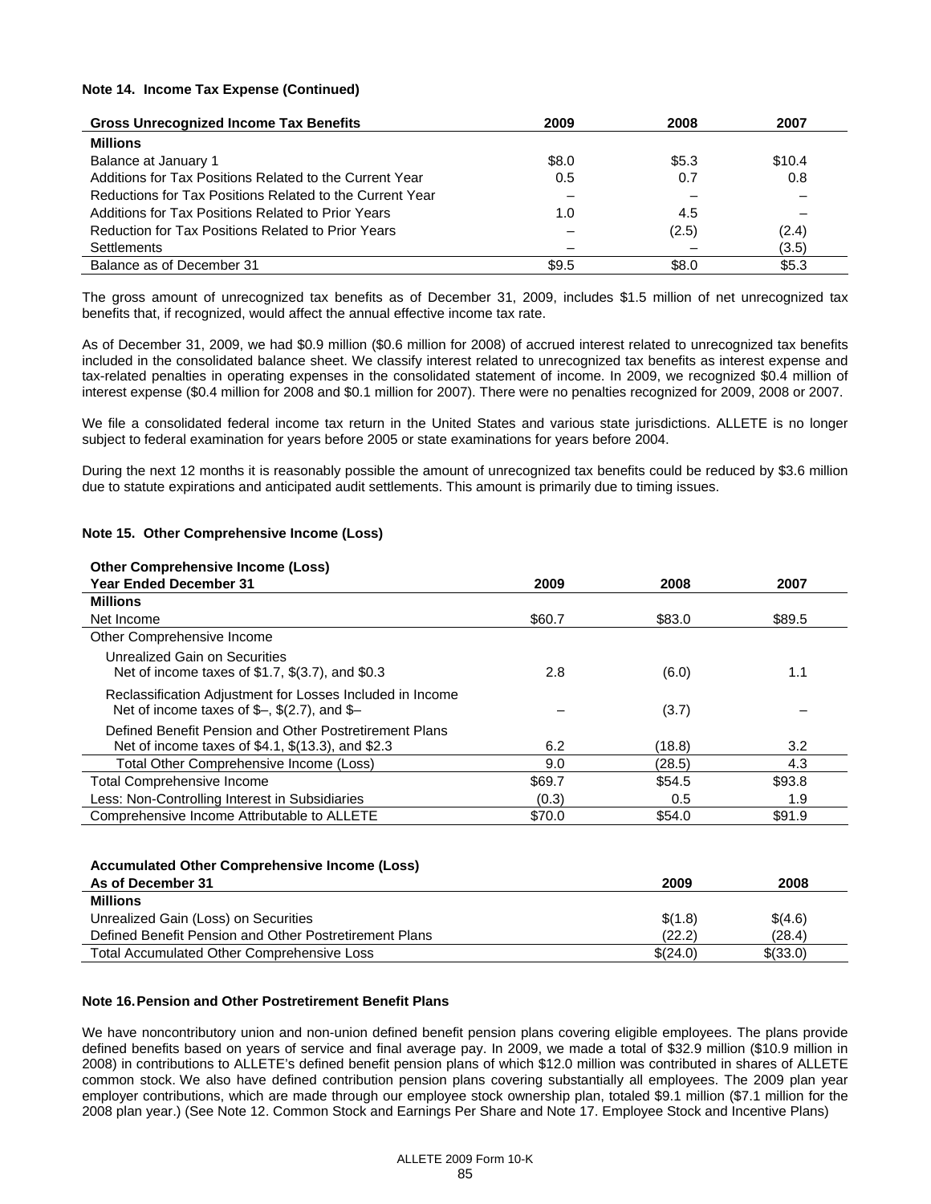### Note 14. Income Tax Expense (Continued)

| Gross Unrecognized Income Tax Benefits | 2009 | 2008 | 2007 |
|---|---|---|---|
| **Millions** | | | |
| Balance at January 1 | $8.0 | $5.3 | $10.4 |
| Additions for Tax Positions Related to the Current Year | 0.5 | 0.7 | 0.8 |
| Reductions for Tax Positions Related to the Current Year | – | – | – |
| Additions for Tax Positions Related to Prior Years | 1.0 | 4.5 | – |
| Reduction for Tax Positions Related to Prior Years | – | (2.5) | (2.4) |
| Settlements | – | – | (3.5) |
| Balance as of December 31 | $9.5 | $8.0 | $5.3 |

The gross amount of unrecognized tax benefits as of December 31, 2009, includes $1.5 million of net unrecognized tax benefits that, if recognized, would affect the annual effective income tax rate.

As of December 31, 2009, we had $0.9 million ($0.6 million for 2008) of accrued interest related to unrecognized tax benefits included in the consolidated balance sheet. We classify interest related to unrecognized tax benefits as interest expense and tax-related penalties in operating expenses in the consolidated statement of income. In 2009, we recognized $0.4 million of interest expense ($0.4 million for 2008 and $0.1 million for 2007). There were no penalties recognized for 2009, 2008 or 2007.

We file a consolidated federal income tax return in the United States and various state jurisdictions. ALLETE is no longer subject to federal examination for years before 2005 or state examinations for years before 2004.

During the next 12 months it is reasonably possible the amount of unrecognized tax benefits could be reduced by $3.6 million due to statute expirations and anticipated audit settlements. This amount is primarily due to timing issues.

### Note 15. Other Comprehensive Income (Loss)

| Other Comprehensive Income (Loss) Year Ended December 31 | 2009 | 2008 | 2007 |
|---|---|---|---|
| **Millions** | | | |
| Net Income | $60.7 | $83.0 | $89.5 |
| Other Comprehensive Income | | | |
| Unrealized Gain on Securities Net of income taxes of $1.7, $(3.7), and $0.3 | 2.8 | (6.0) | 1.1 |
| Reclassification Adjustment for Losses Included in Income Net of income taxes of $–, $(2.7), and $– | – | (3.7) | – |
| Defined Benefit Pension and Other Postretirement Plans Net of income taxes of $4.1, $(13.3), and $2.3 | 6.2 | (18.8) | 3.2 |
| Total Other Comprehensive Income (Loss) | 9.0 | (28.5) | 4.3 |
| Total Comprehensive Income | $69.7 | $54.5 | $93.8 |
| Less: Non-Controlling Interest in Subsidiaries | (0.3) | 0.5 | 1.9 |
| Comprehensive Income Attributable to ALLETE | $70.0 | $54.0 | $91.9 |

| Accumulated Other Comprehensive Income (Loss) As of December 31 | 2009 | 2008 |
|---|---|---|
| **Millions** | | |
| Unrealized Gain (Loss) on Securities | $(1.8) | $(4.6) |
| Defined Benefit Pension and Other Postretirement Plans | (22.2) | (28.4) |
| Total Accumulated Other Comprehensive Loss | $(24.0) | $(33.0) |

### Note 16. Pension and Other Postretirement Benefit Plans

We have noncontributory union and non-union defined benefit pension plans covering eligible employees. The plans provide defined benefits based on years of service and final average pay. In 2009, we made a total of $32.9 million ($10.9 million in 2008) in contributions to ALLETE's defined benefit pension plans of which $12.0 million was contributed in shares of ALLETE common stock. We also have defined contribution pension plans covering substantially all employees. The 2009 plan year employer contributions, which are made through our employee stock ownership plan, totaled $9.1 million ($7.1 million for the 2008 plan year.) (See Note 12. Common Stock and Earnings Per Share and Note 17. Employee Stock and Incentive Plans)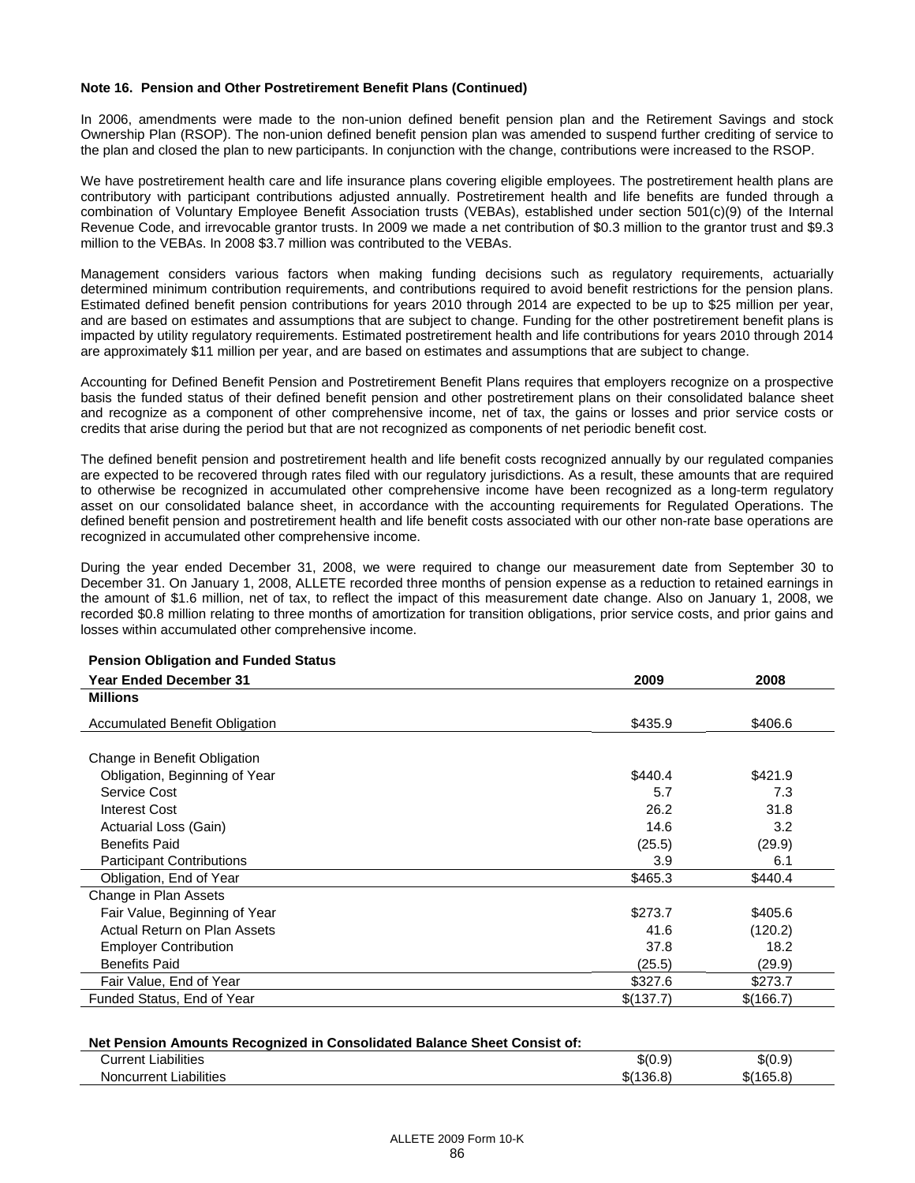**Note 16. Pension and Other Postretirement Benefit Plans (Continued)**

In 2006, amendments were made to the non-union defined benefit pension plan and the Retirement Savings and stock Ownership Plan (RSOP). The non-union defined benefit pension plan was amended to suspend further crediting of service to the plan and closed the plan to new participants. In conjunction with the change, contributions were increased to the RSOP.

We have postretirement health care and life insurance plans covering eligible employees. The postretirement health plans are contributory with participant contributions adjusted annually. Postretirement health and life benefits are funded through a combination of Voluntary Employee Benefit Association trusts (VEBAs), established under section 501(c)(9) of the Internal Revenue Code, and irrevocable grantor trusts. In 2009 we made a net contribution of $0.3 million to the grantor trust and $9.3 million to the VEBAs. In 2008 $3.7 million was contributed to the VEBAs.

Management considers various factors when making funding decisions such as regulatory requirements, actuarially determined minimum contribution requirements, and contributions required to avoid benefit restrictions for the pension plans. Estimated defined benefit pension contributions for years 2010 through 2014 are expected to be up to $25 million per year, and are based on estimates and assumptions that are subject to change. Funding for the other postretirement benefit plans is impacted by utility regulatory requirements. Estimated postretirement health and life contributions for years 2010 through 2014 are approximately $11 million per year, and are based on estimates and assumptions that are subject to change.

Accounting for Defined Benefit Pension and Postretirement Benefit Plans requires that employers recognize on a prospective basis the funded status of their defined benefit pension and other postretirement plans on their consolidated balance sheet and recognize as a component of other comprehensive income, net of tax, the gains or losses and prior service costs or credits that arise during the period but that are not recognized as components of net periodic benefit cost.

The defined benefit pension and postretirement health and life benefit costs recognized annually by our regulated companies are expected to be recovered through rates filed with our regulatory jurisdictions. As a result, these amounts that are required to otherwise be recognized in accumulated other comprehensive income have been recognized as a long-term regulatory asset on our consolidated balance sheet, in accordance with the accounting requirements for Regulated Operations. The defined benefit pension and postretirement health and life benefit costs associated with our other non-rate base operations are recognized in accumulated other comprehensive income.

During the year ended December 31, 2008, we were required to change our measurement date from September 30 to December 31. On January 1, 2008, ALLETE recorded three months of pension expense as a reduction to retained earnings in the amount of $1.6 million, net of tax, to reflect the impact of this measurement date change. Also on January 1, 2008, we recorded $0.8 million relating to three months of amortization for transition obligations, prior service costs, and prior gains and losses within accumulated other comprehensive income.

**Pension Obligation and Funded Status**

| Year Ended December 31 | 2009 | 2008 |
|---|---|---|
| **Millions** | | |
| Accumulated Benefit Obligation | $435.9 | $406.6 |
| Change in Benefit Obligation | | |
| Obligation, Beginning of Year | $440.4 | $421.9 |
| Service Cost | 5.7 | 7.3 |
| Interest Cost | 26.2 | 31.8 |
| Actuarial Loss (Gain) | 14.6 | 3.2 |
| Benefits Paid | (25.5) | (29.9) |
| Participant Contributions | 3.9 | 6.1 |
| Obligation, End of Year | $465.3 | $440.4 |
| Change in Plan Assets | | |
| Fair Value, Beginning of Year | $273.7 | $405.6 |
| Actual Return on Plan Assets | 41.6 | (120.2) |
| Employer Contribution | 37.8 | 18.2 |
| Benefits Paid | (25.5) | (29.9) |
| Fair Value, End of Year | $327.6 | $273.7 |
| Funded Status, End of Year | $(137.7) | $(166.7) |

**Net Pension Amounts Recognized in Consolidated Balance Sheet Consist of:**

| | 2009 | 2008 |
|---|---|---|
| Current Liabilities | $(0.9) | $(0.9) |
| Noncurrent Liabilities | $(136.8) | $(165.8) |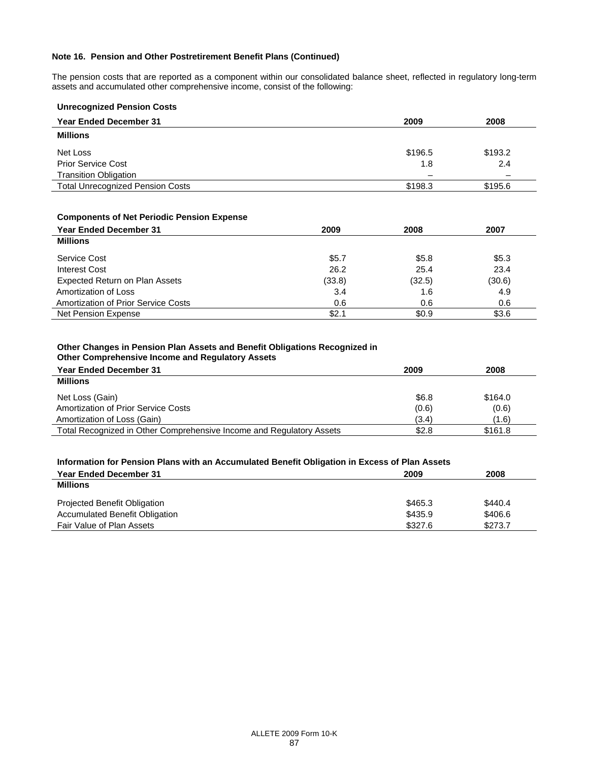**Note 16. Pension and Other Postretirement Benefit Plans (Continued)**

The pension costs that are reported as a component within our consolidated balance sheet, reflected in regulatory long-term assets and accumulated other comprehensive income, consist of the following:

**Unrecognized Pension Costs**

| Year Ended December 31 | 2009 | 2008 |
|---|---|---|
| **Millions** | | |
| Net Loss | $196.5 | $193.2 |
| Prior Service Cost | 1.8 | 2.4 |
| Transition Obligation | – | – |
| Total Unrecognized Pension Costs | $198.3 | $195.6 |

**Components of Net Periodic Pension Expense**

| Year Ended December 31 | 2009 | 2008 | 2007 |
|---|---|---|---|
| **Millions** | | | |
| Service Cost | $5.7 | $5.8 | $5.3 |
| Interest Cost | 26.2 | 25.4 | 23.4 |
| Expected Return on Plan Assets | (33.8) | (32.5) | (30.6) |
| Amortization of Loss | 3.4 | 1.6 | 4.9 |
| Amortization of Prior Service Costs | 0.6 | 0.6 | 0.6 |
| Net Pension Expense | $2.1 | $0.9 | $3.6 |

**Other Changes in Pension Plan Assets and Benefit Obligations Recognized in Other Comprehensive Income and Regulatory Assets**

| Year Ended December 31 | 2009 | 2008 |
|---|---|---|
| **Millions** | | |
| Net Loss (Gain) | $6.8 | $164.0 |
| Amortization of Prior Service Costs | (0.6) | (0.6) |
| Amortization of Loss (Gain) | (3.4) | (1.6) |
| Total Recognized in Other Comprehensive Income and Regulatory Assets | $2.8 | $161.8 |

**Information for Pension Plans with an Accumulated Benefit Obligation in Excess of Plan Assets**

| Year Ended December 31 | 2009 | 2008 |
|---|---|---|
| **Millions** | | |
| Projected Benefit Obligation | $465.3 | $440.4 |
| Accumulated Benefit Obligation | $435.9 | $406.6 |
| Fair Value of Plan Assets | $327.6 | $273.7 |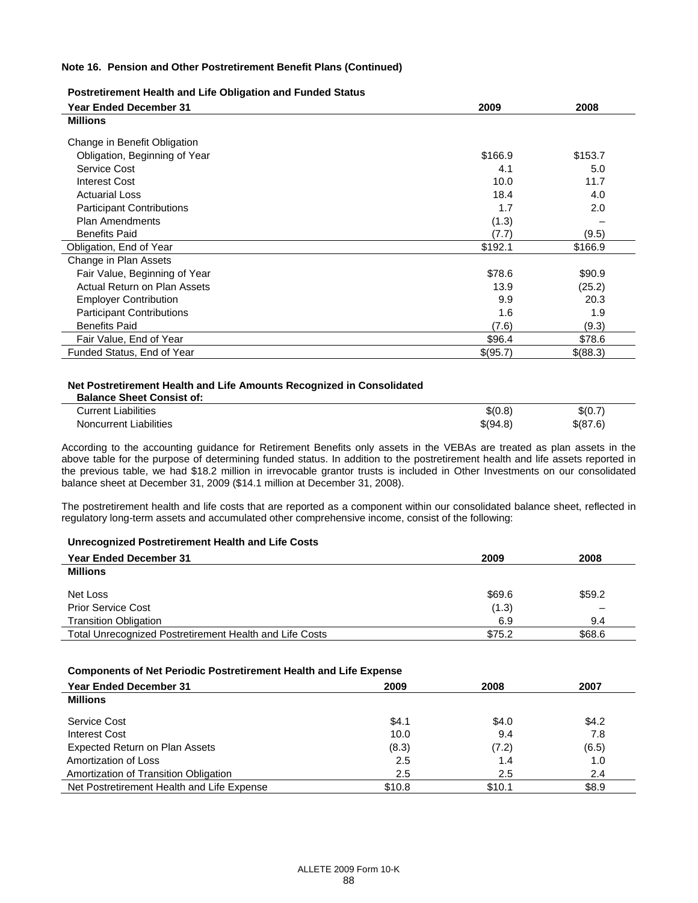**Note 16. Pension and Other Postretirement Benefit Plans (Continued)**

**Postretirement Health and Life Obligation and Funded Status**

| Year Ended December 31 | 2009 | 2008 |
|---|---|---|
| **Millions** | | |
| Change in Benefit Obligation | | |
| Obligation, Beginning of Year | $166.9 | $153.7 |
| Service Cost | 4.1 | 5.0 |
| Interest Cost | 10.0 | 11.7 |
| Actuarial Loss | 18.4 | 4.0 |
| Participant Contributions | 1.7 | 2.0 |
| Plan Amendments | (1.3) | – |
| Benefits Paid | (7.7) | (9.5) |
| Obligation, End of Year | $192.1 | $166.9 |
| Change in Plan Assets | | |
| Fair Value, Beginning of Year | $78.6 | $90.9 |
| Actual Return on Plan Assets | 13.9 | (25.2) |
| Employer Contribution | 9.9 | 20.3 |
| Participant Contributions | 1.6 | 1.9 |
| Benefits Paid | (7.6) | (9.3) |
| Fair Value, End of Year | $96.4 | $78.6 |
| Funded Status, End of Year | $(95.7) | $(88.3) |

**Net Postretirement Health and Life Amounts Recognized in Consolidated Balance Sheet Consist of:**

| | | |
|---|---|---|
| Current Liabilities | $(0.8) | $(0.7) |
| Noncurrent Liabilities | $(94.8) | $(87.6) |

According to the accounting guidance for Retirement Benefits only assets in the VEBAs are treated as plan assets in the above table for the purpose of determining funded status. In addition to the postretirement health and life assets reported in the previous table, we had $18.2 million in irrevocable grantor trusts is included in Other Investments on our consolidated balance sheet at December 31, 2009 ($14.1 million at December 31, 2008).

The postretirement health and life costs that are reported as a component within our consolidated balance sheet, reflected in regulatory long-term assets and accumulated other comprehensive income, consist of the following:

**Unrecognized Postretirement Health and Life Costs**

| Year Ended December 31 | 2009 | 2008 |
|---|---|---|
| **Millions** | | |
| Net Loss | $69.6 | $59.2 |
| Prior Service Cost | (1.3) | – |
| Transition Obligation | 6.9 | 9.4 |
| Total Unrecognized Postretirement Health and Life Costs | $75.2 | $68.6 |

**Components of Net Periodic Postretirement Health and Life Expense**

| Year Ended December 31 | 2009 | 2008 | 2007 |
|---|---|---|---|
| **Millions** | | | |
| Service Cost | $4.1 | $4.0 | $4.2 |
| Interest Cost | 10.0 | 9.4 | 7.8 |
| Expected Return on Plan Assets | (8.3) | (7.2) | (6.5) |
| Amortization of Loss | 2.5 | 1.4 | 1.0 |
| Amortization of Transition Obligation | 2.5 | 2.5 | 2.4 |
| Net Postretirement Health and Life Expense | $10.8 | $10.1 | $8.9 |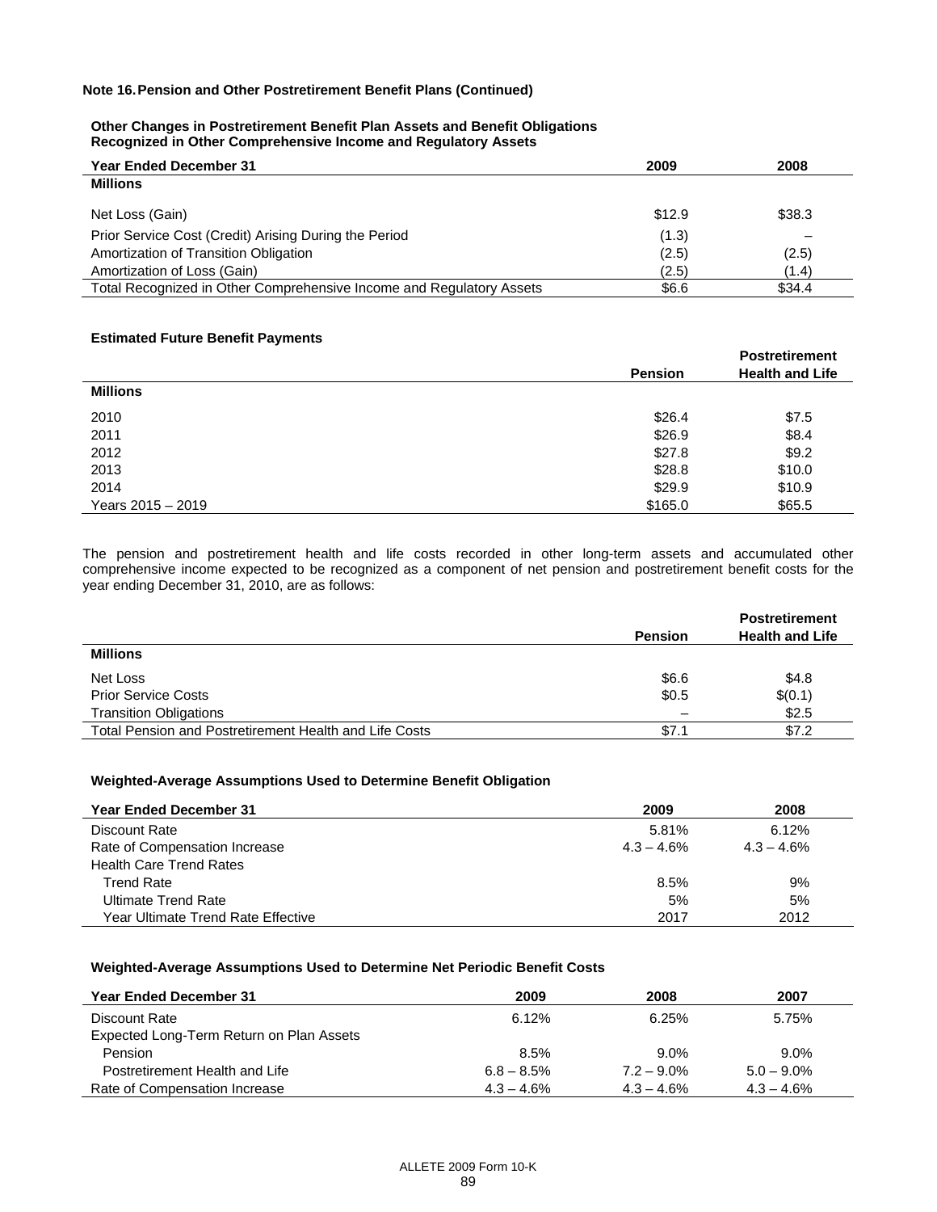**Note 16. Pension and Other Postretirement Benefit Plans (Continued)**

**Other Changes in Postretirement Benefit Plan Assets and Benefit Obligations Recognized in Other Comprehensive Income and Regulatory Assets**

| Year Ended December 31 | 2009 | 2008 |
|---|---|---|
| **Millions** | | |
| Net Loss (Gain) | $12.9 | $38.3 |
| Prior Service Cost (Credit) Arising During the Period | (1.3) | – |
| Amortization of Transition Obligation | (2.5) | (2.5) |
| Amortization of Loss (Gain) | (2.5) | (1.4) |
| Total Recognized in Other Comprehensive Income and Regulatory Assets | $6.6 | $34.4 |

**Estimated Future Benefit Payments**

| | Pension | Postretirement Health and Life |
|---|---|---|
| **Millions** | | |
| 2010 | $26.4 | $7.5 |
| 2011 | $26.9 | $8.4 |
| 2012 | $27.8 | $9.2 |
| 2013 | $28.8 | $10.0 |
| 2014 | $29.9 | $10.9 |
| Years 2015 – 2019 | $165.0 | $65.5 |

The pension and postretirement health and life costs recorded in other long-term assets and accumulated other comprehensive income expected to be recognized as a component of net pension and postretirement benefit costs for the year ending December 31, 2010, are as follows:

| | Pension | Postretirement Health and Life |
|---|---|---|
| **Millions** | | |
| Net Loss | $6.6 | $4.8 |
| Prior Service Costs | $0.5 | $(0.1) |
| Transition Obligations | – | $2.5 |
| Total Pension and Postretirement Health and Life Costs | $7.1 | $7.2 |

**Weighted-Average Assumptions Used to Determine Benefit Obligation**

| Year Ended December 31 | 2009 | 2008 |
|---|---|---|
| Discount Rate | 5.81% | 6.12% |
| Rate of Compensation Increase | 4.3 – 4.6% | 4.3 – 4.6% |
| Health Care Trend Rates | | |
| Trend Rate | 8.5% | 9% |
| Ultimate Trend Rate | 5% | 5% |
| Year Ultimate Trend Rate Effective | 2017 | 2012 |

**Weighted-Average Assumptions Used to Determine Net Periodic Benefit Costs**

| Year Ended December 31 | 2009 | 2008 | 2007 |
|---|---|---|---|
| Discount Rate | 6.12% | 6.25% | 5.75% |
| Expected Long-Term Return on Plan Assets | | | |
| Pension | 8.5% | 9.0% | 9.0% |
| Postretirement Health and Life | 6.8 – 8.5% | 7.2 – 9.0% | 5.0 – 9.0% |
| Rate of Compensation Increase | 4.3 – 4.6% | 4.3 – 4.6% | 4.3 – 4.6% |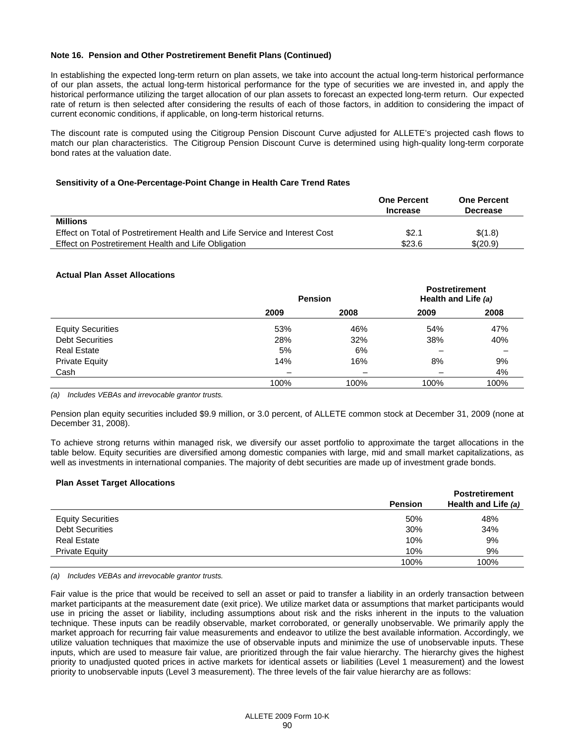**Note 16. Pension and Other Postretirement Benefit Plans (Continued)**

In establishing the expected long-term return on plan assets, we take into account the actual long-term historical performance of our plan assets, the actual long-term historical performance for the type of securities we are invested in, and apply the historical performance utilizing the target allocation of our plan assets to forecast an expected long-term return. Our expected rate of return is then selected after considering the results of each of those factors, in addition to considering the impact of current economic conditions, if applicable, on long-term historical returns.

The discount rate is computed using the Citigroup Pension Discount Curve adjusted for ALLETE's projected cash flows to match our plan characteristics. The Citigroup Pension Discount Curve is determined using high-quality long-term corporate bond rates at the valuation date.

**Sensitivity of a One-Percentage-Point Change in Health Care Trend Rates**

| | One Percent Increase | One Percent Decrease |
|---|---|---|
| **Millions** | | |
| Effect on Total of Postretirement Health and Life Service and Interest Cost | \$2.1 | \$(1.8) |
| Effect on Postretirement Health and Life Obligation | \$23.6 | \$(20.9) |

**Actual Plan Asset Allocations**

| | Pension | | Postretirement Health and Life *(a)* | |
|---|---|---|---|---|
| | 2009 | 2008 | 2009 | 2008 |
| Equity Securities | 53% | 46% | 54% | 47% |
| Debt Securities | 28% | 32% | 38% | 40% |
| Real Estate | 5% | 6% | – | – |
| Private Equity | 14% | 16% | 8% | 9% |
| Cash | – | – | – | 4% |
| | 100% | 100% | 100% | 100% |

*(a) Includes VEBAs and irrevocable grantor trusts.*

Pension plan equity securities included \$9.9 million, or 3.0 percent, of ALLETE common stock at December 31, 2009 (none at December 31, 2008).

To achieve strong returns within managed risk, we diversify our asset portfolio to approximate the target allocations in the table below. Equity securities are diversified among domestic companies with large, mid and small market capitalizations, as well as investments in international companies. The majority of debt securities are made up of investment grade bonds.

**Plan Asset Target Allocations**

| | Pension | Postretirement Health and Life *(a)* |
|---|---|---|
| Equity Securities | 50% | 48% |
| Debt Securities | 30% | 34% |
| Real Estate | 10% | 9% |
| Private Equity | 10% | 9% |
| | 100% | 100% |

*(a) Includes VEBAs and irrevocable grantor trusts.*

Fair value is the price that would be received to sell an asset or paid to transfer a liability in an orderly transaction between market participants at the measurement date (exit price). We utilize market data or assumptions that market participants would use in pricing the asset or liability, including assumptions about risk and the risks inherent in the inputs to the valuation technique. These inputs can be readily observable, market corroborated, or generally unobservable. We primarily apply the market approach for recurring fair value measurements and endeavor to utilize the best available information. Accordingly, we utilize valuation techniques that maximize the use of observable inputs and minimize the use of unobservable inputs. These inputs, which are used to measure fair value, are prioritized through the fair value hierarchy. The hierarchy gives the highest priority to unadjusted quoted prices in active markets for identical assets or liabilities (Level 1 measurement) and the lowest priority to unobservable inputs (Level 3 measurement). The three levels of the fair value hierarchy are as follows: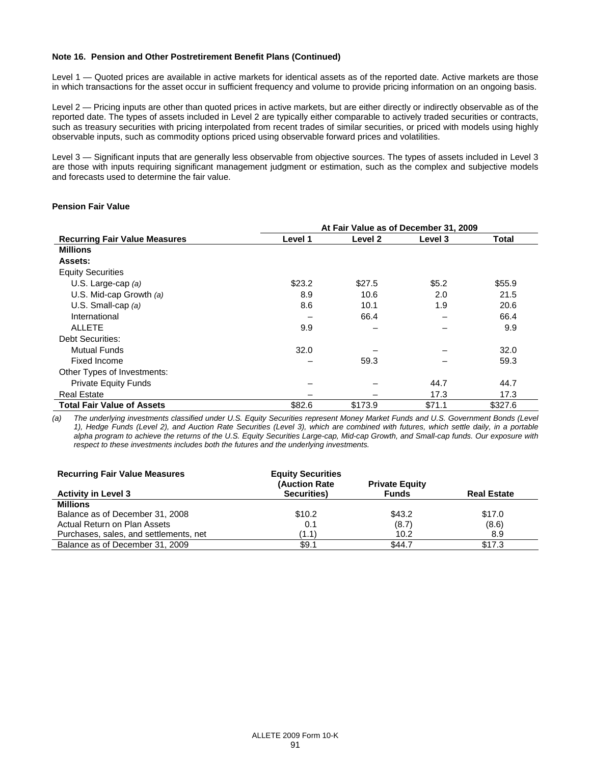**Note 16. Pension and Other Postretirement Benefit Plans (Continued)**

Level 1 — Quoted prices are available in active markets for identical assets as of the reported date. Active markets are those in which transactions for the asset occur in sufficient frequency and volume to provide pricing information on an ongoing basis.

Level 2 — Pricing inputs are other than quoted prices in active markets, but are either directly or indirectly observable as of the reported date. The types of assets included in Level 2 are typically either comparable to actively traded securities or contracts, such as treasury securities with pricing interpolated from recent trades of similar securities, or priced with models using highly observable inputs, such as commodity options priced using observable forward prices and volatilities.

Level 3 — Significant inputs that are generally less observable from objective sources. The types of assets included in Level 3 are those with inputs requiring significant management judgment or estimation, such as the complex and subjective models and forecasts used to determine the fair value.

**Pension Fair Value**

| | At Fair Value as of December 31, 2009 | | | |
|---|---|---|---|---|
| **Recurring Fair Value Measures** | **Level 1** | **Level 2** | **Level 3** | **Total** |
| **Millions** | | | | |
| **Assets:** | | | | |
| Equity Securities | | | | |
| U.S. Large-cap *(a)* | $23.2 | $27.5 | $5.2 | $55.9 |
| U.S. Mid-cap Growth *(a)* | 8.9 | 10.6 | 2.0 | 21.5 |
| U.S. Small-cap *(a)* | 8.6 | 10.1 | 1.9 | 20.6 |
| International | – | 66.4 | – | 66.4 |
| ALLETE | 9.9 | – | – | 9.9 |
| Debt Securities: | | | | |
| Mutual Funds | 32.0 | – | – | 32.0 |
| Fixed Income | – | 59.3 | – | 59.3 |
| Other Types of Investments: | | | | |
| Private Equity Funds | – | – | 44.7 | 44.7 |
| Real Estate | – | – | 17.3 | 17.3 |
| **Total Fair Value of Assets** | $82.6 | $173.9 | $71.1 | $327.6 |

*(a) The underlying investments classified under U.S. Equity Securities represent Money Market Funds and U.S. Government Bonds (Level 1), Hedge Funds (Level 2), and Auction Rate Securities (Level 3), which are combined with futures, which settle daily, in a portable alpha program to achieve the returns of the U.S. Equity Securities Large-cap, Mid-cap Growth, and Small-cap funds. Our exposure with respect to these investments includes both the futures and the underlying investments.*

| **Recurring Fair Value Measures** | **Equity Securities** | | |
|---|---|---|---|
| **Activity in Level 3** | **(Auction Rate Securities)** | **Private Equity Funds** | **Real Estate** |
| **Millions** | | | |
| Balance as of December 31, 2008 | $10.2 | $43.2 | $17.0 |
| Actual Return on Plan Assets | 0.1 | (8.7) | (8.6) |
| Purchases, sales, and settlements, net | (1.1) | 10.2 | 8.9 |
| Balance as of December 31, 2009 | $9.1 | $44.7 | $17.3 |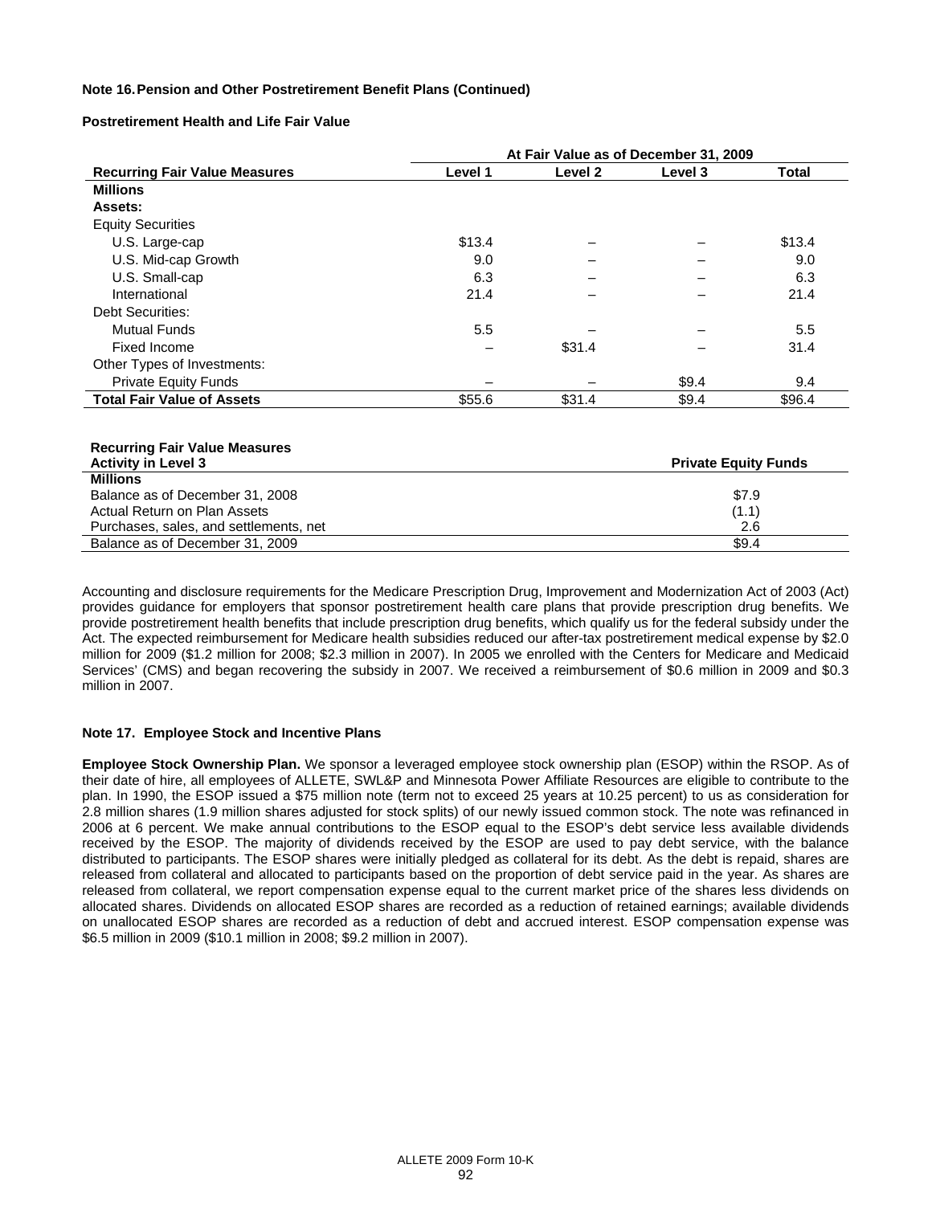**Note 16. Pension and Other Postretirement Benefit Plans (Continued)**

**Postretirement Health and Life Fair Value**

| | At Fair Value as of December 31, 2009 | | | |
|---|---|---|---|---|
| **Recurring Fair Value Measures** | **Level 1** | **Level 2** | **Level 3** | **Total** |
| **Millions** | | | | |
| **Assets:** | | | | |
| Equity Securities | | | | |
| U.S. Large-cap | $13.4 | – | – | $13.4 |
| U.S. Mid-cap Growth | 9.0 | – | – | 9.0 |
| U.S. Small-cap | 6.3 | – | – | 6.3 |
| International | 21.4 | – | – | 21.4 |
| Debt Securities: | | | | |
| Mutual Funds | 5.5 | – | – | 5.5 |
| Fixed Income | – | $31.4 | – | 31.4 |
| Other Types of Investments: | | | | |
| Private Equity Funds | – | – | $9.4 | 9.4 |
| **Total Fair Value of Assets** | $55.6 | $31.4 | $9.4 | $96.4 |

| **Recurring Fair Value Measures Activity in Level 3** | **Private Equity Funds** |
|---|---|
| **Millions** | |
| Balance as of December 31, 2008 | $7.9 |
| Actual Return on Plan Assets | (1.1) |
| Purchases, sales, and settlements, net | 2.6 |
| Balance as of December 31, 2009 | $9.4 |

Accounting and disclosure requirements for the Medicare Prescription Drug, Improvement and Modernization Act of 2003 (Act) provides guidance for employers that sponsor postretirement health care plans that provide prescription drug benefits. We provide postretirement health benefits that include prescription drug benefits, which qualify us for the federal subsidy under the Act. The expected reimbursement for Medicare health subsidies reduced our after-tax postretirement medical expense by $2.0 million for 2009 ($1.2 million for 2008; $2.3 million in 2007). In 2005 we enrolled with the Centers for Medicare and Medicaid Services' (CMS) and began recovering the subsidy in 2007. We received a reimbursement of $0.6 million in 2009 and $0.3 million in 2007.

**Note 17. Employee Stock and Incentive Plans**

**Employee Stock Ownership Plan.** We sponsor a leveraged employee stock ownership plan (ESOP) within the RSOP. As of their date of hire, all employees of ALLETE, SWL&P and Minnesota Power Affiliate Resources are eligible to contribute to the plan. In 1990, the ESOP issued a $75 million note (term not to exceed 25 years at 10.25 percent) to us as consideration for 2.8 million shares (1.9 million shares adjusted for stock splits) of our newly issued common stock. The note was refinanced in 2006 at 6 percent. We make annual contributions to the ESOP equal to the ESOP's debt service less available dividends received by the ESOP. The majority of dividends received by the ESOP are used to pay debt service, with the balance distributed to participants. The ESOP shares were initially pledged as collateral for its debt. As the debt is repaid, shares are released from collateral and allocated to participants based on the proportion of debt service paid in the year. As shares are released from collateral, we report compensation expense equal to the current market price of the shares less dividends on allocated shares. Dividends on allocated ESOP shares are recorded as a reduction of retained earnings; available dividends on unallocated ESOP shares are recorded as a reduction of debt and accrued interest. ESOP compensation expense was $6.5 million in 2009 ($10.1 million in 2008; $9.2 million in 2007).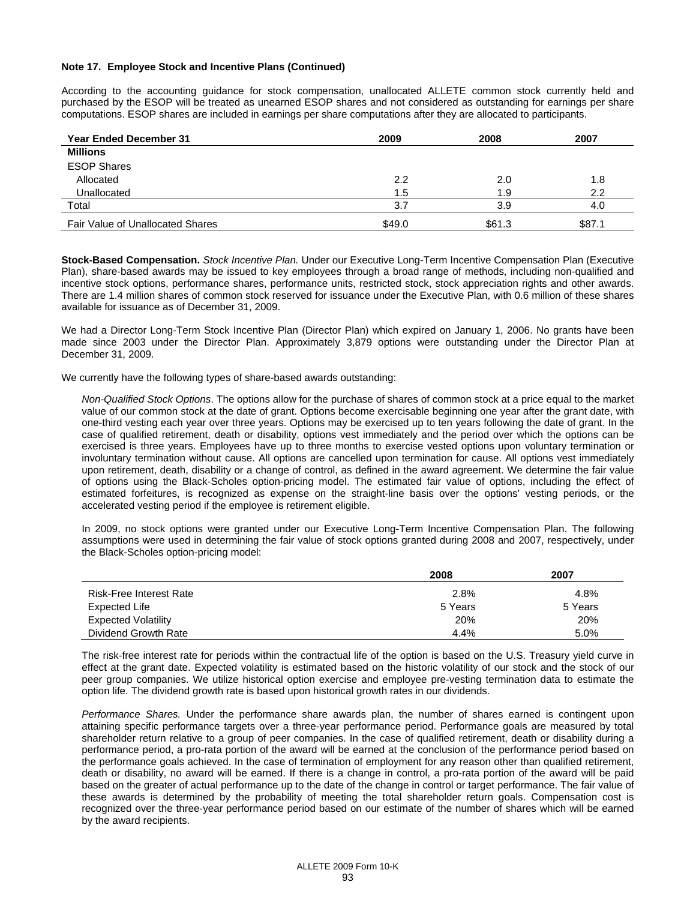**Note 17. Employee Stock and Incentive Plans (Continued)**

According to the accounting guidance for stock compensation, unallocated ALLETE common stock currently held and purchased by the ESOP will be treated as unearned ESOP shares and not considered as outstanding for earnings per share computations. ESOP shares are included in earnings per share computations after they are allocated to participants.

| Year Ended December 31 | 2009 | 2008 | 2007 |
|---|---|---|---|
| **Millions** | | | |
| ESOP Shares | | | |
| Allocated | 2.2 | 2.0 | 1.8 |
| Unallocated | 1.5 | 1.9 | 2.2 |
| Total | 3.7 | 3.9 | 4.0 |
| Fair Value of Unallocated Shares | $49.0 | $61.3 | $87.1 |

**Stock-Based Compensation.** *Stock Incentive Plan.* Under our Executive Long-Term Incentive Compensation Plan (Executive Plan), share-based awards may be issued to key employees through a broad range of methods, including non-qualified and incentive stock options, performance shares, performance units, restricted stock, stock appreciation rights and other awards. There are 1.4 million shares of common stock reserved for issuance under the Executive Plan, with 0.6 million of these shares available for issuance as of December 31, 2009.

We had a Director Long-Term Stock Incentive Plan (Director Plan) which expired on January 1, 2006. No grants have been made since 2003 under the Director Plan. Approximately 3,879 options were outstanding under the Director Plan at December 31, 2009.

We currently have the following types of share-based awards outstanding:

*Non-Qualified Stock Options*. The options allow for the purchase of shares of common stock at a price equal to the market value of our common stock at the date of grant. Options become exercisable beginning one year after the grant date, with one-third vesting each year over three years. Options may be exercised up to ten years following the date of grant. In the case of qualified retirement, death or disability, options vest immediately and the period over which the options can be exercised is three years. Employees have up to three months to exercise vested options upon voluntary termination or involuntary termination without cause. All options are cancelled upon termination for cause. All options vest immediately upon retirement, death, disability or a change of control, as defined in the award agreement. We determine the fair value of options using the Black-Scholes option-pricing model. The estimated fair value of options, including the effect of estimated forfeitures, is recognized as expense on the straight-line basis over the options' vesting periods, or the accelerated vesting period if the employee is retirement eligible.

In 2009, no stock options were granted under our Executive Long-Term Incentive Compensation Plan. The following assumptions were used in determining the fair value of stock options granted during 2008 and 2007, respectively, under the Black-Scholes option-pricing model:

| | 2008 | 2007 |
|---|---|---|
| Risk-Free Interest Rate | 2.8% | 4.8% |
| Expected Life | 5 Years | 5 Years |
| Expected Volatility | 20% | 20% |
| Dividend Growth Rate | 4.4% | 5.0% |

The risk-free interest rate for periods within the contractual life of the option is based on the U.S. Treasury yield curve in effect at the grant date. Expected volatility is estimated based on the historic volatility of our stock and the stock of our peer group companies. We utilize historical option exercise and employee pre-vesting termination data to estimate the option life. The dividend growth rate is based upon historical growth rates in our dividends.

*Performance Shares.* Under the performance share awards plan, the number of shares earned is contingent upon attaining specific performance targets over a three-year performance period. Performance goals are measured by total shareholder return relative to a group of peer companies. In the case of qualified retirement, death or disability during a performance period, a pro-rata portion of the award will be earned at the conclusion of the performance period based on the performance goals achieved. In the case of termination of employment for any reason other than qualified retirement, death or disability, no award will be earned. If there is a change in control, a pro-rata portion of the award will be paid based on the greater of actual performance up to the date of the change in control or target performance. The fair value of these awards is determined by the probability of meeting the total shareholder return goals. Compensation cost is recognized over the three-year performance period based on our estimate of the number of shares which will be earned by the award recipients.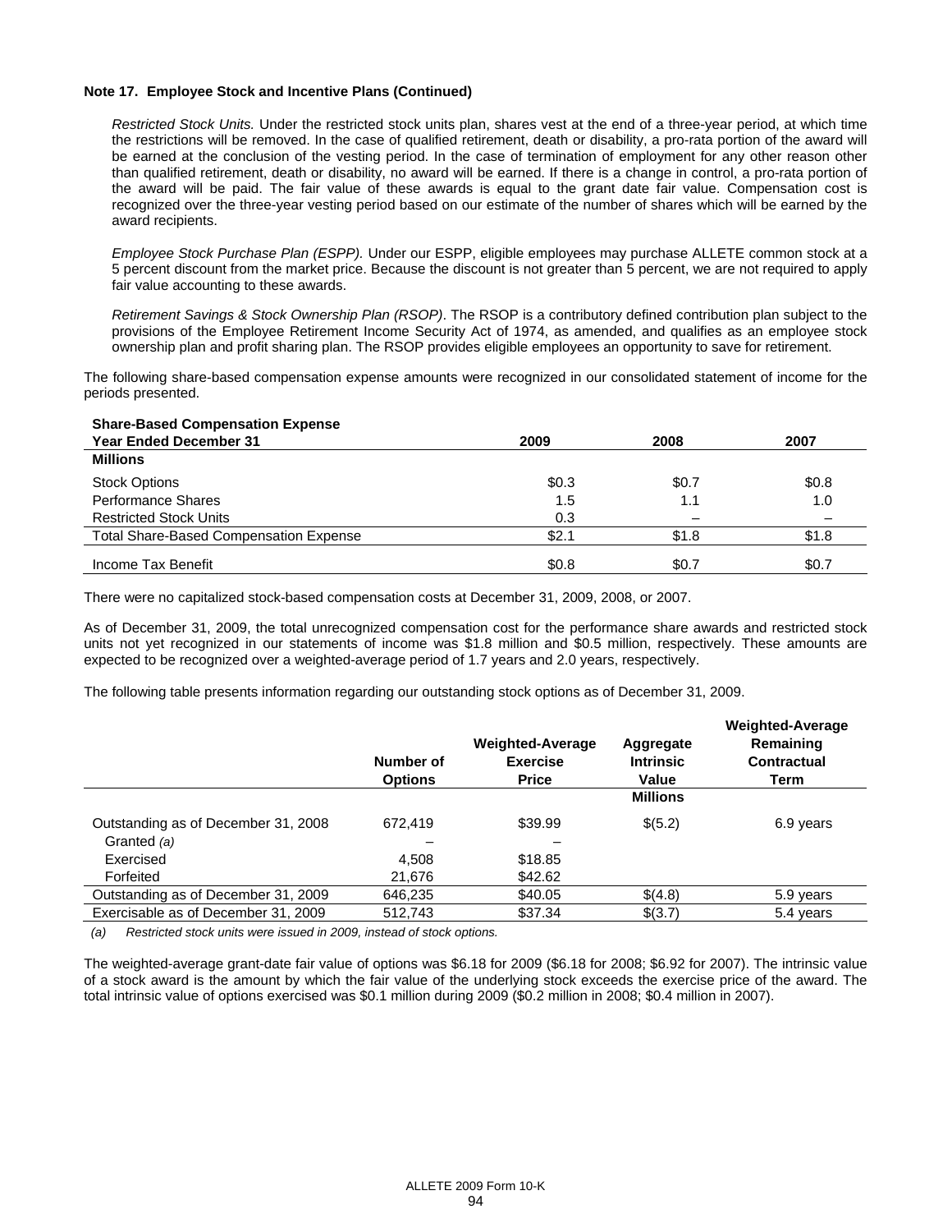**Note 17. Employee Stock and Incentive Plans (Continued)**

*Restricted Stock Units.* Under the restricted stock units plan, shares vest at the end of a three-year period, at which time the restrictions will be removed. In the case of qualified retirement, death or disability, a pro-rata portion of the award will be earned at the conclusion of the vesting period. In the case of termination of employment for any other reason other than qualified retirement, death or disability, no award will be earned. If there is a change in control, a pro-rata portion of the award will be paid. The fair value of these awards is equal to the grant date fair value. Compensation cost is recognized over the three-year vesting period based on our estimate of the number of shares which will be earned by the award recipients.

*Employee Stock Purchase Plan (ESPP).* Under our ESPP, eligible employees may purchase ALLETE common stock at a 5 percent discount from the market price. Because the discount is not greater than 5 percent, we are not required to apply fair value accounting to these awards.

*Retirement Savings & Stock Ownership Plan (RSOP)*. The RSOP is a contributory defined contribution plan subject to the provisions of the Employee Retirement Income Security Act of 1974, as amended, and qualifies as an employee stock ownership plan and profit sharing plan. The RSOP provides eligible employees an opportunity to save for retirement.

The following share-based compensation expense amounts were recognized in our consolidated statement of income for the periods presented.

| Share-Based Compensation Expense<br>Year Ended December 31 | 2009 | 2008 | 2007 |
|---|---|---|---|
| **Millions** | | | |
| Stock Options | $0.3 | $0.7 | $0.8 |
| Performance Shares | 1.5 | 1.1 | 1.0 |
| Restricted Stock Units | 0.3 | – | – |
| Total Share-Based Compensation Expense | $2.1 | $1.8 | $1.8 |
| Income Tax Benefit | $0.8 | $0.7 | $0.7 |

There were no capitalized stock-based compensation costs at December 31, 2009, 2008, or 2007.

As of December 31, 2009, the total unrecognized compensation cost for the performance share awards and restricted stock units not yet recognized in our statements of income was $1.8 million and $0.5 million, respectively. These amounts are expected to be recognized over a weighted-average period of 1.7 years and 2.0 years, respectively.

The following table presents information regarding our outstanding stock options as of December 31, 2009.

| | Number of Options | Weighted-Average Exercise Price | Aggregate Intrinsic Value | Weighted-Average Remaining Contractual Term |
|---|---|---|---|---|
| | | | **Millions** | |
| Outstanding as of December 31, 2008 | 672,419 | $39.99 | $(5.2) | 6.9 years |
| Granted *(a)* | – | – | | |
| Exercised | 4,508 | $18.85 | | |
| Forfeited | 21,676 | $42.62 | | |
| Outstanding as of December 31, 2009 | 646,235 | $40.05 | $(4.8) | 5.9 years |
| Exercisable as of December 31, 2009 | 512,743 | $37.34 | $(3.7) | 5.4 years |

*(a) Restricted stock units were issued in 2009, instead of stock options.*

The weighted-average grant-date fair value of options was $6.18 for 2009 ($6.18 for 2008; $6.92 for 2007). The intrinsic value of a stock award is the amount by which the fair value of the underlying stock exceeds the exercise price of the award. The total intrinsic value of options exercised was $0.1 million during 2009 ($0.2 million in 2008; $0.4 million in 2007).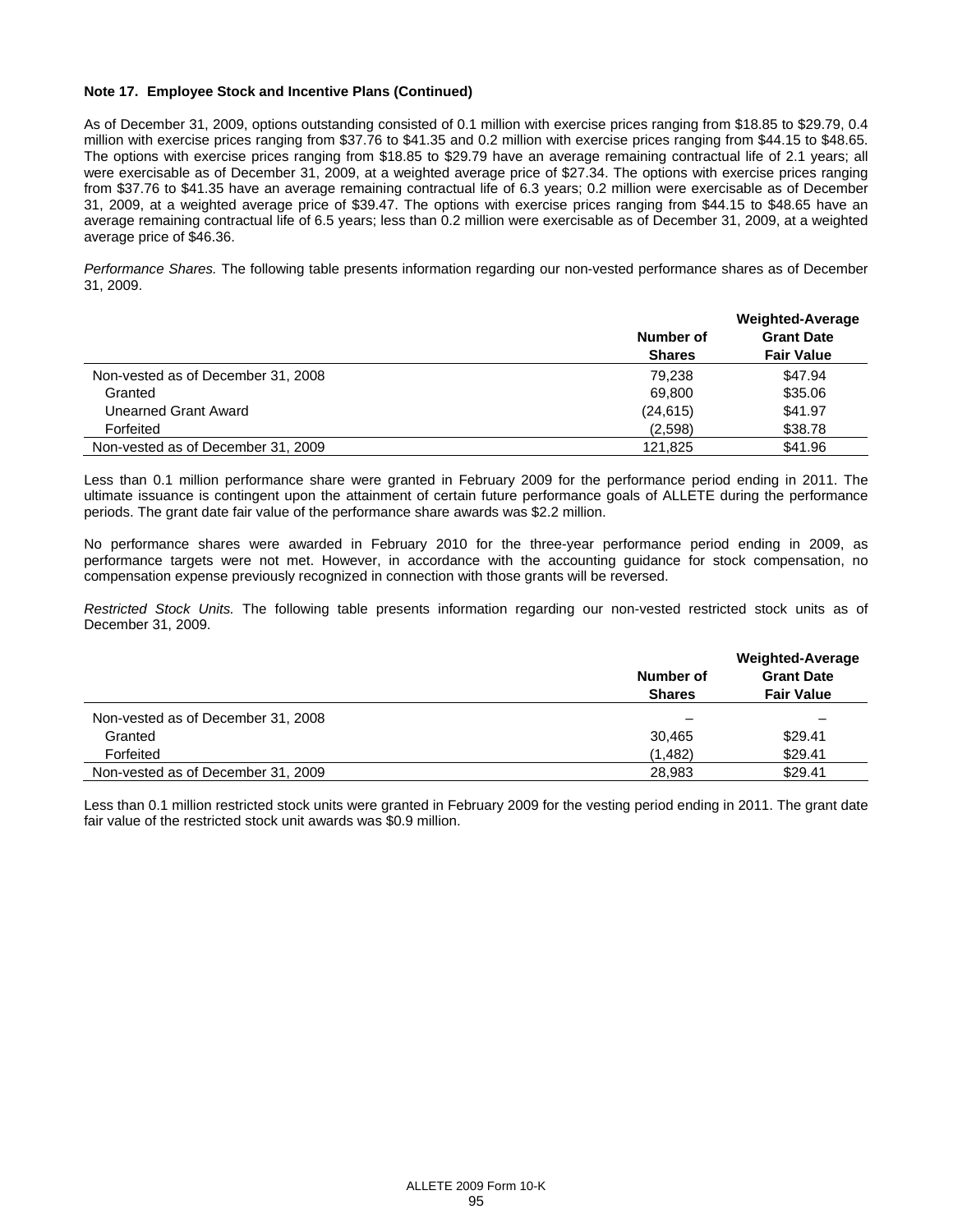**Note 17. Employee Stock and Incentive Plans (Continued)**

As of December 31, 2009, options outstanding consisted of 0.1 million with exercise prices ranging from $18.85 to $29.79, 0.4 million with exercise prices ranging from $37.76 to $41.35 and 0.2 million with exercise prices ranging from $44.15 to $48.65. The options with exercise prices ranging from $18.85 to $29.79 have an average remaining contractual life of 2.1 years; all were exercisable as of December 31, 2009, at a weighted average price of $27.34. The options with exercise prices ranging from $37.76 to $41.35 have an average remaining contractual life of 6.3 years; 0.2 million were exercisable as of December 31, 2009, at a weighted average price of $39.47. The options with exercise prices ranging from $44.15 to $48.65 have an average remaining contractual life of 6.5 years; less than 0.2 million were exercisable as of December 31, 2009, at a weighted average price of $46.36.

*Performance Shares.* The following table presents information regarding our non-vested performance shares as of December 31, 2009.

| | Number of Shares | Weighted-Average Grant Date Fair Value |
|---|---|---|
| Non-vested as of December 31, 2008 | 79,238 | $47.94 |
| Granted | 69,800 | $35.06 |
| Unearned Grant Award | (24,615) | $41.97 |
| Forfeited | (2,598) | $38.78 |
| Non-vested as of December 31, 2009 | 121,825 | $41.96 |

Less than 0.1 million performance share were granted in February 2009 for the performance period ending in 2011. The ultimate issuance is contingent upon the attainment of certain future performance goals of ALLETE during the performance periods. The grant date fair value of the performance share awards was $2.2 million.

No performance shares were awarded in February 2010 for the three-year performance period ending in 2009, as performance targets were not met. However, in accordance with the accounting guidance for stock compensation, no compensation expense previously recognized in connection with those grants will be reversed.

*Restricted Stock Units.* The following table presents information regarding our non-vested restricted stock units as of December 31, 2009.

| | Number of Shares | Weighted-Average Grant Date Fair Value |
|---|---|---|
| Non-vested as of December 31, 2008 | – | – |
| Granted | 30,465 | $29.41 |
| Forfeited | (1,482) | $29.41 |
| Non-vested as of December 31, 2009 | 28,983 | $29.41 |

Less than 0.1 million restricted stock units were granted in February 2009 for the vesting period ending in 2011. The grant date fair value of the restricted stock unit awards was $0.9 million.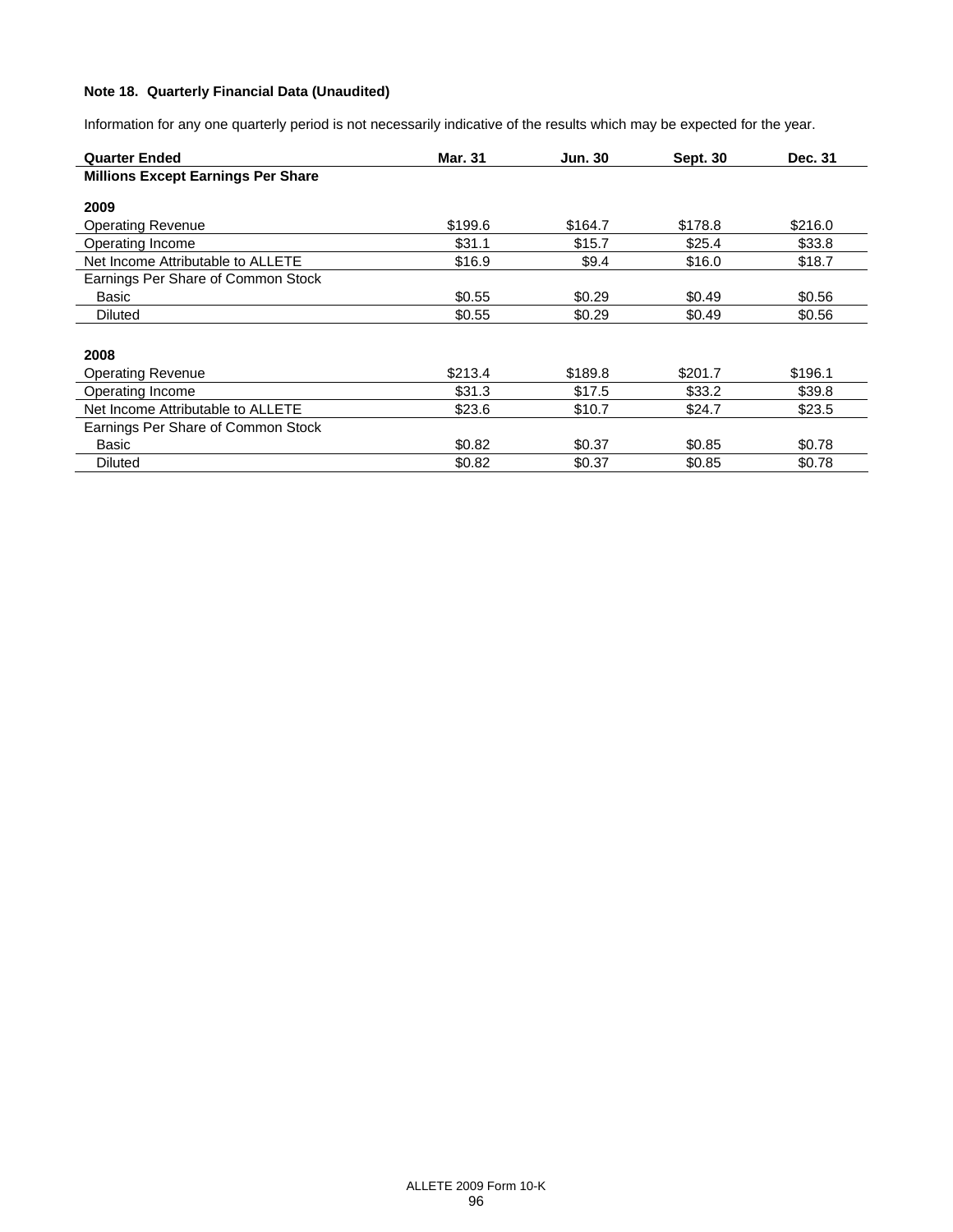**Note 18. Quarterly Financial Data (Unaudited)**

Information for any one quarterly period is not necessarily indicative of the results which may be expected for the year.

| Quarter Ended | Mar. 31 | Jun. 30 | Sept. 30 | Dec. 31 |
|---|---|---|---|---|
| **Millions Except Earnings Per Share** | | | | |
| **2009** | | | | |
| Operating Revenue | $199.6 | $164.7 | $178.8 | $216.0 |
| Operating Income | $31.1 | $15.7 | $25.4 | $33.8 |
| Net Income Attributable to ALLETE | $16.9 | $9.4 | $16.0 | $18.7 |
| Earnings Per Share of Common Stock | | | | |
| Basic | $0.55 | $0.29 | $0.49 | $0.56 |
| Diluted | $0.55 | $0.29 | $0.49 | $0.56 |
| **2008** | | | | |
| Operating Revenue | $213.4 | $189.8 | $201.7 | $196.1 |
| Operating Income | $31.3 | $17.5 | $33.2 | $39.8 |
| Net Income Attributable to ALLETE | $23.6 | $10.7 | $24.7 | $23.5 |
| Earnings Per Share of Common Stock | | | | |
| Basic | $0.82 | $0.37 | $0.85 | $0.78 |
| Diluted | $0.82 | $0.37 | $0.85 | $0.78 |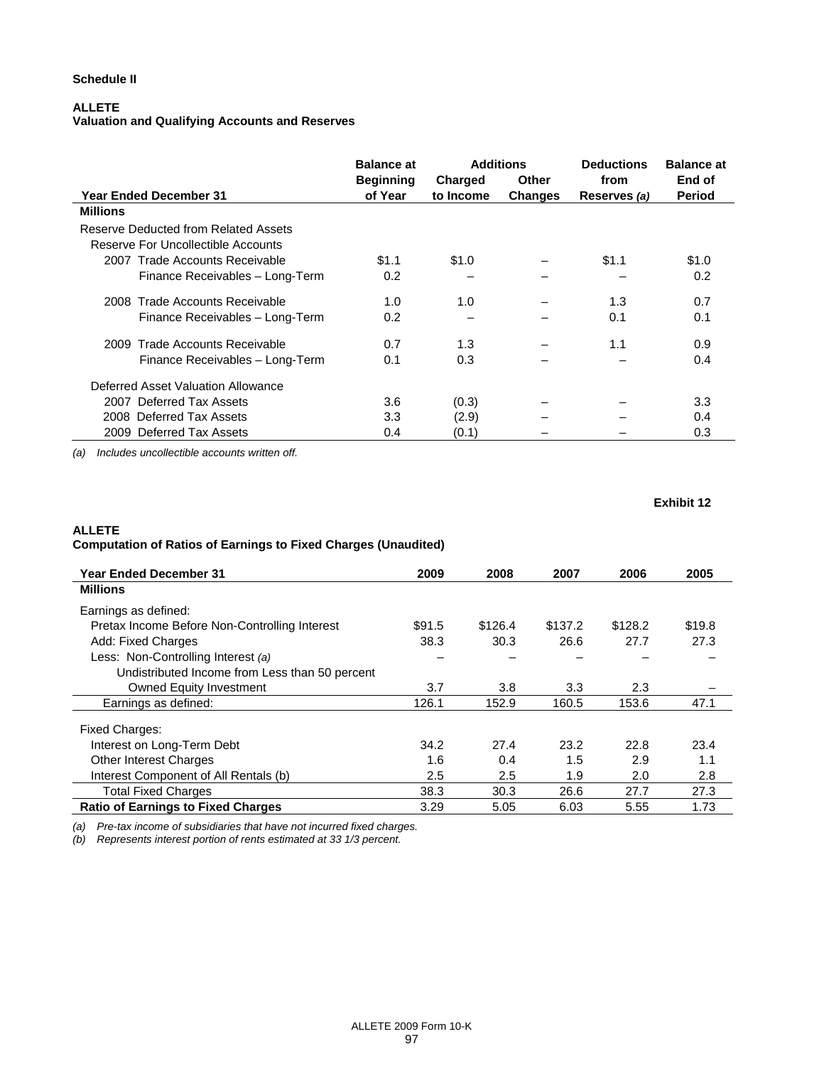**Schedule II**

**ALLETE**
**Valuation and Qualifying Accounts and Reserves**

| Year Ended December 31 | Balance at Beginning of Year | Additions Charged to Income | Additions Other Changes | Deductions from Reserves *(a)* | Balance at End of Period |
|---|---|---|---|---|---|
| **Millions** | | | | | |
| Reserve Deducted from Related Assets | | | | | |
| Reserve For Uncollectible Accounts | | | | | |
| 2007 Trade Accounts Receivable | $1.1 | $1.0 | – | $1.1 | $1.0 |
| Finance Receivables – Long-Term | 0.2 | – | – | – | 0.2 |
| 2008 Trade Accounts Receivable | 1.0 | 1.0 | – | 1.3 | 0.7 |
| Finance Receivables – Long-Term | 0.2 | – | – | 0.1 | 0.1 |
| 2009 Trade Accounts Receivable | 0.7 | 1.3 | – | 1.1 | 0.9 |
| Finance Receivables – Long-Term | 0.1 | 0.3 | – | – | 0.4 |
| Deferred Asset Valuation Allowance | | | | | |
| 2007 Deferred Tax Assets | 3.6 | (0.3) | – | – | 3.3 |
| 2008 Deferred Tax Assets | 3.3 | (2.9) | – | – | 0.4 |
| 2009 Deferred Tax Assets | 0.4 | (0.1) | – | – | 0.3 |

*(a) Includes uncollectible accounts written off.*

**Exhibit 12**

**ALLETE**
**Computation of Ratios of Earnings to Fixed Charges (Unaudited)**

| Year Ended December 31 | 2009 | 2008 | 2007 | 2006 | 2005 |
|---|---|---|---|---|---|
| **Millions** | | | | | |
| Earnings as defined: | | | | | |
| Pretax Income Before Non-Controlling Interest | $91.5 | $126.4 | $137.2 | $128.2 | $19.8 |
| Add: Fixed Charges | 38.3 | 30.3 | 26.6 | 27.7 | 27.3 |
| Less: Non-Controlling Interest *(a)* | – | – | – | – | – |
| Undistributed Income from Less than 50 percent Owned Equity Investment | 3.7 | 3.8 | 3.3 | 2.3 | – |
| Earnings as defined: | 126.1 | 152.9 | 160.5 | 153.6 | 47.1 |
| Fixed Charges: | | | | | |
| Interest on Long-Term Debt | 34.2 | 27.4 | 23.2 | 22.8 | 23.4 |
| Other Interest Charges | 1.6 | 0.4 | 1.5 | 2.9 | 1.1 |
| Interest Component of All Rentals (b) | 2.5 | 2.5 | 1.9 | 2.0 | 2.8 |
| Total Fixed Charges | 38.3 | 30.3 | 26.6 | 27.7 | 27.3 |
| **Ratio of Earnings to Fixed Charges** | 3.29 | 5.05 | 6.03 | 5.55 | 1.73 |

*(a) Pre-tax income of subsidiaries that have not incurred fixed charges.*
*(b) Represents interest portion of rents estimated at 33 1/3 percent.*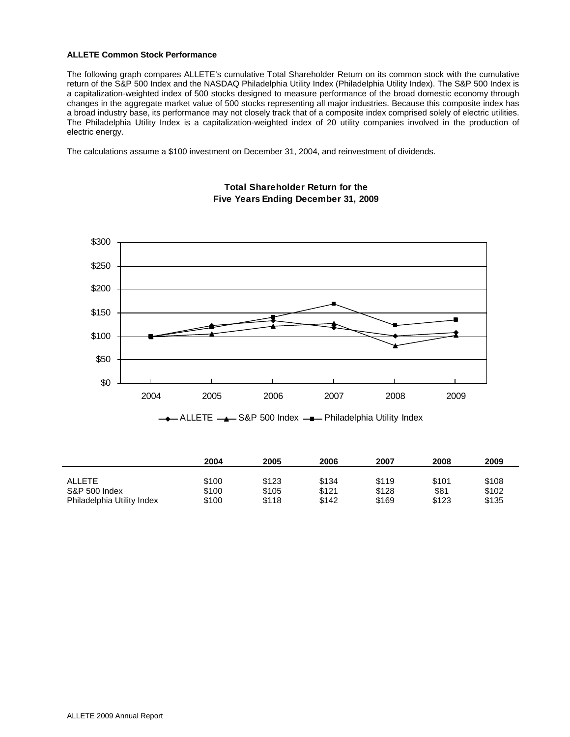**ALLETE Common Stock Performance**

The following graph compares ALLETE's cumulative Total Shareholder Return on its common stock with the cumulative return of the S&P 500 Index and the NASDAQ Philadelphia Utility Index (Philadelphia Utility Index). The S&P 500 Index is a capitalization-weighted index of 500 stocks designed to measure performance of the broad domestic economy through changes in the aggregate market value of 500 stocks representing all major industries. Because this composite index has a broad industry base, its performance may not closely track that of a composite index comprised solely of electric utilities. The Philadelphia Utility Index is a capitalization-weighted index of 20 utility companies involved in the production of electric energy.

The calculations assume a $100 investment on December 31, 2004, and reinvestment of dividends.

**Total Shareholder Return for the Five Years Ending December 31, 2009**

$300
$250
$200
$150
$100
$50
$0

2004 2005 2006 2007 2008 2009

ALLETE S&P 500 Index Philadelphia Utility Index

| | 2004 | 2005 | 2006 | 2007 | 2008 | 2009 |
|---|---|---|---|---|---|---|
| ALLETE | $100 | $123 | $134 | $119 | $101 | $108 |
| S&P 500 Index | $100 | $105 | $121 | $128 | $81 | $102 |
| Philadelphia Utility Index | $100 | $118 | $142 | $169 | $123 | $135 |